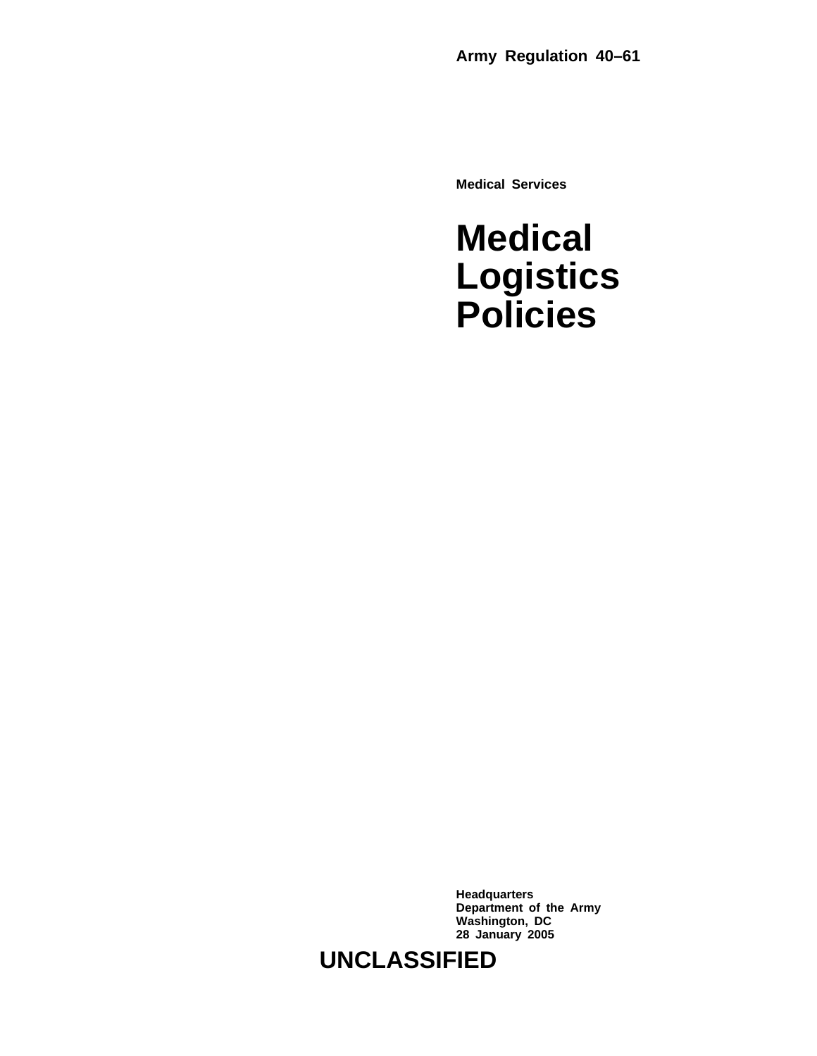**Army Regulation 40–61**

**Medical Services**

# Medical Logistics Policies

**Headquarters**
**Department of the Army**
**Washington, DC**
**28 January 2005**

**UNCLASSIFIED**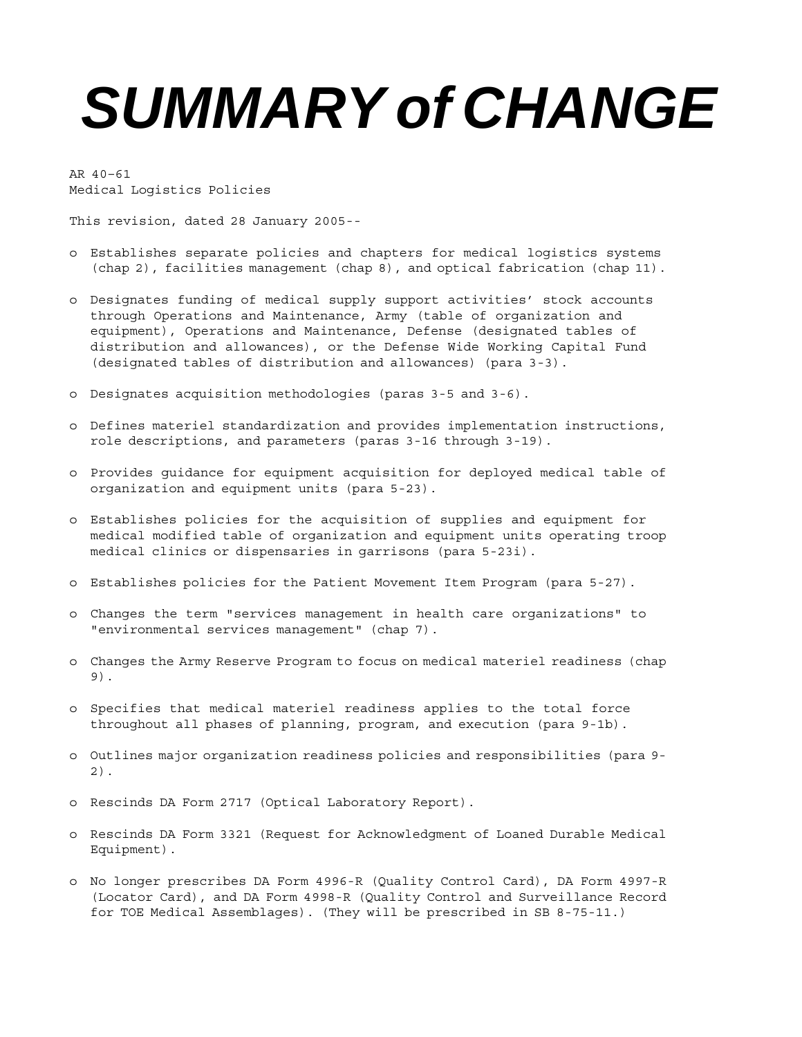# SUMMARY of CHANGE

AR 40–61
Medical Logistics Policies

This revision, dated 28 January 2005--

- Establishes separate policies and chapters for medical logistics systems (chap 2), facilities management (chap 8), and optical fabrication (chap 11).
- Designates funding of medical supply support activities' stock accounts through Operations and Maintenance, Army (table of organization and equipment), Operations and Maintenance, Defense (designated tables of distribution and allowances), or the Defense Wide Working Capital Fund (designated tables of distribution and allowances) (para 3-3).
- Designates acquisition methodologies (paras 3-5 and 3-6).
- Defines materiel standardization and provides implementation instructions, role descriptions, and parameters (paras 3-16 through 3-19).
- Provides guidance for equipment acquisition for deployed medical table of organization and equipment units (para 5-23).
- Establishes policies for the acquisition of supplies and equipment for medical modified table of organization and equipment units operating troop medical clinics or dispensaries in garrisons (para 5-23i).
- Establishes policies for the Patient Movement Item Program (para 5-27).
- Changes the term "services management in health care organizations" to "environmental services management" (chap 7).
- Changes the Army Reserve Program to focus on medical materiel readiness (chap 9).
- Specifies that medical materiel readiness applies to the total force throughout all phases of planning, program, and execution (para 9-1b).
- Outlines major organization readiness policies and responsibilities (para 9-2).
- Rescinds DA Form 2717 (Optical Laboratory Report).
- Rescinds DA Form 3321 (Request for Acknowledgment of Loaned Durable Medical Equipment).
- No longer prescribes DA Form 4996-R (Quality Control Card), DA Form 4997-R (Locator Card), and DA Form 4998-R (Quality Control and Surveillance Record for TOE Medical Assemblages). (They will be prescribed in SB 8-75-11.)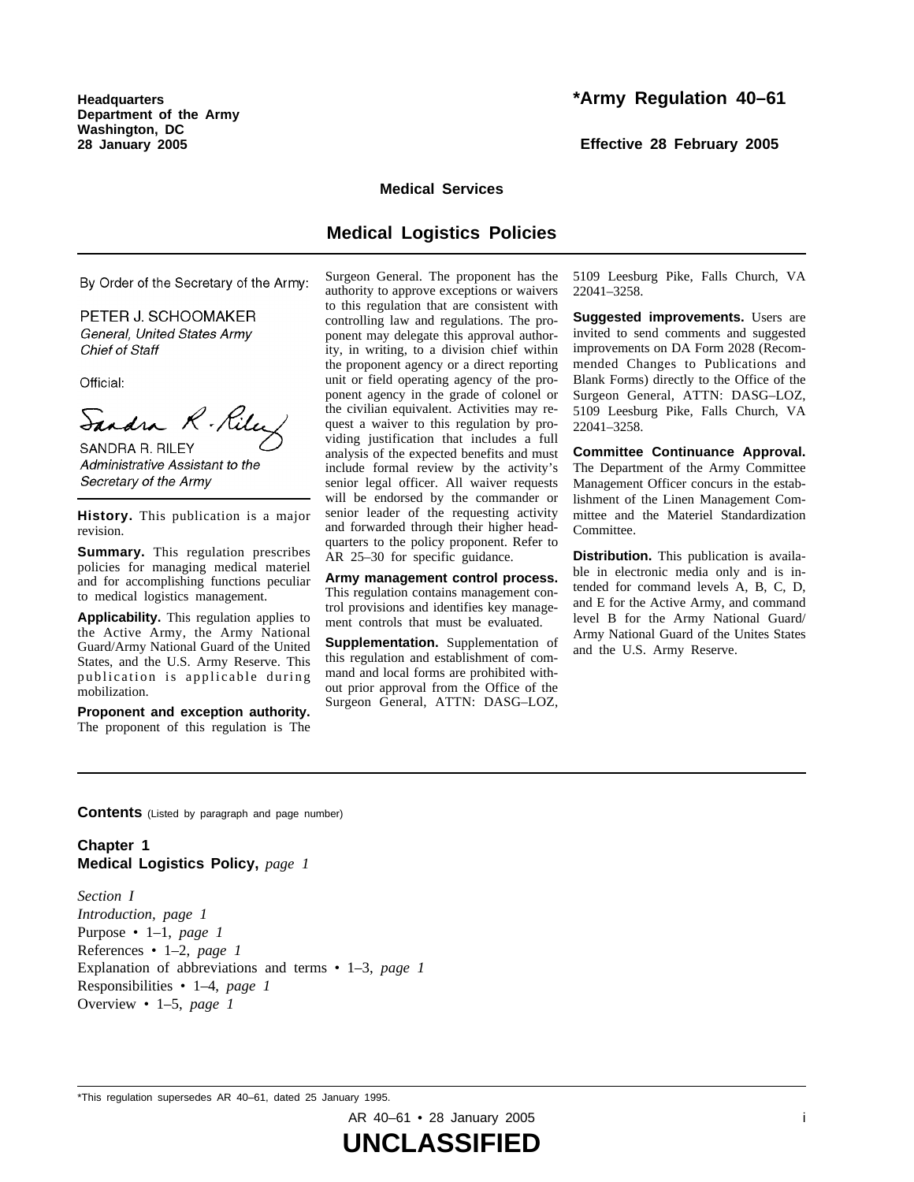Headquarters
Department of the Army
Washington, DC
28 January 2005

# *Army Regulation 40–61

**Effective 28 February 2005**

**Medical Services**

## Medical Logistics Policies

By Order of the Secretary of the Army:

PETER J. SCHOOMAKER
*General, United States Army*
*Chief of Staff*

Official:

SANDRA R. RILEY
*Administrative Assistant to the Secretary of the Army*

**History.** This publication is a major revision.

**Summary.** This regulation prescribes policies for managing medical materiel and for accomplishing functions peculiar to medical logistics management.

**Applicability.** This regulation applies to the Active Army, the Army National Guard/Army National Guard of the United States, and the U.S. Army Reserve. This publication is applicable during mobilization.

**Proponent and exception authority.** The proponent of this regulation is The Surgeon General. The proponent has the authority to approve exceptions or waivers to this regulation that are consistent with controlling law and regulations. The proponent may delegate this approval authority, in writing, to a division chief within the proponent agency or a direct reporting unit or field operating agency of the proponent agency in the grade of colonel or the civilian equivalent. Activities may request a waiver to this regulation by providing justification that includes a full analysis of the expected benefits and must include formal review by the activity's senior legal officer. All waiver requests will be endorsed by the commander or senior leader of the requesting activity and forwarded through their higher headquarters to the policy proponent. Refer to AR 25–30 for specific guidance.

**Army management control process.** This regulation contains management control provisions and identifies key management controls that must be evaluated.

**Supplementation.** Supplementation of this regulation and establishment of command and local forms are prohibited without prior approval from the Office of the Surgeon General, ATTN: DASG–LOZ, 5109 Leesburg Pike, Falls Church, VA 22041–3258.

**Suggested improvements.** Users are invited to send comments and suggested improvements on DA Form 2028 (Recommended Changes to Publications and Blank Forms) directly to the Office of the Surgeon General, ATTN: DASG–LOZ, 5109 Leesburg Pike, Falls Church, VA 22041–3258.

**Committee Continuance Approval.** The Department of the Army Committee Management Officer concurs in the establishment of the Linen Management Committee and the Materiel Standardization Committee.

**Distribution.** This publication is available in electronic media only and is intended for command levels A, B, C, D, and E for the Active Army, and command level B for the Army National Guard/Army National Guard of the Unites States and the U.S. Army Reserve.

**Contents** (Listed by paragraph and page number)

**Chapter 1**
**Medical Logistics Policy,** *page 1*

*Section I*
*Introduction, page 1*
Purpose • 1–1, *page 1*
References • 1–2, *page 1*
Explanation of abbreviations and terms • 1–3, *page 1*
Responsibilities • 1–4, *page 1*
Overview • 1–5, *page 1*

*This regulation supersedes AR 40–61, dated 25 January 1995.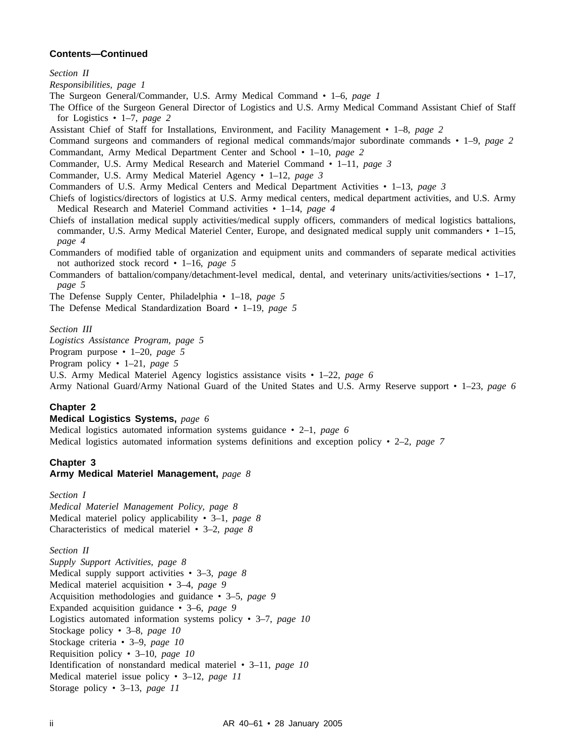**Contents—Continued**

*Section II*
*Responsibilities, page 1*
The Surgeon General/Commander, U.S. Army Medical Command • 1–6, *page 1*
The Office of the Surgeon General Director of Logistics and U.S. Army Medical Command Assistant Chief of Staff for Logistics • 1–7, *page 2*
Assistant Chief of Staff for Installations, Environment, and Facility Management • 1–8, *page 2*
Command surgeons and commanders of regional medical commands/major subordinate commands • 1–9, *page 2*
Commandant, Army Medical Department Center and School • 1–10, *page 2*
Commander, U.S. Army Medical Research and Materiel Command • 1–11, *page 3*
Commander, U.S. Army Medical Materiel Agency • 1–12, *page 3*
Commanders of U.S. Army Medical Centers and Medical Department Activities • 1–13, *page 3*
Chiefs of logistics/directors of logistics at U.S. Army medical centers, medical department activities, and U.S. Army Medical Research and Materiel Command activities • 1–14, *page 4*
Chiefs of installation medical supply activities/medical supply officers, commanders of medical logistics battalions, commander, U.S. Army Medical Materiel Center, Europe, and designated medical supply unit commanders • 1–15, *page 4*
Commanders of modified table of organization and equipment units and commanders of separate medical activities not authorized stock record • 1–16, *page 5*
Commanders of battalion/company/detachment-level medical, dental, and veterinary units/activities/sections • 1–17, *page 5*
The Defense Supply Center, Philadelphia • 1–18, *page 5*
The Defense Medical Standardization Board • 1–19, *page 5*

*Section III*
*Logistics Assistance Program, page 5*
Program purpose • 1–20, *page 5*
Program policy • 1–21, *page 5*
U.S. Army Medical Materiel Agency logistics assistance visits • 1–22, *page 6*
Army National Guard/Army National Guard of the United States and U.S. Army Reserve support • 1–23, *page 6*

**Chapter 2**
**Medical Logistics Systems,** *page 6*
Medical logistics automated information systems guidance • 2–1, *page 6*
Medical logistics automated information systems definitions and exception policy • 2–2, *page 7*

**Chapter 3**
**Army Medical Materiel Management,** *page 8*

*Section I*
*Medical Materiel Management Policy, page 8*
Medical materiel policy applicability • 3–1, *page 8*
Characteristics of medical materiel • 3–2, *page 8*

*Section II*
*Supply Support Activities, page 8*
Medical supply support activities • 3–3, *page 8*
Medical materiel acquisition • 3–4, *page 9*
Acquisition methodologies and guidance • 3–5, *page 9*
Expanded acquisition guidance • 3–6, *page 9*
Logistics automated information systems policy • 3–7, *page 10*
Stockage policy • 3–8, *page 10*
Stockage criteria • 3–9, *page 10*
Requisition policy • 3–10, *page 10*
Identification of nonstandard medical materiel • 3–11, *page 10*
Medical materiel issue policy • 3–12, *page 11*
Storage policy • 3–13, *page 11*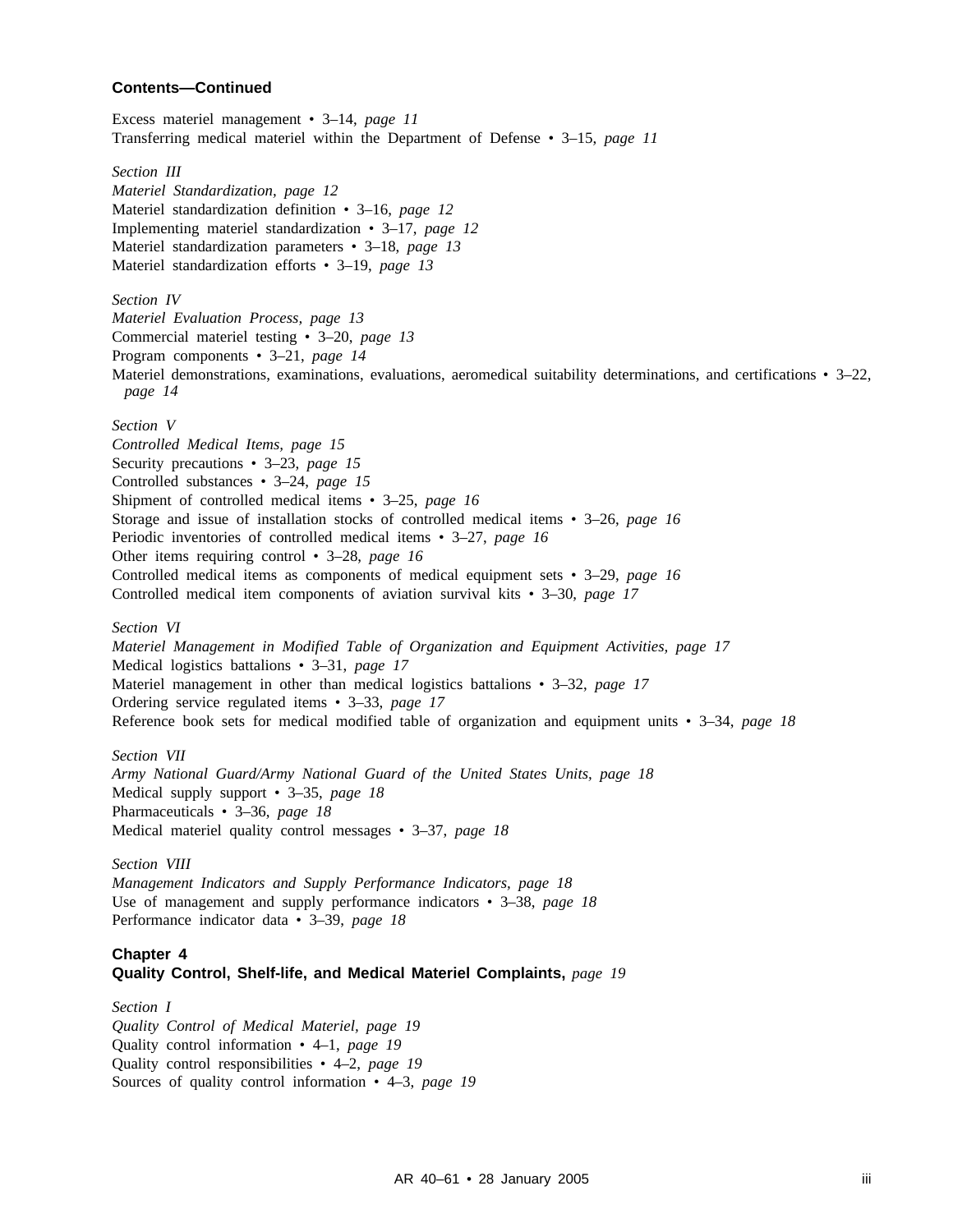**Contents—Continued**

Excess materiel management • 3–14, *page 11*
Transferring medical materiel within the Department of Defense • 3–15, *page 11*

*Section III*
*Materiel Standardization, page 12*
Materiel standardization definition • 3–16, *page 12*
Implementing materiel standardization • 3–17, *page 12*
Materiel standardization parameters • 3–18, *page 13*
Materiel standardization efforts • 3–19, *page 13*

*Section IV*
*Materiel Evaluation Process, page 13*
Commercial materiel testing • 3–20, *page 13*
Program components • 3–21, *page 14*
Materiel demonstrations, examinations, evaluations, aeromedical suitability determinations, and certifications • 3–22, *page 14*

*Section V*
*Controlled Medical Items, page 15*
Security precautions • 3–23, *page 15*
Controlled substances • 3–24, *page 15*
Shipment of controlled medical items • 3–25, *page 16*
Storage and issue of installation stocks of controlled medical items • 3–26, *page 16*
Periodic inventories of controlled medical items • 3–27, *page 16*
Other items requiring control • 3–28, *page 16*
Controlled medical items as components of medical equipment sets • 3–29, *page 16*
Controlled medical item components of aviation survival kits • 3–30, *page 17*

*Section VI*
*Materiel Management in Modified Table of Organization and Equipment Activities, page 17*
Medical logistics battalions • 3–31, *page 17*
Materiel management in other than medical logistics battalions • 3–32, *page 17*
Ordering service regulated items • 3–33, *page 17*
Reference book sets for medical modified table of organization and equipment units • 3–34, *page 18*

*Section VII*
*Army National Guard/Army National Guard of the United States Units, page 18*
Medical supply support • 3–35, *page 18*
Pharmaceuticals • 3–36, *page 18*
Medical materiel quality control messages • 3–37, *page 18*

*Section VIII*
*Management Indicators and Supply Performance Indicators, page 18*
Use of management and supply performance indicators • 3–38, *page 18*
Performance indicator data • 3–39, *page 18*

**Chapter 4**
**Quality Control, Shelf-life, and Medical Materiel Complaints,** *page 19*

*Section I*
*Quality Control of Medical Materiel, page 19*
Quality control information • 4–1, *page 19*
Quality control responsibilities • 4–2, *page 19*
Sources of quality control information • 4–3, *page 19*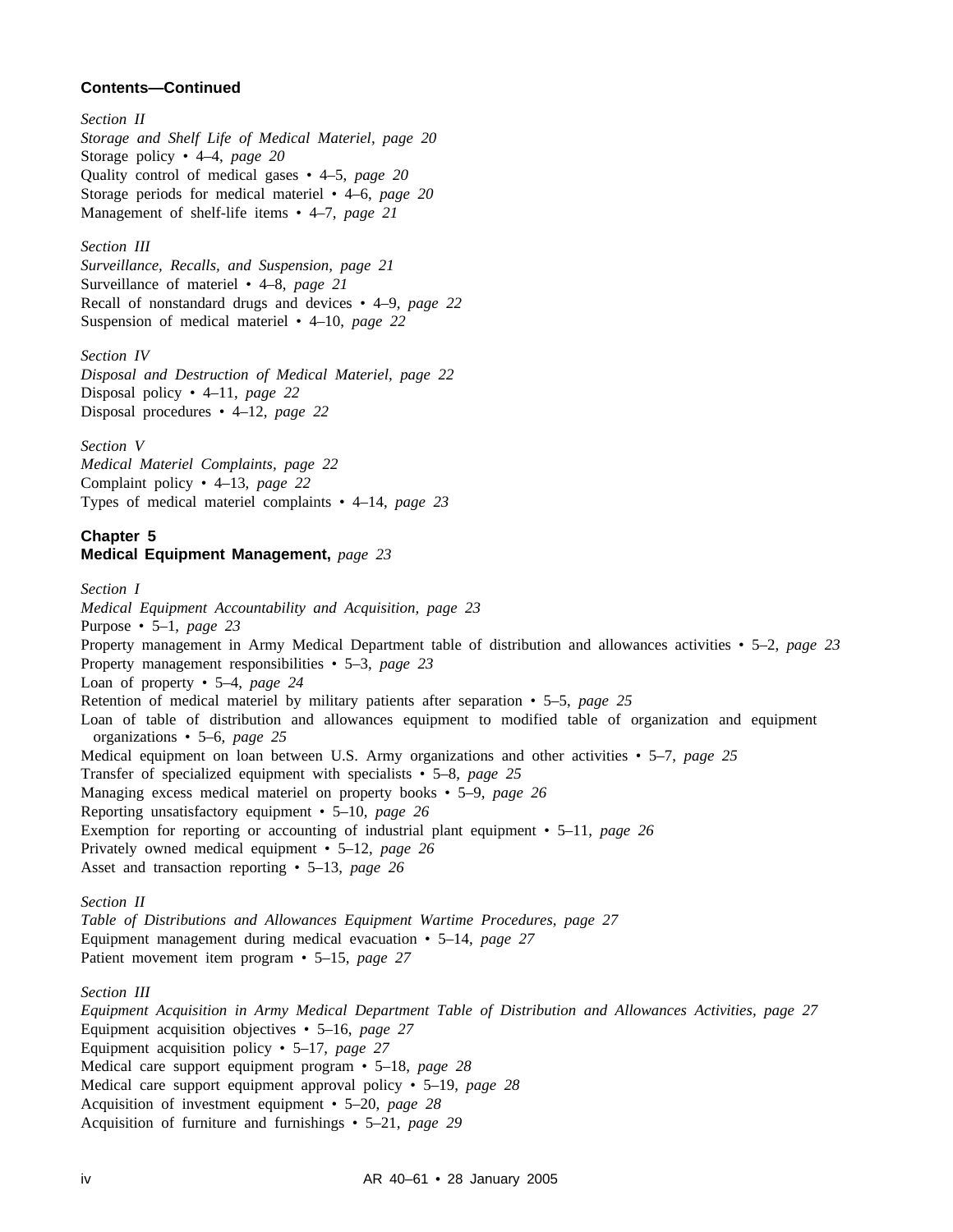**Contents—Continued**

*Section II*
*Storage and Shelf Life of Medical Materiel, page 20*
Storage policy • 4–4, *page 20*
Quality control of medical gases • 4–5, *page 20*
Storage periods for medical materiel • 4–6, *page 20*
Management of shelf-life items • 4–7, *page 21*

*Section III*
*Surveillance, Recalls, and Suspension, page 21*
Surveillance of materiel • 4–8, *page 21*
Recall of nonstandard drugs and devices • 4–9, *page 22*
Suspension of medical materiel • 4–10, *page 22*

*Section IV*
*Disposal and Destruction of Medical Materiel, page 22*
Disposal policy • 4–11, *page 22*
Disposal procedures • 4–12, *page 22*

*Section V*
*Medical Materiel Complaints, page 22*
Complaint policy • 4–13, *page 22*
Types of medical materiel complaints • 4–14, *page 23*

**Chapter 5**
**Medical Equipment Management,** *page 23*

*Section I*
*Medical Equipment Accountability and Acquisition, page 23*
Purpose • 5–1, *page 23*
Property management in Army Medical Department table of distribution and allowances activities • 5–2, *page 23*
Property management responsibilities • 5–3, *page 23*
Loan of property • 5–4, *page 24*
Retention of medical materiel by military patients after separation • 5–5, *page 25*
Loan of table of distribution and allowances equipment to modified table of organization and equipment organizations • 5–6, *page 25*
Medical equipment on loan between U.S. Army organizations and other activities • 5–7, *page 25*
Transfer of specialized equipment with specialists • 5–8, *page 25*
Managing excess medical materiel on property books • 5–9, *page 26*
Reporting unsatisfactory equipment • 5–10, *page 26*
Exemption for reporting or accounting of industrial plant equipment • 5–11, *page 26*
Privately owned medical equipment • 5–12, *page 26*
Asset and transaction reporting • 5–13, *page 26*

*Section II*
*Table of Distributions and Allowances Equipment Wartime Procedures, page 27*
Equipment management during medical evacuation • 5–14, *page 27*
Patient movement item program • 5–15, *page 27*

*Section III*
*Equipment Acquisition in Army Medical Department Table of Distribution and Allowances Activities, page 27*
Equipment acquisition objectives • 5–16, *page 27*
Equipment acquisition policy • 5–17, *page 27*
Medical care support equipment program • 5–18, *page 28*
Medical care support equipment approval policy • 5–19, *page 28*
Acquisition of investment equipment • 5–20, *page 28*
Acquisition of furniture and furnishings • 5–21, *page 29*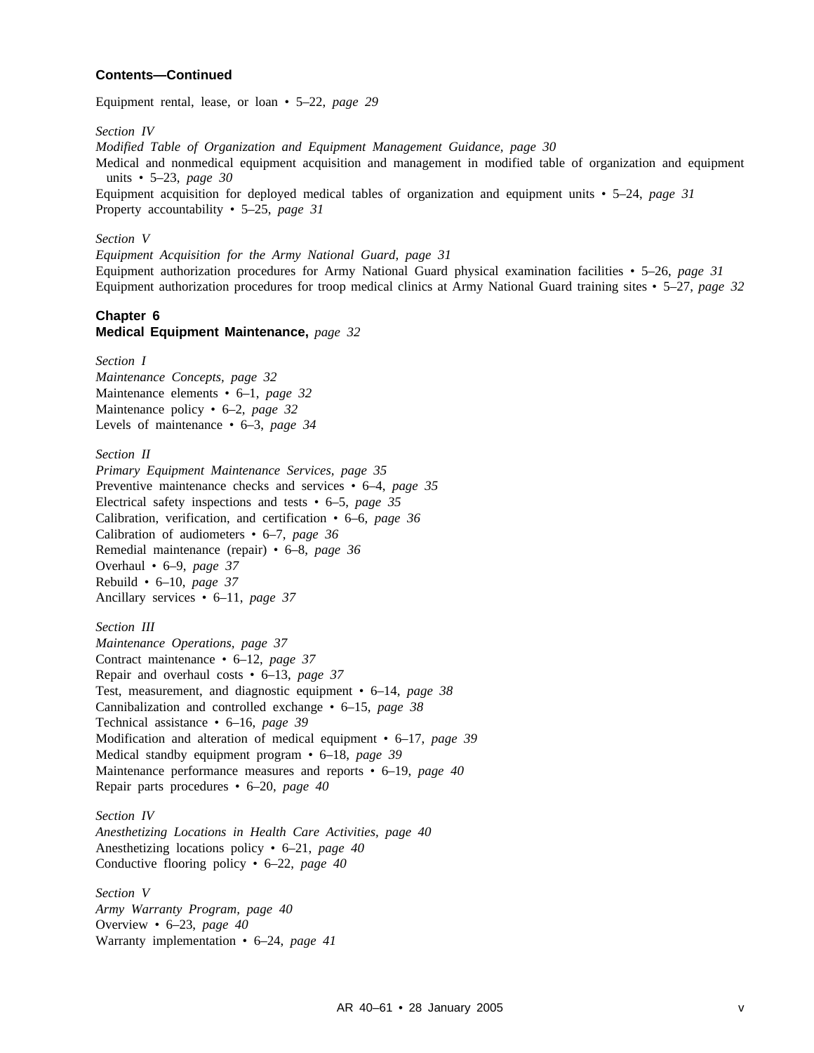**Contents—Continued**

Equipment rental, lease, or loan • 5–22, *page 29*

*Section IV*
*Modified Table of Organization and Equipment Management Guidance, page 30*
Medical and nonmedical equipment acquisition and management in modified table of organization and equipment units • 5–23, *page 30*
Equipment acquisition for deployed medical tables of organization and equipment units • 5–24, *page 31*
Property accountability • 5–25, *page 31*

*Section V*
*Equipment Acquisition for the Army National Guard, page 31*
Equipment authorization procedures for Army National Guard physical examination facilities • 5–26, *page 31*
Equipment authorization procedures for troop medical clinics at Army National Guard training sites • 5–27, *page 32*

**Chapter 6**
**Medical Equipment Maintenance,** *page 32*

*Section I*
*Maintenance Concepts, page 32*
Maintenance elements • 6–1, *page 32*
Maintenance policy • 6–2, *page 32*
Levels of maintenance • 6–3, *page 34*

*Section II*
*Primary Equipment Maintenance Services, page 35*
Preventive maintenance checks and services • 6–4, *page 35*
Electrical safety inspections and tests • 6–5, *page 35*
Calibration, verification, and certification • 6–6, *page 36*
Calibration of audiometers • 6–7, *page 36*
Remedial maintenance (repair) • 6–8, *page 36*
Overhaul • 6–9, *page 37*
Rebuild • 6–10, *page 37*
Ancillary services • 6–11, *page 37*

*Section III*
*Maintenance Operations, page 37*
Contract maintenance • 6–12, *page 37*
Repair and overhaul costs • 6–13, *page 37*
Test, measurement, and diagnostic equipment • 6–14, *page 38*
Cannibalization and controlled exchange • 6–15, *page 38*
Technical assistance • 6–16, *page 39*
Modification and alteration of medical equipment • 6–17, *page 39*
Medical standby equipment program • 6–18, *page 39*
Maintenance performance measures and reports • 6–19, *page 40*
Repair parts procedures • 6–20, *page 40*

*Section IV*
*Anesthetizing Locations in Health Care Activities, page 40*
Anesthetizing locations policy • 6–21, *page 40*
Conductive flooring policy • 6–22, *page 40*

*Section V*
*Army Warranty Program, page 40*
Overview • 6–23, *page 40*
Warranty implementation • 6–24, *page 41*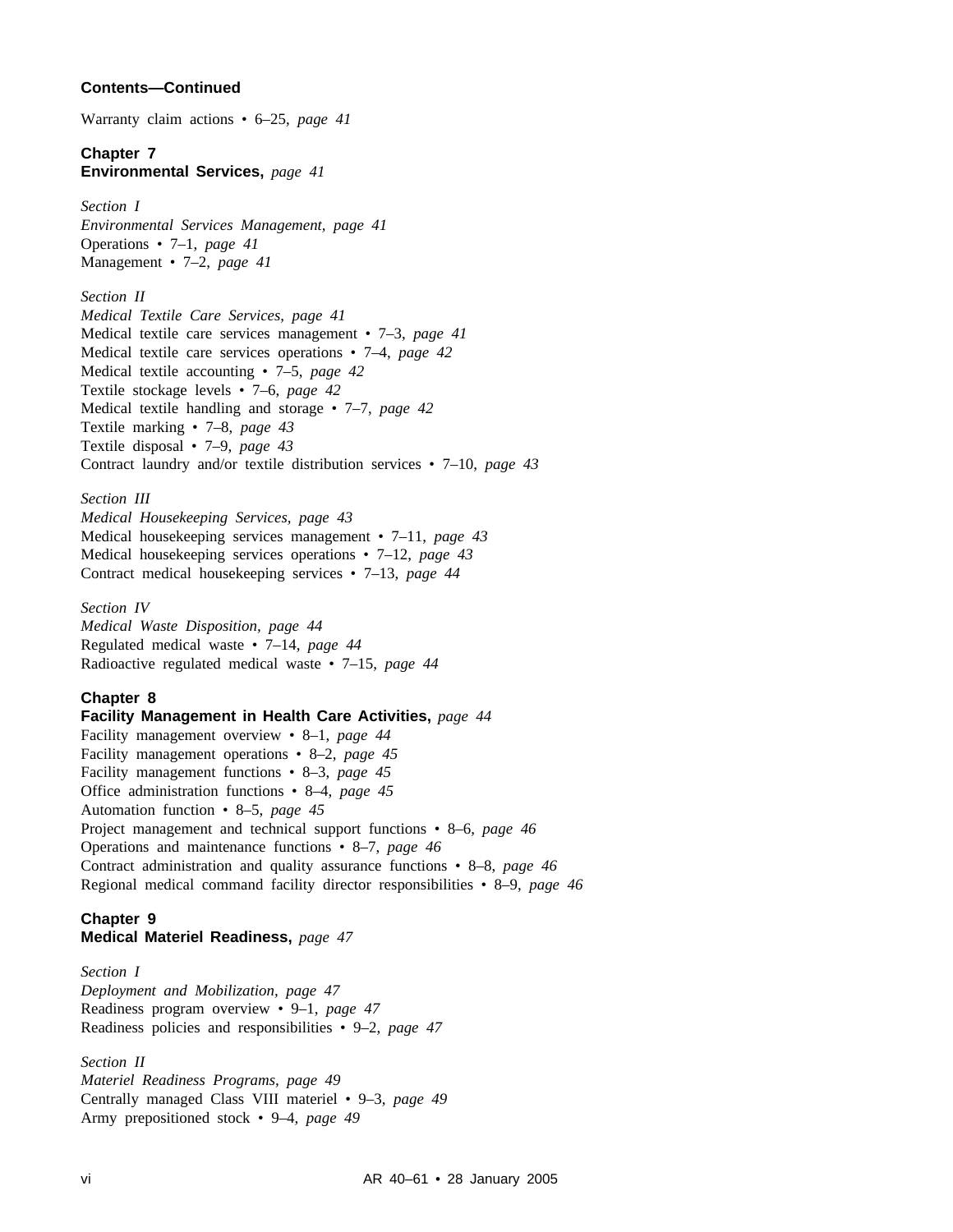**Contents—Continued**

Warranty claim actions • 6–25, *page 41*

**Chapter 7**
**Environmental Services,** *page 41*

*Section I*
*Environmental Services Management, page 41*
Operations • 7–1, *page 41*
Management • 7–2, *page 41*

*Section II*
*Medical Textile Care Services, page 41*
Medical textile care services management • 7–3, *page 41*
Medical textile care services operations • 7–4, *page 42*
Medical textile accounting • 7–5, *page 42*
Textile stockage levels • 7–6, *page 42*
Medical textile handling and storage • 7–7, *page 42*
Textile marking • 7–8, *page 43*
Textile disposal • 7–9, *page 43*
Contract laundry and/or textile distribution services • 7–10, *page 43*

*Section III*
*Medical Housekeeping Services, page 43*
Medical housekeeping services management • 7–11, *page 43*
Medical housekeeping services operations • 7–12, *page 43*
Contract medical housekeeping services • 7–13, *page 44*

*Section IV*
*Medical Waste Disposition, page 44*
Regulated medical waste • 7–14, *page 44*
Radioactive regulated medical waste • 7–15, *page 44*

**Chapter 8**
**Facility Management in Health Care Activities,** *page 44*
Facility management overview • 8–1, *page 44*
Facility management operations • 8–2, *page 45*
Facility management functions • 8–3, *page 45*
Office administration functions • 8–4, *page 45*
Automation function • 8–5, *page 45*
Project management and technical support functions • 8–6, *page 46*
Operations and maintenance functions • 8–7, *page 46*
Contract administration and quality assurance functions • 8–8, *page 46*
Regional medical command facility director responsibilities • 8–9, *page 46*

**Chapter 9**
**Medical Materiel Readiness,** *page 47*

*Section I*
*Deployment and Mobilization, page 47*
Readiness program overview • 9–1, *page 47*
Readiness policies and responsibilities • 9–2, *page 47*

*Section II*
*Materiel Readiness Programs, page 49*
Centrally managed Class VIII materiel • 9–3, *page 49*
Army prepositioned stock • 9–4, *page 49*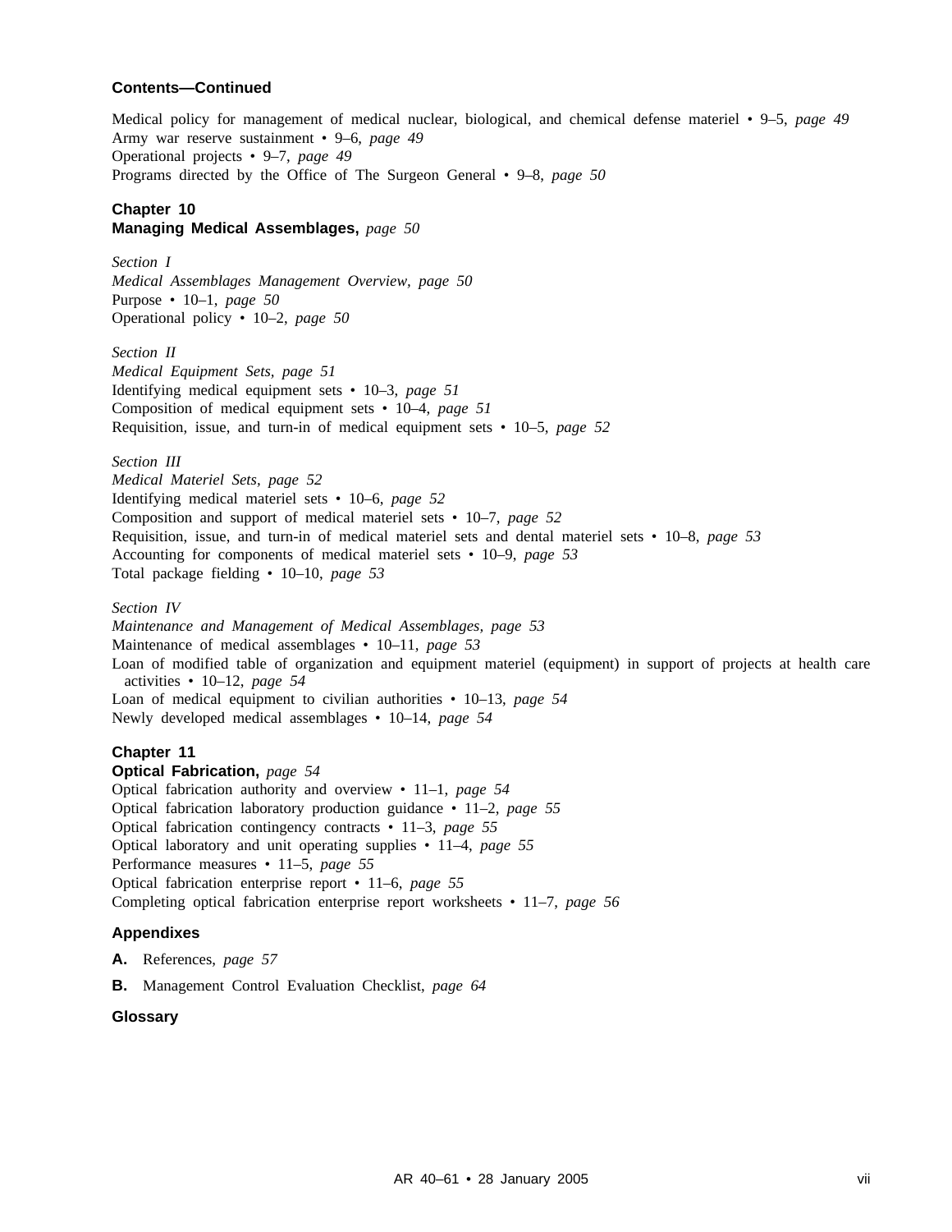**Contents—Continued**

Medical policy for management of medical nuclear, biological, and chemical defense materiel • 9–5, *page 49*
Army war reserve sustainment • 9–6, *page 49*
Operational projects • 9–7, *page 49*
Programs directed by the Office of The Surgeon General • 9–8, *page 50*

**Chapter 10**
**Managing Medical Assemblages,** *page 50*

*Section I*
*Medical Assemblages Management Overview, page 50*
Purpose • 10–1, *page 50*
Operational policy • 10–2, *page 50*

*Section II*
*Medical Equipment Sets, page 51*
Identifying medical equipment sets • 10–3, *page 51*
Composition of medical equipment sets • 10–4, *page 51*
Requisition, issue, and turn-in of medical equipment sets • 10–5, *page 52*

*Section III*
*Medical Materiel Sets, page 52*
Identifying medical materiel sets • 10–6, *page 52*
Composition and support of medical materiel sets • 10–7, *page 52*
Requisition, issue, and turn-in of medical materiel sets and dental materiel sets • 10–8, *page 53*
Accounting for components of medical materiel sets • 10–9, *page 53*
Total package fielding • 10–10, *page 53*

*Section IV*
*Maintenance and Management of Medical Assemblages, page 53*
Maintenance of medical assemblages • 10–11, *page 53*
Loan of modified table of organization and equipment materiel (equipment) in support of projects at health care activities • 10–12, *page 54*
Loan of medical equipment to civilian authorities • 10–13, *page 54*
Newly developed medical assemblages • 10–14, *page 54*

**Chapter 11**
**Optical Fabrication,** *page 54*
Optical fabrication authority and overview • 11–1, *page 54*
Optical fabrication laboratory production guidance • 11–2, *page 55*
Optical fabrication contingency contracts • 11–3, *page 55*
Optical laboratory and unit operating supplies • 11–4, *page 55*
Performance measures • 11–5, *page 55*
Optical fabrication enterprise report • 11–6, *page 55*
Completing optical fabrication enterprise report worksheets • 11–7, *page 56*

**Appendixes**

**A.** References, *page 57*

**B.** Management Control Evaluation Checklist, *page 64*

**Glossary**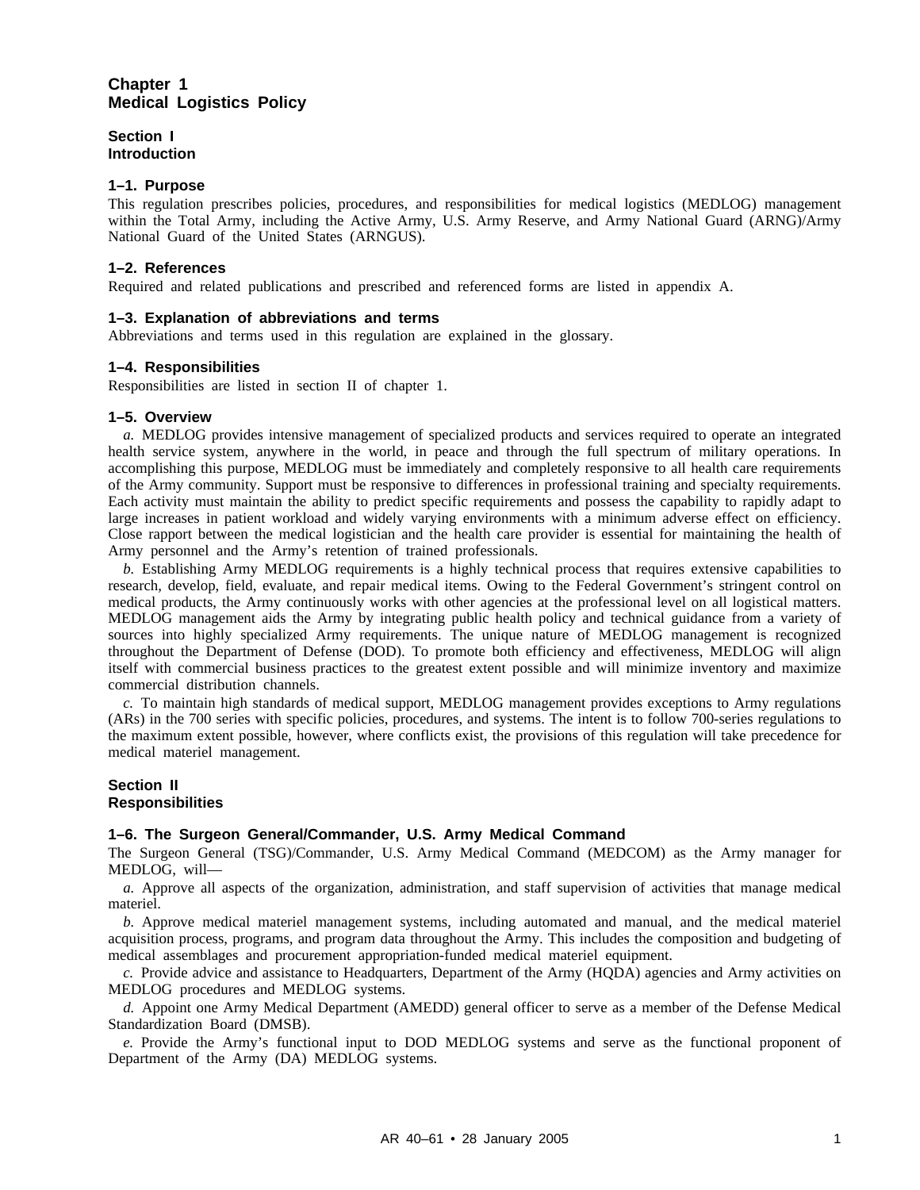# Chapter 1
# Medical Logistics Policy

## Section I
## Introduction

### 1–1. Purpose

This regulation prescribes policies, procedures, and responsibilities for medical logistics (MEDLOG) management within the Total Army, including the Active Army, U.S. Army Reserve, and Army National Guard (ARNG)/Army National Guard of the United States (ARNGUS).

### 1–2. References

Required and related publications and prescribed and referenced forms are listed in appendix A.

### 1–3. Explanation of abbreviations and terms

Abbreviations and terms used in this regulation are explained in the glossary.

### 1–4. Responsibilities

Responsibilities are listed in section II of chapter 1.

### 1–5. Overview

*a.* MEDLOG provides intensive management of specialized products and services required to operate an integrated health service system, anywhere in the world, in peace and through the full spectrum of military operations. In accomplishing this purpose, MEDLOG must be immediately and completely responsive to all health care requirements of the Army community. Support must be responsive to differences in professional training and specialty requirements. Each activity must maintain the ability to predict specific requirements and possess the capability to rapidly adapt to large increases in patient workload and widely varying environments with a minimum adverse effect on efficiency. Close rapport between the medical logistician and the health care provider is essential for maintaining the health of Army personnel and the Army's retention of trained professionals.

*b.* Establishing Army MEDLOG requirements is a highly technical process that requires extensive capabilities to research, develop, field, evaluate, and repair medical items. Owing to the Federal Government's stringent control on medical products, the Army continuously works with other agencies at the professional level on all logistical matters. MEDLOG management aids the Army by integrating public health policy and technical guidance from a variety of sources into highly specialized Army requirements. The unique nature of MEDLOG management is recognized throughout the Department of Defense (DOD). To promote both efficiency and effectiveness, MEDLOG will align itself with commercial business practices to the greatest extent possible and will minimize inventory and maximize commercial distribution channels.

*c.* To maintain high standards of medical support, MEDLOG management provides exceptions to Army regulations (ARs) in the 700 series with specific policies, procedures, and systems. The intent is to follow 700-series regulations to the maximum extent possible, however, where conflicts exist, the provisions of this regulation will take precedence for medical materiel management.

## Section II
## Responsibilities

### 1–6. The Surgeon General/Commander, U.S. Army Medical Command

The Surgeon General (TSG)/Commander, U.S. Army Medical Command (MEDCOM) as the Army manager for MEDLOG, will—

*a.* Approve all aspects of the organization, administration, and staff supervision of activities that manage medical materiel.

*b.* Approve medical materiel management systems, including automated and manual, and the medical materiel acquisition process, programs, and program data throughout the Army. This includes the composition and budgeting of medical assemblages and procurement appropriation-funded medical materiel equipment.

*c.* Provide advice and assistance to Headquarters, Department of the Army (HQDA) agencies and Army activities on MEDLOG procedures and MEDLOG systems.

*d.* Appoint one Army Medical Department (AMEDD) general officer to serve as a member of the Defense Medical Standardization Board (DMSB).

*e.* Provide the Army's functional input to DOD MEDLOG systems and serve as the functional proponent of Department of the Army (DA) MEDLOG systems.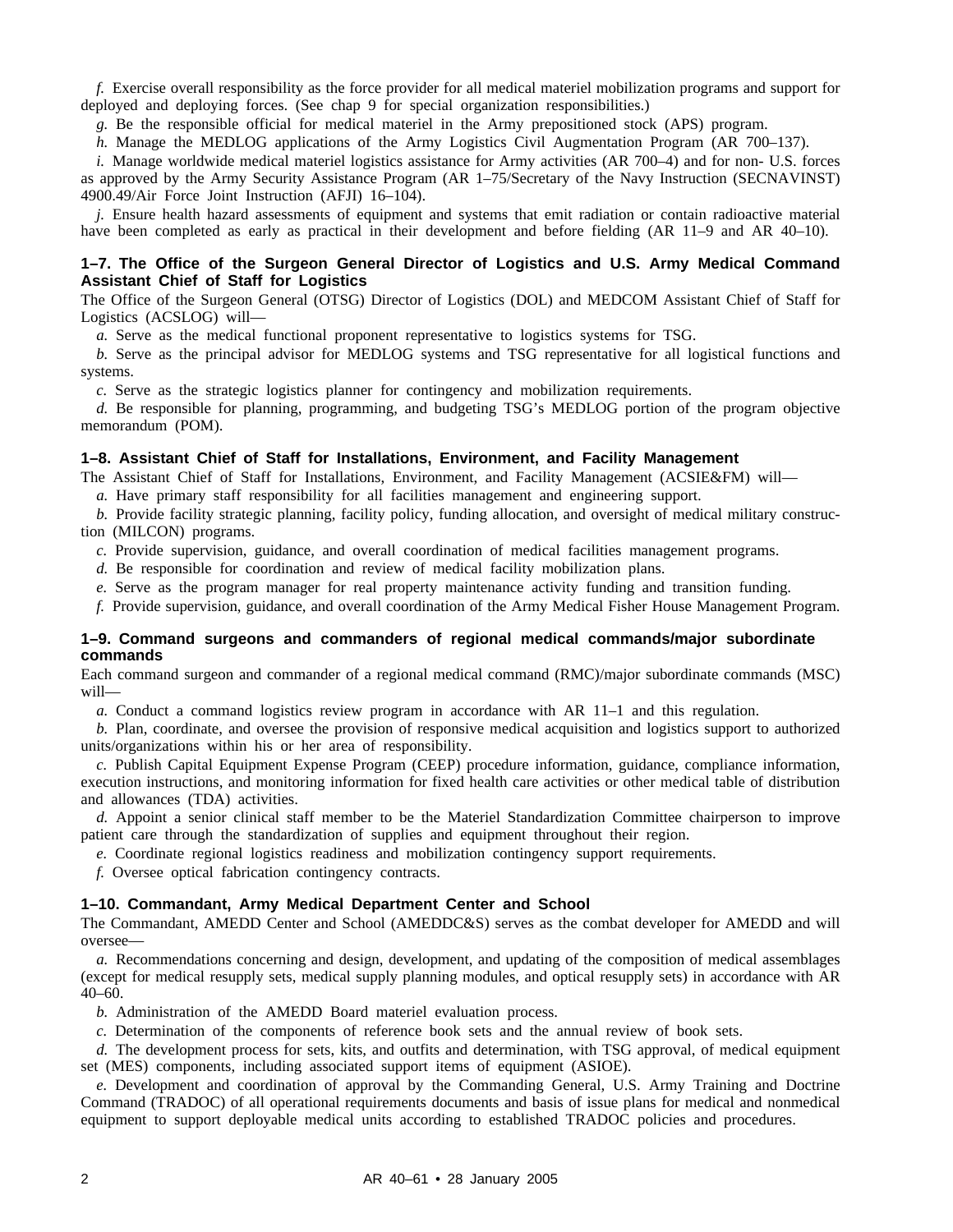*f.* Exercise overall responsibility as the force provider for all medical materiel mobilization programs and support for deployed and deploying forces. (See chap 9 for special organization responsibilities.)

*g.* Be the responsible official for medical materiel in the Army prepositioned stock (APS) program.

*h.* Manage the MEDLOG applications of the Army Logistics Civil Augmentation Program (AR 700–137).

*i.* Manage worldwide medical materiel logistics assistance for Army activities (AR 700–4) and for non- U.S. forces as approved by the Army Security Assistance Program (AR 1–75/Secretary of the Navy Instruction (SECNAVINST) 4900.49/Air Force Joint Instruction (AFJI) 16–104).

*j.* Ensure health hazard assessments of equipment and systems that emit radiation or contain radioactive material have been completed as early as practical in their development and before fielding (AR 11–9 and AR 40–10).

### 1–7. The Office of the Surgeon General Director of Logistics and U.S. Army Medical Command Assistant Chief of Staff for Logistics

The Office of the Surgeon General (OTSG) Director of Logistics (DOL) and MEDCOM Assistant Chief of Staff for Logistics (ACSLOG) will—

*a.* Serve as the medical functional proponent representative to logistics systems for TSG.

*b.* Serve as the principal advisor for MEDLOG systems and TSG representative for all logistical functions and systems.

*c.* Serve as the strategic logistics planner for contingency and mobilization requirements.

*d.* Be responsible for planning, programming, and budgeting TSG's MEDLOG portion of the program objective memorandum (POM).

### 1–8. Assistant Chief of Staff for Installations, Environment, and Facility Management

The Assistant Chief of Staff for Installations, Environment, and Facility Management (ACSIE&FM) will—

*a.* Have primary staff responsibility for all facilities management and engineering support.

*b.* Provide facility strategic planning, facility policy, funding allocation, and oversight of medical military construction (MILCON) programs.

*c.* Provide supervision, guidance, and overall coordination of medical facilities management programs.

*d.* Be responsible for coordination and review of medical facility mobilization plans.

*e.* Serve as the program manager for real property maintenance activity funding and transition funding.

*f.* Provide supervision, guidance, and overall coordination of the Army Medical Fisher House Management Program.

### 1–9. Command surgeons and commanders of regional medical commands/major subordinate commands

Each command surgeon and commander of a regional medical command (RMC)/major subordinate commands (MSC) will—

*a.* Conduct a command logistics review program in accordance with AR 11–1 and this regulation.

*b.* Plan, coordinate, and oversee the provision of responsive medical acquisition and logistics support to authorized units/organizations within his or her area of responsibility.

*c.* Publish Capital Equipment Expense Program (CEEP) procedure information, guidance, compliance information, execution instructions, and monitoring information for fixed health care activities or other medical table of distribution and allowances (TDA) activities.

*d.* Appoint a senior clinical staff member to be the Materiel Standardization Committee chairperson to improve patient care through the standardization of supplies and equipment throughout their region.

*e.* Coordinate regional logistics readiness and mobilization contingency support requirements.

*f.* Oversee optical fabrication contingency contracts.

### 1–10. Commandant, Army Medical Department Center and School

The Commandant, AMEDD Center and School (AMEDDC&S) serves as the combat developer for AMEDD and will oversee—

*a.* Recommendations concerning and design, development, and updating of the composition of medical assemblages (except for medical resupply sets, medical supply planning modules, and optical resupply sets) in accordance with AR 40–60.

*b.* Administration of the AMEDD Board materiel evaluation process.

*c.* Determination of the components of reference book sets and the annual review of book sets.

*d.* The development process for sets, kits, and outfits and determination, with TSG approval, of medical equipment set (MES) components, including associated support items of equipment (ASIOE).

*e.* Development and coordination of approval by the Commanding General, U.S. Army Training and Doctrine Command (TRADOC) of all operational requirements documents and basis of issue plans for medical and nonmedical equipment to support deployable medical units according to established TRADOC policies and procedures.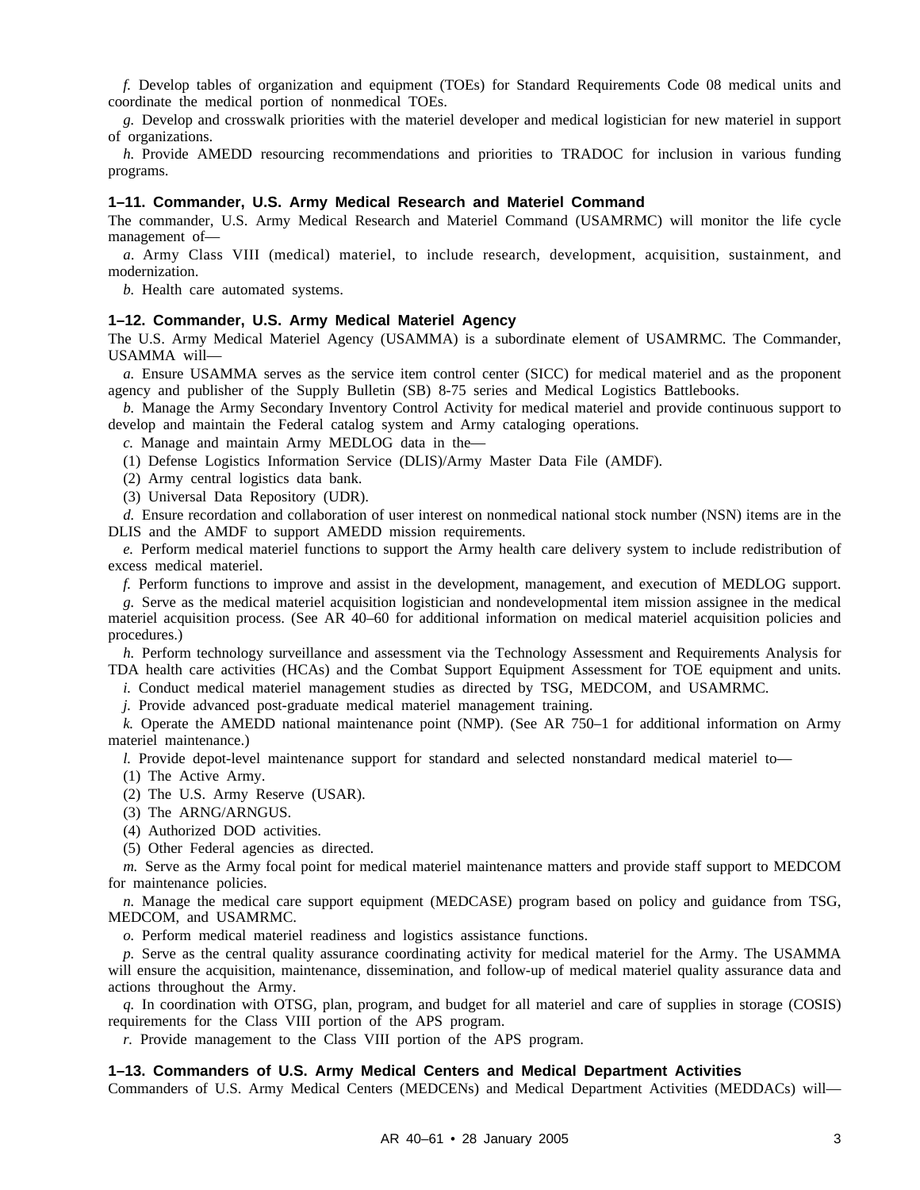*f.* Develop tables of organization and equipment (TOEs) for Standard Requirements Code 08 medical units and coordinate the medical portion of nonmedical TOEs.

*g.* Develop and crosswalk priorities with the materiel developer and medical logistician for new materiel in support of organizations.

*h.* Provide AMEDD resourcing recommendations and priorities to TRADOC for inclusion in various funding programs.

### 1–11. Commander, U.S. Army Medical Research and Materiel Command

The commander, U.S. Army Medical Research and Materiel Command (USAMRMC) will monitor the life cycle management of—

*a.* Army Class VIII (medical) materiel, to include research, development, acquisition, sustainment, and modernization.

*b.* Health care automated systems.

### 1–12. Commander, U.S. Army Medical Materiel Agency

The U.S. Army Medical Materiel Agency (USAMMA) is a subordinate element of USAMRMC. The Commander, USAMMA will—

*a.* Ensure USAMMA serves as the service item control center (SICC) for medical materiel and as the proponent agency and publisher of the Supply Bulletin (SB) 8-75 series and Medical Logistics Battlebooks.

*b.* Manage the Army Secondary Inventory Control Activity for medical materiel and provide continuous support to develop and maintain the Federal catalog system and Army cataloging operations.

*c.* Manage and maintain Army MEDLOG data in the—

(1) Defense Logistics Information Service (DLIS)/Army Master Data File (AMDF).

(2) Army central logistics data bank.

(3) Universal Data Repository (UDR).

*d.* Ensure recordation and collaboration of user interest on nonmedical national stock number (NSN) items are in the DLIS and the AMDF to support AMEDD mission requirements.

*e.* Perform medical materiel functions to support the Army health care delivery system to include redistribution of excess medical materiel.

*f.* Perform functions to improve and assist in the development, management, and execution of MEDLOG support.

*g.* Serve as the medical materiel acquisition logistician and nondevelopmental item mission assignee in the medical materiel acquisition process. (See AR 40–60 for additional information on medical materiel acquisition policies and procedures.)

*h.* Perform technology surveillance and assessment via the Technology Assessment and Requirements Analysis for TDA health care activities (HCAs) and the Combat Support Equipment Assessment for TOE equipment and units.

*i.* Conduct medical materiel management studies as directed by TSG, MEDCOM, and USAMRMC.

*j.* Provide advanced post-graduate medical materiel management training.

*k.* Operate the AMEDD national maintenance point (NMP). (See AR 750–1 for additional information on Army materiel maintenance.)

*l.* Provide depot-level maintenance support for standard and selected nonstandard medical materiel to—

(1) The Active Army.

(2) The U.S. Army Reserve (USAR).

(3) The ARNG/ARNGUS.

(4) Authorized DOD activities.

(5) Other Federal agencies as directed.

*m.* Serve as the Army focal point for medical materiel maintenance matters and provide staff support to MEDCOM for maintenance policies.

*n.* Manage the medical care support equipment (MEDCASE) program based on policy and guidance from TSG, MEDCOM, and USAMRMC.

*o.* Perform medical materiel readiness and logistics assistance functions.

*p.* Serve as the central quality assurance coordinating activity for medical materiel for the Army. The USAMMA will ensure the acquisition, maintenance, dissemination, and follow-up of medical materiel quality assurance data and actions throughout the Army.

*q.* In coordination with OTSG, plan, program, and budget for all materiel and care of supplies in storage (COSIS) requirements for the Class VIII portion of the APS program.

*r.* Provide management to the Class VIII portion of the APS program.

### 1–13. Commanders of U.S. Army Medical Centers and Medical Department Activities

Commanders of U.S. Army Medical Centers (MEDCENs) and Medical Department Activities (MEDDACs) will—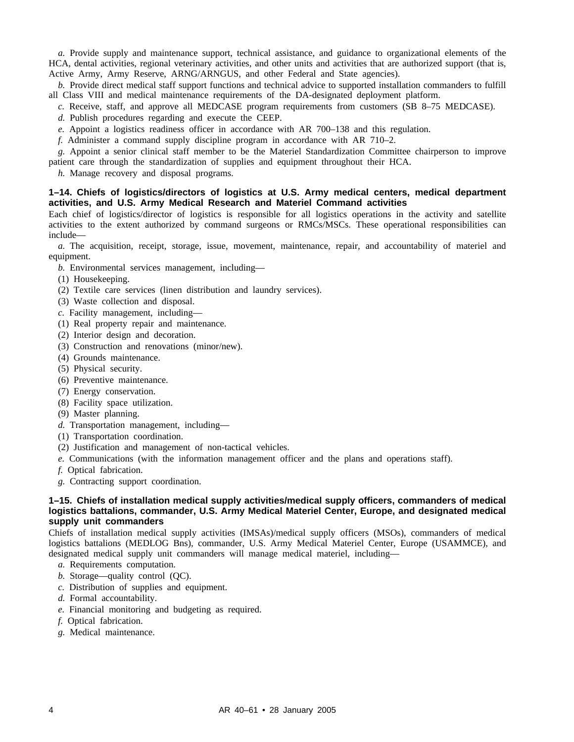*a.* Provide supply and maintenance support, technical assistance, and guidance to organizational elements of the HCA, dental activities, regional veterinary activities, and other units and activities that are authorized support (that is, Active Army, Army Reserve, ARNG/ARNGUS, and other Federal and State agencies).

*b.* Provide direct medical staff support functions and technical advice to supported installation commanders to fulfill all Class VIII and medical maintenance requirements of the DA-designated deployment platform.

*c.* Receive, staff, and approve all MEDCASE program requirements from customers (SB 8–75 MEDCASE).

*d.* Publish procedures regarding and execute the CEEP.

*e.* Appoint a logistics readiness officer in accordance with AR 700–138 and this regulation.

*f.* Administer a command supply discipline program in accordance with AR 710–2.

*g.* Appoint a senior clinical staff member to be the Materiel Standardization Committee chairperson to improve patient care through the standardization of supplies and equipment throughout their HCA.

*h.* Manage recovery and disposal programs.

### 1–14. Chiefs of logistics/directors of logistics at U.S. Army medical centers, medical department activities, and U.S. Army Medical Research and Materiel Command activities

Each chief of logistics/director of logistics is responsible for all logistics operations in the activity and satellite activities to the extent authorized by command surgeons or RMCs/MSCs. These operational responsibilities can include—

*a.* The acquisition, receipt, storage, issue, movement, maintenance, repair, and accountability of materiel and equipment.

*b.* Environmental services management, including—

(1) Housekeeping.

(2) Textile care services (linen distribution and laundry services).

(3) Waste collection and disposal.

*c.* Facility management, including—

(1) Real property repair and maintenance.

(2) Interior design and decoration.

(3) Construction and renovations (minor/new).

(4) Grounds maintenance.

(5) Physical security.

(6) Preventive maintenance.

(7) Energy conservation.

(8) Facility space utilization.

(9) Master planning.

*d.* Transportation management, including—

(1) Transportation coordination.

(2) Justification and management of non-tactical vehicles.

*e.* Communications (with the information management officer and the plans and operations staff).

*f.* Optical fabrication.

*g.* Contracting support coordination.

### 1–15. Chiefs of installation medical supply activities/medical supply officers, commanders of medical logistics battalions, commander, U.S. Army Medical Materiel Center, Europe, and designated medical supply unit commanders

Chiefs of installation medical supply activities (IMSAs)/medical supply officers (MSOs), commanders of medical logistics battalions (MEDLOG Bns), commander, U.S. Army Medical Materiel Center, Europe (USAMMCE), and designated medical supply unit commanders will manage medical materiel, including—

*a.* Requirements computation.

*b.* Storage—quality control (QC).

*c.* Distribution of supplies and equipment.

*d.* Formal accountability.

*e.* Financial monitoring and budgeting as required.

*f.* Optical fabrication.

*g.* Medical maintenance.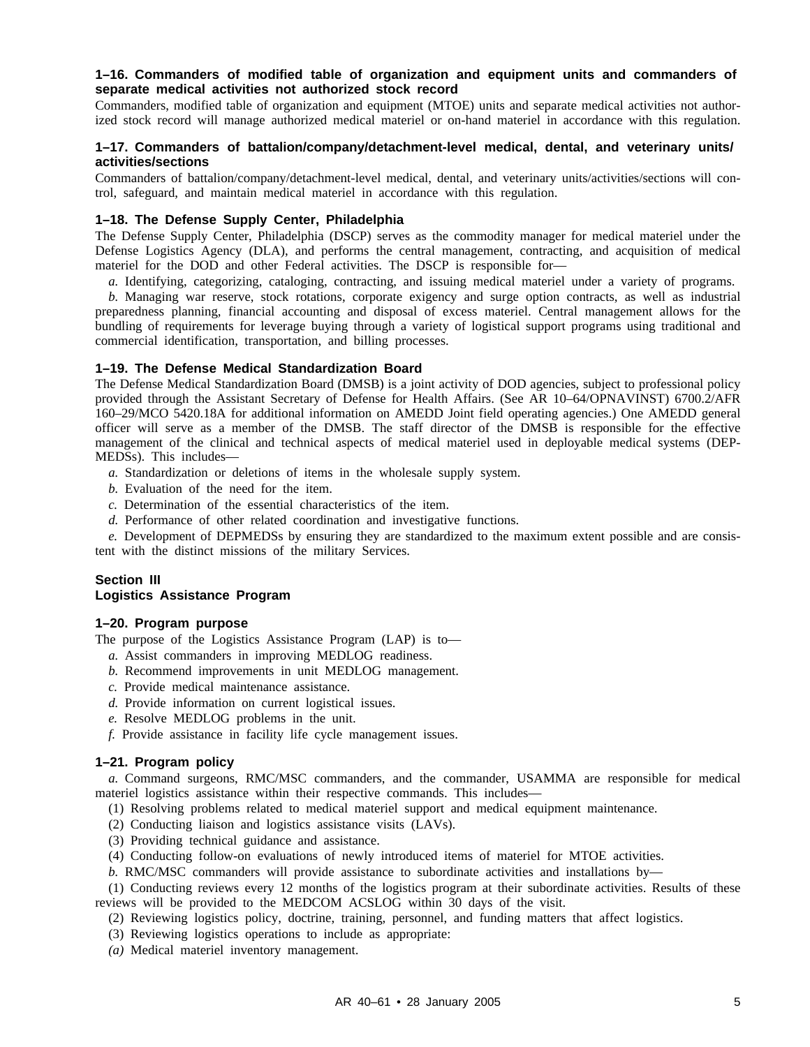### 1–16. Commanders of modified table of organization and equipment units and commanders of separate medical activities not authorized stock record

Commanders, modified table of organization and equipment (MTOE) units and separate medical activities not authorized stock record will manage authorized medical materiel or on-hand materiel in accordance with this regulation.

### 1–17. Commanders of battalion/company/detachment-level medical, dental, and veterinary units/activities/sections

Commanders of battalion/company/detachment-level medical, dental, and veterinary units/activities/sections will control, safeguard, and maintain medical materiel in accordance with this regulation.

### 1–18. The Defense Supply Center, Philadelphia

The Defense Supply Center, Philadelphia (DSCP) serves as the commodity manager for medical materiel under the Defense Logistics Agency (DLA), and performs the central management, contracting, and acquisition of medical materiel for the DOD and other Federal activities. The DSCP is responsible for—

*a.* Identifying, categorizing, cataloging, contracting, and issuing medical materiel under a variety of programs.

*b.* Managing war reserve, stock rotations, corporate exigency and surge option contracts, as well as industrial preparedness planning, financial accounting and disposal of excess materiel. Central management allows for the bundling of requirements for leverage buying through a variety of logistical support programs using traditional and commercial identification, transportation, and billing processes.

### 1–19. The Defense Medical Standardization Board

The Defense Medical Standardization Board (DMSB) is a joint activity of DOD agencies, subject to professional policy provided through the Assistant Secretary of Defense for Health Affairs. (See AR 10–64/OPNAVINST) 6700.2/AFR 160–29/MCO 5420.18A for additional information on AMEDD Joint field operating agencies.) One AMEDD general officer will serve as a member of the DMSB. The staff director of the DMSB is responsible for the effective management of the clinical and technical aspects of medical materiel used in deployable medical systems (DEPMEDSs). This includes—

*a.* Standardization or deletions of items in the wholesale supply system.

*b.* Evaluation of the need for the item.

*c.* Determination of the essential characteristics of the item.

*d.* Performance of other related coordination and investigative functions.

*e.* Development of DEPMEDSs by ensuring they are standardized to the maximum extent possible and are consistent with the distinct missions of the military Services.

## Section III
## Logistics Assistance Program

### 1–20. Program purpose

The purpose of the Logistics Assistance Program (LAP) is to—

*a.* Assist commanders in improving MEDLOG readiness.

*b.* Recommend improvements in unit MEDLOG management.

*c.* Provide medical maintenance assistance.

*d.* Provide information on current logistical issues.

*e.* Resolve MEDLOG problems in the unit.

*f.* Provide assistance in facility life cycle management issues.

### 1–21. Program policy

*a.* Command surgeons, RMC/MSC commanders, and the commander, USAMMA are responsible for medical materiel logistics assistance within their respective commands. This includes—

(1) Resolving problems related to medical materiel support and medical equipment maintenance.

(2) Conducting liaison and logistics assistance visits (LAVs).

(3) Providing technical guidance and assistance.

(4) Conducting follow-on evaluations of newly introduced items of materiel for MTOE activities.

*b.* RMC/MSC commanders will provide assistance to subordinate activities and installations by—

(1) Conducting reviews every 12 months of the logistics program at their subordinate activities. Results of these reviews will be provided to the MEDCOM ACSLOG within 30 days of the visit.

(2) Reviewing logistics policy, doctrine, training, personnel, and funding matters that affect logistics.

(3) Reviewing logistics operations to include as appropriate:

*(a)* Medical materiel inventory management.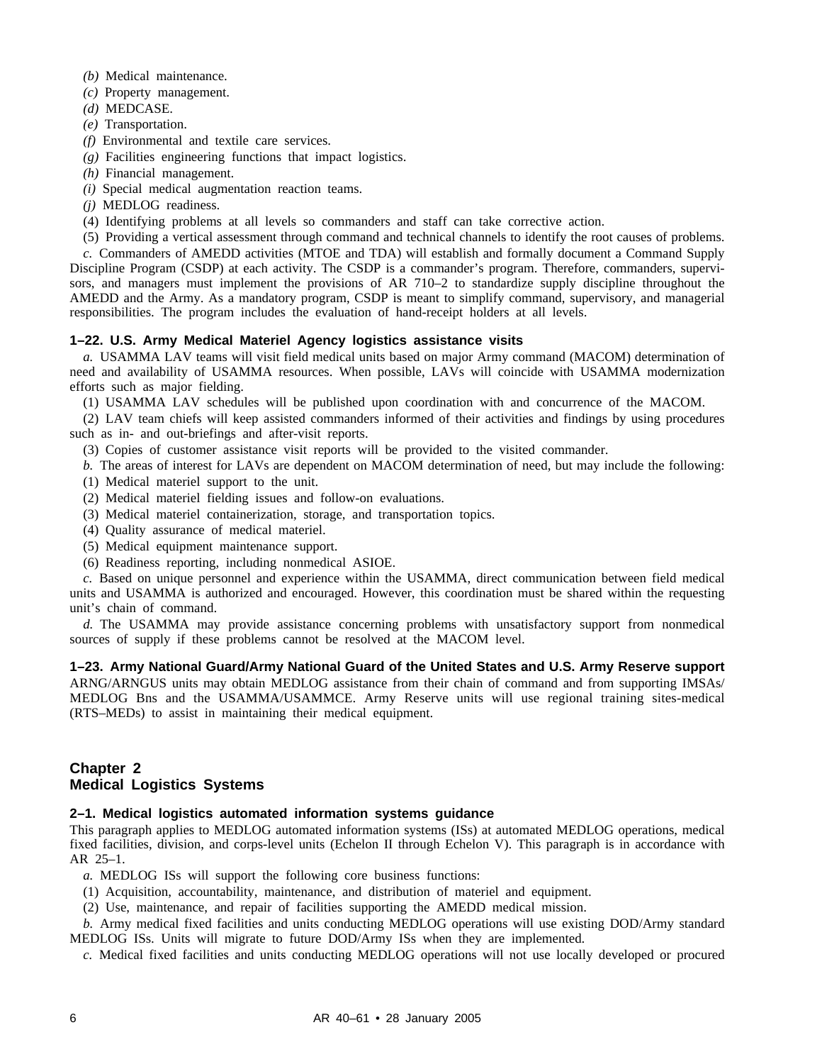*(b)* Medical maintenance.

*(c)* Property management.

*(d)* MEDCASE.

*(e)* Transportation.

*(f)* Environmental and textile care services.

*(g)* Facilities engineering functions that impact logistics.

*(h)* Financial management.

*(i)* Special medical augmentation reaction teams.

*(j)* MEDLOG readiness.

(4) Identifying problems at all levels so commanders and staff can take corrective action.

(5) Providing a vertical assessment through command and technical channels to identify the root causes of problems.

*c.* Commanders of AMEDD activities (MTOE and TDA) will establish and formally document a Command Supply Discipline Program (CSDP) at each activity. The CSDP is a commander's program. Therefore, commanders, supervisors, and managers must implement the provisions of AR 710–2 to standardize supply discipline throughout the AMEDD and the Army. As a mandatory program, CSDP is meant to simplify command, supervisory, and managerial responsibilities. The program includes the evaluation of hand-receipt holders at all levels.

### 1–22. U.S. Army Medical Materiel Agency logistics assistance visits

*a.* USAMMA LAV teams will visit field medical units based on major Army command (MACOM) determination of need and availability of USAMMA resources. When possible, LAVs will coincide with USAMMA modernization efforts such as major fielding.

(1) USAMMA LAV schedules will be published upon coordination with and concurrence of the MACOM.

(2) LAV team chiefs will keep assisted commanders informed of their activities and findings by using procedures such as in- and out-briefings and after-visit reports.

(3) Copies of customer assistance visit reports will be provided to the visited commander.

*b.* The areas of interest for LAVs are dependent on MACOM determination of need, but may include the following:

(1) Medical materiel support to the unit.

(2) Medical materiel fielding issues and follow-on evaluations.

(3) Medical materiel containerization, storage, and transportation topics.

(4) Quality assurance of medical materiel.

(5) Medical equipment maintenance support.

(6) Readiness reporting, including nonmedical ASIOE.

*c.* Based on unique personnel and experience within the USAMMA, direct communication between field medical units and USAMMA is authorized and encouraged. However, this coordination must be shared within the requesting unit's chain of command.

*d.* The USAMMA may provide assistance concerning problems with unsatisfactory support from nonmedical sources of supply if these problems cannot be resolved at the MACOM level.

### 1–23. Army National Guard/Army National Guard of the United States and U.S. Army Reserve support

ARNG/ARNGUS units may obtain MEDLOG assistance from their chain of command and from supporting IMSAs/MEDLOG Bns and the USAMMA/USAMMCE. Army Reserve units will use regional training sites-medical (RTS–MEDs) to assist in maintaining their medical equipment.

## Chapter 2
## Medical Logistics Systems

### 2–1. Medical logistics automated information systems guidance

This paragraph applies to MEDLOG automated information systems (ISs) at automated MEDLOG operations, medical fixed facilities, division, and corps-level units (Echelon II through Echelon V). This paragraph is in accordance with AR 25–1.

*a.* MEDLOG ISs will support the following core business functions:

(1) Acquisition, accountability, maintenance, and distribution of materiel and equipment.

(2) Use, maintenance, and repair of facilities supporting the AMEDD medical mission.

*b.* Army medical fixed facilities and units conducting MEDLOG operations will use existing DOD/Army standard MEDLOG ISs. Units will migrate to future DOD/Army ISs when they are implemented.

*c.* Medical fixed facilities and units conducting MEDLOG operations will not use locally developed or procured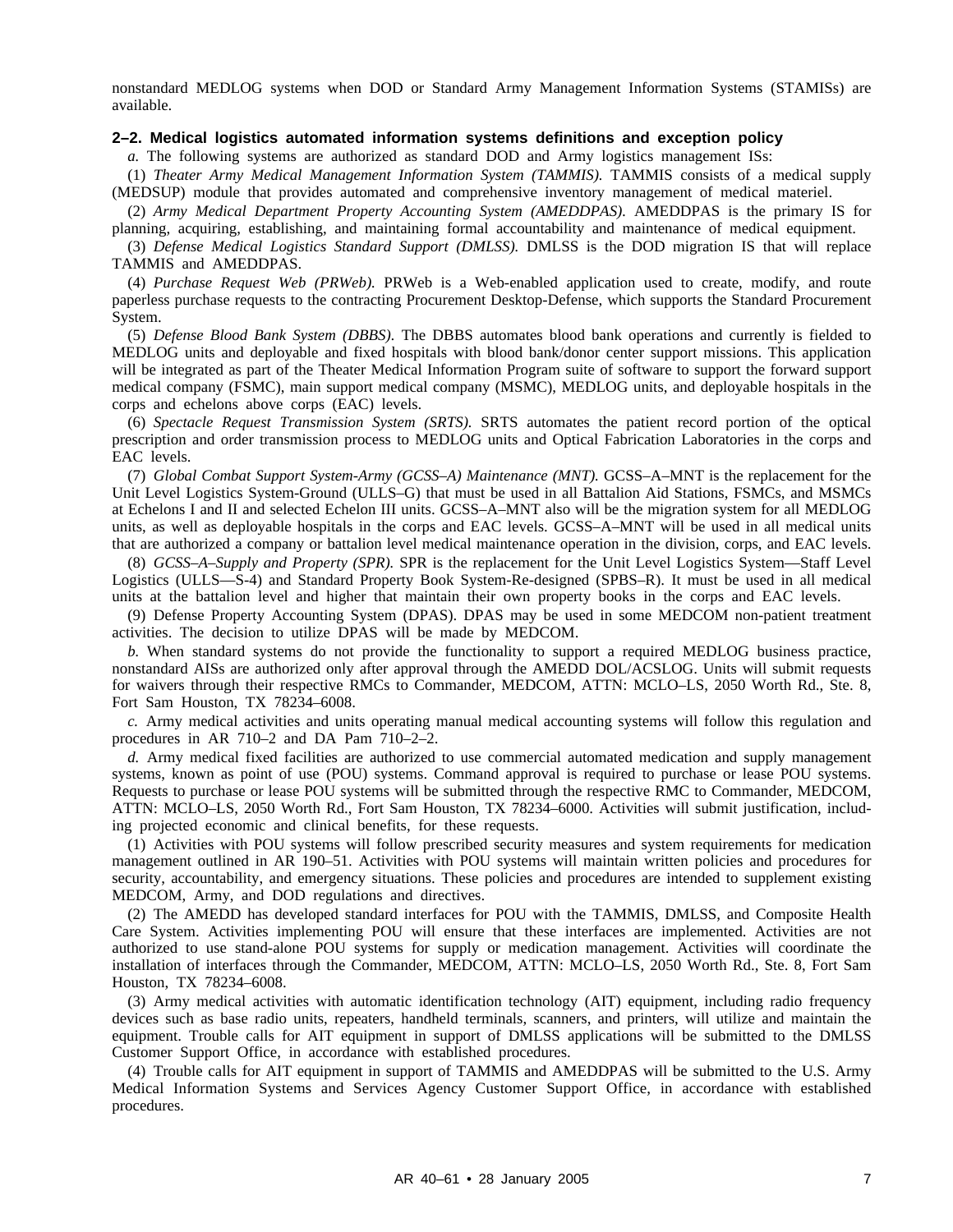nonstandard MEDLOG systems when DOD or Standard Army Management Information Systems (STAMISs) are available.

### 2–2. Medical logistics automated information systems definitions and exception policy

*a.* The following systems are authorized as standard DOD and Army logistics management ISs:

(1) *Theater Army Medical Management Information System (TAMMIS).* TAMMIS consists of a medical supply (MEDSUP) module that provides automated and comprehensive inventory management of medical materiel.

(2) *Army Medical Department Property Accounting System (AMEDDPAS).* AMEDDPAS is the primary IS for planning, acquiring, establishing, and maintaining formal accountability and maintenance of medical equipment.

(3) *Defense Medical Logistics Standard Support (DMLSS).* DMLSS is the DOD migration IS that will replace TAMMIS and AMEDDPAS.

(4) *Purchase Request Web (PRWeb).* PRWeb is a Web-enabled application used to create, modify, and route paperless purchase requests to the contracting Procurement Desktop-Defense, which supports the Standard Procurement System.

(5) *Defense Blood Bank System (DBBS).* The DBBS automates blood bank operations and currently is fielded to MEDLOG units and deployable and fixed hospitals with blood bank/donor center support missions. This application will be integrated as part of the Theater Medical Information Program suite of software to support the forward support medical company (FSMC), main support medical company (MSMC), MEDLOG units, and deployable hospitals in the corps and echelons above corps (EAC) levels.

(6) *Spectacle Request Transmission System (SRTS).* SRTS automates the patient record portion of the optical prescription and order transmission process to MEDLOG units and Optical Fabrication Laboratories in the corps and EAC levels.

(7) *Global Combat Support System-Army (GCSS–A) Maintenance (MNT).* GCSS–A–MNT is the replacement for the Unit Level Logistics System-Ground (ULLS–G) that must be used in all Battalion Aid Stations, FSMCs, and MSMCs at Echelons I and II and selected Echelon III units. GCSS–A–MNT also will be the migration system for all MEDLOG units, as well as deployable hospitals in the corps and EAC levels. GCSS–A–MNT will be used in all medical units that are authorized a company or battalion level medical maintenance operation in the division, corps, and EAC levels.

(8) *GCSS–A–Supply and Property (SPR).* SPR is the replacement for the Unit Level Logistics System—Staff Level Logistics (ULLS—S-4) and Standard Property Book System-Re-designed (SPBS–R). It must be used in all medical units at the battalion level and higher that maintain their own property books in the corps and EAC levels.

(9) Defense Property Accounting System (DPAS). DPAS may be used in some MEDCOM non-patient treatment activities. The decision to utilize DPAS will be made by MEDCOM.

*b.* When standard systems do not provide the functionality to support a required MEDLOG business practice, nonstandard AISs are authorized only after approval through the AMEDD DOL/ACSLOG. Units will submit requests for waivers through their respective RMCs to Commander, MEDCOM, ATTN: MCLO–LS, 2050 Worth Rd., Ste. 8, Fort Sam Houston, TX 78234–6008.

*c.* Army medical activities and units operating manual medical accounting systems will follow this regulation and procedures in AR 710–2 and DA Pam 710–2–2.

*d.* Army medical fixed facilities are authorized to use commercial automated medication and supply management systems, known as point of use (POU) systems. Command approval is required to purchase or lease POU systems. Requests to purchase or lease POU systems will be submitted through the respective RMC to Commander, MEDCOM, ATTN: MCLO–LS, 2050 Worth Rd., Fort Sam Houston, TX 78234–6000. Activities will submit justification, including projected economic and clinical benefits, for these requests.

(1) Activities with POU systems will follow prescribed security measures and system requirements for medication management outlined in AR 190–51. Activities with POU systems will maintain written policies and procedures for security, accountability, and emergency situations. These policies and procedures are intended to supplement existing MEDCOM, Army, and DOD regulations and directives.

(2) The AMEDD has developed standard interfaces for POU with the TAMMIS, DMLSS, and Composite Health Care System. Activities implementing POU will ensure that these interfaces are implemented. Activities are not authorized to use stand-alone POU systems for supply or medication management. Activities will coordinate the installation of interfaces through the Commander, MEDCOM, ATTN: MCLO–LS, 2050 Worth Rd., Ste. 8, Fort Sam Houston, TX 78234–6008.

(3) Army medical activities with automatic identification technology (AIT) equipment, including radio frequency devices such as base radio units, repeaters, handheld terminals, scanners, and printers, will utilize and maintain the equipment. Trouble calls for AIT equipment in support of DMLSS applications will be submitted to the DMLSS Customer Support Office, in accordance with established procedures.

(4) Trouble calls for AIT equipment in support of TAMMIS and AMEDDPAS will be submitted to the U.S. Army Medical Information Systems and Services Agency Customer Support Office, in accordance with established procedures.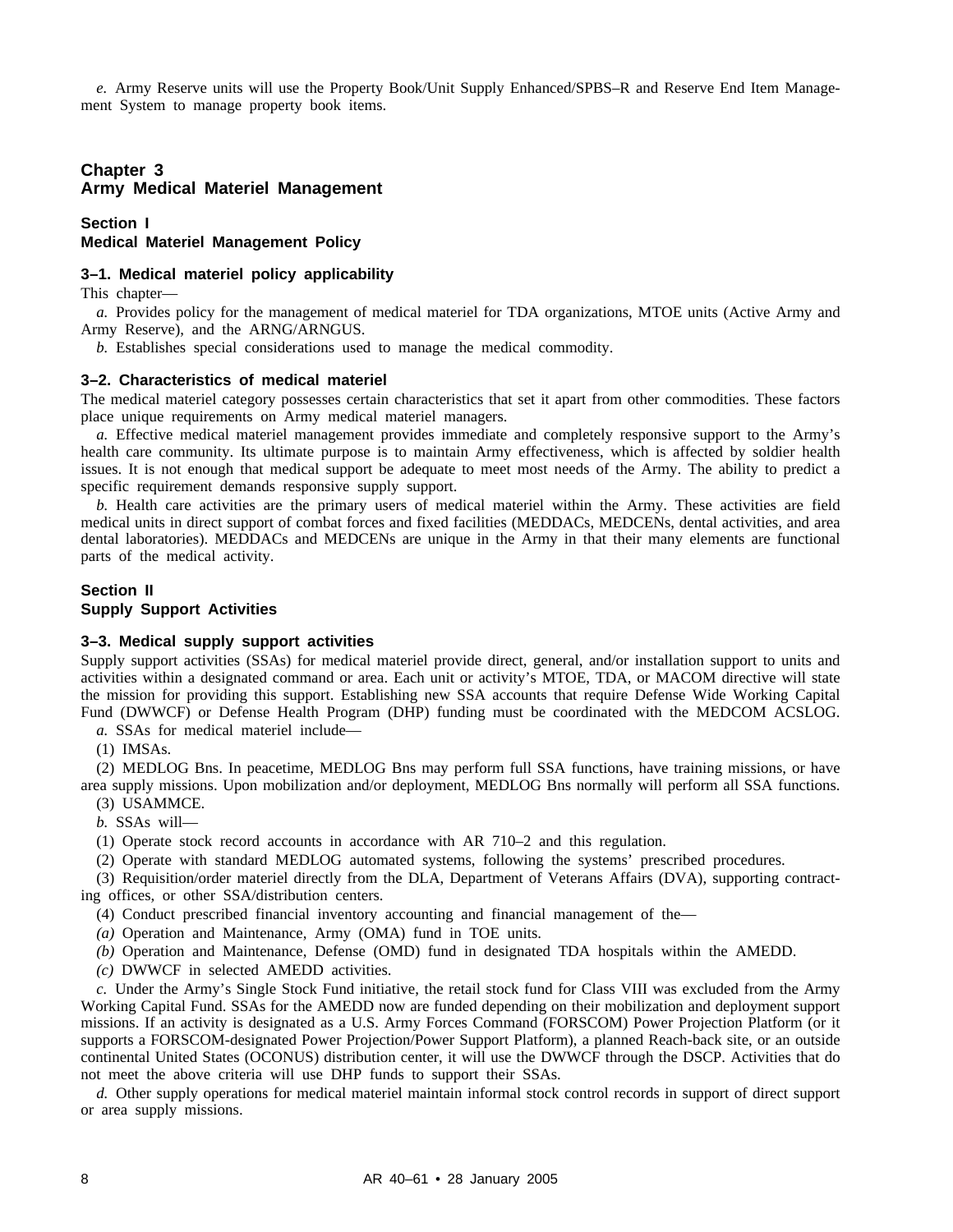*e.* Army Reserve units will use the Property Book/Unit Supply Enhanced/SPBS–R and Reserve End Item Management System to manage property book items.

# Chapter 3
# Army Medical Materiel Management

## Section I
## Medical Materiel Management Policy

### 3–1. Medical materiel policy applicability

This chapter—

*a.* Provides policy for the management of medical materiel for TDA organizations, MTOE units (Active Army and Army Reserve), and the ARNG/ARNGUS.

*b.* Establishes special considerations used to manage the medical commodity.

### 3–2. Characteristics of medical materiel

The medical materiel category possesses certain characteristics that set it apart from other commodities. These factors place unique requirements on Army medical materiel managers.

*a.* Effective medical materiel management provides immediate and completely responsive support to the Army's health care community. Its ultimate purpose is to maintain Army effectiveness, which is affected by soldier health issues. It is not enough that medical support be adequate to meet most needs of the Army. The ability to predict a specific requirement demands responsive supply support.

*b.* Health care activities are the primary users of medical materiel within the Army. These activities are field medical units in direct support of combat forces and fixed facilities (MEDDACs, MEDCENs, dental activities, and area dental laboratories). MEDDACs and MEDCENs are unique in the Army in that their many elements are functional parts of the medical activity.

## Section II
## Supply Support Activities

### 3–3. Medical supply support activities

Supply support activities (SSAs) for medical materiel provide direct, general, and/or installation support to units and activities within a designated command or area. Each unit or activity's MTOE, TDA, or MACOM directive will state the mission for providing this support. Establishing new SSA accounts that require Defense Wide Working Capital Fund (DWWCF) or Defense Health Program (DHP) funding must be coordinated with the MEDCOM ACSLOG.

*a.* SSAs for medical materiel include—

(1) IMSAs.

(2) MEDLOG Bns. In peacetime, MEDLOG Bns may perform full SSA functions, have training missions, or have area supply missions. Upon mobilization and/or deployment, MEDLOG Bns normally will perform all SSA functions.

(3) USAMMCE.

*b.* SSAs will—

(1) Operate stock record accounts in accordance with AR 710–2 and this regulation.

(2) Operate with standard MEDLOG automated systems, following the systems' prescribed procedures.

(3) Requisition/order materiel directly from the DLA, Department of Veterans Affairs (DVA), supporting contracting offices, or other SSA/distribution centers.

(4) Conduct prescribed financial inventory accounting and financial management of the—

*(a)* Operation and Maintenance, Army (OMA) fund in TOE units.

*(b)* Operation and Maintenance, Defense (OMD) fund in designated TDA hospitals within the AMEDD.

*(c)* DWWCF in selected AMEDD activities.

*c.* Under the Army's Single Stock Fund initiative, the retail stock fund for Class VIII was excluded from the Army Working Capital Fund. SSAs for the AMEDD now are funded depending on their mobilization and deployment support missions. If an activity is designated as a U.S. Army Forces Command (FORSCOM) Power Projection Platform (or it supports a FORSCOM-designated Power Projection/Power Support Platform), a planned Reach-back site, or an outside continental United States (OCONUS) distribution center, it will use the DWWCF through the DSCP. Activities that do not meet the above criteria will use DHP funds to support their SSAs.

*d.* Other supply operations for medical materiel maintain informal stock control records in support of direct support or area supply missions.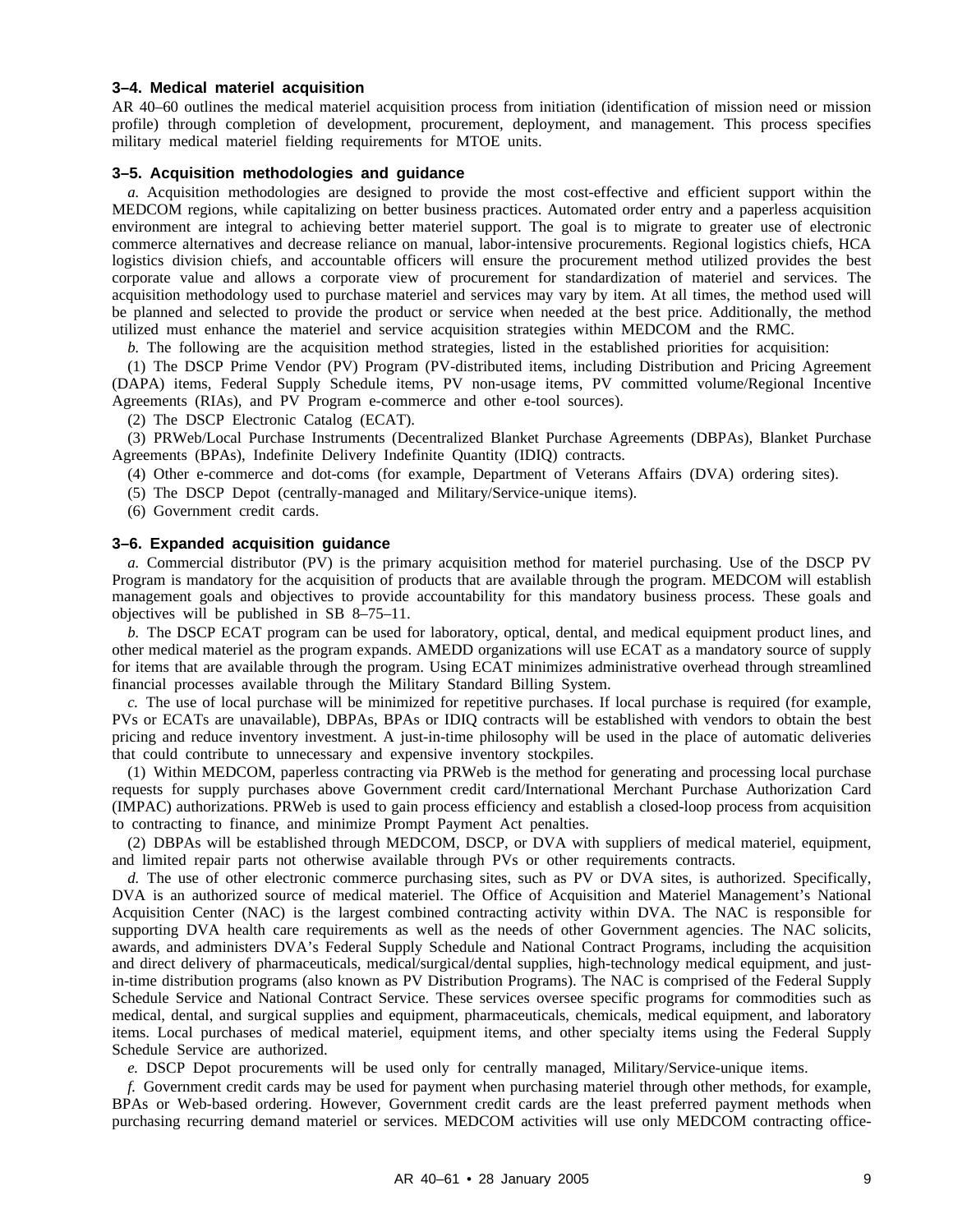### 3–4. Medical materiel acquisition

AR 40–60 outlines the medical materiel acquisition process from initiation (identification of mission need or mission profile) through completion of development, procurement, deployment, and management. This process specifies military medical materiel fielding requirements for MTOE units.

### 3–5. Acquisition methodologies and guidance

*a.* Acquisition methodologies are designed to provide the most cost-effective and efficient support within the MEDCOM regions, while capitalizing on better business practices. Automated order entry and a paperless acquisition environment are integral to achieving better materiel support. The goal is to migrate to greater use of electronic commerce alternatives and decrease reliance on manual, labor-intensive procurements. Regional logistics chiefs, HCA logistics division chiefs, and accountable officers will ensure the procurement method utilized provides the best corporate value and allows a corporate view of procurement for standardization of materiel and services. The acquisition methodology used to purchase materiel and services may vary by item. At all times, the method used will be planned and selected to provide the product or service when needed at the best price. Additionally, the method utilized must enhance the materiel and service acquisition strategies within MEDCOM and the RMC.

*b.* The following are the acquisition method strategies, listed in the established priorities for acquisition:

(1) The DSCP Prime Vendor (PV) Program (PV-distributed items, including Distribution and Pricing Agreement (DAPA) items, Federal Supply Schedule items, PV non-usage items, PV committed volume/Regional Incentive Agreements (RIAs), and PV Program e-commerce and other e-tool sources).

(2) The DSCP Electronic Catalog (ECAT).

(3) PRWeb/Local Purchase Instruments (Decentralized Blanket Purchase Agreements (DBPAs), Blanket Purchase Agreements (BPAs), Indefinite Delivery Indefinite Quantity (IDIQ) contracts.

(4) Other e-commerce and dot-coms (for example, Department of Veterans Affairs (DVA) ordering sites).

(5) The DSCP Depot (centrally-managed and Military/Service-unique items).

(6) Government credit cards.

### 3–6. Expanded acquisition guidance

*a.* Commercial distributor (PV) is the primary acquisition method for materiel purchasing. Use of the DSCP PV Program is mandatory for the acquisition of products that are available through the program. MEDCOM will establish management goals and objectives to provide accountability for this mandatory business process. These goals and objectives will be published in SB 8–75–11.

*b.* The DSCP ECAT program can be used for laboratory, optical, dental, and medical equipment product lines, and other medical materiel as the program expands. AMEDD organizations will use ECAT as a mandatory source of supply for items that are available through the program. Using ECAT minimizes administrative overhead through streamlined financial processes available through the Military Standard Billing System.

*c.* The use of local purchase will be minimized for repetitive purchases. If local purchase is required (for example, PVs or ECATs are unavailable), DBPAs, BPAs or IDIQ contracts will be established with vendors to obtain the best pricing and reduce inventory investment. A just-in-time philosophy will be used in the place of automatic deliveries that could contribute to unnecessary and expensive inventory stockpiles.

(1) Within MEDCOM, paperless contracting via PRWeb is the method for generating and processing local purchase requests for supply purchases above Government credit card/International Merchant Purchase Authorization Card (IMPAC) authorizations. PRWeb is used to gain process efficiency and establish a closed-loop process from acquisition to contracting to finance, and minimize Prompt Payment Act penalties.

(2) DBPAs will be established through MEDCOM, DSCP, or DVA with suppliers of medical materiel, equipment, and limited repair parts not otherwise available through PVs or other requirements contracts.

*d.* The use of other electronic commerce purchasing sites, such as PV or DVA sites, is authorized. Specifically, DVA is an authorized source of medical materiel. The Office of Acquisition and Materiel Management's National Acquisition Center (NAC) is the largest combined contracting activity within DVA. The NAC is responsible for supporting DVA health care requirements as well as the needs of other Government agencies. The NAC solicits, awards, and administers DVA's Federal Supply Schedule and National Contract Programs, including the acquisition and direct delivery of pharmaceuticals, medical/surgical/dental supplies, high-technology medical equipment, and just-in-time distribution programs (also known as PV Distribution Programs). The NAC is comprised of the Federal Supply Schedule Service and National Contract Service. These services oversee specific programs for commodities such as medical, dental, and surgical supplies and equipment, pharmaceuticals, chemicals, medical equipment, and laboratory items. Local purchases of medical materiel, equipment items, and other specialty items using the Federal Supply Schedule Service are authorized.

*e.* DSCP Depot procurements will be used only for centrally managed, Military/Service-unique items.

*f.* Government credit cards may be used for payment when purchasing materiel through other methods, for example, BPAs or Web-based ordering. However, Government credit cards are the least preferred payment methods when purchasing recurring demand materiel or services. MEDCOM activities will use only MEDCOM contracting office-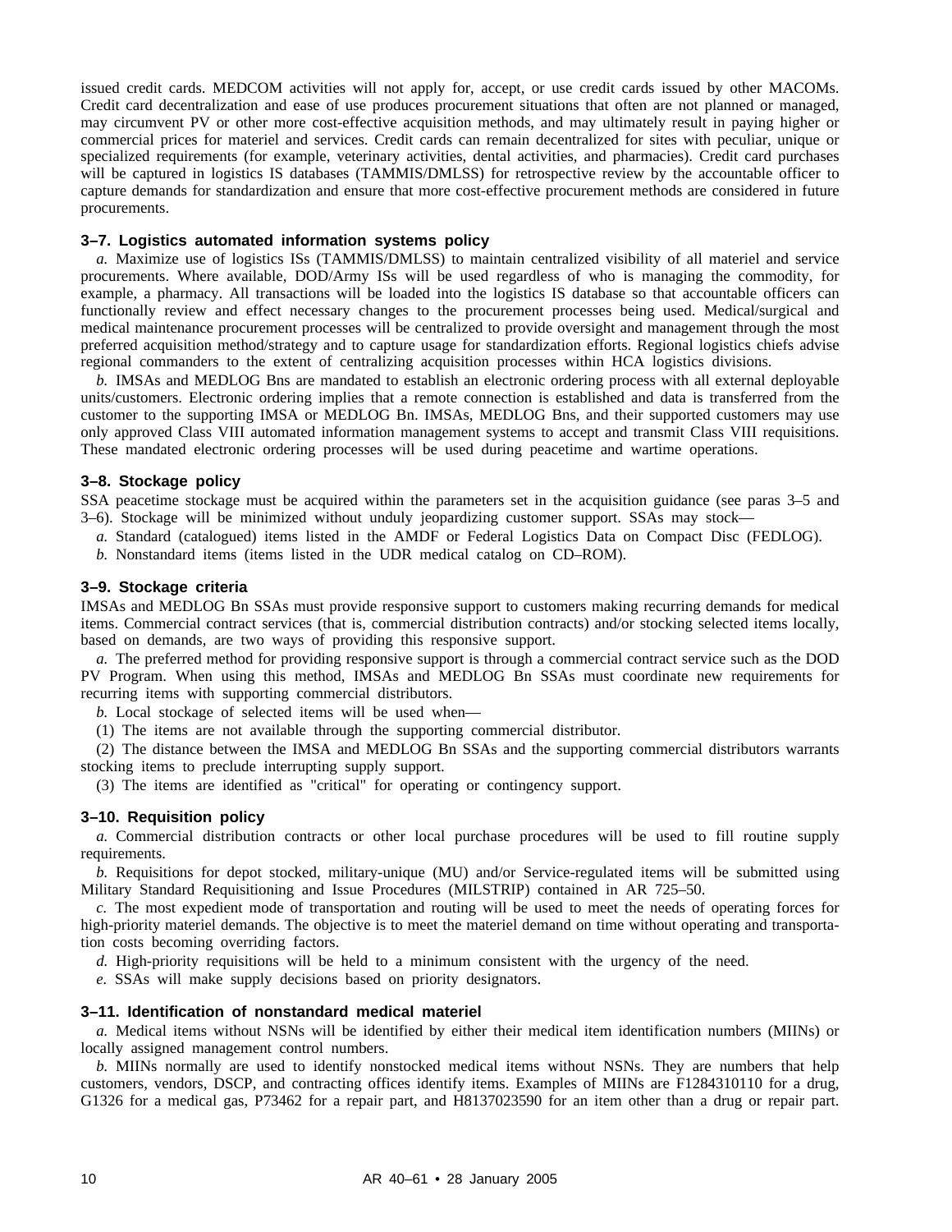issued credit cards. MEDCOM activities will not apply for, accept, or use credit cards issued by other MACOMs. Credit card decentralization and ease of use produces procurement situations that often are not planned or managed, may circumvent PV or other more cost-effective acquisition methods, and may ultimately result in paying higher or commercial prices for materiel and services. Credit cards can remain decentralized for sites with peculiar, unique or specialized requirements (for example, veterinary activities, dental activities, and pharmacies). Credit card purchases will be captured in logistics IS databases (TAMMIS/DMLSS) for retrospective review by the accountable officer to capture demands for standardization and ensure that more cost-effective procurement methods are considered in future procurements.

### 3–7. Logistics automated information systems policy

*a.* Maximize use of logistics ISs (TAMMIS/DMLSS) to maintain centralized visibility of all materiel and service procurements. Where available, DOD/Army ISs will be used regardless of who is managing the commodity, for example, a pharmacy. All transactions will be loaded into the logistics IS database so that accountable officers can functionally review and effect necessary changes to the procurement processes being used. Medical/surgical and medical maintenance procurement processes will be centralized to provide oversight and management through the most preferred acquisition method/strategy and to capture usage for standardization efforts. Regional logistics chiefs advise regional commanders to the extent of centralizing acquisition processes within HCA logistics divisions.

*b.* IMSAs and MEDLOG Bns are mandated to establish an electronic ordering process with all external deployable units/customers. Electronic ordering implies that a remote connection is established and data is transferred from the customer to the supporting IMSA or MEDLOG Bn. IMSAs, MEDLOG Bns, and their supported customers may use only approved Class VIII automated information management systems to accept and transmit Class VIII requisitions. These mandated electronic ordering processes will be used during peacetime and wartime operations.

### 3–8. Stockage policy

SSA peacetime stockage must be acquired within the parameters set in the acquisition guidance (see paras 3–5 and 3–6). Stockage will be minimized without unduly jeopardizing customer support. SSAs may stock—

*a.* Standard (catalogued) items listed in the AMDF or Federal Logistics Data on Compact Disc (FEDLOG).

*b.* Nonstandard items (items listed in the UDR medical catalog on CD–ROM).

### 3–9. Stockage criteria

IMSAs and MEDLOG Bn SSAs must provide responsive support to customers making recurring demands for medical items. Commercial contract services (that is, commercial distribution contracts) and/or stocking selected items locally, based on demands, are two ways of providing this responsive support.

*a.* The preferred method for providing responsive support is through a commercial contract service such as the DOD PV Program. When using this method, IMSAs and MEDLOG Bn SSAs must coordinate new requirements for recurring items with supporting commercial distributors.

*b.* Local stockage of selected items will be used when—

(1) The items are not available through the supporting commercial distributor.

(2) The distance between the IMSA and MEDLOG Bn SSAs and the supporting commercial distributors warrants stocking items to preclude interrupting supply support.

(3) The items are identified as "critical" for operating or contingency support.

### 3–10. Requisition policy

*a.* Commercial distribution contracts or other local purchase procedures will be used to fill routine supply requirements.

*b.* Requisitions for depot stocked, military-unique (MU) and/or Service-regulated items will be submitted using Military Standard Requisitioning and Issue Procedures (MILSTRIP) contained in AR 725–50.

*c.* The most expedient mode of transportation and routing will be used to meet the needs of operating forces for high-priority materiel demands. The objective is to meet the materiel demand on time without operating and transportation costs becoming overriding factors.

*d.* High-priority requisitions will be held to a minimum consistent with the urgency of the need.

*e.* SSAs will make supply decisions based on priority designators.

### 3–11. Identification of nonstandard medical materiel

*a.* Medical items without NSNs will be identified by either their medical item identification numbers (MIINs) or locally assigned management control numbers.

*b.* MIINs normally are used to identify nonstocked medical items without NSNs. They are numbers that help customers, vendors, DSCP, and contracting offices identify items. Examples of MIINs are F1284310110 for a drug, G1326 for a medical gas, P73462 for a repair part, and H8137023590 for an item other than a drug or repair part.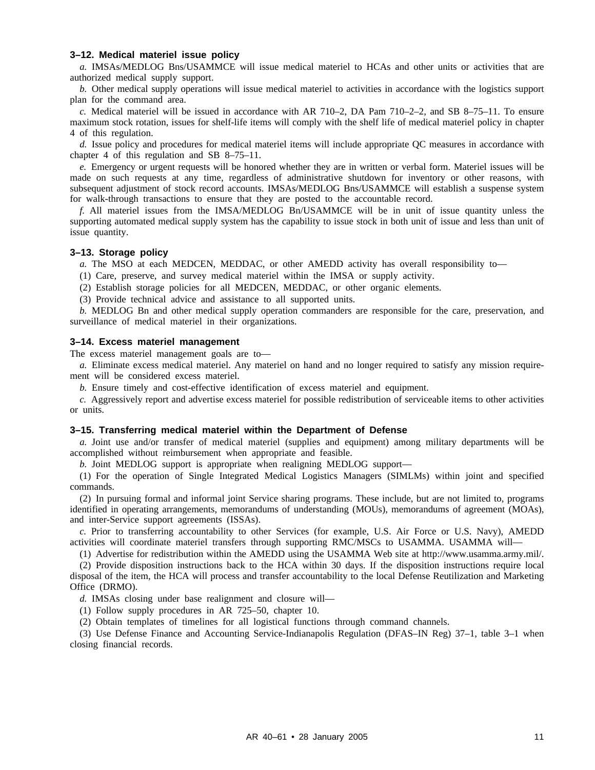### 3–12. Medical materiel issue policy

*a.* IMSAs/MEDLOG Bns/USAMMCE will issue medical materiel to HCAs and other units or activities that are authorized medical supply support.

*b.* Other medical supply operations will issue medical materiel to activities in accordance with the logistics support plan for the command area.

*c.* Medical materiel will be issued in accordance with AR 710–2, DA Pam 710–2–2, and SB 8–75–11. To ensure maximum stock rotation, issues for shelf-life items will comply with the shelf life of medical materiel policy in chapter 4 of this regulation.

*d.* Issue policy and procedures for medical materiel items will include appropriate QC measures in accordance with chapter 4 of this regulation and SB 8–75–11.

*e.* Emergency or urgent requests will be honored whether they are in written or verbal form. Materiel issues will be made on such requests at any time, regardless of administrative shutdown for inventory or other reasons, with subsequent adjustment of stock record accounts. IMSAs/MEDLOG Bns/USAMMCE will establish a suspense system for walk-through transactions to ensure that they are posted to the accountable record.

*f.* All materiel issues from the IMSA/MEDLOG Bn/USAMMCE will be in unit of issue quantity unless the supporting automated medical supply system has the capability to issue stock in both unit of issue and less than unit of issue quantity.

### 3–13. Storage policy

*a.* The MSO at each MEDCEN, MEDDAC, or other AMEDD activity has overall responsibility to—

(1) Care, preserve, and survey medical materiel within the IMSA or supply activity.

(2) Establish storage policies for all MEDCEN, MEDDAC, or other organic elements.

(3) Provide technical advice and assistance to all supported units.

*b.* MEDLOG Bn and other medical supply operation commanders are responsible for the care, preservation, and surveillance of medical materiel in their organizations.

### 3–14. Excess materiel management

The excess materiel management goals are to—

*a.* Eliminate excess medical materiel. Any materiel on hand and no longer required to satisfy any mission requirement will be considered excess materiel.

*b.* Ensure timely and cost-effective identification of excess materiel and equipment.

*c.* Aggressively report and advertise excess materiel for possible redistribution of serviceable items to other activities or units.

### 3–15. Transferring medical materiel within the Department of Defense

*a.* Joint use and/or transfer of medical materiel (supplies and equipment) among military departments will be accomplished without reimbursement when appropriate and feasible.

*b.* Joint MEDLOG support is appropriate when realigning MEDLOG support—

(1) For the operation of Single Integrated Medical Logistics Managers (SIMLMs) within joint and specified commands.

(2) In pursuing formal and informal joint Service sharing programs. These include, but are not limited to, programs identified in operating arrangements, memorandums of understanding (MOUs), memorandums of agreement (MOAs), and inter-Service support agreements (ISSAs).

*c.* Prior to transferring accountability to other Services (for example, U.S. Air Force or U.S. Navy), AMEDD activities will coordinate materiel transfers through supporting RMC/MSCs to USAMMA. USAMMA will—

(1) Advertise for redistribution within the AMEDD using the USAMMA Web site at http://www.usamma.army.mil/.

(2) Provide disposition instructions back to the HCA within 30 days. If the disposition instructions require local disposal of the item, the HCA will process and transfer accountability to the local Defense Reutilization and Marketing Office (DRMO).

*d.* IMSAs closing under base realignment and closure will—

(1) Follow supply procedures in AR 725–50, chapter 10.

(2) Obtain templates of timelines for all logistical functions through command channels.

(3) Use Defense Finance and Accounting Service-Indianapolis Regulation (DFAS–IN Reg) 37–1, table 3–1 when closing financial records.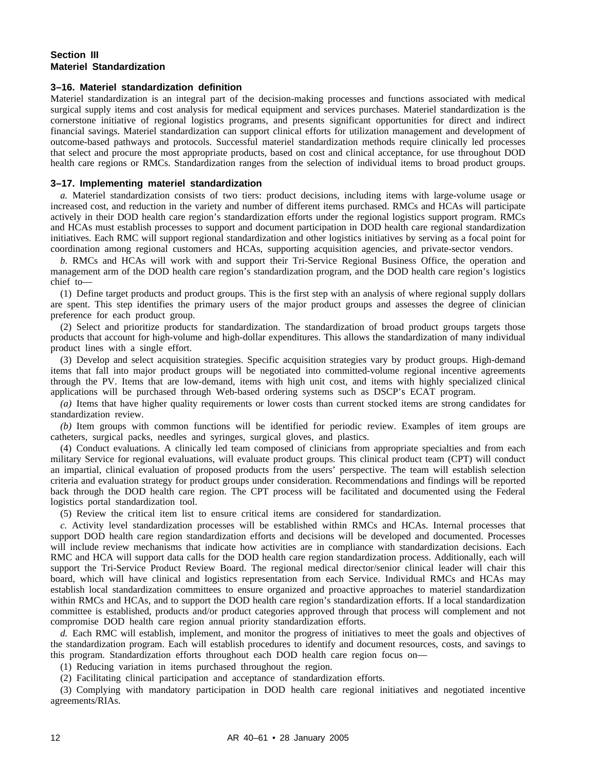## Section III
## Materiel Standardization

### 3–16. Materiel standardization definition

Materiel standardization is an integral part of the decision-making processes and functions associated with medical surgical supply items and cost analysis for medical equipment and services purchases. Materiel standardization is the cornerstone initiative of regional logistics programs, and presents significant opportunities for direct and indirect financial savings. Materiel standardization can support clinical efforts for utilization management and development of outcome-based pathways and protocols. Successful materiel standardization methods require clinically led processes that select and procure the most appropriate products, based on cost and clinical acceptance, for use throughout DOD health care regions or RMCs. Standardization ranges from the selection of individual items to broad product groups.

### 3–17. Implementing materiel standardization

*a.* Materiel standardization consists of two tiers: product decisions, including items with large-volume usage or increased cost, and reduction in the variety and number of different items purchased. RMCs and HCAs will participate actively in their DOD health care region's standardization efforts under the regional logistics support program. RMCs and HCAs must establish processes to support and document participation in DOD health care regional standardization initiatives. Each RMC will support regional standardization and other logistics initiatives by serving as a focal point for coordination among regional customers and HCAs, supporting acquisition agencies, and private-sector vendors.

*b.* RMCs and HCAs will work with and support their Tri-Service Regional Business Office, the operation and management arm of the DOD health care region's standardization program, and the DOD health care region's logistics chief to—

(1) Define target products and product groups. This is the first step with an analysis of where regional supply dollars are spent. This step identifies the primary users of the major product groups and assesses the degree of clinician preference for each product group.

(2) Select and prioritize products for standardization. The standardization of broad product groups targets those products that account for high-volume and high-dollar expenditures. This allows the standardization of many individual product lines with a single effort.

(3) Develop and select acquisition strategies. Specific acquisition strategies vary by product groups. High-demand items that fall into major product groups will be negotiated into committed-volume regional incentive agreements through the PV. Items that are low-demand, items with high unit cost, and items with highly specialized clinical applications will be purchased through Web-based ordering systems such as DSCP's ECAT program.

*(a)* Items that have higher quality requirements or lower costs than current stocked items are strong candidates for standardization review.

*(b)* Item groups with common functions will be identified for periodic review. Examples of item groups are catheters, surgical packs, needles and syringes, surgical gloves, and plastics.

(4) Conduct evaluations. A clinically led team composed of clinicians from appropriate specialties and from each military Service for regional evaluations, will evaluate product groups. This clinical product team (CPT) will conduct an impartial, clinical evaluation of proposed products from the users' perspective. The team will establish selection criteria and evaluation strategy for product groups under consideration. Recommendations and findings will be reported back through the DOD health care region. The CPT process will be facilitated and documented using the Federal logistics portal standardization tool.

(5) Review the critical item list to ensure critical items are considered for standardization.

*c.* Activity level standardization processes will be established within RMCs and HCAs. Internal processes that support DOD health care region standardization efforts and decisions will be developed and documented. Processes will include review mechanisms that indicate how activities are in compliance with standardization decisions. Each RMC and HCA will support data calls for the DOD health care region standardization process. Additionally, each will support the Tri-Service Product Review Board. The regional medical director/senior clinical leader will chair this board, which will have clinical and logistics representation from each Service. Individual RMCs and HCAs may establish local standardization committees to ensure organized and proactive approaches to materiel standardization within RMCs and HCAs, and to support the DOD health care region's standardization efforts. If a local standardization committee is established, products and/or product categories approved through that process will complement and not compromise DOD health care region annual priority standardization efforts.

*d.* Each RMC will establish, implement, and monitor the progress of initiatives to meet the goals and objectives of the standardization program. Each will establish procedures to identify and document resources, costs, and savings to this program. Standardization efforts throughout each DOD health care region focus on—

(1) Reducing variation in items purchased throughout the region.

(2) Facilitating clinical participation and acceptance of standardization efforts.

(3) Complying with mandatory participation in DOD health care regional initiatives and negotiated incentive agreements/RIAs.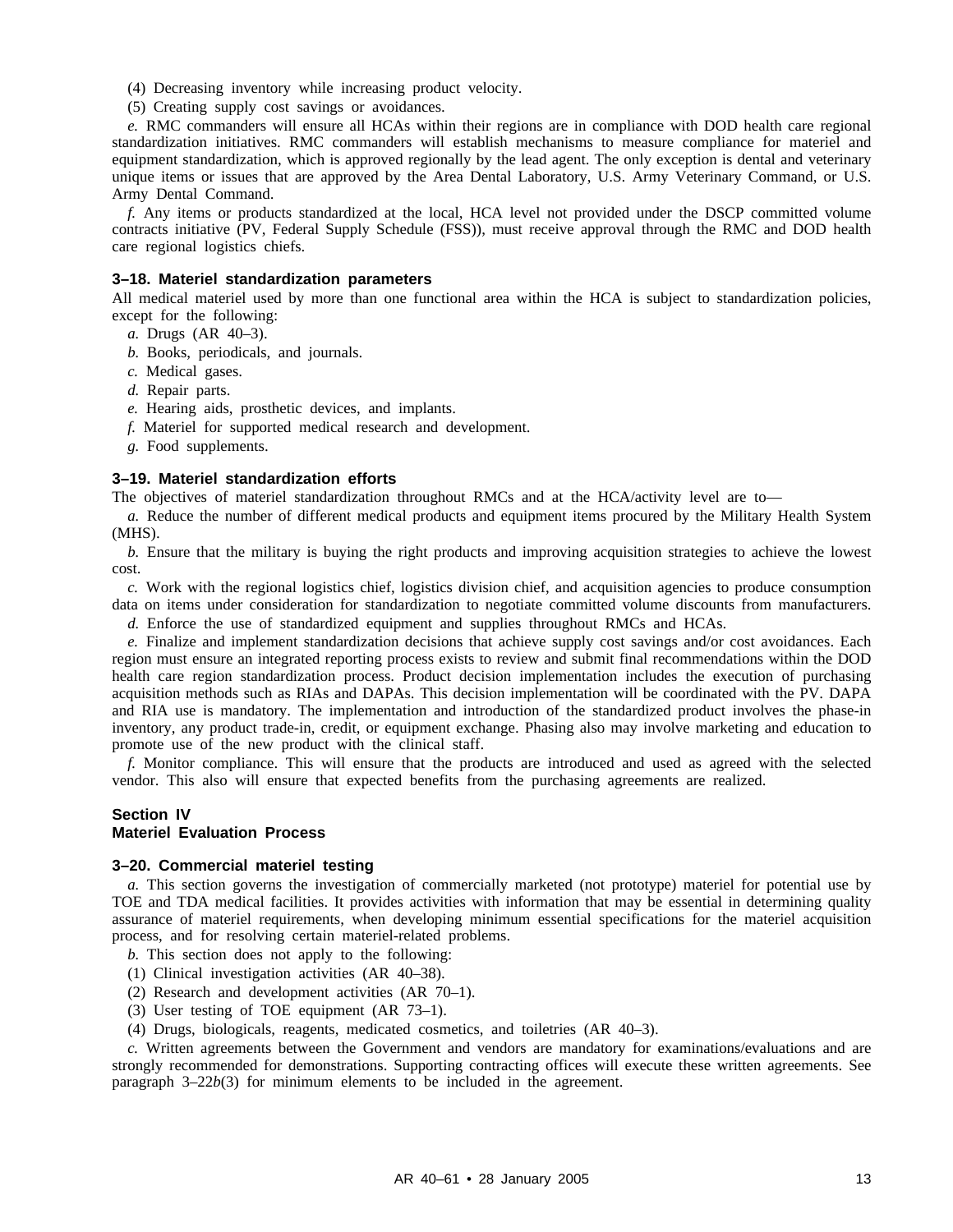(4) Decreasing inventory while increasing product velocity.

(5) Creating supply cost savings or avoidances.

*e.* RMC commanders will ensure all HCAs within their regions are in compliance with DOD health care regional standardization initiatives. RMC commanders will establish mechanisms to measure compliance for materiel and equipment standardization, which is approved regionally by the lead agent. The only exception is dental and veterinary unique items or issues that are approved by the Area Dental Laboratory, U.S. Army Veterinary Command, or U.S. Army Dental Command.

*f.* Any items or products standardized at the local, HCA level not provided under the DSCP committed volume contracts initiative (PV, Federal Supply Schedule (FSS)), must receive approval through the RMC and DOD health care regional logistics chiefs.

### 3–18. Materiel standardization parameters

All medical materiel used by more than one functional area within the HCA is subject to standardization policies, except for the following:

*a.* Drugs (AR 40–3).

*b.* Books, periodicals, and journals.

*c.* Medical gases.

*d.* Repair parts.

*e.* Hearing aids, prosthetic devices, and implants.

*f.* Materiel for supported medical research and development.

*g.* Food supplements.

### 3–19. Materiel standardization efforts

The objectives of materiel standardization throughout RMCs and at the HCA/activity level are to—

*a.* Reduce the number of different medical products and equipment items procured by the Military Health System (MHS).

*b.* Ensure that the military is buying the right products and improving acquisition strategies to achieve the lowest cost.

*c.* Work with the regional logistics chief, logistics division chief, and acquisition agencies to produce consumption data on items under consideration for standardization to negotiate committed volume discounts from manufacturers.

*d.* Enforce the use of standardized equipment and supplies throughout RMCs and HCAs.

*e.* Finalize and implement standardization decisions that achieve supply cost savings and/or cost avoidances. Each region must ensure an integrated reporting process exists to review and submit final recommendations within the DOD health care region standardization process. Product decision implementation includes the execution of purchasing acquisition methods such as RIAs and DAPAs. This decision implementation will be coordinated with the PV. DAPA and RIA use is mandatory. The implementation and introduction of the standardized product involves the phase-in inventory, any product trade-in, credit, or equipment exchange. Phasing also may involve marketing and education to promote use of the new product with the clinical staff.

*f.* Monitor compliance. This will ensure that the products are introduced and used as agreed with the selected vendor. This also will ensure that expected benefits from the purchasing agreements are realized.

## Section IV
## Materiel Evaluation Process

### 3–20. Commercial materiel testing

*a.* This section governs the investigation of commercially marketed (not prototype) materiel for potential use by TOE and TDA medical facilities. It provides activities with information that may be essential in determining quality assurance of materiel requirements, when developing minimum essential specifications for the materiel acquisition process, and for resolving certain materiel-related problems.

*b.* This section does not apply to the following:

(1) Clinical investigation activities (AR 40–38).

(2) Research and development activities (AR 70–1).

(3) User testing of TOE equipment (AR 73–1).

(4) Drugs, biologicals, reagents, medicated cosmetics, and toiletries (AR 40–3).

*c.* Written agreements between the Government and vendors are mandatory for examinations/evaluations and are strongly recommended for demonstrations. Supporting contracting offices will execute these written agreements. See paragraph 3–22*b*(3) for minimum elements to be included in the agreement.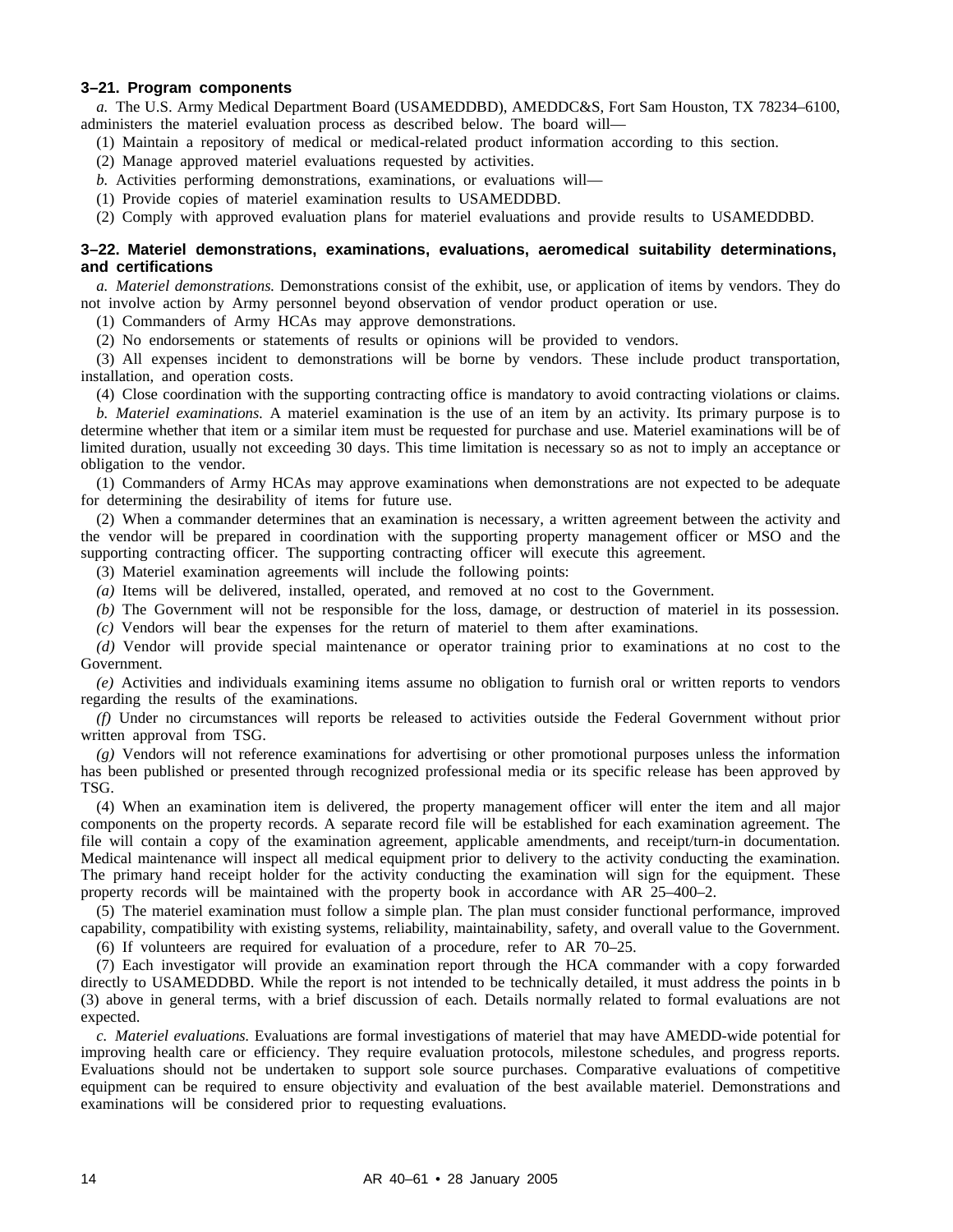### 3–21. Program components

*a.* The U.S. Army Medical Department Board (USAMEDDBD), AMEDDC&S, Fort Sam Houston, TX 78234–6100, administers the materiel evaluation process as described below. The board will—

(1) Maintain a repository of medical or medical-related product information according to this section.

(2) Manage approved materiel evaluations requested by activities.

*b.* Activities performing demonstrations, examinations, or evaluations will—

(1) Provide copies of materiel examination results to USAMEDDBD.

(2) Comply with approved evaluation plans for materiel evaluations and provide results to USAMEDDBD.

### 3–22. Materiel demonstrations, examinations, evaluations, aeromedical suitability determinations, and certifications

*a. Materiel demonstrations.* Demonstrations consist of the exhibit, use, or application of items by vendors. They do not involve action by Army personnel beyond observation of vendor product operation or use.

(1) Commanders of Army HCAs may approve demonstrations.

(2) No endorsements or statements of results or opinions will be provided to vendors.

(3) All expenses incident to demonstrations will be borne by vendors. These include product transportation, installation, and operation costs.

(4) Close coordination with the supporting contracting office is mandatory to avoid contracting violations or claims.

*b. Materiel examinations.* A materiel examination is the use of an item by an activity. Its primary purpose is to determine whether that item or a similar item must be requested for purchase and use. Materiel examinations will be of limited duration, usually not exceeding 30 days. This time limitation is necessary so as not to imply an acceptance or obligation to the vendor.

(1) Commanders of Army HCAs may approve examinations when demonstrations are not expected to be adequate for determining the desirability of items for future use.

(2) When a commander determines that an examination is necessary, a written agreement between the activity and the vendor will be prepared in coordination with the supporting property management officer or MSO and the supporting contracting officer. The supporting contracting officer will execute this agreement.

(3) Materiel examination agreements will include the following points:

*(a)* Items will be delivered, installed, operated, and removed at no cost to the Government.

*(b)* The Government will not be responsible for the loss, damage, or destruction of materiel in its possession.

*(c)* Vendors will bear the expenses for the return of materiel to them after examinations.

*(d)* Vendor will provide special maintenance or operator training prior to examinations at no cost to the Government.

*(e)* Activities and individuals examining items assume no obligation to furnish oral or written reports to vendors regarding the results of the examinations.

*(f)* Under no circumstances will reports be released to activities outside the Federal Government without prior written approval from TSG.

*(g)* Vendors will not reference examinations for advertising or other promotional purposes unless the information has been published or presented through recognized professional media or its specific release has been approved by TSG.

(4) When an examination item is delivered, the property management officer will enter the item and all major components on the property records. A separate record file will be established for each examination agreement. The file will contain a copy of the examination agreement, applicable amendments, and receipt/turn-in documentation. Medical maintenance will inspect all medical equipment prior to delivery to the activity conducting the examination. The primary hand receipt holder for the activity conducting the examination will sign for the equipment. These property records will be maintained with the property book in accordance with AR 25–400–2.

(5) The materiel examination must follow a simple plan. The plan must consider functional performance, improved capability, compatibility with existing systems, reliability, maintainability, safety, and overall value to the Government.

(6) If volunteers are required for evaluation of a procedure, refer to AR 70–25.

(7) Each investigator will provide an examination report through the HCA commander with a copy forwarded directly to USAMEDDBD. While the report is not intended to be technically detailed, it must address the points in b (3) above in general terms, with a brief discussion of each. Details normally related to formal evaluations are not expected.

*c. Materiel evaluations.* Evaluations are formal investigations of materiel that may have AMEDD-wide potential for improving health care or efficiency. They require evaluation protocols, milestone schedules, and progress reports. Evaluations should not be undertaken to support sole source purchases. Comparative evaluations of competitive equipment can be required to ensure objectivity and evaluation of the best available materiel. Demonstrations and examinations will be considered prior to requesting evaluations.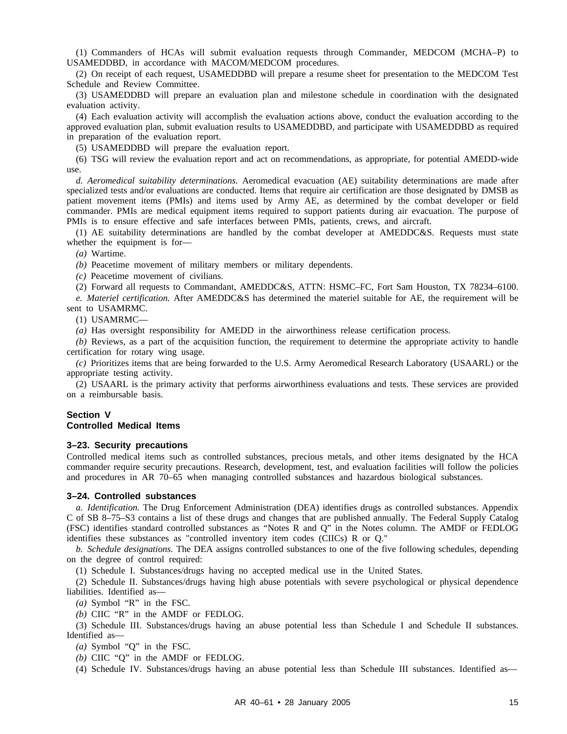(1) Commanders of HCAs will submit evaluation requests through Commander, MEDCOM (MCHA–P) to USAMEDDBD, in accordance with MACOM/MEDCOM procedures.

(2) On receipt of each request, USAMEDDBD will prepare a resume sheet for presentation to the MEDCOM Test Schedule and Review Committee.

(3) USAMEDDBD will prepare an evaluation plan and milestone schedule in coordination with the designated evaluation activity.

(4) Each evaluation activity will accomplish the evaluation actions above, conduct the evaluation according to the approved evaluation plan, submit evaluation results to USAMEDDBD, and participate with USAMEDDBD as required in preparation of the evaluation report.

(5) USAMEDDBD will prepare the evaluation report.

(6) TSG will review the evaluation report and act on recommendations, as appropriate, for potential AMEDD-wide use.

*d. Aeromedical suitability determinations.* Aeromedical evacuation (AE) suitability determinations are made after specialized tests and/or evaluations are conducted. Items that require air certification are those designated by DMSB as patient movement items (PMIs) and items used by Army AE, as determined by the combat developer or field commander. PMIs are medical equipment items required to support patients during air evacuation. The purpose of PMIs is to ensure effective and safe interfaces between PMIs, patients, crews, and aircraft.

(1) AE suitability determinations are handled by the combat developer at AMEDDC&S. Requests must state whether the equipment is for—

*(a)* Wartime.

*(b)* Peacetime movement of military members or military dependents.

*(c)* Peacetime movement of civilians.

(2) Forward all requests to Commandant, AMEDDC&S, ATTN: HSMC–FC, Fort Sam Houston, TX 78234–6100.

*e. Materiel certification.* After AMEDDC&S has determined the materiel suitable for AE, the requirement will be sent to USAMRMC.

(1) USAMRMC—

*(a)* Has oversight responsibility for AMEDD in the airworthiness release certification process.

*(b)* Reviews, as a part of the acquisition function, the requirement to determine the appropriate activity to handle certification for rotary wing usage.

*(c)* Prioritizes items that are being forwarded to the U.S. Army Aeromedical Research Laboratory (USAARL) or the appropriate testing activity.

(2) USAARL is the primary activity that performs airworthiness evaluations and tests. These services are provided on a reimbursable basis.

## Section V
## Controlled Medical Items

### 3–23. Security precautions

Controlled medical items such as controlled substances, precious metals, and other items designated by the HCA commander require security precautions. Research, development, test, and evaluation facilities will follow the policies and procedures in AR 70–65 when managing controlled substances and hazardous biological substances.

### 3–24. Controlled substances

*a. Identification.* The Drug Enforcement Administration (DEA) identifies drugs as controlled substances. Appendix C of SB 8–75–S3 contains a list of these drugs and changes that are published annually. The Federal Supply Catalog (FSC) identifies standard controlled substances as “Notes R and Q” in the Notes column. The AMDF or FEDLOG identifies these substances as "controlled inventory item codes (CIICs) R or Q."

*b. Schedule designations.* The DEA assigns controlled substances to one of the five following schedules, depending on the degree of control required:

(1) Schedule I. Substances/drugs having no accepted medical use in the United States.

(2) Schedule II. Substances/drugs having high abuse potentials with severe psychological or physical dependence liabilities. Identified as—

*(a)* Symbol “R” in the FSC.

*(b)* CIIC “R” in the AMDF or FEDLOG.

(3) Schedule III. Substances/drugs having an abuse potential less than Schedule I and Schedule II substances. Identified as—

*(a)* Symbol “Q” in the FSC.

*(b)* CIIC “Q” in the AMDF or FEDLOG.

(4) Schedule IV. Substances/drugs having an abuse potential less than Schedule III substances. Identified as—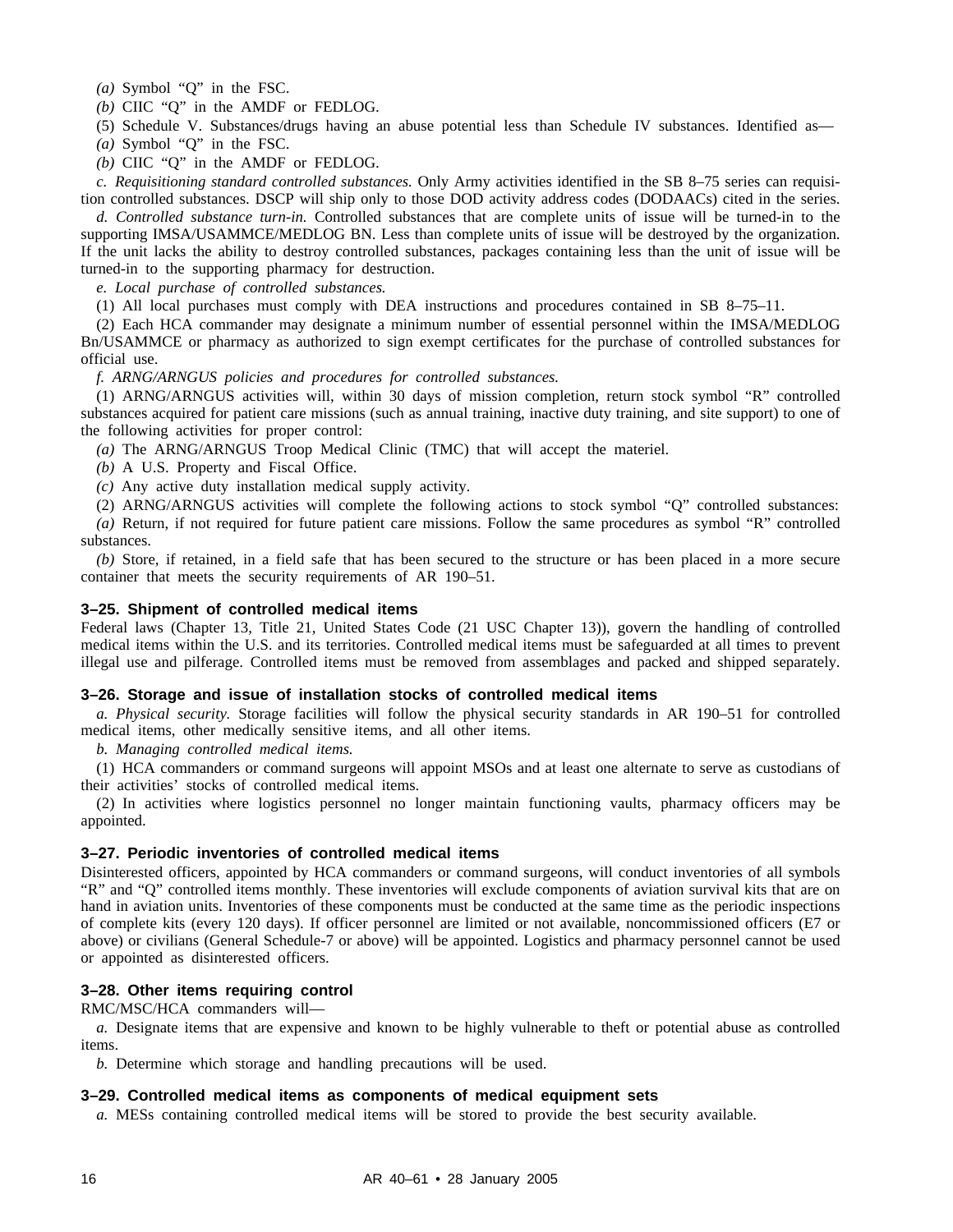*(a)* Symbol “Q” in the FSC.

*(b)* CIIC “Q” in the AMDF or FEDLOG.

(5) Schedule V. Substances/drugs having an abuse potential less than Schedule IV substances. Identified as—

*(a)* Symbol “Q” in the FSC.

*(b)* CIIC “Q” in the AMDF or FEDLOG.

*c. Requisitioning standard controlled substances.* Only Army activities identified in the SB 8–75 series can requisition controlled substances. DSCP will ship only to those DOD activity address codes (DODAACs) cited in the series.

*d. Controlled substance turn-in.* Controlled substances that are complete units of issue will be turned-in to the supporting IMSA/USAMMCE/MEDLOG BN. Less than complete units of issue will be destroyed by the organization. If the unit lacks the ability to destroy controlled substances, packages containing less than the unit of issue will be turned-in to the supporting pharmacy for destruction.

*e. Local purchase of controlled substances.*

(1) All local purchases must comply with DEA instructions and procedures contained in SB 8–75–11.

(2) Each HCA commander may designate a minimum number of essential personnel within the IMSA/MEDLOG Bn/USAMMCE or pharmacy as authorized to sign exempt certificates for the purchase of controlled substances for official use.

*f. ARNG/ARNGUS policies and procedures for controlled substances.*

(1) ARNG/ARNGUS activities will, within 30 days of mission completion, return stock symbol “R” controlled substances acquired for patient care missions (such as annual training, inactive duty training, and site support) to one of the following activities for proper control:

*(a)* The ARNG/ARNGUS Troop Medical Clinic (TMC) that will accept the materiel.

*(b)* A U.S. Property and Fiscal Office.

*(c)* Any active duty installation medical supply activity.

(2) ARNG/ARNGUS activities will complete the following actions to stock symbol “Q” controlled substances:

*(a)* Return, if not required for future patient care missions. Follow the same procedures as symbol “R” controlled substances.

*(b)* Store, if retained, in a field safe that has been secured to the structure or has been placed in a more secure container that meets the security requirements of AR 190–51.

### 3–25. Shipment of controlled medical items

Federal laws (Chapter 13, Title 21, United States Code (21 USC Chapter 13)), govern the handling of controlled medical items within the U.S. and its territories. Controlled medical items must be safeguarded at all times to prevent illegal use and pilferage. Controlled items must be removed from assemblages and packed and shipped separately.

### 3–26. Storage and issue of installation stocks of controlled medical items

*a. Physical security.* Storage facilities will follow the physical security standards in AR 190–51 for controlled medical items, other medically sensitive items, and all other items.

*b. Managing controlled medical items.*

(1) HCA commanders or command surgeons will appoint MSOs and at least one alternate to serve as custodians of their activities’ stocks of controlled medical items.

(2) In activities where logistics personnel no longer maintain functioning vaults, pharmacy officers may be appointed.

### 3–27. Periodic inventories of controlled medical items

Disinterested officers, appointed by HCA commanders or command surgeons, will conduct inventories of all symbols “R” and “Q” controlled items monthly. These inventories will exclude components of aviation survival kits that are on hand in aviation units. Inventories of these components must be conducted at the same time as the periodic inspections of complete kits (every 120 days). If officer personnel are limited or not available, noncommissioned officers (E7 or above) or civilians (General Schedule-7 or above) will be appointed. Logistics and pharmacy personnel cannot be used or appointed as disinterested officers.

### 3–28. Other items requiring control

RMC/MSC/HCA commanders will—

*a.* Designate items that are expensive and known to be highly vulnerable to theft or potential abuse as controlled items.

*b.* Determine which storage and handling precautions will be used.

### 3–29. Controlled medical items as components of medical equipment sets

*a.* MESs containing controlled medical items will be stored to provide the best security available.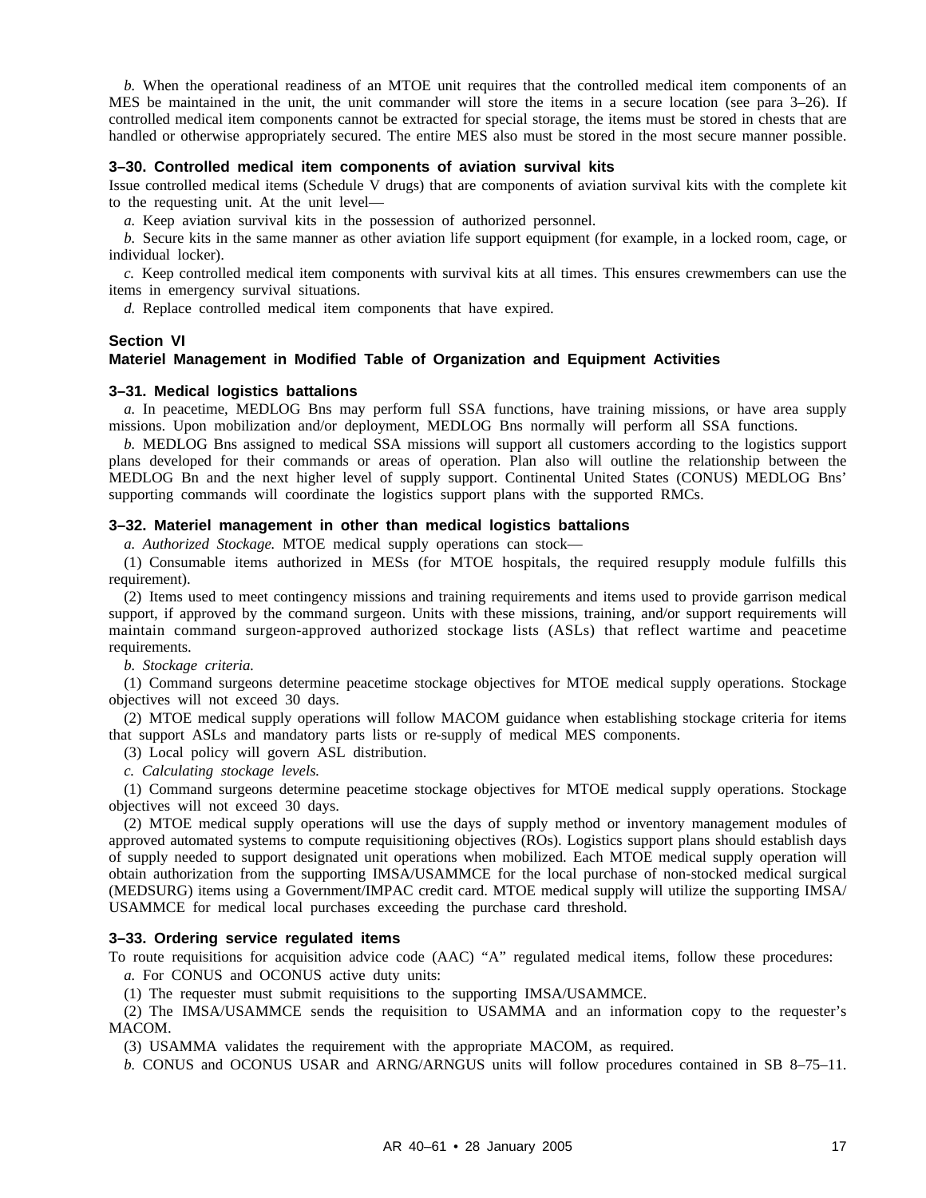*b.* When the operational readiness of an MTOE unit requires that the controlled medical item components of an MES be maintained in the unit, the unit commander will store the items in a secure location (see para 3–26). If controlled medical item components cannot be extracted for special storage, the items must be stored in chests that are handled or otherwise appropriately secured. The entire MES also must be stored in the most secure manner possible.

### 3–30. Controlled medical item components of aviation survival kits

Issue controlled medical items (Schedule V drugs) that are components of aviation survival kits with the complete kit to the requesting unit. At the unit level—

*a.* Keep aviation survival kits in the possession of authorized personnel.

*b.* Secure kits in the same manner as other aviation life support equipment (for example, in a locked room, cage, or individual locker).

*c.* Keep controlled medical item components with survival kits at all times. This ensures crewmembers can use the items in emergency survival situations.

*d.* Replace controlled medical item components that have expired.

## Section VI
## Materiel Management in Modified Table of Organization and Equipment Activities

### 3–31. Medical logistics battalions

*a.* In peacetime, MEDLOG Bns may perform full SSA functions, have training missions, or have area supply missions. Upon mobilization and/or deployment, MEDLOG Bns normally will perform all SSA functions.

*b.* MEDLOG Bns assigned to medical SSA missions will support all customers according to the logistics support plans developed for their commands or areas of operation. Plan also will outline the relationship between the MEDLOG Bn and the next higher level of supply support. Continental United States (CONUS) MEDLOG Bns' supporting commands will coordinate the logistics support plans with the supported RMCs.

### 3–32. Materiel management in other than medical logistics battalions

*a. Authorized Stockage.* MTOE medical supply operations can stock—

(1) Consumable items authorized in MESs (for MTOE hospitals, the required resupply module fulfills this requirement).

(2) Items used to meet contingency missions and training requirements and items used to provide garrison medical support, if approved by the command surgeon. Units with these missions, training, and/or support requirements will maintain command surgeon-approved authorized stockage lists (ASLs) that reflect wartime and peacetime requirements.

*b. Stockage criteria.*

(1) Command surgeons determine peacetime stockage objectives for MTOE medical supply operations. Stockage objectives will not exceed 30 days.

(2) MTOE medical supply operations will follow MACOM guidance when establishing stockage criteria for items that support ASLs and mandatory parts lists or re-supply of medical MES components.

(3) Local policy will govern ASL distribution.

*c. Calculating stockage levels.*

(1) Command surgeons determine peacetime stockage objectives for MTOE medical supply operations. Stockage objectives will not exceed 30 days.

(2) MTOE medical supply operations will use the days of supply method or inventory management modules of approved automated systems to compute requisitioning objectives (ROs). Logistics support plans should establish days of supply needed to support designated unit operations when mobilized. Each MTOE medical supply operation will obtain authorization from the supporting IMSA/USAMMCE for the local purchase of non-stocked medical surgical (MEDSURG) items using a Government/IMPAC credit card. MTOE medical supply will utilize the supporting IMSA/USAMMCE for medical local purchases exceeding the purchase card threshold.

### 3–33. Ordering service regulated items

To route requisitions for acquisition advice code (AAC) "A" regulated medical items, follow these procedures:

*a.* For CONUS and OCONUS active duty units:

(1) The requester must submit requisitions to the supporting IMSA/USAMMCE.

(2) The IMSA/USAMMCE sends the requisition to USAMMA and an information copy to the requester's MACOM.

(3) USAMMA validates the requirement with the appropriate MACOM, as required.

*b.* CONUS and OCONUS USAR and ARNG/ARNGUS units will follow procedures contained in SB 8–75–11.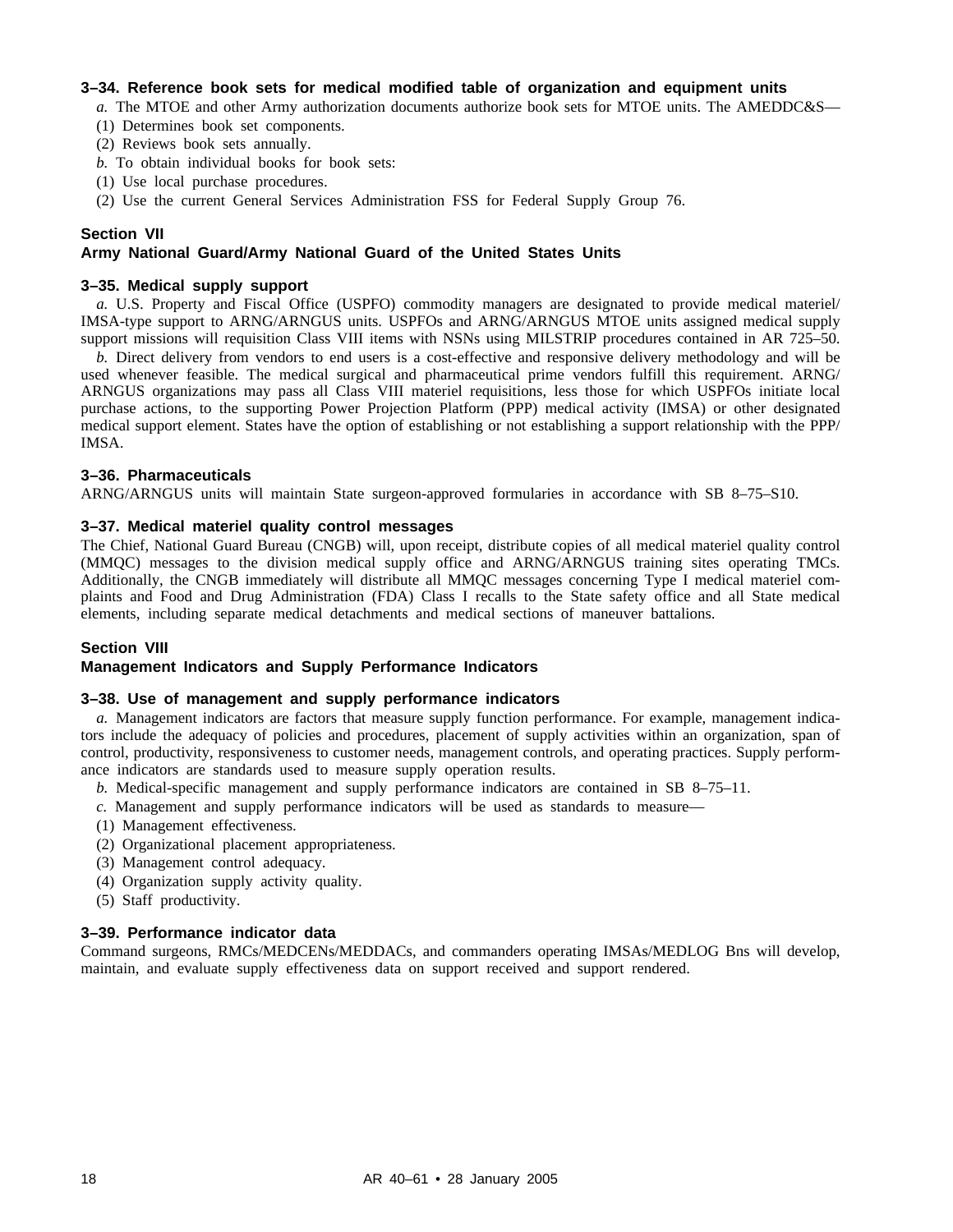### 3–34. Reference book sets for medical modified table of organization and equipment units

*a.* The MTOE and other Army authorization documents authorize book sets for MTOE units. The AMEDDC&S—

(1) Determines book set components.

(2) Reviews book sets annually.

*b.* To obtain individual books for book sets:

(1) Use local purchase procedures.

(2) Use the current General Services Administration FSS for Federal Supply Group 76.

## Section VII
## Army National Guard/Army National Guard of the United States Units

### 3–35. Medical supply support

*a.* U.S. Property and Fiscal Office (USPFO) commodity managers are designated to provide medical materiel/ IMSA-type support to ARNG/ARNGUS units. USPFOs and ARNG/ARNGUS MTOE units assigned medical supply support missions will requisition Class VIII items with NSNs using MILSTRIP procedures contained in AR 725–50.

*b.* Direct delivery from vendors to end users is a cost-effective and responsive delivery methodology and will be used whenever feasible. The medical surgical and pharmaceutical prime vendors fulfill this requirement. ARNG/ ARNGUS organizations may pass all Class VIII materiel requisitions, less those for which USPFOs initiate local purchase actions, to the supporting Power Projection Platform (PPP) medical activity (IMSA) or other designated medical support element. States have the option of establishing or not establishing a support relationship with the PPP/ IMSA.

### 3–36. Pharmaceuticals

ARNG/ARNGUS units will maintain State surgeon-approved formularies in accordance with SB 8–75–S10.

### 3–37. Medical materiel quality control messages

The Chief, National Guard Bureau (CNGB) will, upon receipt, distribute copies of all medical materiel quality control (MMQC) messages to the division medical supply office and ARNG/ARNGUS training sites operating TMCs. Additionally, the CNGB immediately will distribute all MMQC messages concerning Type I medical materiel complaints and Food and Drug Administration (FDA) Class I recalls to the State safety office and all State medical elements, including separate medical detachments and medical sections of maneuver battalions.

## Section VIII
## Management Indicators and Supply Performance Indicators

### 3–38. Use of management and supply performance indicators

*a.* Management indicators are factors that measure supply function performance. For example, management indicators include the adequacy of policies and procedures, placement of supply activities within an organization, span of control, productivity, responsiveness to customer needs, management controls, and operating practices. Supply performance indicators are standards used to measure supply operation results.

*b.* Medical-specific management and supply performance indicators are contained in SB 8–75–11.

*c.* Management and supply performance indicators will be used as standards to measure—

(1) Management effectiveness.

(2) Organizational placement appropriateness.

(3) Management control adequacy.

(4) Organization supply activity quality.

(5) Staff productivity.

### 3–39. Performance indicator data

Command surgeons, RMCs/MEDCENs/MEDDACs, and commanders operating IMSAs/MEDLOG Bns will develop, maintain, and evaluate supply effectiveness data on support received and support rendered.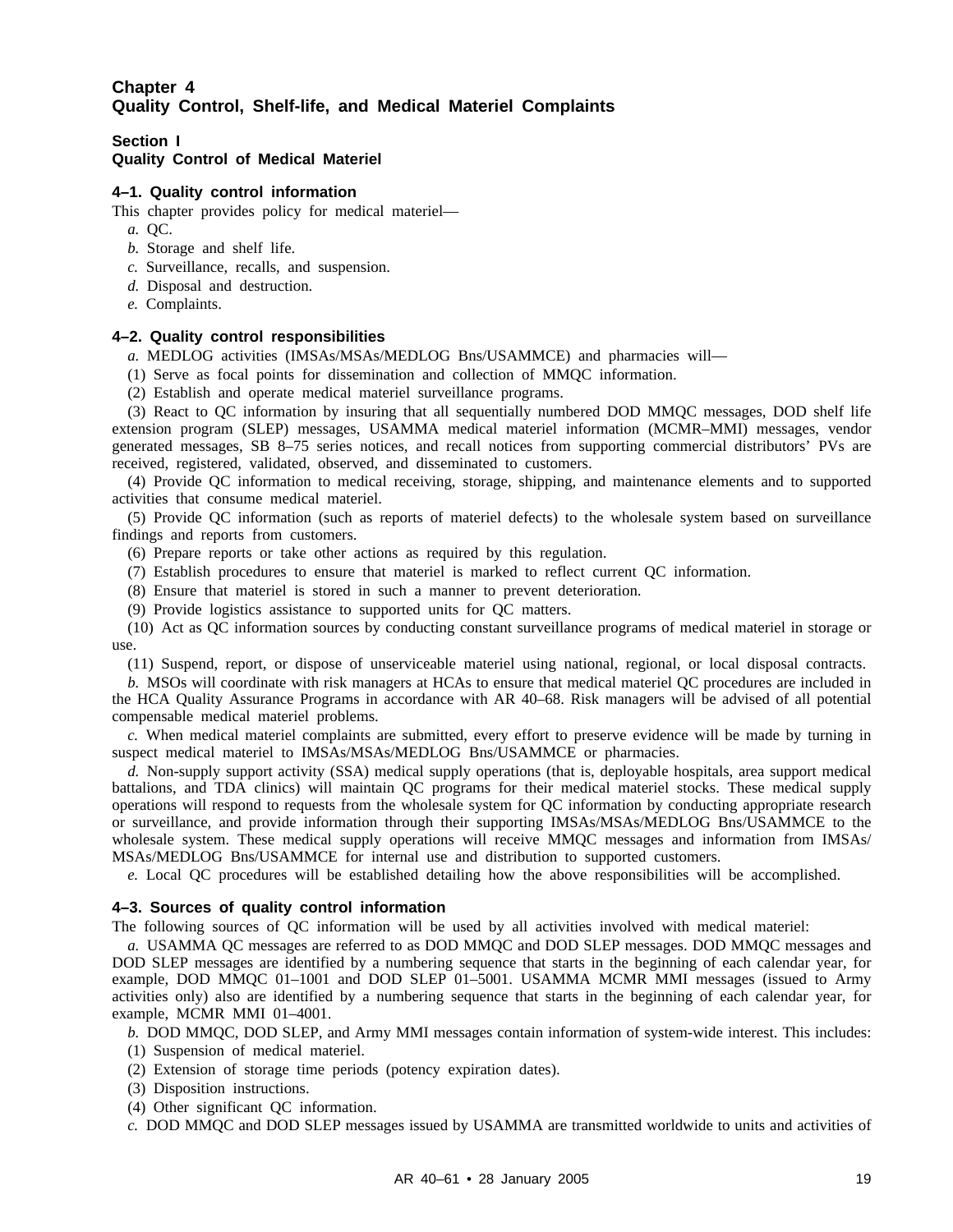# Chapter 4
# Quality Control, Shelf-life, and Medical Materiel Complaints

## Section I
## Quality Control of Medical Materiel

### 4–1. Quality control information

This chapter provides policy for medical materiel—

*a.* QC.

*b.* Storage and shelf life.

*c.* Surveillance, recalls, and suspension.

*d.* Disposal and destruction.

*e.* Complaints.

### 4–2. Quality control responsibilities

*a.* MEDLOG activities (IMSAs/MSAs/MEDLOG Bns/USAMMCE) and pharmacies will—

(1) Serve as focal points for dissemination and collection of MMQC information.

(2) Establish and operate medical materiel surveillance programs.

(3) React to QC information by insuring that all sequentially numbered DOD MMQC messages, DOD shelf life extension program (SLEP) messages, USAMMA medical materiel information (MCMR–MMI) messages, vendor generated messages, SB 8–75 series notices, and recall notices from supporting commercial distributors' PVs are received, registered, validated, observed, and disseminated to customers.

(4) Provide QC information to medical receiving, storage, shipping, and maintenance elements and to supported activities that consume medical materiel.

(5) Provide QC information (such as reports of materiel defects) to the wholesale system based on surveillance findings and reports from customers.

(6) Prepare reports or take other actions as required by this regulation.

(7) Establish procedures to ensure that materiel is marked to reflect current QC information.

(8) Ensure that materiel is stored in such a manner to prevent deterioration.

(9) Provide logistics assistance to supported units for QC matters.

(10) Act as QC information sources by conducting constant surveillance programs of medical materiel in storage or use.

(11) Suspend, report, or dispose of unserviceable materiel using national, regional, or local disposal contracts.

*b.* MSOs will coordinate with risk managers at HCAs to ensure that medical materiel QC procedures are included in the HCA Quality Assurance Programs in accordance with AR 40–68. Risk managers will be advised of all potential compensable medical materiel problems.

*c.* When medical materiel complaints are submitted, every effort to preserve evidence will be made by turning in suspect medical materiel to IMSAs/MSAs/MEDLOG Bns/USAMMCE or pharmacies.

*d.* Non-supply support activity (SSA) medical supply operations (that is, deployable hospitals, area support medical battalions, and TDA clinics) will maintain QC programs for their medical materiel stocks. These medical supply operations will respond to requests from the wholesale system for QC information by conducting appropriate research or surveillance, and provide information through their supporting IMSAs/MSAs/MEDLOG Bns/USAMMCE to the wholesale system. These medical supply operations will receive MMQC messages and information from IMSAs/MSAs/MEDLOG Bns/USAMMCE for internal use and distribution to supported customers.

*e.* Local QC procedures will be established detailing how the above responsibilities will be accomplished.

### 4–3. Sources of quality control information

The following sources of QC information will be used by all activities involved with medical materiel:

*a.* USAMMA QC messages are referred to as DOD MMQC and DOD SLEP messages. DOD MMQC messages and DOD SLEP messages are identified by a numbering sequence that starts in the beginning of each calendar year, for example, DOD MMQC 01–1001 and DOD SLEP 01–5001. USAMMA MCMR MMI messages (issued to Army activities only) also are identified by a numbering sequence that starts in the beginning of each calendar year, for example, MCMR MMI 01–4001.

*b.* DOD MMQC, DOD SLEP, and Army MMI messages contain information of system-wide interest. This includes:

(1) Suspension of medical materiel.

(2) Extension of storage time periods (potency expiration dates).

(3) Disposition instructions.

(4) Other significant QC information.

*c.* DOD MMQC and DOD SLEP messages issued by USAMMA are transmitted worldwide to units and activities of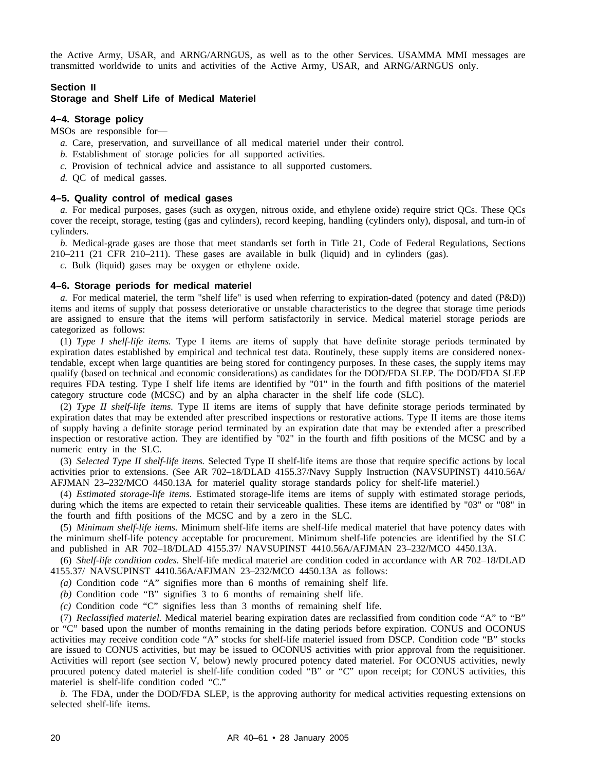the Active Army, USAR, and ARNG/ARNGUS, as well as to the other Services. USAMMA MMI messages are transmitted worldwide to units and activities of the Active Army, USAR, and ARNG/ARNGUS only.

## Section II
## Storage and Shelf Life of Medical Materiel

### 4–4. Storage policy

MSOs are responsible for—

*a.* Care, preservation, and surveillance of all medical materiel under their control.

*b.* Establishment of storage policies for all supported activities.

*c.* Provision of technical advice and assistance to all supported customers.

*d.* QC of medical gasses.

### 4–5. Quality control of medical gases

*a.* For medical purposes, gases (such as oxygen, nitrous oxide, and ethylene oxide) require strict QCs. These QCs cover the receipt, storage, testing (gas and cylinders), record keeping, handling (cylinders only), disposal, and turn-in of cylinders.

*b.* Medical-grade gases are those that meet standards set forth in Title 21, Code of Federal Regulations, Sections 210–211 (21 CFR 210–211). These gases are available in bulk (liquid) and in cylinders (gas).

*c.* Bulk (liquid) gases may be oxygen or ethylene oxide.

### 4–6. Storage periods for medical materiel

*a.* For medical materiel, the term "shelf life" is used when referring to expiration-dated (potency and dated (P&D)) items and items of supply that possess deteriorative or unstable characteristics to the degree that storage time periods are assigned to ensure that the items will perform satisfactorily in service. Medical materiel storage periods are categorized as follows:

(1) *Type I shelf-life items.* Type I items are items of supply that have definite storage periods terminated by expiration dates established by empirical and technical test data. Routinely, these supply items are considered nonextendable, except when large quantities are being stored for contingency purposes. In these cases, the supply items may qualify (based on technical and economic considerations) as candidates for the DOD/FDA SLEP. The DOD/FDA SLEP requires FDA testing. Type I shelf life items are identified by "01" in the fourth and fifth positions of the materiel category structure code (MCSC) and by an alpha character in the shelf life code (SLC).

(2) *Type II shelf-life items.* Type II items are items of supply that have definite storage periods terminated by expiration dates that may be extended after prescribed inspections or restorative actions. Type II items are those items of supply having a definite storage period terminated by an expiration date that may be extended after a prescribed inspection or restorative action. They are identified by "02" in the fourth and fifth positions of the MCSC and by a numeric entry in the SLC.

(3) *Selected Type II shelf-life items.* Selected Type II shelf-life items are those that require specific actions by local activities prior to extensions. (See AR 702–18/DLAD 4155.37/Navy Supply Instruction (NAVSUPINST) 4410.56A/ AFJMAN 23–232/MCO 4450.13A for materiel quality storage standards policy for shelf-life materiel.)

(4) *Estimated storage-life items.* Estimated storage-life items are items of supply with estimated storage periods, during which the items are expected to retain their serviceable qualities. These items are identified by "03" or "08" in the fourth and fifth positions of the MCSC and by a zero in the SLC.

(5) *Minimum shelf-life items.* Minimum shelf-life items are shelf-life medical materiel that have potency dates with the minimum shelf-life potency acceptable for procurement. Minimum shelf-life potencies are identified by the SLC and published in AR 702–18/DLAD 4155.37/ NAVSUPINST 4410.56A/AFJMAN 23–232/MCO 4450.13A.

(6) *Shelf-life condition codes.* Shelf-life medical materiel are condition coded in accordance with AR 702–18/DLAD 4155.37/ NAVSUPINST 4410.56A/AFJMAN 23–232/MCO 4450.13A as follows:

*(a)* Condition code "A" signifies more than 6 months of remaining shelf life.

*(b)* Condition code "B" signifies 3 to 6 months of remaining shelf life.

*(c)* Condition code "C" signifies less than 3 months of remaining shelf life.

(7) *Reclassified materiel.* Medical materiel bearing expiration dates are reclassified from condition code "A" to "B" or "C" based upon the number of months remaining in the dating periods before expiration. CONUS and OCONUS activities may receive condition code "A" stocks for shelf-life materiel issued from DSCP. Condition code "B" stocks are issued to CONUS activities, but may be issued to OCONUS activities with prior approval from the requisitioner. Activities will report (see section V, below) newly procured potency dated materiel. For OCONUS activities, newly procured potency dated materiel is shelf-life condition coded "B" or "C" upon receipt; for CONUS activities, this materiel is shelf-life condition coded "C."

*b.* The FDA, under the DOD/FDA SLEP, is the approving authority for medical activities requesting extensions on selected shelf-life items.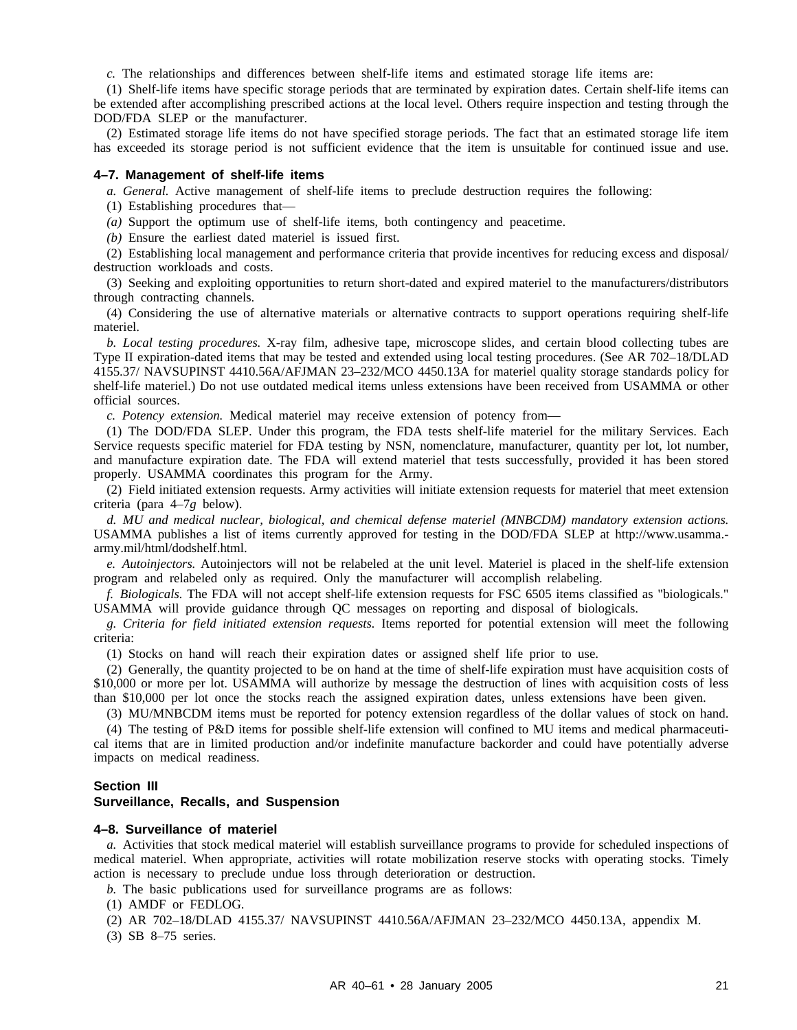*c.* The relationships and differences between shelf-life items and estimated storage life items are:

(1) Shelf-life items have specific storage periods that are terminated by expiration dates. Certain shelf-life items can be extended after accomplishing prescribed actions at the local level. Others require inspection and testing through the DOD/FDA SLEP or the manufacturer.

(2) Estimated storage life items do not have specified storage periods. The fact that an estimated storage life item has exceeded its storage period is not sufficient evidence that the item is unsuitable for continued issue and use.

### 4–7. Management of shelf-life items

*a. General.* Active management of shelf-life items to preclude destruction requires the following:

(1) Establishing procedures that—

*(a)* Support the optimum use of shelf-life items, both contingency and peacetime.

*(b)* Ensure the earliest dated materiel is issued first.

(2) Establishing local management and performance criteria that provide incentives for reducing excess and disposal/ destruction workloads and costs.

(3) Seeking and exploiting opportunities to return short-dated and expired materiel to the manufacturers/distributors through contracting channels.

(4) Considering the use of alternative materials or alternative contracts to support operations requiring shelf-life materiel.

*b. Local testing procedures.* X-ray film, adhesive tape, microscope slides, and certain blood collecting tubes are Type II expiration-dated items that may be tested and extended using local testing procedures. (See AR 702–18/DLAD 4155.37/ NAVSUPINST 4410.56A/AFJMAN 23–232/MCO 4450.13A for materiel quality storage standards policy for shelf-life materiel.) Do not use outdated medical items unless extensions have been received from USAMMA or other official sources.

*c. Potency extension.* Medical materiel may receive extension of potency from—

(1) The DOD/FDA SLEP. Under this program, the FDA tests shelf-life materiel for the military Services. Each Service requests specific materiel for FDA testing by NSN, nomenclature, manufacturer, quantity per lot, lot number, and manufacture expiration date. The FDA will extend materiel that tests successfully, provided it has been stored properly. USAMMA coordinates this program for the Army.

(2) Field initiated extension requests. Army activities will initiate extension requests for materiel that meet extension criteria (para 4–7*g* below).

*d. MU and medical nuclear, biological, and chemical defense materiel (MNBCDM) mandatory extension actions.* USAMMA publishes a list of items currently approved for testing in the DOD/FDA SLEP at http://www.usamma.army.mil/html/dodshelf.html.

*e. Autoinjectors.* Autoinjectors will not be relabeled at the unit level. Materiel is placed in the shelf-life extension program and relabeled only as required. Only the manufacturer will accomplish relabeling.

*f. Biologicals.* The FDA will not accept shelf-life extension requests for FSC 6505 items classified as "biologicals." USAMMA will provide guidance through QC messages on reporting and disposal of biologicals.

*g. Criteria for field initiated extension requests.* Items reported for potential extension will meet the following criteria:

(1) Stocks on hand will reach their expiration dates or assigned shelf life prior to use.

(2) Generally, the quantity projected to be on hand at the time of shelf-life expiration must have acquisition costs of $10,000 or more per lot. USAMMA will authorize by message the destruction of lines with acquisition costs of less than $10,000 per lot once the stocks reach the assigned expiration dates, unless extensions have been given.

(3) MU/MNBCDM items must be reported for potency extension regardless of the dollar values of stock on hand.

(4) The testing of P&D items for possible shelf-life extension will confined to MU items and medical pharmaceutical items that are in limited production and/or indefinite manufacture backorder and could have potentially adverse impacts on medical readiness.

## Section III
## Surveillance, Recalls, and Suspension

### 4–8. Surveillance of materiel

*a.* Activities that stock medical materiel will establish surveillance programs to provide for scheduled inspections of medical materiel. When appropriate, activities will rotate mobilization reserve stocks with operating stocks. Timely action is necessary to preclude undue loss through deterioration or destruction.

*b.* The basic publications used for surveillance programs are as follows:

(1) AMDF or FEDLOG.

(2) AR 702–18/DLAD 4155.37/ NAVSUPINST 4410.56A/AFJMAN 23–232/MCO 4450.13A, appendix M.

(3) SB 8–75 series.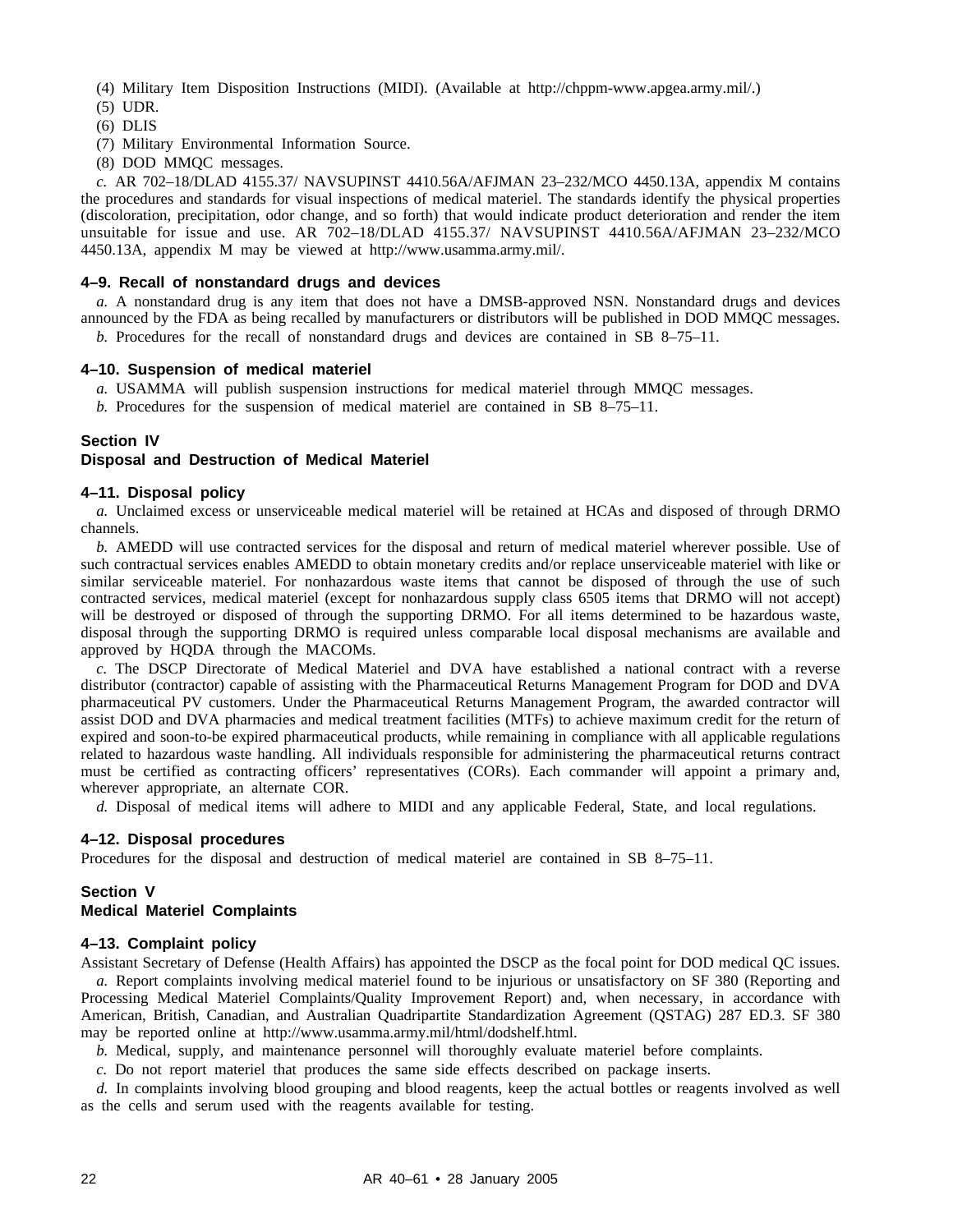(4) Military Item Disposition Instructions (MIDI). (Available at http://chppm-www.apgea.army.mil/.)

(5) UDR.

(6) DLIS

(7) Military Environmental Information Source.

(8) DOD MMQC messages.

*c.* AR 702–18/DLAD 4155.37/ NAVSUPINST 4410.56A/AFJMAN 23–232/MCO 4450.13A, appendix M contains the procedures and standards for visual inspections of medical materiel. The standards identify the physical properties (discoloration, precipitation, odor change, and so forth) that would indicate product deterioration and render the item unsuitable for issue and use. AR 702–18/DLAD 4155.37/ NAVSUPINST 4410.56A/AFJMAN 23–232/MCO 4450.13A, appendix M may be viewed at http://www.usamma.army.mil/.

### 4–9. Recall of nonstandard drugs and devices

*a.* A nonstandard drug is any item that does not have a DMSB-approved NSN. Nonstandard drugs and devices announced by the FDA as being recalled by manufacturers or distributors will be published in DOD MMQC messages.

*b.* Procedures for the recall of nonstandard drugs and devices are contained in SB 8–75–11.

### 4–10. Suspension of medical materiel

*a.* USAMMA will publish suspension instructions for medical materiel through MMQC messages.

*b.* Procedures for the suspension of medical materiel are contained in SB 8–75–11.

## Section IV
## Disposal and Destruction of Medical Materiel

### 4–11. Disposal policy

*a.* Unclaimed excess or unserviceable medical materiel will be retained at HCAs and disposed of through DRMO channels.

*b.* AMEDD will use contracted services for the disposal and return of medical materiel wherever possible. Use of such contractual services enables AMEDD to obtain monetary credits and/or replace unserviceable materiel with like or similar serviceable materiel. For nonhazardous waste items that cannot be disposed of through the use of such contracted services, medical materiel (except for nonhazardous supply class 6505 items that DRMO will not accept) will be destroyed or disposed of through the supporting DRMO. For all items determined to be hazardous waste, disposal through the supporting DRMO is required unless comparable local disposal mechanisms are available and approved by HQDA through the MACOMs.

*c.* The DSCP Directorate of Medical Materiel and DVA have established a national contract with a reverse distributor (contractor) capable of assisting with the Pharmaceutical Returns Management Program for DOD and DVA pharmaceutical PV customers. Under the Pharmaceutical Returns Management Program, the awarded contractor will assist DOD and DVA pharmacies and medical treatment facilities (MTFs) to achieve maximum credit for the return of expired and soon-to-be expired pharmaceutical products, while remaining in compliance with all applicable regulations related to hazardous waste handling. All individuals responsible for administering the pharmaceutical returns contract must be certified as contracting officers' representatives (CORs). Each commander will appoint a primary and, wherever appropriate, an alternate COR.

*d.* Disposal of medical items will adhere to MIDI and any applicable Federal, State, and local regulations.

### 4–12. Disposal procedures

Procedures for the disposal and destruction of medical materiel are contained in SB 8–75–11.

## Section V
## Medical Materiel Complaints

### 4–13. Complaint policy

Assistant Secretary of Defense (Health Affairs) has appointed the DSCP as the focal point for DOD medical QC issues.

*a.* Report complaints involving medical materiel found to be injurious or unsatisfactory on SF 380 (Reporting and Processing Medical Materiel Complaints/Quality Improvement Report) and, when necessary, in accordance with American, British, Canadian, and Australian Quadripartite Standardization Agreement (QSTAG) 287 ED.3. SF 380 may be reported online at http://www.usamma.army.mil/html/dodshelf.html.

*b.* Medical, supply, and maintenance personnel will thoroughly evaluate materiel before complaints.

*c.* Do not report materiel that produces the same side effects described on package inserts.

*d.* In complaints involving blood grouping and blood reagents, keep the actual bottles or reagents involved as well as the cells and serum used with the reagents available for testing.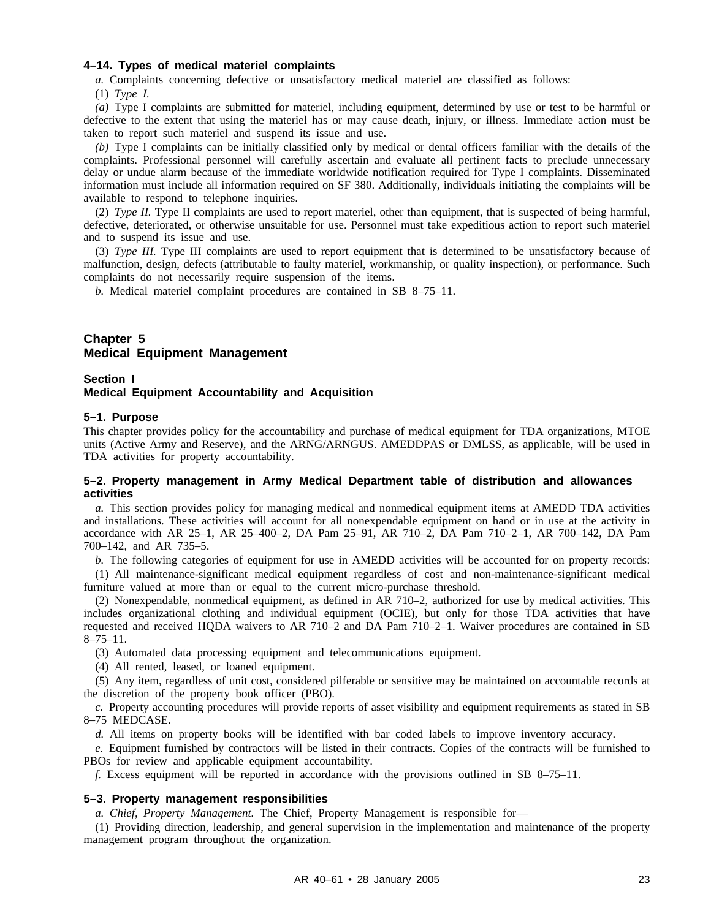### 4–14. Types of medical materiel complaints

*a.* Complaints concerning defective or unsatisfactory medical materiel are classified as follows:

(1) *Type I.*

*(a)* Type I complaints are submitted for materiel, including equipment, determined by use or test to be harmful or defective to the extent that using the materiel has or may cause death, injury, or illness. Immediate action must be taken to report such materiel and suspend its issue and use.

*(b)* Type I complaints can be initially classified only by medical or dental officers familiar with the details of the complaints. Professional personnel will carefully ascertain and evaluate all pertinent facts to preclude unnecessary delay or undue alarm because of the immediate worldwide notification required for Type I complaints. Disseminated information must include all information required on SF 380. Additionally, individuals initiating the complaints will be available to respond to telephone inquiries.

(2) *Type II.* Type II complaints are used to report materiel, other than equipment, that is suspected of being harmful, defective, deteriorated, or otherwise unsuitable for use. Personnel must take expeditious action to report such materiel and to suspend its issue and use.

(3) *Type III.* Type III complaints are used to report equipment that is determined to be unsatisfactory because of malfunction, design, defects (attributable to faulty materiel, workmanship, or quality inspection), or performance. Such complaints do not necessarily require suspension of the items.

*b.* Medical materiel complaint procedures are contained in SB 8–75–11.

# Chapter 5
# Medical Equipment Management

## Section I
## Medical Equipment Accountability and Acquisition

### 5–1. Purpose

This chapter provides policy for the accountability and purchase of medical equipment for TDA organizations, MTOE units (Active Army and Reserve), and the ARNG/ARNGUS. AMEDDPAS or DMLSS, as applicable, will be used in TDA activities for property accountability.

### 5–2. Property management in Army Medical Department table of distribution and allowances activities

*a.* This section provides policy for managing medical and nonmedical equipment items at AMEDD TDA activities and installations. These activities will account for all nonexpendable equipment on hand or in use at the activity in accordance with AR 25–1, AR 25–400–2, DA Pam 25–91, AR 710–2, DA Pam 710–2–1, AR 700–142, DA Pam 700–142, and AR 735–5.

*b.* The following categories of equipment for use in AMEDD activities will be accounted for on property records:

(1) All maintenance-significant medical equipment regardless of cost and non-maintenance-significant medical furniture valued at more than or equal to the current micro-purchase threshold.

(2) Nonexpendable, nonmedical equipment, as defined in AR 710–2, authorized for use by medical activities. This includes organizational clothing and individual equipment (OCIE), but only for those TDA activities that have requested and received HQDA waivers to AR 710–2 and DA Pam 710–2–1. Waiver procedures are contained in SB 8–75–11.

(3) Automated data processing equipment and telecommunications equipment.

(4) All rented, leased, or loaned equipment.

(5) Any item, regardless of unit cost, considered pilferable or sensitive may be maintained on accountable records at the discretion of the property book officer (PBO).

*c.* Property accounting procedures will provide reports of asset visibility and equipment requirements as stated in SB 8–75 MEDCASE.

*d.* All items on property books will be identified with bar coded labels to improve inventory accuracy.

*e.* Equipment furnished by contractors will be listed in their contracts. Copies of the contracts will be furnished to PBOs for review and applicable equipment accountability.

*f.* Excess equipment will be reported in accordance with the provisions outlined in SB 8–75–11.

### 5–3. Property management responsibilities

*a. Chief, Property Management.* The Chief, Property Management is responsible for—

(1) Providing direction, leadership, and general supervision in the implementation and maintenance of the property management program throughout the organization.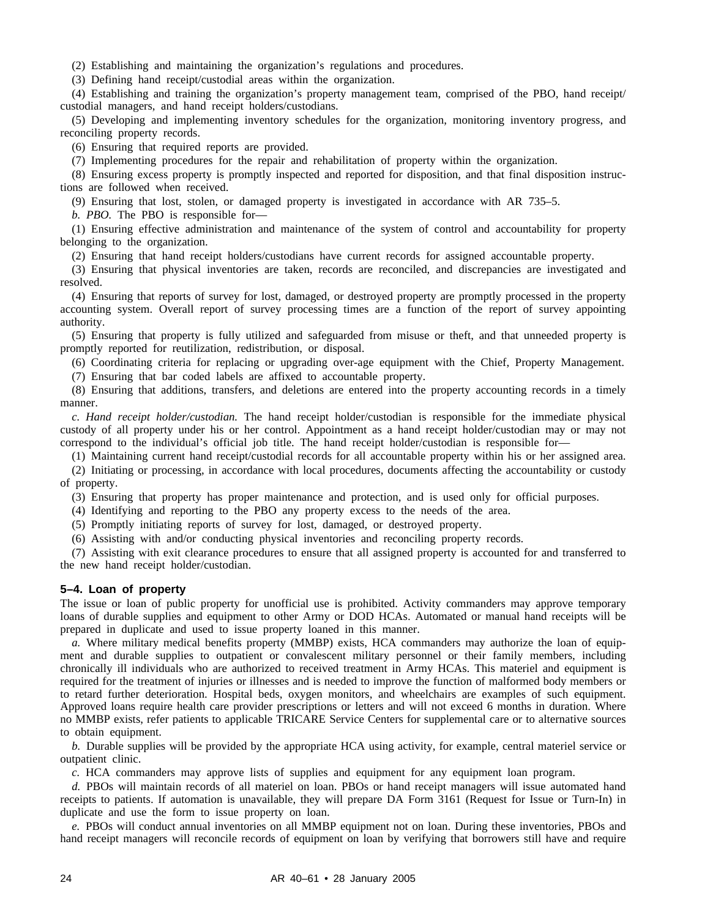(2) Establishing and maintaining the organization's regulations and procedures.

(3) Defining hand receipt/custodial areas within the organization.

(4) Establishing and training the organization's property management team, comprised of the PBO, hand receipt/custodial managers, and hand receipt holders/custodians.

(5) Developing and implementing inventory schedules for the organization, monitoring inventory progress, and reconciling property records.

(6) Ensuring that required reports are provided.

(7) Implementing procedures for the repair and rehabilitation of property within the organization.

(8) Ensuring excess property is promptly inspected and reported for disposition, and that final disposition instructions are followed when received.

(9) Ensuring that lost, stolen, or damaged property is investigated in accordance with AR 735–5.

*b. PBO.* The PBO is responsible for—

(1) Ensuring effective administration and maintenance of the system of control and accountability for property belonging to the organization.

(2) Ensuring that hand receipt holders/custodians have current records for assigned accountable property.

(3) Ensuring that physical inventories are taken, records are reconciled, and discrepancies are investigated and resolved.

(4) Ensuring that reports of survey for lost, damaged, or destroyed property are promptly processed in the property accounting system. Overall report of survey processing times are a function of the report of survey appointing authority.

(5) Ensuring that property is fully utilized and safeguarded from misuse or theft, and that unneeded property is promptly reported for reutilization, redistribution, or disposal.

(6) Coordinating criteria for replacing or upgrading over-age equipment with the Chief, Property Management.

(7) Ensuring that bar coded labels are affixed to accountable property.

(8) Ensuring that additions, transfers, and deletions are entered into the property accounting records in a timely manner.

*c. Hand receipt holder/custodian.* The hand receipt holder/custodian is responsible for the immediate physical custody of all property under his or her control. Appointment as a hand receipt holder/custodian may or may not correspond to the individual's official job title. The hand receipt holder/custodian is responsible for—

(1) Maintaining current hand receipt/custodial records for all accountable property within his or her assigned area.

(2) Initiating or processing, in accordance with local procedures, documents affecting the accountability or custody of property.

(3) Ensuring that property has proper maintenance and protection, and is used only for official purposes.

(4) Identifying and reporting to the PBO any property excess to the needs of the area.

(5) Promptly initiating reports of survey for lost, damaged, or destroyed property.

(6) Assisting with and/or conducting physical inventories and reconciling property records.

(7) Assisting with exit clearance procedures to ensure that all assigned property is accounted for and transferred to the new hand receipt holder/custodian.

### 5–4. Loan of property

The issue or loan of public property for unofficial use is prohibited. Activity commanders may approve temporary loans of durable supplies and equipment to other Army or DOD HCAs. Automated or manual hand receipts will be prepared in duplicate and used to issue property loaned in this manner.

*a.* Where military medical benefits property (MMBP) exists, HCA commanders may authorize the loan of equipment and durable supplies to outpatient or convalescent military personnel or their family members, including chronically ill individuals who are authorized to received treatment in Army HCAs. This materiel and equipment is required for the treatment of injuries or illnesses and is needed to improve the function of malformed body members or to retard further deterioration. Hospital beds, oxygen monitors, and wheelchairs are examples of such equipment. Approved loans require health care provider prescriptions or letters and will not exceed 6 months in duration. Where no MMBP exists, refer patients to applicable TRICARE Service Centers for supplemental care or to alternative sources to obtain equipment.

*b.* Durable supplies will be provided by the appropriate HCA using activity, for example, central materiel service or outpatient clinic.

*c.* HCA commanders may approve lists of supplies and equipment for any equipment loan program.

*d.* PBOs will maintain records of all materiel on loan. PBOs or hand receipt managers will issue automated hand receipts to patients. If automation is unavailable, they will prepare DA Form 3161 (Request for Issue or Turn-In) in duplicate and use the form to issue property on loan.

*e.* PBOs will conduct annual inventories on all MMBP equipment not on loan. During these inventories, PBOs and hand receipt managers will reconcile records of equipment on loan by verifying that borrowers still have and require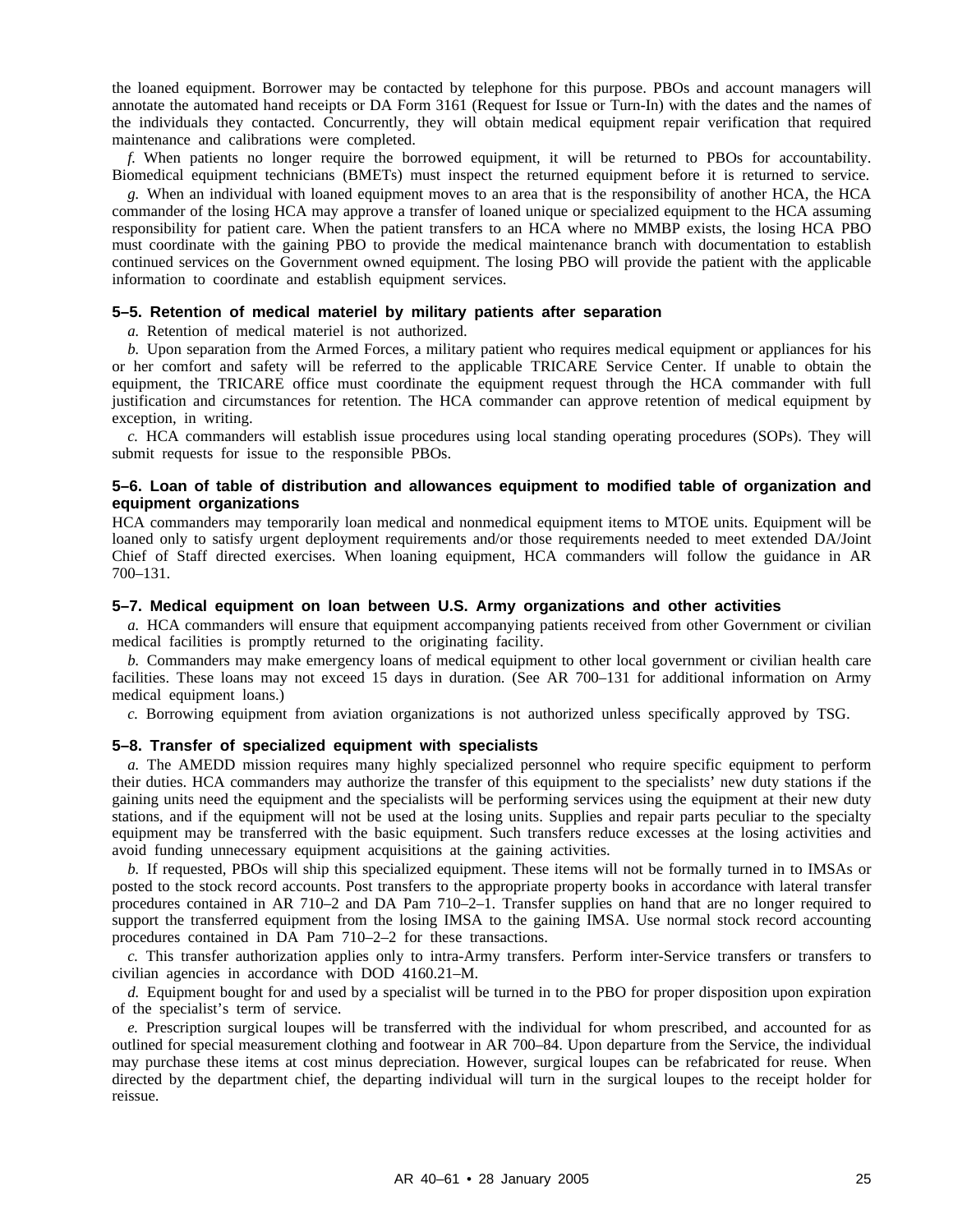the loaned equipment. Borrower may be contacted by telephone for this purpose. PBOs and account managers will annotate the automated hand receipts or DA Form 3161 (Request for Issue or Turn-In) with the dates and the names of the individuals they contacted. Concurrently, they will obtain medical equipment repair verification that required maintenance and calibrations were completed.

*f.* When patients no longer require the borrowed equipment, it will be returned to PBOs for accountability. Biomedical equipment technicians (BMETs) must inspect the returned equipment before it is returned to service.

*g.* When an individual with loaned equipment moves to an area that is the responsibility of another HCA, the HCA commander of the losing HCA may approve a transfer of loaned unique or specialized equipment to the HCA assuming responsibility for patient care. When the patient transfers to an HCA where no MMBP exists, the losing HCA PBO must coordinate with the gaining PBO to provide the medical maintenance branch with documentation to establish continued services on the Government owned equipment. The losing PBO will provide the patient with the applicable information to coordinate and establish equipment services.

### 5–5. Retention of medical materiel by military patients after separation

*a.* Retention of medical materiel is not authorized.

*b.* Upon separation from the Armed Forces, a military patient who requires medical equipment or appliances for his or her comfort and safety will be referred to the applicable TRICARE Service Center. If unable to obtain the equipment, the TRICARE office must coordinate the equipment request through the HCA commander with full justification and circumstances for retention. The HCA commander can approve retention of medical equipment by exception, in writing.

*c.* HCA commanders will establish issue procedures using local standing operating procedures (SOPs). They will submit requests for issue to the responsible PBOs.

### 5–6. Loan of table of distribution and allowances equipment to modified table of organization and equipment organizations

HCA commanders may temporarily loan medical and nonmedical equipment items to MTOE units. Equipment will be loaned only to satisfy urgent deployment requirements and/or those requirements needed to meet extended DA/Joint Chief of Staff directed exercises. When loaning equipment, HCA commanders will follow the guidance in AR 700–131.

### 5–7. Medical equipment on loan between U.S. Army organizations and other activities

*a.* HCA commanders will ensure that equipment accompanying patients received from other Government or civilian medical facilities is promptly returned to the originating facility.

*b.* Commanders may make emergency loans of medical equipment to other local government or civilian health care facilities. These loans may not exceed 15 days in duration. (See AR 700–131 for additional information on Army medical equipment loans.)

*c.* Borrowing equipment from aviation organizations is not authorized unless specifically approved by TSG.

### 5–8. Transfer of specialized equipment with specialists

*a.* The AMEDD mission requires many highly specialized personnel who require specific equipment to perform their duties. HCA commanders may authorize the transfer of this equipment to the specialists' new duty stations if the gaining units need the equipment and the specialists will be performing services using the equipment at their new duty stations, and if the equipment will not be used at the losing units. Supplies and repair parts peculiar to the specialty equipment may be transferred with the basic equipment. Such transfers reduce excesses at the losing activities and avoid funding unnecessary equipment acquisitions at the gaining activities.

*b.* If requested, PBOs will ship this specialized equipment. These items will not be formally turned in to IMSAs or posted to the stock record accounts. Post transfers to the appropriate property books in accordance with lateral transfer procedures contained in AR 710–2 and DA Pam 710–2–1. Transfer supplies on hand that are no longer required to support the transferred equipment from the losing IMSA to the gaining IMSA. Use normal stock record accounting procedures contained in DA Pam 710–2–2 for these transactions.

*c.* This transfer authorization applies only to intra-Army transfers. Perform inter-Service transfers or transfers to civilian agencies in accordance with DOD 4160.21–M.

*d.* Equipment bought for and used by a specialist will be turned in to the PBO for proper disposition upon expiration of the specialist's term of service.

*e.* Prescription surgical loupes will be transferred with the individual for whom prescribed, and accounted for as outlined for special measurement clothing and footwear in AR 700–84. Upon departure from the Service, the individual may purchase these items at cost minus depreciation. However, surgical loupes can be refabricated for reuse. When directed by the department chief, the departing individual will turn in the surgical loupes to the receipt holder for reissue.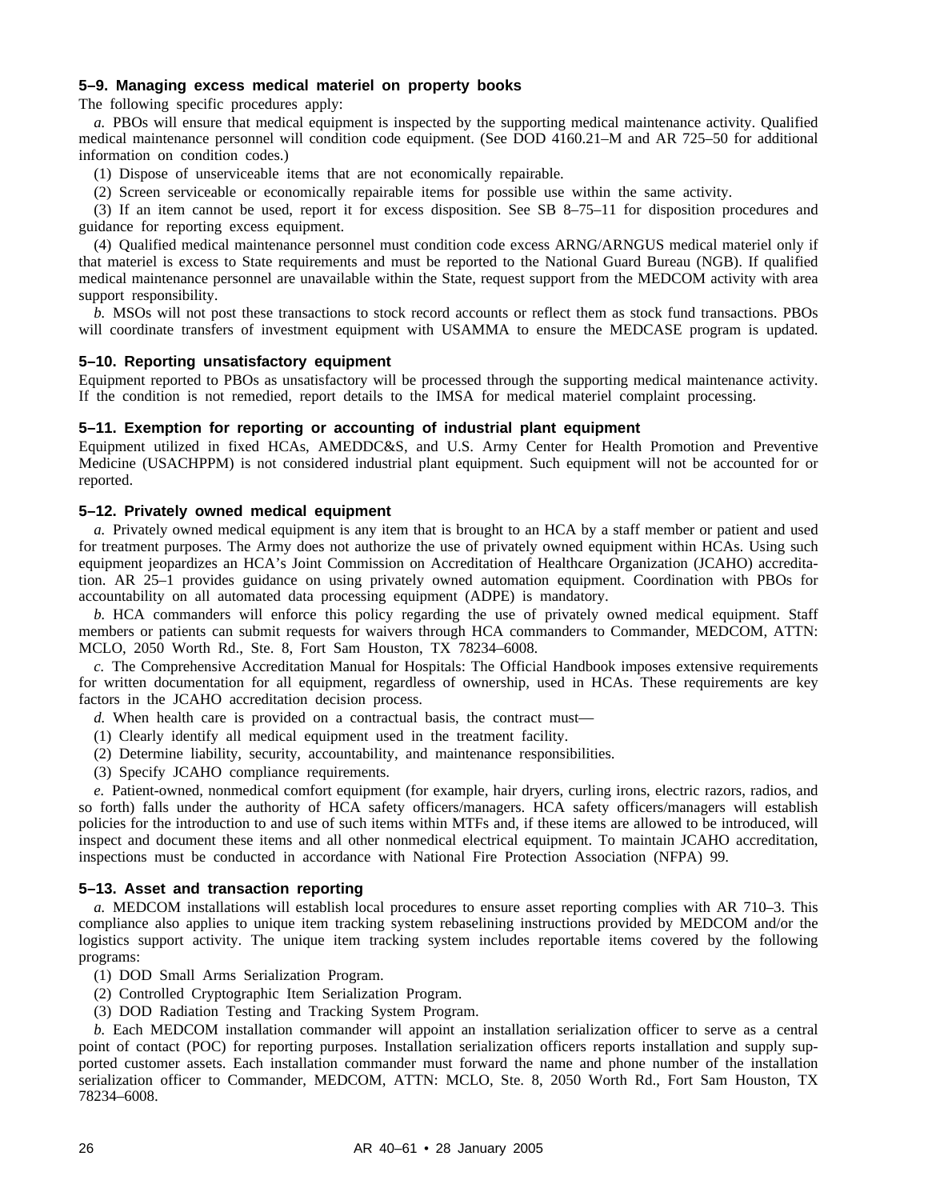### 5–9. Managing excess medical materiel on property books

The following specific procedures apply:

*a.* PBOs will ensure that medical equipment is inspected by the supporting medical maintenance activity. Qualified medical maintenance personnel will condition code equipment. (See DOD 4160.21–M and AR 725–50 for additional information on condition codes.)

(1) Dispose of unserviceable items that are not economically repairable.

(2) Screen serviceable or economically repairable items for possible use within the same activity.

(3) If an item cannot be used, report it for excess disposition. See SB 8–75–11 for disposition procedures and guidance for reporting excess equipment.

(4) Qualified medical maintenance personnel must condition code excess ARNG/ARNGUS medical materiel only if that materiel is excess to State requirements and must be reported to the National Guard Bureau (NGB). If qualified medical maintenance personnel are unavailable within the State, request support from the MEDCOM activity with area support responsibility.

*b.* MSOs will not post these transactions to stock record accounts or reflect them as stock fund transactions. PBOs will coordinate transfers of investment equipment with USAMMA to ensure the MEDCASE program is updated.

### 5–10. Reporting unsatisfactory equipment

Equipment reported to PBOs as unsatisfactory will be processed through the supporting medical maintenance activity. If the condition is not remedied, report details to the IMSA for medical materiel complaint processing.

### 5–11. Exemption for reporting or accounting of industrial plant equipment

Equipment utilized in fixed HCAs, AMEDDC&S, and U.S. Army Center for Health Promotion and Preventive Medicine (USACHPPM) is not considered industrial plant equipment. Such equipment will not be accounted for or reported.

### 5–12. Privately owned medical equipment

*a.* Privately owned medical equipment is any item that is brought to an HCA by a staff member or patient and used for treatment purposes. The Army does not authorize the use of privately owned equipment within HCAs. Using such equipment jeopardizes an HCA's Joint Commission on Accreditation of Healthcare Organization (JCAHO) accreditation. AR 25–1 provides guidance on using privately owned automation equipment. Coordination with PBOs for accountability on all automated data processing equipment (ADPE) is mandatory.

*b.* HCA commanders will enforce this policy regarding the use of privately owned medical equipment. Staff members or patients can submit requests for waivers through HCA commanders to Commander, MEDCOM, ATTN: MCLO, 2050 Worth Rd., Ste. 8, Fort Sam Houston, TX 78234–6008.

*c.* The Comprehensive Accreditation Manual for Hospitals: The Official Handbook imposes extensive requirements for written documentation for all equipment, regardless of ownership, used in HCAs. These requirements are key factors in the JCAHO accreditation decision process.

*d.* When health care is provided on a contractual basis, the contract must—

(1) Clearly identify all medical equipment used in the treatment facility.

(2) Determine liability, security, accountability, and maintenance responsibilities.

(3) Specify JCAHO compliance requirements.

*e.* Patient-owned, nonmedical comfort equipment (for example, hair dryers, curling irons, electric razors, radios, and so forth) falls under the authority of HCA safety officers/managers. HCA safety officers/managers will establish policies for the introduction to and use of such items within MTFs and, if these items are allowed to be introduced, will inspect and document these items and all other nonmedical electrical equipment. To maintain JCAHO accreditation, inspections must be conducted in accordance with National Fire Protection Association (NFPA) 99.

### 5–13. Asset and transaction reporting

*a.* MEDCOM installations will establish local procedures to ensure asset reporting complies with AR 710–3. This compliance also applies to unique item tracking system rebaselining instructions provided by MEDCOM and/or the logistics support activity. The unique item tracking system includes reportable items covered by the following programs:

(1) DOD Small Arms Serialization Program.

(2) Controlled Cryptographic Item Serialization Program.

(3) DOD Radiation Testing and Tracking System Program.

*b.* Each MEDCOM installation commander will appoint an installation serialization officer to serve as a central point of contact (POC) for reporting purposes. Installation serialization officers reports installation and supply supported customer assets. Each installation commander must forward the name and phone number of the installation serialization officer to Commander, MEDCOM, ATTN: MCLO, Ste. 8, 2050 Worth Rd., Fort Sam Houston, TX 78234–6008.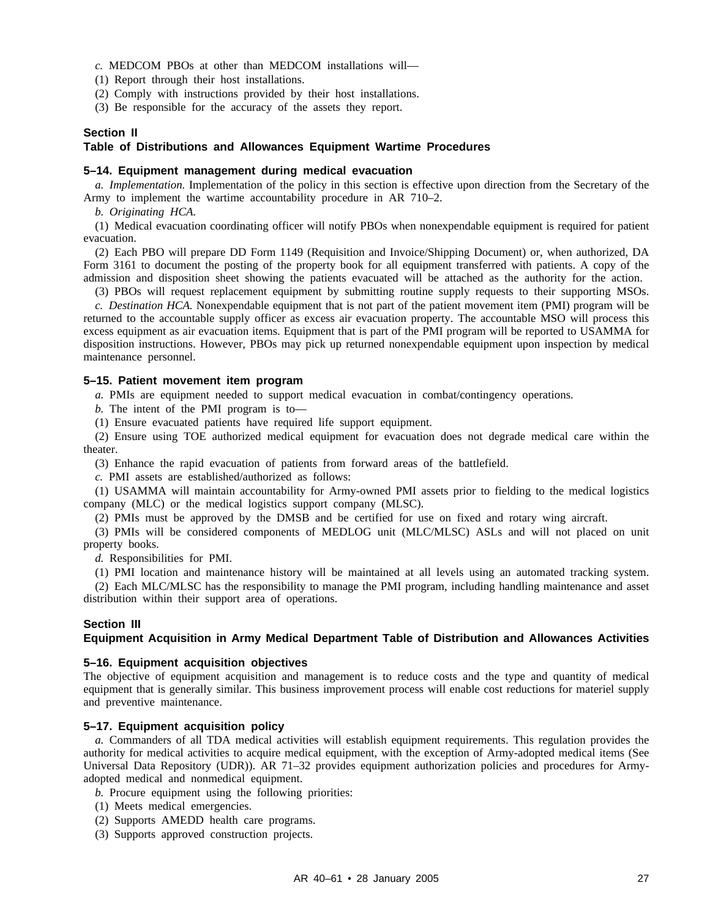*c.* MEDCOM PBOs at other than MEDCOM installations will—

(1) Report through their host installations.

(2) Comply with instructions provided by their host installations.

(3) Be responsible for the accuracy of the assets they report.

## Section II
## Table of Distributions and Allowances Equipment Wartime Procedures

### 5–14. Equipment management during medical evacuation

*a. Implementation.* Implementation of the policy in this section is effective upon direction from the Secretary of the Army to implement the wartime accountability procedure in AR 710–2.

*b. Originating HCA.*

(1) Medical evacuation coordinating officer will notify PBOs when nonexpendable equipment is required for patient evacuation.

(2) Each PBO will prepare DD Form 1149 (Requisition and Invoice/Shipping Document) or, when authorized, DA Form 3161 to document the posting of the property book for all equipment transferred with patients. A copy of the admission and disposition sheet showing the patients evacuated will be attached as the authority for the action.

(3) PBOs will request replacement equipment by submitting routine supply requests to their supporting MSOs.

*c. Destination HCA.* Nonexpendable equipment that is not part of the patient movement item (PMI) program will be returned to the accountable supply officer as excess air evacuation property. The accountable MSO will process this excess equipment as air evacuation items. Equipment that is part of the PMI program will be reported to USAMMA for disposition instructions. However, PBOs may pick up returned nonexpendable equipment upon inspection by medical maintenance personnel.

### 5–15. Patient movement item program

*a.* PMIs are equipment needed to support medical evacuation in combat/contingency operations.

*b.* The intent of the PMI program is to—

(1) Ensure evacuated patients have required life support equipment.

(2) Ensure using TOE authorized medical equipment for evacuation does not degrade medical care within the theater.

(3) Enhance the rapid evacuation of patients from forward areas of the battlefield.

*c.* PMI assets are established/authorized as follows:

(1) USAMMA will maintain accountability for Army-owned PMI assets prior to fielding to the medical logistics company (MLC) or the medical logistics support company (MLSC).

(2) PMIs must be approved by the DMSB and be certified for use on fixed and rotary wing aircraft.

(3) PMIs will be considered components of MEDLOG unit (MLC/MLSC) ASLs and will not placed on unit property books.

*d.* Responsibilities for PMI.

(1) PMI location and maintenance history will be maintained at all levels using an automated tracking system.

(2) Each MLC/MLSC has the responsibility to manage the PMI program, including handling maintenance and asset distribution within their support area of operations.

## Section III
## Equipment Acquisition in Army Medical Department Table of Distribution and Allowances Activities

### 5–16. Equipment acquisition objectives

The objective of equipment acquisition and management is to reduce costs and the type and quantity of medical equipment that is generally similar. This business improvement process will enable cost reductions for materiel supply and preventive maintenance.

### 5–17. Equipment acquisition policy

*a.* Commanders of all TDA medical activities will establish equipment requirements. This regulation provides the authority for medical activities to acquire medical equipment, with the exception of Army-adopted medical items (See Universal Data Repository (UDR)). AR 71–32 provides equipment authorization policies and procedures for Army-adopted medical and nonmedical equipment.

*b.* Procure equipment using the following priorities:

(1) Meets medical emergencies.

(2) Supports AMEDD health care programs.

(3) Supports approved construction projects.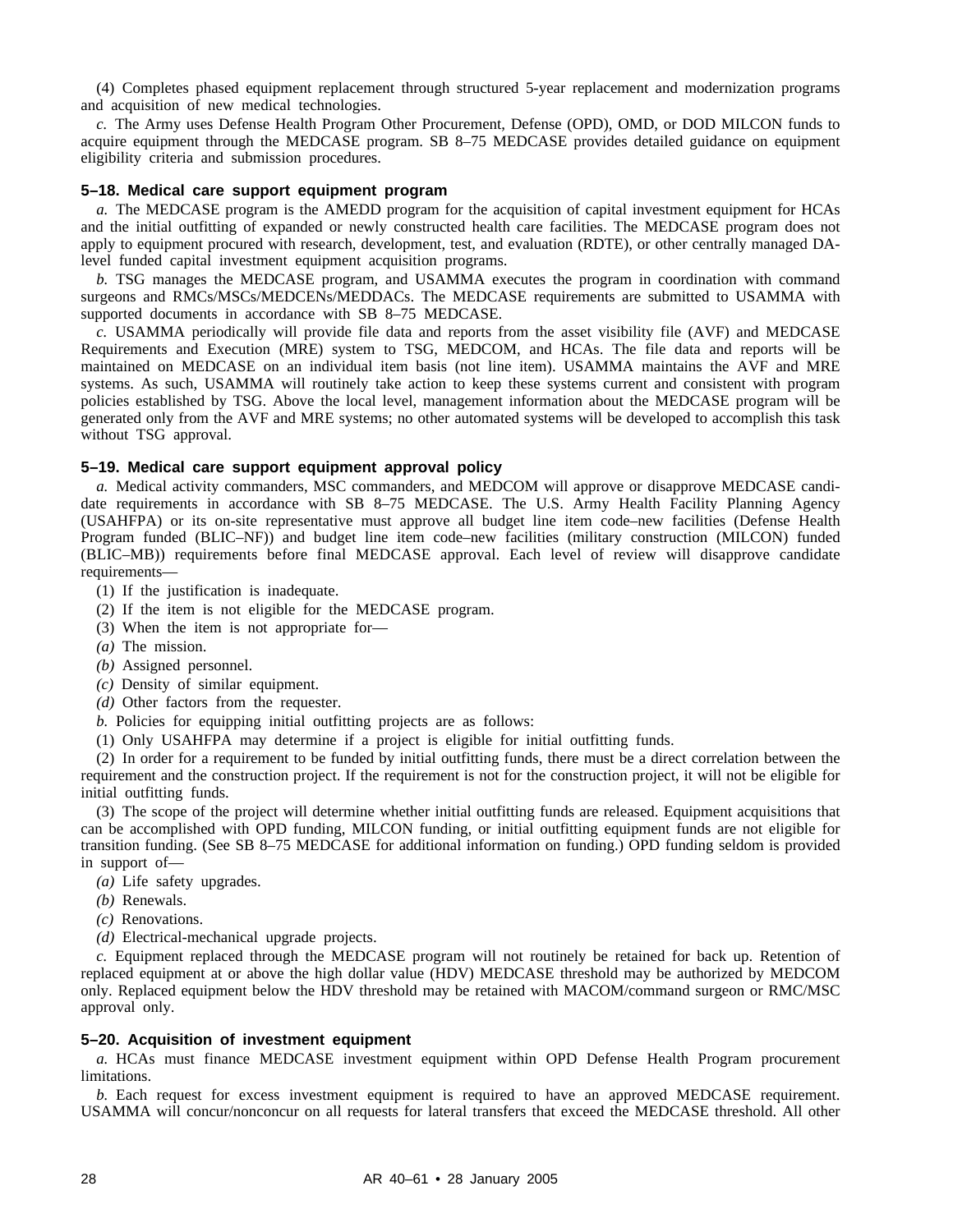(4) Completes phased equipment replacement through structured 5-year replacement and modernization programs and acquisition of new medical technologies.

*c.* The Army uses Defense Health Program Other Procurement, Defense (OPD), OMD, or DOD MILCON funds to acquire equipment through the MEDCASE program. SB 8–75 MEDCASE provides detailed guidance on equipment eligibility criteria and submission procedures.

### 5–18. Medical care support equipment program

*a.* The MEDCASE program is the AMEDD program for the acquisition of capital investment equipment for HCAs and the initial outfitting of expanded or newly constructed health care facilities. The MEDCASE program does not apply to equipment procured with research, development, test, and evaluation (RDTE), or other centrally managed DA-level funded capital investment equipment acquisition programs.

*b.* TSG manages the MEDCASE program, and USAMMA executes the program in coordination with command surgeons and RMCs/MSCs/MEDCENs/MEDDACs. The MEDCASE requirements are submitted to USAMMA with supported documents in accordance with SB 8–75 MEDCASE.

*c.* USAMMA periodically will provide file data and reports from the asset visibility file (AVF) and MEDCASE Requirements and Execution (MRE) system to TSG, MEDCOM, and HCAs. The file data and reports will be maintained on MEDCASE on an individual item basis (not line item). USAMMA maintains the AVF and MRE systems. As such, USAMMA will routinely take action to keep these systems current and consistent with program policies established by TSG. Above the local level, management information about the MEDCASE program will be generated only from the AVF and MRE systems; no other automated systems will be developed to accomplish this task without TSG approval.

### 5–19. Medical care support equipment approval policy

*a.* Medical activity commanders, MSC commanders, and MEDCOM will approve or disapprove MEDCASE candidate requirements in accordance with SB 8–75 MEDCASE. The U.S. Army Health Facility Planning Agency (USAHFPA) or its on-site representative must approve all budget line item code–new facilities (Defense Health Program funded (BLIC–NF)) and budget line item code–new facilities (military construction (MILCON) funded (BLIC–MB)) requirements before final MEDCASE approval. Each level of review will disapprove candidate requirements—

(1) If the justification is inadequate.

(2) If the item is not eligible for the MEDCASE program.

(3) When the item is not appropriate for—

*(a)* The mission.

*(b)* Assigned personnel.

*(c)* Density of similar equipment.

*(d)* Other factors from the requester.

*b.* Policies for equipping initial outfitting projects are as follows:

(1) Only USAHFPA may determine if a project is eligible for initial outfitting funds.

(2) In order for a requirement to be funded by initial outfitting funds, there must be a direct correlation between the requirement and the construction project. If the requirement is not for the construction project, it will not be eligible for initial outfitting funds.

(3) The scope of the project will determine whether initial outfitting funds are released. Equipment acquisitions that can be accomplished with OPD funding, MILCON funding, or initial outfitting equipment funds are not eligible for transition funding. (See SB 8–75 MEDCASE for additional information on funding.) OPD funding seldom is provided in support of—

*(a)* Life safety upgrades.

*(b)* Renewals.

*(c)* Renovations.

*(d)* Electrical-mechanical upgrade projects.

*c.* Equipment replaced through the MEDCASE program will not routinely be retained for back up. Retention of replaced equipment at or above the high dollar value (HDV) MEDCASE threshold may be authorized by MEDCOM only. Replaced equipment below the HDV threshold may be retained with MACOM/command surgeon or RMC/MSC approval only.

### 5–20. Acquisition of investment equipment

*a.* HCAs must finance MEDCASE investment equipment within OPD Defense Health Program procurement limitations.

*b.* Each request for excess investment equipment is required to have an approved MEDCASE requirement. USAMMA will concur/nonconcur on all requests for lateral transfers that exceed the MEDCASE threshold. All other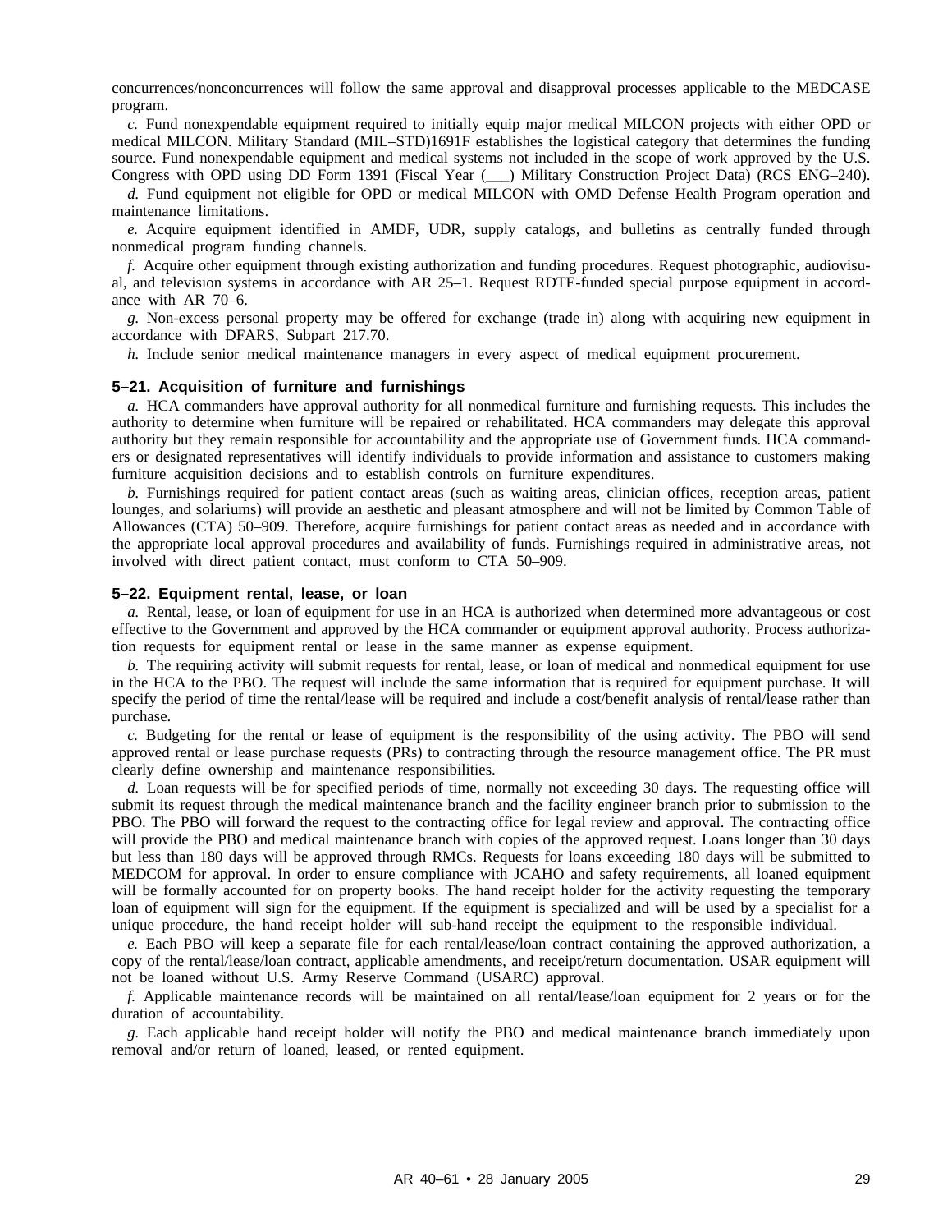concurrences/nonconcurrences will follow the same approval and disapproval processes applicable to the MEDCASE program.

*c.* Fund nonexpendable equipment required to initially equip major medical MILCON projects with either OPD or medical MILCON. Military Standard (MIL–STD)1691F establishes the logistical category that determines the funding source. Fund nonexpendable equipment and medical systems not included in the scope of work approved by the U.S. Congress with OPD using DD Form 1391 (Fiscal Year (___) Military Construction Project Data) (RCS ENG–240).

*d.* Fund equipment not eligible for OPD or medical MILCON with OMD Defense Health Program operation and maintenance limitations.

*e.* Acquire equipment identified in AMDF, UDR, supply catalogs, and bulletins as centrally funded through nonmedical program funding channels.

*f.* Acquire other equipment through existing authorization and funding procedures. Request photographic, audiovisual, and television systems in accordance with AR 25–1. Request RDTE-funded special purpose equipment in accordance with AR 70–6.

*g.* Non-excess personal property may be offered for exchange (trade in) along with acquiring new equipment in accordance with DFARS, Subpart 217.70.

*h.* Include senior medical maintenance managers in every aspect of medical equipment procurement.

### 5–21. Acquisition of furniture and furnishings

*a.* HCA commanders have approval authority for all nonmedical furniture and furnishing requests. This includes the authority to determine when furniture will be repaired or rehabilitated. HCA commanders may delegate this approval authority but they remain responsible for accountability and the appropriate use of Government funds. HCA commanders or designated representatives will identify individuals to provide information and assistance to customers making furniture acquisition decisions and to establish controls on furniture expenditures.

*b.* Furnishings required for patient contact areas (such as waiting areas, clinician offices, reception areas, patient lounges, and solariums) will provide an aesthetic and pleasant atmosphere and will not be limited by Common Table of Allowances (CTA) 50–909. Therefore, acquire furnishings for patient contact areas as needed and in accordance with the appropriate local approval procedures and availability of funds. Furnishings required in administrative areas, not involved with direct patient contact, must conform to CTA 50–909.

### 5–22. Equipment rental, lease, or loan

*a.* Rental, lease, or loan of equipment for use in an HCA is authorized when determined more advantageous or cost effective to the Government and approved by the HCA commander or equipment approval authority. Process authorization requests for equipment rental or lease in the same manner as expense equipment.

*b.* The requiring activity will submit requests for rental, lease, or loan of medical and nonmedical equipment for use in the HCA to the PBO. The request will include the same information that is required for equipment purchase. It will specify the period of time the rental/lease will be required and include a cost/benefit analysis of rental/lease rather than purchase.

*c.* Budgeting for the rental or lease of equipment is the responsibility of the using activity. The PBO will send approved rental or lease purchase requests (PRs) to contracting through the resource management office. The PR must clearly define ownership and maintenance responsibilities.

*d.* Loan requests will be for specified periods of time, normally not exceeding 30 days. The requesting office will submit its request through the medical maintenance branch and the facility engineer branch prior to submission to the PBO. The PBO will forward the request to the contracting office for legal review and approval. The contracting office will provide the PBO and medical maintenance branch with copies of the approved request. Loans longer than 30 days but less than 180 days will be approved through RMCs. Requests for loans exceeding 180 days will be submitted to MEDCOM for approval. In order to ensure compliance with JCAHO and safety requirements, all loaned equipment will be formally accounted for on property books. The hand receipt holder for the activity requesting the temporary loan of equipment will sign for the equipment. If the equipment is specialized and will be used by a specialist for a unique procedure, the hand receipt holder will sub-hand receipt the equipment to the responsible individual.

*e.* Each PBO will keep a separate file for each rental/lease/loan contract containing the approved authorization, a copy of the rental/lease/loan contract, applicable amendments, and receipt/return documentation. USAR equipment will not be loaned without U.S. Army Reserve Command (USARC) approval.

*f.* Applicable maintenance records will be maintained on all rental/lease/loan equipment for 2 years or for the duration of accountability.

*g.* Each applicable hand receipt holder will notify the PBO and medical maintenance branch immediately upon removal and/or return of loaned, leased, or rented equipment.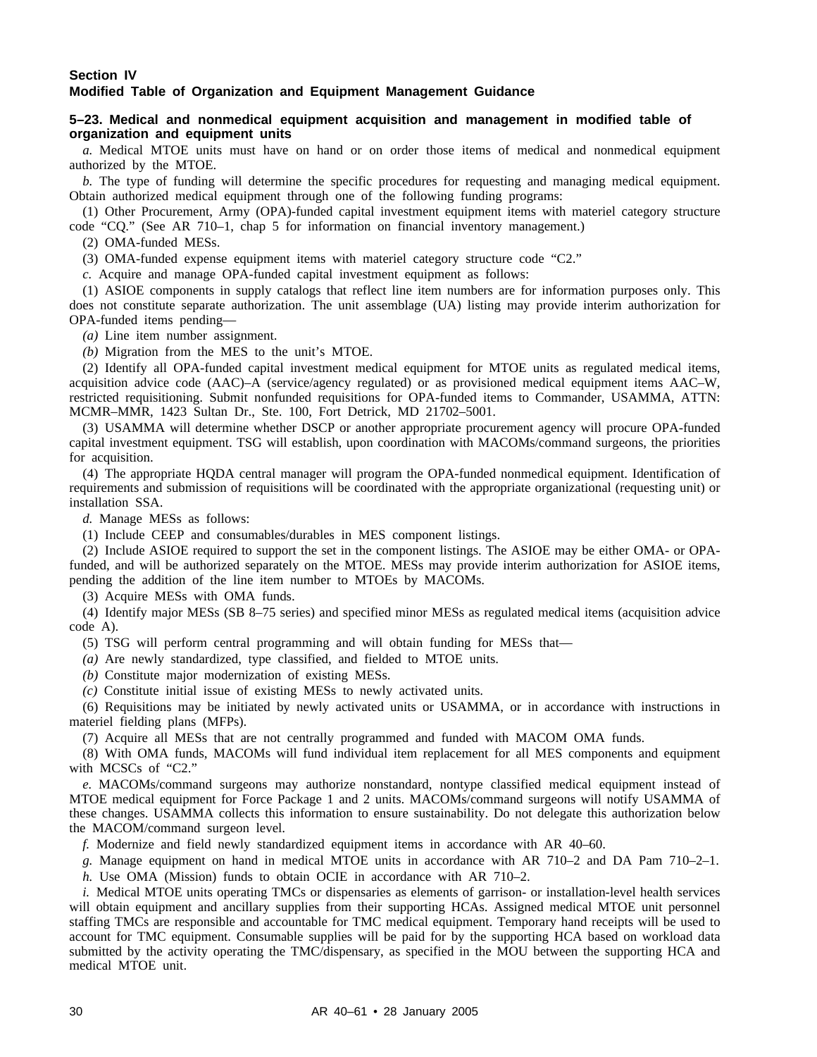## Section IV
## Modified Table of Organization and Equipment Management Guidance

### 5–23. Medical and nonmedical equipment acquisition and management in modified table of organization and equipment units

*a.* Medical MTOE units must have on hand or on order those items of medical and nonmedical equipment authorized by the MTOE.

*b.* The type of funding will determine the specific procedures for requesting and managing medical equipment. Obtain authorized medical equipment through one of the following funding programs:

(1) Other Procurement, Army (OPA)-funded capital investment equipment items with materiel category structure code "CQ." (See AR 710–1, chap 5 for information on financial inventory management.)

(2) OMA-funded MESs.

(3) OMA-funded expense equipment items with materiel category structure code "C2."

*c.* Acquire and manage OPA-funded capital investment equipment as follows:

(1) ASIOE components in supply catalogs that reflect line item numbers are for information purposes only. This does not constitute separate authorization. The unit assemblage (UA) listing may provide interim authorization for OPA-funded items pending—

*(a)* Line item number assignment.

*(b)* Migration from the MES to the unit's MTOE.

(2) Identify all OPA-funded capital investment medical equipment for MTOE units as regulated medical items, acquisition advice code (AAC)–A (service/agency regulated) or as provisioned medical equipment items AAC–W, restricted requisitioning. Submit nonfunded requisitions for OPA-funded items to Commander, USAMMA, ATTN: MCMR–MMR, 1423 Sultan Dr., Ste. 100, Fort Detrick, MD 21702–5001.

(3) USAMMA will determine whether DSCP or another appropriate procurement agency will procure OPA-funded capital investment equipment. TSG will establish, upon coordination with MACOMs/command surgeons, the priorities for acquisition.

(4) The appropriate HQDA central manager will program the OPA-funded nonmedical equipment. Identification of requirements and submission of requisitions will be coordinated with the appropriate organizational (requesting unit) or installation SSA.

*d.* Manage MESs as follows:

(1) Include CEEP and consumables/durables in MES component listings.

(2) Include ASIOE required to support the set in the component listings. The ASIOE may be either OMA- or OPA-funded, and will be authorized separately on the MTOE. MESs may provide interim authorization for ASIOE items, pending the addition of the line item number to MTOEs by MACOMs.

(3) Acquire MESs with OMA funds.

(4) Identify major MESs (SB 8–75 series) and specified minor MESs as regulated medical items (acquisition advice code A).

(5) TSG will perform central programming and will obtain funding for MESs that—

*(a)* Are newly standardized, type classified, and fielded to MTOE units.

*(b)* Constitute major modernization of existing MESs.

*(c)* Constitute initial issue of existing MESs to newly activated units.

(6) Requisitions may be initiated by newly activated units or USAMMA, or in accordance with instructions in materiel fielding plans (MFPs).

(7) Acquire all MESs that are not centrally programmed and funded with MACOM OMA funds.

(8) With OMA funds, MACOMs will fund individual item replacement for all MES components and equipment with MCSCs of "C2."

*e.* MACOMs/command surgeons may authorize nonstandard, nontype classified medical equipment instead of MTOE medical equipment for Force Package 1 and 2 units. MACOMs/command surgeons will notify USAMMA of these changes. USAMMA collects this information to ensure sustainability. Do not delegate this authorization below the MACOM/command surgeon level.

*f.* Modernize and field newly standardized equipment items in accordance with AR 40–60.

*g.* Manage equipment on hand in medical MTOE units in accordance with AR 710–2 and DA Pam 710–2–1.

*h.* Use OMA (Mission) funds to obtain OCIE in accordance with AR 710–2.

*i.* Medical MTOE units operating TMCs or dispensaries as elements of garrison- or installation-level health services will obtain equipment and ancillary supplies from their supporting HCAs. Assigned medical MTOE unit personnel staffing TMCs are responsible and accountable for TMC medical equipment. Temporary hand receipts will be used to account for TMC equipment. Consumable supplies will be paid for by the supporting HCA based on workload data submitted by the activity operating the TMC/dispensary, as specified in the MOU between the supporting HCA and medical MTOE unit.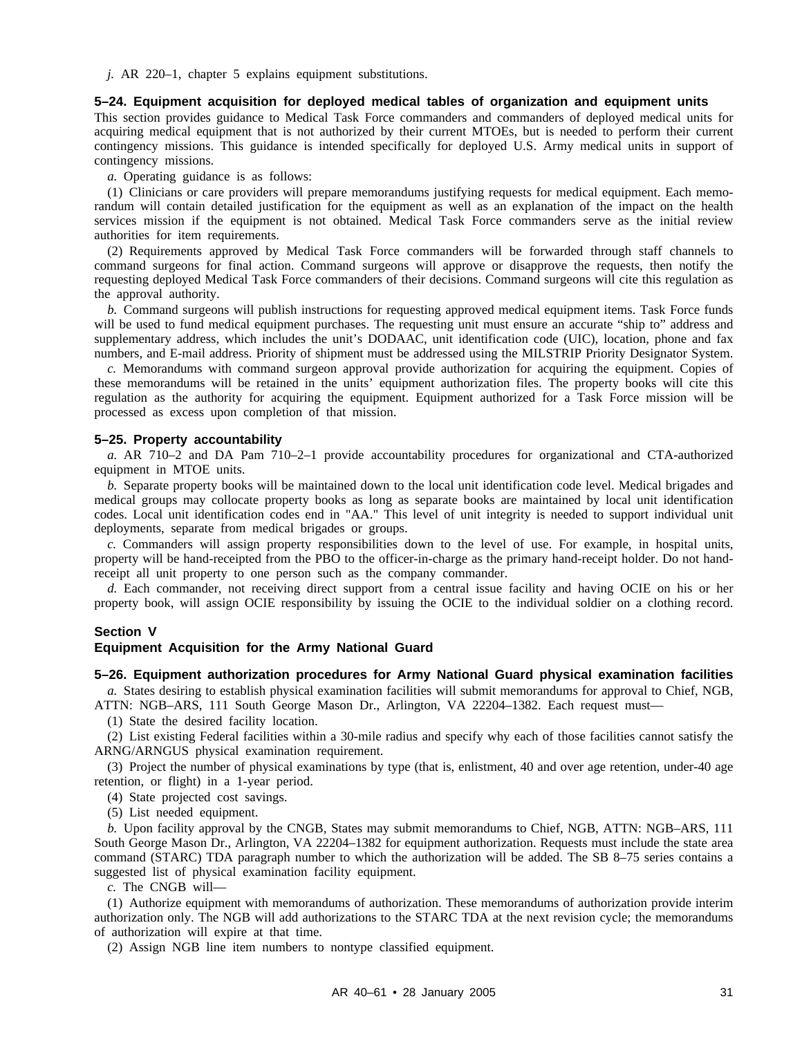*j.* AR 220–1, chapter 5 explains equipment substitutions.

### 5–24. Equipment acquisition for deployed medical tables of organization and equipment units

This section provides guidance to Medical Task Force commanders and commanders of deployed medical units for acquiring medical equipment that is not authorized by their current MTOEs, but is needed to perform their current contingency missions. This guidance is intended specifically for deployed U.S. Army medical units in support of contingency missions.

*a.* Operating guidance is as follows:

(1) Clinicians or care providers will prepare memorandums justifying requests for medical equipment. Each memorandum will contain detailed justification for the equipment as well as an explanation of the impact on the health services mission if the equipment is not obtained. Medical Task Force commanders serve as the initial review authorities for item requirements.

(2) Requirements approved by Medical Task Force commanders will be forwarded through staff channels to command surgeons for final action. Command surgeons will approve or disapprove the requests, then notify the requesting deployed Medical Task Force commanders of their decisions. Command surgeons will cite this regulation as the approval authority.

*b.* Command surgeons will publish instructions for requesting approved medical equipment items. Task Force funds will be used to fund medical equipment purchases. The requesting unit must ensure an accurate "ship to" address and supplementary address, which includes the unit's DODAAC, unit identification code (UIC), location, phone and fax numbers, and E-mail address. Priority of shipment must be addressed using the MILSTRIP Priority Designator System.

*c.* Memorandums with command surgeon approval provide authorization for acquiring the equipment. Copies of these memorandums will be retained in the units' equipment authorization files. The property books will cite this regulation as the authority for acquiring the equipment. Equipment authorized for a Task Force mission will be processed as excess upon completion of that mission.

### 5–25. Property accountability

*a.* AR 710–2 and DA Pam 710–2–1 provide accountability procedures for organizational and CTA-authorized equipment in MTOE units.

*b.* Separate property books will be maintained down to the local unit identification code level. Medical brigades and medical groups may collocate property books as long as separate books are maintained by local unit identification codes. Local unit identification codes end in "AA." This level of unit integrity is needed to support individual unit deployments, separate from medical brigades or groups.

*c.* Commanders will assign property responsibilities down to the level of use. For example, in hospital units, property will be hand-receipted from the PBO to the officer-in-charge as the primary hand-receipt holder. Do not hand-receipt all unit property to one person such as the company commander.

*d.* Each commander, not receiving direct support from a central issue facility and having OCIE on his or her property book, will assign OCIE responsibility by issuing the OCIE to the individual soldier on a clothing record.

## Section V
## Equipment Acquisition for the Army National Guard

### 5–26. Equipment authorization procedures for Army National Guard physical examination facilities

*a.* States desiring to establish physical examination facilities will submit memorandums for approval to Chief, NGB, ATTN: NGB–ARS, 111 South George Mason Dr., Arlington, VA 22204–1382. Each request must—

(1) State the desired facility location.

(2) List existing Federal facilities within a 30-mile radius and specify why each of those facilities cannot satisfy the ARNG/ARNGUS physical examination requirement.

(3) Project the number of physical examinations by type (that is, enlistment, 40 and over age retention, under-40 age retention, or flight) in a 1-year period.

(4) State projected cost savings.

(5) List needed equipment.

*b.* Upon facility approval by the CNGB, States may submit memorandums to Chief, NGB, ATTN: NGB–ARS, 111 South George Mason Dr., Arlington, VA 22204–1382 for equipment authorization. Requests must include the state area command (STARC) TDA paragraph number to which the authorization will be added. The SB 8–75 series contains a suggested list of physical examination facility equipment.

*c.* The CNGB will—

(1) Authorize equipment with memorandums of authorization. These memorandums of authorization provide interim authorization only. The NGB will add authorizations to the STARC TDA at the next revision cycle; the memorandums of authorization will expire at that time.

(2) Assign NGB line item numbers to nontype classified equipment.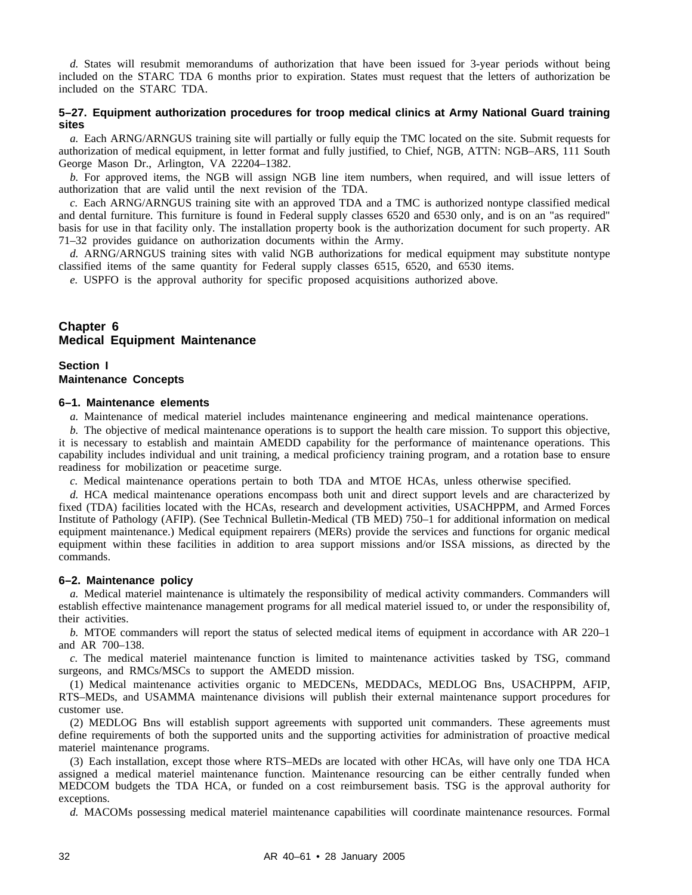*d.* States will resubmit memorandums of authorization that have been issued for 3-year periods without being included on the STARC TDA 6 months prior to expiration. States must request that the letters of authorization be included on the STARC TDA.

### 5–27. Equipment authorization procedures for troop medical clinics at Army National Guard training sites

*a.* Each ARNG/ARNGUS training site will partially or fully equip the TMC located on the site. Submit requests for authorization of medical equipment, in letter format and fully justified, to Chief, NGB, ATTN: NGB–ARS, 111 South George Mason Dr., Arlington, VA 22204–1382.

*b.* For approved items, the NGB will assign NGB line item numbers, when required, and will issue letters of authorization that are valid until the next revision of the TDA.

*c.* Each ARNG/ARNGUS training site with an approved TDA and a TMC is authorized nontype classified medical and dental furniture. This furniture is found in Federal supply classes 6520 and 6530 only, and is on an "as required" basis for use in that facility only. The installation property book is the authorization document for such property. AR 71–32 provides guidance on authorization documents within the Army.

*d.* ARNG/ARNGUS training sites with valid NGB authorizations for medical equipment may substitute nontype classified items of the same quantity for Federal supply classes 6515, 6520, and 6530 items.

*e.* USPFO is the approval authority for specific proposed acquisitions authorized above.

# Chapter 6
# Medical Equipment Maintenance

## Section I
## Maintenance Concepts

### 6–1. Maintenance elements

*a.* Maintenance of medical materiel includes maintenance engineering and medical maintenance operations.

*b.* The objective of medical maintenance operations is to support the health care mission. To support this objective, it is necessary to establish and maintain AMEDD capability for the performance of maintenance operations. This capability includes individual and unit training, a medical proficiency training program, and a rotation base to ensure readiness for mobilization or peacetime surge.

*c.* Medical maintenance operations pertain to both TDA and MTOE HCAs, unless otherwise specified.

*d.* HCA medical maintenance operations encompass both unit and direct support levels and are characterized by fixed (TDA) facilities located with the HCAs, research and development activities, USACHPPM, and Armed Forces Institute of Pathology (AFIP). (See Technical Bulletin-Medical (TB MED) 750–1 for additional information on medical equipment maintenance.) Medical equipment repairers (MERs) provide the services and functions for organic medical equipment within these facilities in addition to area support missions and/or ISSA missions, as directed by the commands.

### 6–2. Maintenance policy

*a.* Medical materiel maintenance is ultimately the responsibility of medical activity commanders. Commanders will establish effective maintenance management programs for all medical materiel issued to, or under the responsibility of, their activities.

*b.* MTOE commanders will report the status of selected medical items of equipment in accordance with AR 220–1 and AR 700–138.

*c.* The medical materiel maintenance function is limited to maintenance activities tasked by TSG, command surgeons, and RMCs/MSCs to support the AMEDD mission.

(1) Medical maintenance activities organic to MEDCENs, MEDDACs, MEDLOG Bns, USACHPPM, AFIP, RTS–MEDs, and USAMMA maintenance divisions will publish their external maintenance support procedures for customer use.

(2) MEDLOG Bns will establish support agreements with supported unit commanders. These agreements must define requirements of both the supported units and the supporting activities for administration of proactive medical materiel maintenance programs.

(3) Each installation, except those where RTS–MEDs are located with other HCAs, will have only one TDA HCA assigned a medical materiel maintenance function. Maintenance resourcing can be either centrally funded when MEDCOM budgets the TDA HCA, or funded on a cost reimbursement basis. TSG is the approval authority for exceptions.

*d.* MACOMs possessing medical materiel maintenance capabilities will coordinate maintenance resources. Formal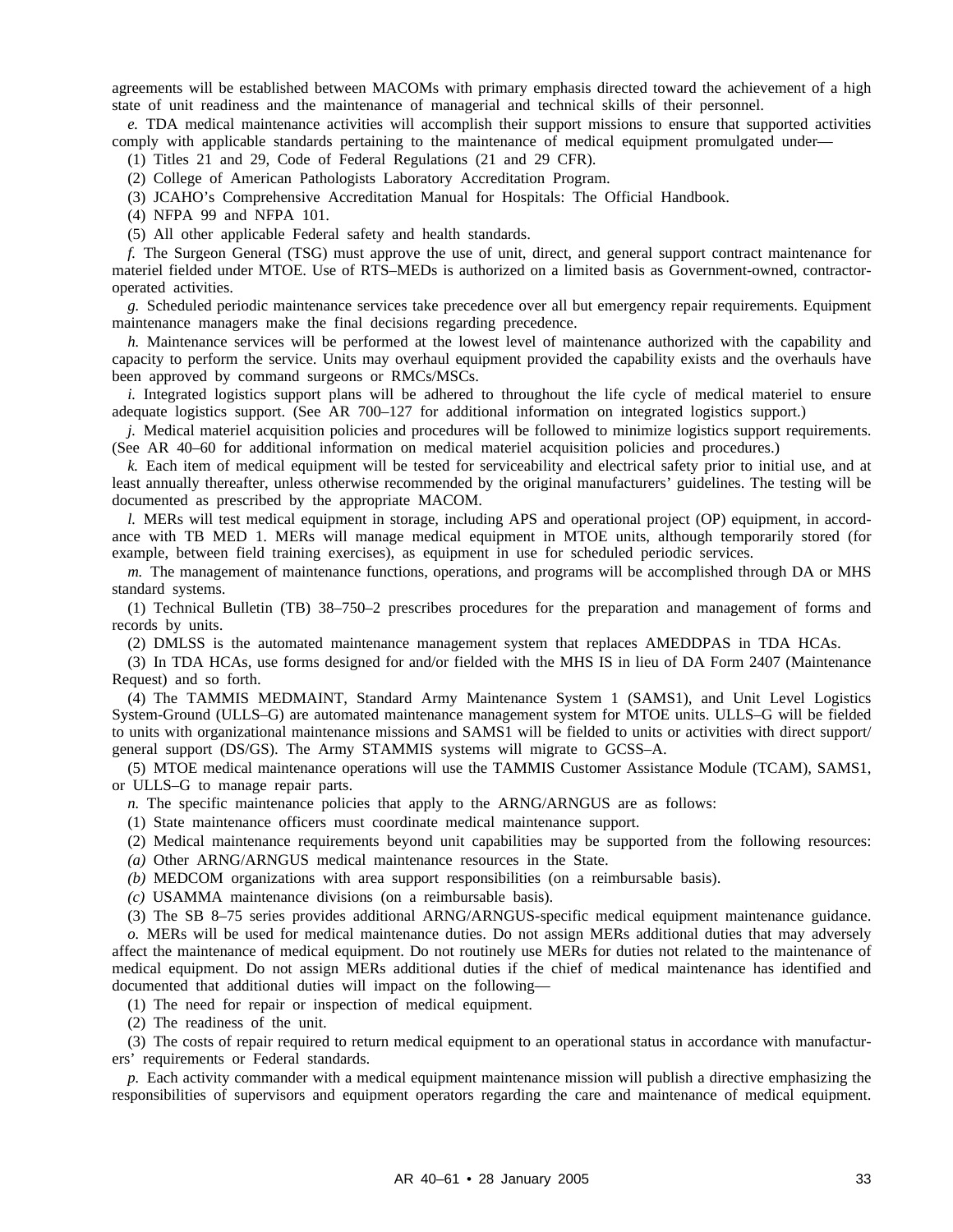agreements will be established between MACOMs with primary emphasis directed toward the achievement of a high state of unit readiness and the maintenance of managerial and technical skills of their personnel.

*e.* TDA medical maintenance activities will accomplish their support missions to ensure that supported activities comply with applicable standards pertaining to the maintenance of medical equipment promulgated under—

(1) Titles 21 and 29, Code of Federal Regulations (21 and 29 CFR).

(2) College of American Pathologists Laboratory Accreditation Program.

(3) JCAHO's Comprehensive Accreditation Manual for Hospitals: The Official Handbook.

(4) NFPA 99 and NFPA 101.

(5) All other applicable Federal safety and health standards.

*f.* The Surgeon General (TSG) must approve the use of unit, direct, and general support contract maintenance for materiel fielded under MTOE. Use of RTS–MEDs is authorized on a limited basis as Government-owned, contractor-operated activities.

*g.* Scheduled periodic maintenance services take precedence over all but emergency repair requirements. Equipment maintenance managers make the final decisions regarding precedence.

*h.* Maintenance services will be performed at the lowest level of maintenance authorized with the capability and capacity to perform the service. Units may overhaul equipment provided the capability exists and the overhauls have been approved by command surgeons or RMCs/MSCs.

*i.* Integrated logistics support plans will be adhered to throughout the life cycle of medical materiel to ensure adequate logistics support. (See AR 700–127 for additional information on integrated logistics support.)

*j.* Medical materiel acquisition policies and procedures will be followed to minimize logistics support requirements. (See AR 40–60 for additional information on medical materiel acquisition policies and procedures.)

*k.* Each item of medical equipment will be tested for serviceability and electrical safety prior to initial use, and at least annually thereafter, unless otherwise recommended by the original manufacturers' guidelines. The testing will be documented as prescribed by the appropriate MACOM.

*l.* MERs will test medical equipment in storage, including APS and operational project (OP) equipment, in accordance with TB MED 1. MERs will manage medical equipment in MTOE units, although temporarily stored (for example, between field training exercises), as equipment in use for scheduled periodic services.

*m.* The management of maintenance functions, operations, and programs will be accomplished through DA or MHS standard systems.

(1) Technical Bulletin (TB) 38–750–2 prescribes procedures for the preparation and management of forms and records by units.

(2) DMLSS is the automated maintenance management system that replaces AMEDDPAS in TDA HCAs.

(3) In TDA HCAs, use forms designed for and/or fielded with the MHS IS in lieu of DA Form 2407 (Maintenance Request) and so forth.

(4) The TAMMIS MEDMAINT, Standard Army Maintenance System 1 (SAMS1), and Unit Level Logistics System-Ground (ULLS–G) are automated maintenance management system for MTOE units. ULLS–G will be fielded to units with organizational maintenance missions and SAMS1 will be fielded to units or activities with direct support/general support (DS/GS). The Army STAMMIS systems will migrate to GCSS–A.

(5) MTOE medical maintenance operations will use the TAMMIS Customer Assistance Module (TCAM), SAMS1, or ULLS–G to manage repair parts.

*n.* The specific maintenance policies that apply to the ARNG/ARNGUS are as follows:

(1) State maintenance officers must coordinate medical maintenance support.

(2) Medical maintenance requirements beyond unit capabilities may be supported from the following resources:

*(a)* Other ARNG/ARNGUS medical maintenance resources in the State.

*(b)* MEDCOM organizations with area support responsibilities (on a reimbursable basis).

*(c)* USAMMA maintenance divisions (on a reimbursable basis).

(3) The SB 8–75 series provides additional ARNG/ARNGUS-specific medical equipment maintenance guidance.

*o.* MERs will be used for medical maintenance duties. Do not assign MERs additional duties that may adversely affect the maintenance of medical equipment. Do not routinely use MERs for duties not related to the maintenance of medical equipment. Do not assign MERs additional duties if the chief of medical maintenance has identified and documented that additional duties will impact on the following—

(1) The need for repair or inspection of medical equipment.

(2) The readiness of the unit.

(3) The costs of repair required to return medical equipment to an operational status in accordance with manufacturers' requirements or Federal standards.

*p.* Each activity commander with a medical equipment maintenance mission will publish a directive emphasizing the responsibilities of supervisors and equipment operators regarding the care and maintenance of medical equipment.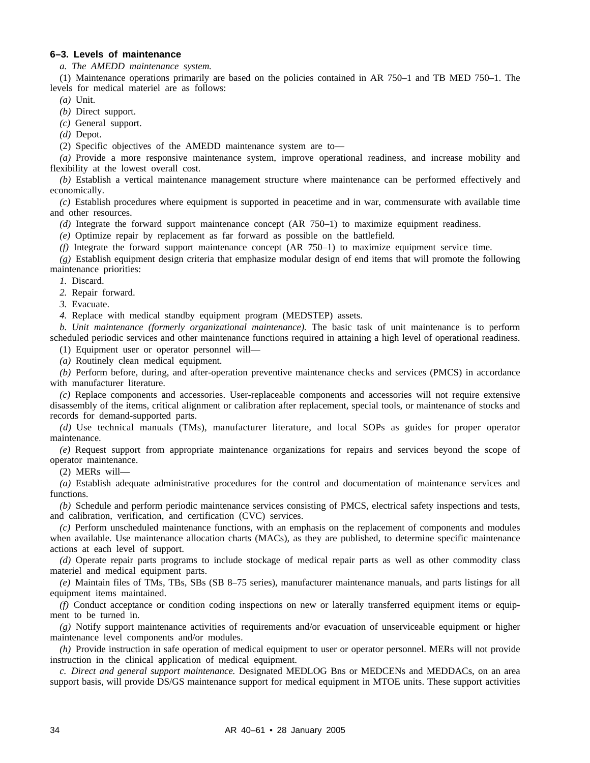### 6–3. Levels of maintenance

*a. The AMEDD maintenance system.*

(1) Maintenance operations primarily are based on the policies contained in AR 750–1 and TB MED 750–1. The levels for medical materiel are as follows:

*(a)* Unit.

*(b)* Direct support.

*(c)* General support.

*(d)* Depot.

(2) Specific objectives of the AMEDD maintenance system are to—

*(a)* Provide a more responsive maintenance system, improve operational readiness, and increase mobility and flexibility at the lowest overall cost.

*(b)* Establish a vertical maintenance management structure where maintenance can be performed effectively and economically.

*(c)* Establish procedures where equipment is supported in peacetime and in war, commensurate with available time and other resources.

*(d)* Integrate the forward support maintenance concept (AR 750–1) to maximize equipment readiness.

*(e)* Optimize repair by replacement as far forward as possible on the battlefield.

*(f)* Integrate the forward support maintenance concept (AR 750–1) to maximize equipment service time.

*(g)* Establish equipment design criteria that emphasize modular design of end items that will promote the following maintenance priorities:

*1.* Discard.

*2.* Repair forward.

*3.* Evacuate.

*4.* Replace with medical standby equipment program (MEDSTEP) assets.

*b. Unit maintenance (formerly organizational maintenance).* The basic task of unit maintenance is to perform scheduled periodic services and other maintenance functions required in attaining a high level of operational readiness.

(1) Equipment user or operator personnel will—

*(a)* Routinely clean medical equipment.

*(b)* Perform before, during, and after-operation preventive maintenance checks and services (PMCS) in accordance with manufacturer literature.

*(c)* Replace components and accessories. User-replaceable components and accessories will not require extensive disassembly of the items, critical alignment or calibration after replacement, special tools, or maintenance of stocks and records for demand-supported parts.

*(d)* Use technical manuals (TMs), manufacturer literature, and local SOPs as guides for proper operator maintenance.

*(e)* Request support from appropriate maintenance organizations for repairs and services beyond the scope of operator maintenance.

(2) MERs will—

*(a)* Establish adequate administrative procedures for the control and documentation of maintenance services and functions.

*(b)* Schedule and perform periodic maintenance services consisting of PMCS, electrical safety inspections and tests, and calibration, verification, and certification (CVC) services.

*(c)* Perform unscheduled maintenance functions, with an emphasis on the replacement of components and modules when available. Use maintenance allocation charts (MACs), as they are published, to determine specific maintenance actions at each level of support.

*(d)* Operate repair parts programs to include stockage of medical repair parts as well as other commodity class materiel and medical equipment parts.

*(e)* Maintain files of TMs, TBs, SBs (SB 8–75 series), manufacturer maintenance manuals, and parts listings for all equipment items maintained.

*(f)* Conduct acceptance or condition coding inspections on new or laterally transferred equipment items or equipment to be turned in.

*(g)* Notify support maintenance activities of requirements and/or evacuation of unserviceable equipment or higher maintenance level components and/or modules.

*(h)* Provide instruction in safe operation of medical equipment to user or operator personnel. MERs will not provide instruction in the clinical application of medical equipment.

*c. Direct and general support maintenance.* Designated MEDLOG Bns or MEDCENs and MEDDACs, on an area support basis, will provide DS/GS maintenance support for medical equipment in MTOE units. These support activities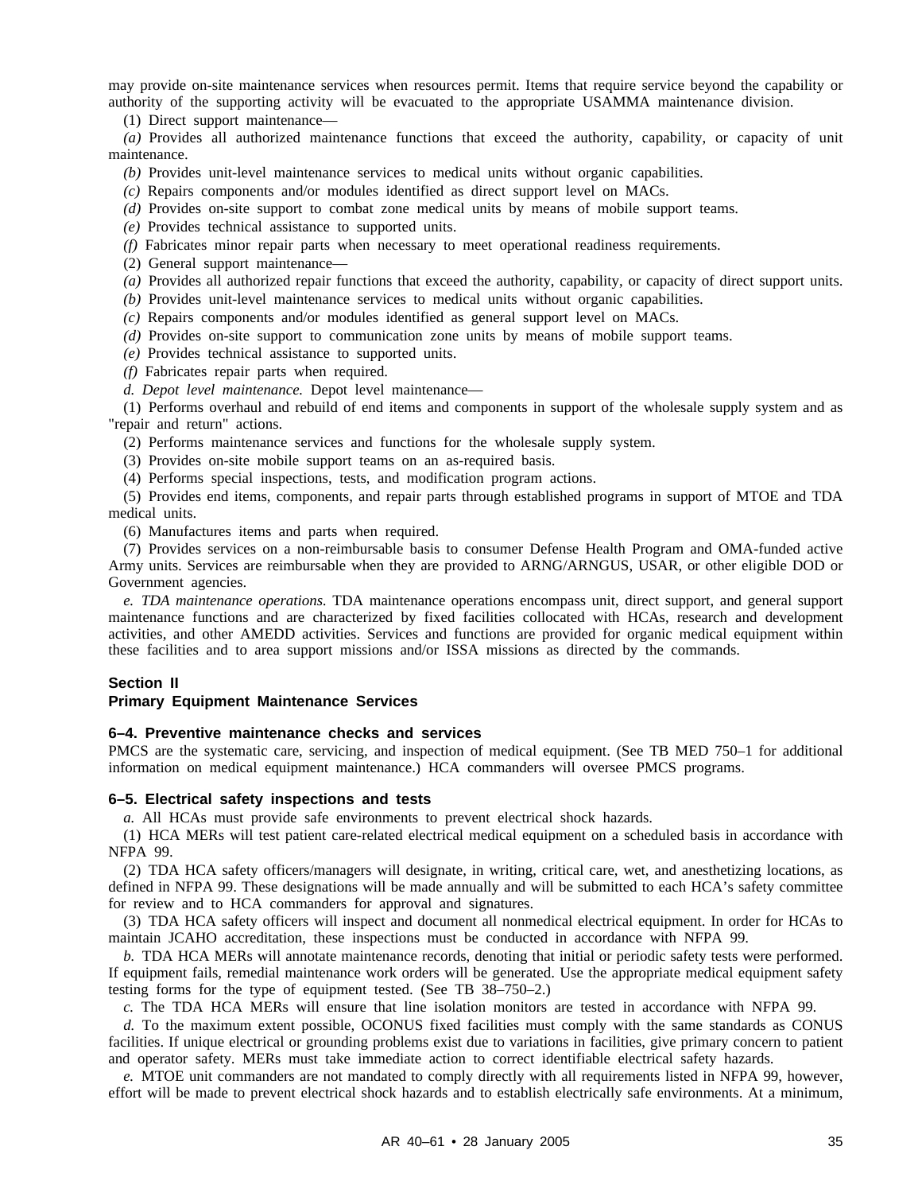may provide on-site maintenance services when resources permit. Items that require service beyond the capability or authority of the supporting activity will be evacuated to the appropriate USAMMA maintenance division.

(1) Direct support maintenance—

*(a)* Provides all authorized maintenance functions that exceed the authority, capability, or capacity of unit maintenance.

*(b)* Provides unit-level maintenance services to medical units without organic capabilities.

*(c)* Repairs components and/or modules identified as direct support level on MACs.

*(d)* Provides on-site support to combat zone medical units by means of mobile support teams.

*(e)* Provides technical assistance to supported units.

*(f)* Fabricates minor repair parts when necessary to meet operational readiness requirements.

(2) General support maintenance—

*(a)* Provides all authorized repair functions that exceed the authority, capability, or capacity of direct support units.

*(b)* Provides unit-level maintenance services to medical units without organic capabilities.

*(c)* Repairs components and/or modules identified as general support level on MACs.

*(d)* Provides on-site support to communication zone units by means of mobile support teams.

*(e)* Provides technical assistance to supported units.

*(f)* Fabricates repair parts when required.

*d. Depot level maintenance.* Depot level maintenance—

(1) Performs overhaul and rebuild of end items and components in support of the wholesale supply system and as "repair and return" actions.

(2) Performs maintenance services and functions for the wholesale supply system.

(3) Provides on-site mobile support teams on an as-required basis.

(4) Performs special inspections, tests, and modification program actions.

(5) Provides end items, components, and repair parts through established programs in support of MTOE and TDA medical units.

(6) Manufactures items and parts when required.

(7) Provides services on a non-reimbursable basis to consumer Defense Health Program and OMA-funded active Army units. Services are reimbursable when they are provided to ARNG/ARNGUS, USAR, or other eligible DOD or Government agencies.

*e. TDA maintenance operations.* TDA maintenance operations encompass unit, direct support, and general support maintenance functions and are characterized by fixed facilities collocated with HCAs, research and development activities, and other AMEDD activities. Services and functions are provided for organic medical equipment within these facilities and to area support missions and/or ISSA missions as directed by the commands.

## Section II
## Primary Equipment Maintenance Services

### 6–4. Preventive maintenance checks and services

PMCS are the systematic care, servicing, and inspection of medical equipment. (See TB MED 750–1 for additional information on medical equipment maintenance.) HCA commanders will oversee PMCS programs.

### 6–5. Electrical safety inspections and tests

*a.* All HCAs must provide safe environments to prevent electrical shock hazards.

(1) HCA MERs will test patient care-related electrical medical equipment on a scheduled basis in accordance with NFPA 99.

(2) TDA HCA safety officers/managers will designate, in writing, critical care, wet, and anesthetizing locations, as defined in NFPA 99. These designations will be made annually and will be submitted to each HCA's safety committee for review and to HCA commanders for approval and signatures.

(3) TDA HCA safety officers will inspect and document all nonmedical electrical equipment. In order for HCAs to maintain JCAHO accreditation, these inspections must be conducted in accordance with NFPA 99.

*b.* TDA HCA MERs will annotate maintenance records, denoting that initial or periodic safety tests were performed. If equipment fails, remedial maintenance work orders will be generated. Use the appropriate medical equipment safety testing forms for the type of equipment tested. (See TB 38–750–2.)

*c.* The TDA HCA MERs will ensure that line isolation monitors are tested in accordance with NFPA 99.

*d.* To the maximum extent possible, OCONUS fixed facilities must comply with the same standards as CONUS facilities. If unique electrical or grounding problems exist due to variations in facilities, give primary concern to patient and operator safety. MERs must take immediate action to correct identifiable electrical safety hazards.

*e.* MTOE unit commanders are not mandated to comply directly with all requirements listed in NFPA 99, however, effort will be made to prevent electrical shock hazards and to establish electrically safe environments. At a minimum,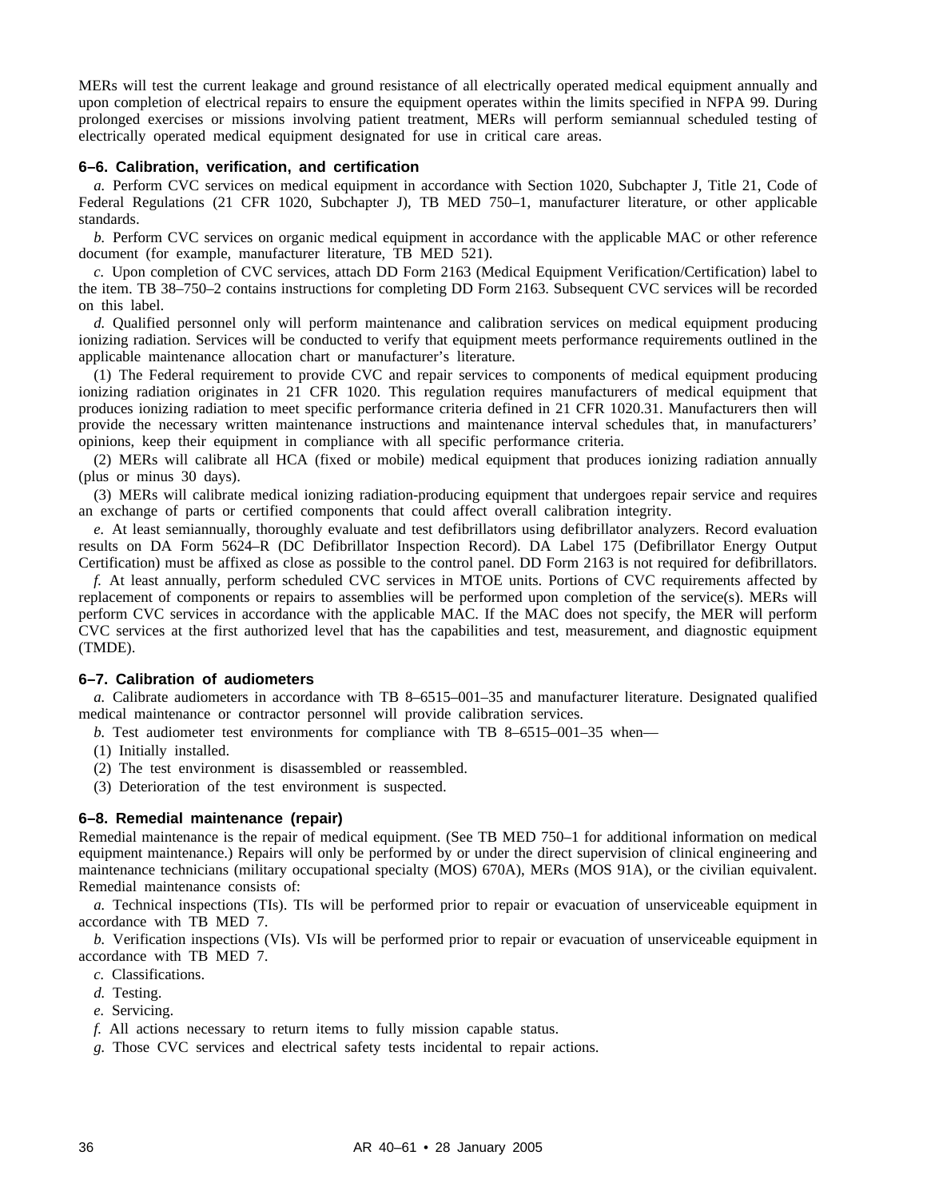MERs will test the current leakage and ground resistance of all electrically operated medical equipment annually and upon completion of electrical repairs to ensure the equipment operates within the limits specified in NFPA 99. During prolonged exercises or missions involving patient treatment, MERs will perform semiannual scheduled testing of electrically operated medical equipment designated for use in critical care areas.

### 6–6. Calibration, verification, and certification

*a.* Perform CVC services on medical equipment in accordance with Section 1020, Subchapter J, Title 21, Code of Federal Regulations (21 CFR 1020, Subchapter J), TB MED 750–1, manufacturer literature, or other applicable standards.

*b.* Perform CVC services on organic medical equipment in accordance with the applicable MAC or other reference document (for example, manufacturer literature, TB MED 521).

*c.* Upon completion of CVC services, attach DD Form 2163 (Medical Equipment Verification/Certification) label to the item. TB 38–750–2 contains instructions for completing DD Form 2163. Subsequent CVC services will be recorded on this label.

*d.* Qualified personnel only will perform maintenance and calibration services on medical equipment producing ionizing radiation. Services will be conducted to verify that equipment meets performance requirements outlined in the applicable maintenance allocation chart or manufacturer's literature.

(1) The Federal requirement to provide CVC and repair services to components of medical equipment producing ionizing radiation originates in 21 CFR 1020. This regulation requires manufacturers of medical equipment that produces ionizing radiation to meet specific performance criteria defined in 21 CFR 1020.31. Manufacturers then will provide the necessary written maintenance instructions and maintenance interval schedules that, in manufacturers' opinions, keep their equipment in compliance with all specific performance criteria.

(2) MERs will calibrate all HCA (fixed or mobile) medical equipment that produces ionizing radiation annually (plus or minus 30 days).

(3) MERs will calibrate medical ionizing radiation-producing equipment that undergoes repair service and requires an exchange of parts or certified components that could affect overall calibration integrity.

*e.* At least semiannually, thoroughly evaluate and test defibrillators using defibrillator analyzers. Record evaluation results on DA Form 5624–R (DC Defibrillator Inspection Record). DA Label 175 (Defibrillator Energy Output Certification) must be affixed as close as possible to the control panel. DD Form 2163 is not required for defibrillators.

*f.* At least annually, perform scheduled CVC services in MTOE units. Portions of CVC requirements affected by replacement of components or repairs to assemblies will be performed upon completion of the service(s). MERs will perform CVC services in accordance with the applicable MAC. If the MAC does not specify, the MER will perform CVC services at the first authorized level that has the capabilities and test, measurement, and diagnostic equipment (TMDE).

### 6–7. Calibration of audiometers

*a.* Calibrate audiometers in accordance with TB 8–6515–001–35 and manufacturer literature. Designated qualified medical maintenance or contractor personnel will provide calibration services.

*b.* Test audiometer test environments for compliance with TB 8–6515–001–35 when—

(1) Initially installed.

(2) The test environment is disassembled or reassembled.

(3) Deterioration of the test environment is suspected.

### 6–8. Remedial maintenance (repair)

Remedial maintenance is the repair of medical equipment. (See TB MED 750–1 for additional information on medical equipment maintenance.) Repairs will only be performed by or under the direct supervision of clinical engineering and maintenance technicians (military occupational specialty (MOS) 670A), MERs (MOS 91A), or the civilian equivalent. Remedial maintenance consists of:

*a.* Technical inspections (TIs). TIs will be performed prior to repair or evacuation of unserviceable equipment in accordance with TB MED 7.

*b.* Verification inspections (VIs). VIs will be performed prior to repair or evacuation of unserviceable equipment in accordance with TB MED 7.

*c.* Classifications.

*d.* Testing.

*e.* Servicing.

*f.* All actions necessary to return items to fully mission capable status.

*g.* Those CVC services and electrical safety tests incidental to repair actions.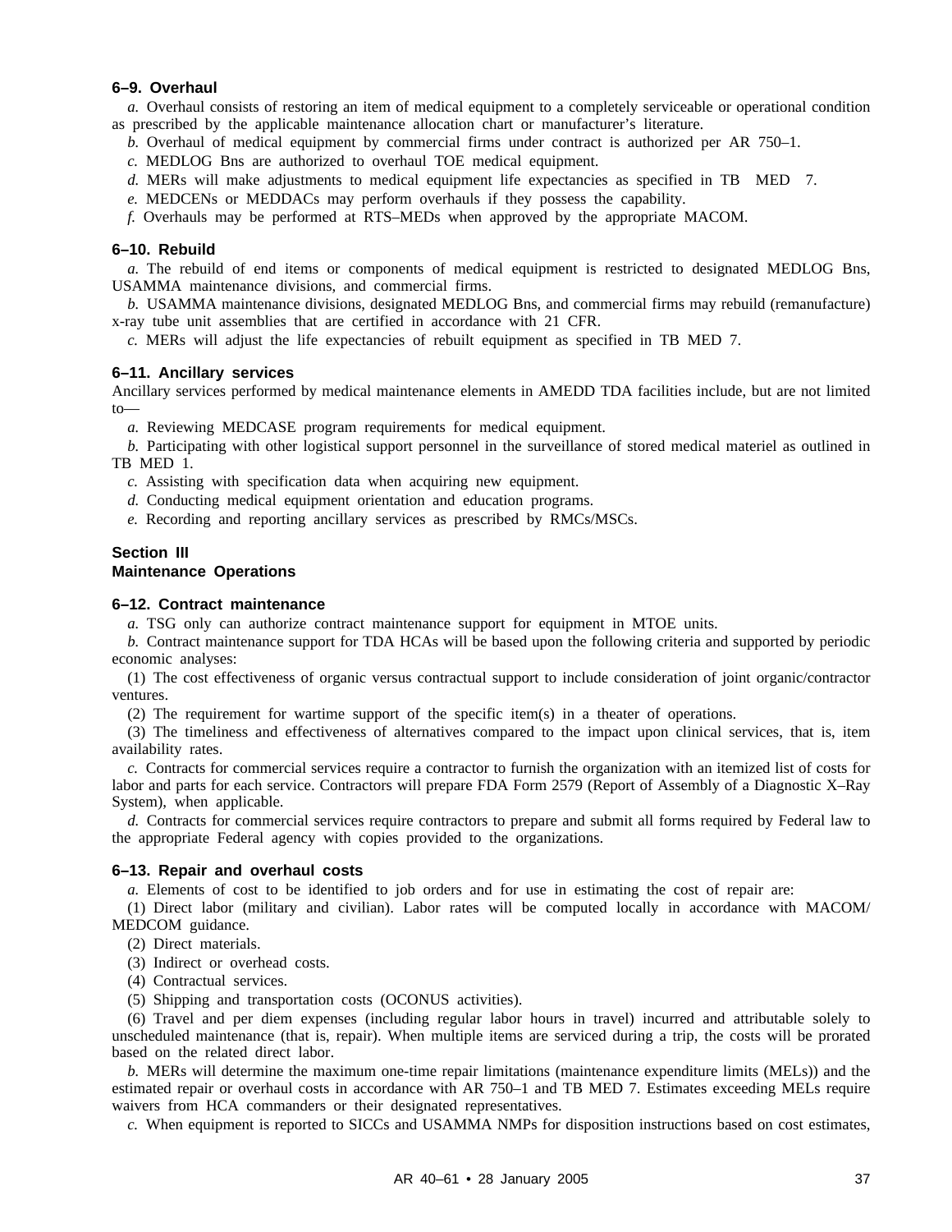### 6–9. Overhaul

*a.* Overhaul consists of restoring an item of medical equipment to a completely serviceable or operational condition as prescribed by the applicable maintenance allocation chart or manufacturer's literature.

*b.* Overhaul of medical equipment by commercial firms under contract is authorized per AR 750–1.

*c.* MEDLOG Bns are authorized to overhaul TOE medical equipment.

*d.* MERs will make adjustments to medical equipment life expectancies as specified in TB MED 7.

*e.* MEDCENs or MEDDACs may perform overhauls if they possess the capability.

*f.* Overhauls may be performed at RTS–MEDs when approved by the appropriate MACOM.

### 6–10. Rebuild

*a.* The rebuild of end items or components of medical equipment is restricted to designated MEDLOG Bns, USAMMA maintenance divisions, and commercial firms.

*b.* USAMMA maintenance divisions, designated MEDLOG Bns, and commercial firms may rebuild (remanufacture) x-ray tube unit assemblies that are certified in accordance with 21 CFR.

*c.* MERs will adjust the life expectancies of rebuilt equipment as specified in TB MED 7.

### 6–11. Ancillary services

Ancillary services performed by medical maintenance elements in AMEDD TDA facilities include, but are not limited to—

*a.* Reviewing MEDCASE program requirements for medical equipment.

*b.* Participating with other logistical support personnel in the surveillance of stored medical materiel as outlined in TB MED 1.

*c.* Assisting with specification data when acquiring new equipment.

*d.* Conducting medical equipment orientation and education programs.

*e.* Recording and reporting ancillary services as prescribed by RMCs/MSCs.

## Section III
## Maintenance Operations

### 6–12. Contract maintenance

*a.* TSG only can authorize contract maintenance support for equipment in MTOE units.

*b.* Contract maintenance support for TDA HCAs will be based upon the following criteria and supported by periodic economic analyses:

(1) The cost effectiveness of organic versus contractual support to include consideration of joint organic/contractor ventures.

(2) The requirement for wartime support of the specific item(s) in a theater of operations.

(3) The timeliness and effectiveness of alternatives compared to the impact upon clinical services, that is, item availability rates.

*c.* Contracts for commercial services require a contractor to furnish the organization with an itemized list of costs for labor and parts for each service. Contractors will prepare FDA Form 2579 (Report of Assembly of a Diagnostic X–Ray System), when applicable.

*d.* Contracts for commercial services require contractors to prepare and submit all forms required by Federal law to the appropriate Federal agency with copies provided to the organizations.

### 6–13. Repair and overhaul costs

*a.* Elements of cost to be identified to job orders and for use in estimating the cost of repair are:

(1) Direct labor (military and civilian). Labor rates will be computed locally in accordance with MACOM/ MEDCOM guidance.

(2) Direct materials.

(3) Indirect or overhead costs.

(4) Contractual services.

(5) Shipping and transportation costs (OCONUS activities).

(6) Travel and per diem expenses (including regular labor hours in travel) incurred and attributable solely to unscheduled maintenance (that is, repair). When multiple items are serviced during a trip, the costs will be prorated based on the related direct labor.

*b.* MERs will determine the maximum one-time repair limitations (maintenance expenditure limits (MELs)) and the estimated repair or overhaul costs in accordance with AR 750–1 and TB MED 7. Estimates exceeding MELs require waivers from HCA commanders or their designated representatives.

*c.* When equipment is reported to SICCs and USAMMA NMPs for disposition instructions based on cost estimates,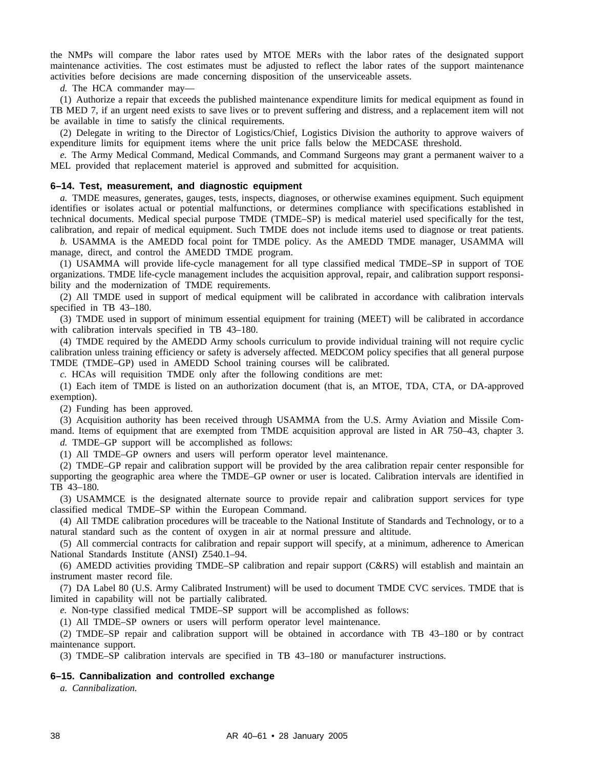the NMPs will compare the labor rates used by MTOE MERs with the labor rates of the designated support maintenance activities. The cost estimates must be adjusted to reflect the labor rates of the support maintenance activities before decisions are made concerning disposition of the unserviceable assets.

*d.* The HCA commander may—

(1) Authorize a repair that exceeds the published maintenance expenditure limits for medical equipment as found in TB MED 7, if an urgent need exists to save lives or to prevent suffering and distress, and a replacement item will not be available in time to satisfy the clinical requirements.

(2) Delegate in writing to the Director of Logistics/Chief, Logistics Division the authority to approve waivers of expenditure limits for equipment items where the unit price falls below the MEDCASE threshold.

*e.* The Army Medical Command, Medical Commands, and Command Surgeons may grant a permanent waiver to a MEL provided that replacement materiel is approved and submitted for acquisition.

### 6–14. Test, measurement, and diagnostic equipment

*a.* TMDE measures, generates, gauges, tests, inspects, diagnoses, or otherwise examines equipment. Such equipment identifies or isolates actual or potential malfunctions, or determines compliance with specifications established in technical documents. Medical special purpose TMDE (TMDE–SP) is medical materiel used specifically for the test, calibration, and repair of medical equipment. Such TMDE does not include items used to diagnose or treat patients.

*b.* USAMMA is the AMEDD focal point for TMDE policy. As the AMEDD TMDE manager, USAMMA will manage, direct, and control the AMEDD TMDE program.

(1) USAMMA will provide life-cycle management for all type classified medical TMDE–SP in support of TOE organizations. TMDE life-cycle management includes the acquisition approval, repair, and calibration support responsibility and the modernization of TMDE requirements.

(2) All TMDE used in support of medical equipment will be calibrated in accordance with calibration intervals specified in TB 43–180.

(3) TMDE used in support of minimum essential equipment for training (MEET) will be calibrated in accordance with calibration intervals specified in TB 43–180.

(4) TMDE required by the AMEDD Army schools curriculum to provide individual training will not require cyclic calibration unless training efficiency or safety is adversely affected. MEDCOM policy specifies that all general purpose TMDE (TMDE–GP) used in AMEDD School training courses will be calibrated.

*c.* HCAs will requisition TMDE only after the following conditions are met:

(1) Each item of TMDE is listed on an authorization document (that is, an MTOE, TDA, CTA, or DA-approved exemption).

(2) Funding has been approved.

(3) Acquisition authority has been received through USAMMA from the U.S. Army Aviation and Missile Command. Items of equipment that are exempted from TMDE acquisition approval are listed in AR 750–43, chapter 3.

*d.* TMDE–GP support will be accomplished as follows:

(1) All TMDE–GP owners and users will perform operator level maintenance.

(2) TMDE–GP repair and calibration support will be provided by the area calibration repair center responsible for supporting the geographic area where the TMDE–GP owner or user is located. Calibration intervals are identified in TB 43–180.

(3) USAMMCE is the designated alternate source to provide repair and calibration support services for type classified medical TMDE–SP within the European Command.

(4) All TMDE calibration procedures will be traceable to the National Institute of Standards and Technology, or to a natural standard such as the content of oxygen in air at normal pressure and altitude.

(5) All commercial contracts for calibration and repair support will specify, at a minimum, adherence to American National Standards Institute (ANSI) Z540.1–94.

(6) AMEDD activities providing TMDE–SP calibration and repair support (C&RS) will establish and maintain an instrument master record file.

(7) DA Label 80 (U.S. Army Calibrated Instrument) will be used to document TMDE CVC services. TMDE that is limited in capability will not be partially calibrated.

*e.* Non-type classified medical TMDE–SP support will be accomplished as follows:

(1) All TMDE–SP owners or users will perform operator level maintenance.

(2) TMDE–SP repair and calibration support will be obtained in accordance with TB 43–180 or by contract maintenance support.

(3) TMDE–SP calibration intervals are specified in TB 43–180 or manufacturer instructions.

### 6–15. Cannibalization and controlled exchange

*a. Cannibalization.*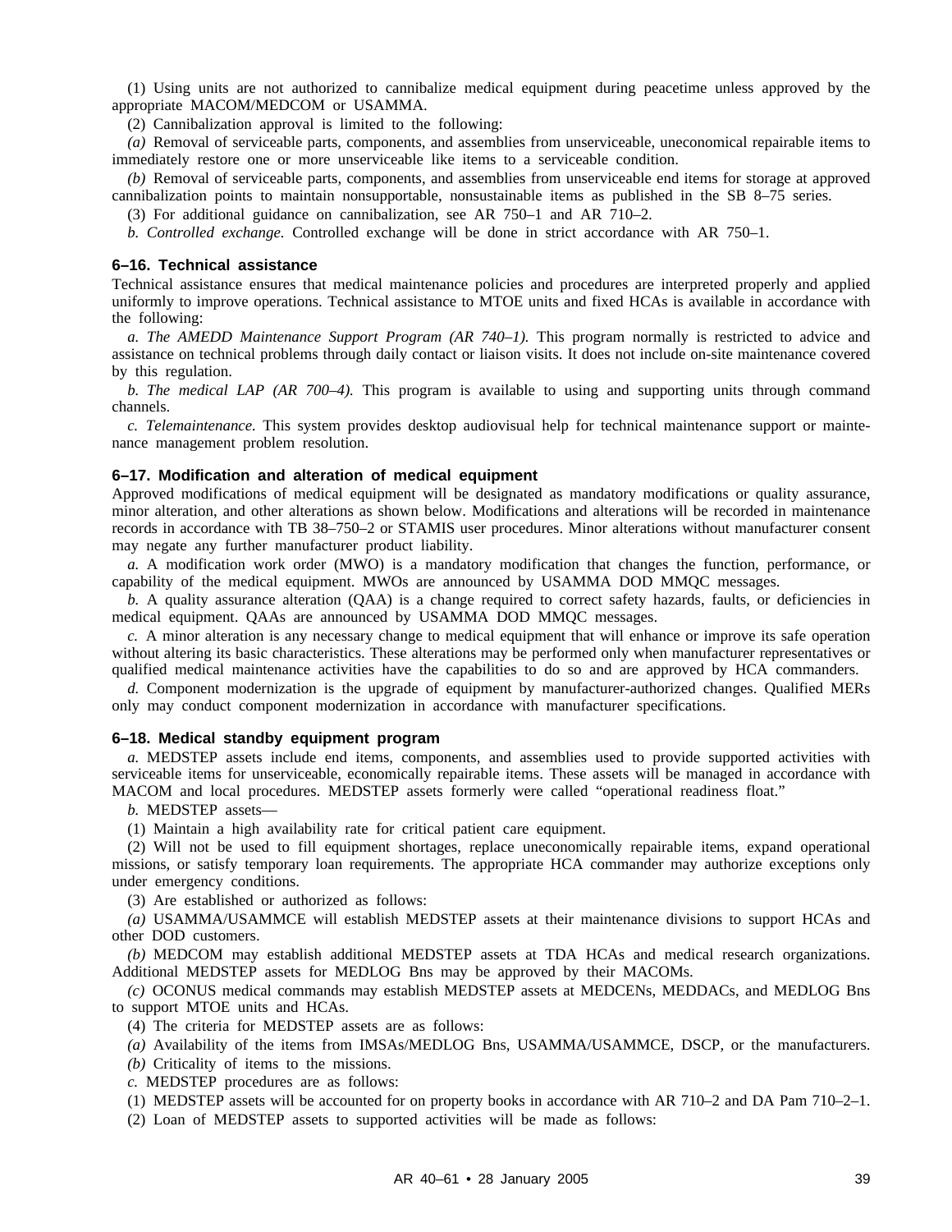(1) Using units are not authorized to cannibalize medical equipment during peacetime unless approved by the appropriate MACOM/MEDCOM or USAMMA.

(2) Cannibalization approval is limited to the following:

*(a)* Removal of serviceable parts, components, and assemblies from unserviceable, uneconomical repairable items to immediately restore one or more unserviceable like items to a serviceable condition.

*(b)* Removal of serviceable parts, components, and assemblies from unserviceable end items for storage at approved cannibalization points to maintain nonsupportable, nonsustainable items as published in the SB 8–75 series.

(3) For additional guidance on cannibalization, see AR 750–1 and AR 710–2.

*b. Controlled exchange.* Controlled exchange will be done in strict accordance with AR 750–1.

### 6–16. Technical assistance

Technical assistance ensures that medical maintenance policies and procedures are interpreted properly and applied uniformly to improve operations. Technical assistance to MTOE units and fixed HCAs is available in accordance with the following:

*a. The AMEDD Maintenance Support Program (AR 740–1).* This program normally is restricted to advice and assistance on technical problems through daily contact or liaison visits. It does not include on-site maintenance covered by this regulation.

*b. The medical LAP (AR 700–4).* This program is available to using and supporting units through command channels.

*c. Telemaintenance.* This system provides desktop audiovisual help for technical maintenance support or maintenance management problem resolution.

### 6–17. Modification and alteration of medical equipment

Approved modifications of medical equipment will be designated as mandatory modifications or quality assurance, minor alteration, and other alterations as shown below. Modifications and alterations will be recorded in maintenance records in accordance with TB 38–750–2 or STAMIS user procedures. Minor alterations without manufacturer consent may negate any further manufacturer product liability.

*a.* A modification work order (MWO) is a mandatory modification that changes the function, performance, or capability of the medical equipment. MWOs are announced by USAMMA DOD MMQC messages.

*b.* A quality assurance alteration (QAA) is a change required to correct safety hazards, faults, or deficiencies in medical equipment. QAAs are announced by USAMMA DOD MMQC messages.

*c.* A minor alteration is any necessary change to medical equipment that will enhance or improve its safe operation without altering its basic characteristics. These alterations may be performed only when manufacturer representatives or qualified medical maintenance activities have the capabilities to do so and are approved by HCA commanders.

*d.* Component modernization is the upgrade of equipment by manufacturer-authorized changes. Qualified MERs only may conduct component modernization in accordance with manufacturer specifications.

### 6–18. Medical standby equipment program

*a.* MEDSTEP assets include end items, components, and assemblies used to provide supported activities with serviceable items for unserviceable, economically repairable items. These assets will be managed in accordance with MACOM and local procedures. MEDSTEP assets formerly were called "operational readiness float."

*b.* MEDSTEP assets—

(1) Maintain a high availability rate for critical patient care equipment.

(2) Will not be used to fill equipment shortages, replace uneconomically repairable items, expand operational missions, or satisfy temporary loan requirements. The appropriate HCA commander may authorize exceptions only under emergency conditions.

(3) Are established or authorized as follows:

*(a)* USAMMA/USAMMCE will establish MEDSTEP assets at their maintenance divisions to support HCAs and other DOD customers.

*(b)* MEDCOM may establish additional MEDSTEP assets at TDA HCAs and medical research organizations. Additional MEDSTEP assets for MEDLOG Bns may be approved by their MACOMs.

*(c)* OCONUS medical commands may establish MEDSTEP assets at MEDCENs, MEDDACs, and MEDLOG Bns to support MTOE units and HCAs.

(4) The criteria for MEDSTEP assets are as follows:

*(a)* Availability of the items from IMSAs/MEDLOG Bns, USAMMA/USAMMCE, DSCP, or the manufacturers.

*(b)* Criticality of items to the missions.

*c.* MEDSTEP procedures are as follows:

(1) MEDSTEP assets will be accounted for on property books in accordance with AR 710–2 and DA Pam 710–2–1.

(2) Loan of MEDSTEP assets to supported activities will be made as follows: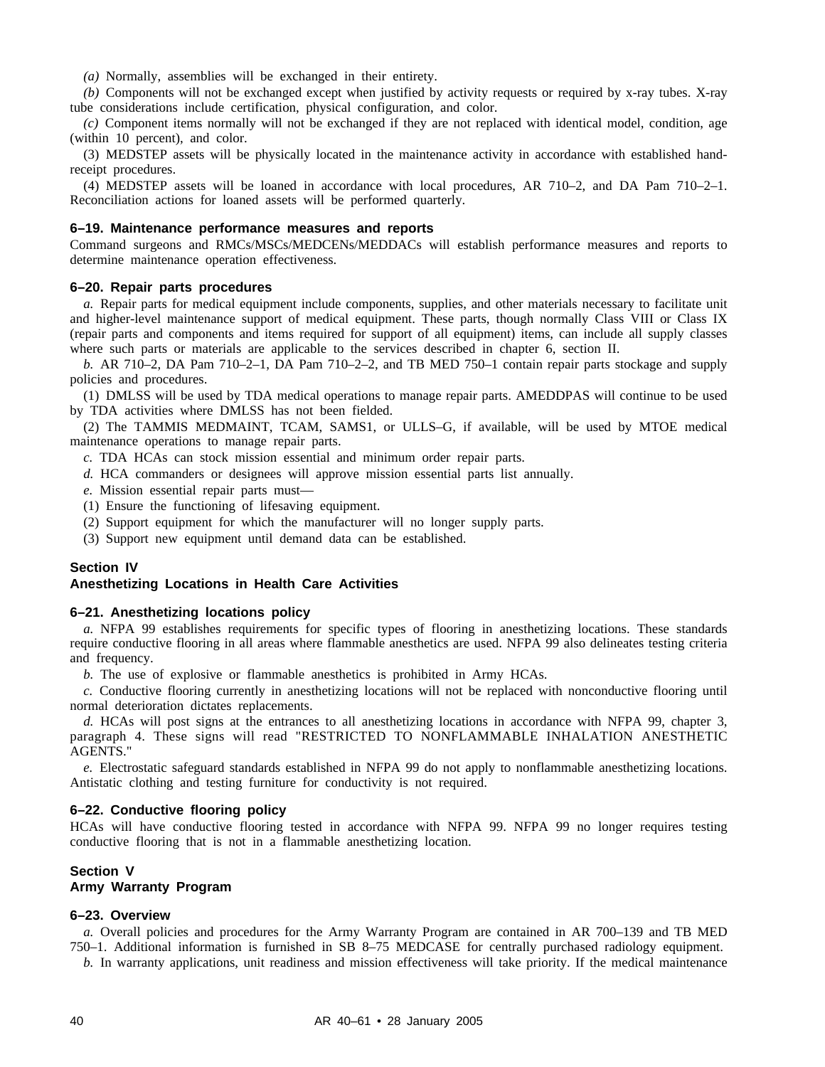(a) Normally, assemblies will be exchanged in their entirety.

(b) Components will not be exchanged except when justified by activity requests or required by x-ray tubes. X-ray tube considerations include certification, physical configuration, and color.

(c) Component items normally will not be exchanged if they are not replaced with identical model, condition, age (within 10 percent), and color.

(3) MEDSTEP assets will be physically located in the maintenance activity in accordance with established hand-receipt procedures.

(4) MEDSTEP assets will be loaned in accordance with local procedures, AR 710–2, and DA Pam 710–2–1. Reconciliation actions for loaned assets will be performed quarterly.

### 6–19. Maintenance performance measures and reports

Command surgeons and RMCs/MSCs/MEDCENs/MEDDACs will establish performance measures and reports to determine maintenance operation effectiveness.

### 6–20. Repair parts procedures

*a.* Repair parts for medical equipment include components, supplies, and other materials necessary to facilitate unit and higher-level maintenance support of medical equipment. These parts, though normally Class VIII or Class IX (repair parts and components and items required for support of all equipment) items, can include all supply classes where such parts or materials are applicable to the services described in chapter 6, section II.

*b.* AR 710–2, DA Pam 710–2–1, DA Pam 710–2–2, and TB MED 750–1 contain repair parts stockage and supply policies and procedures.

(1) DMLSS will be used by TDA medical operations to manage repair parts. AMEDDPAS will continue to be used by TDA activities where DMLSS has not been fielded.

(2) The TAMMIS MEDMAINT, TCAM, SAMS1, or ULLS–G, if available, will be used by MTOE medical maintenance operations to manage repair parts.

*c.* TDA HCAs can stock mission essential and minimum order repair parts.

*d.* HCA commanders or designees will approve mission essential parts list annually.

*e.* Mission essential repair parts must—

(1) Ensure the functioning of lifesaving equipment.

(2) Support equipment for which the manufacturer will no longer supply parts.

(3) Support new equipment until demand data can be established.

## Section IV
## Anesthetizing Locations in Health Care Activities

### 6–21. Anesthetizing locations policy

*a.* NFPA 99 establishes requirements for specific types of flooring in anesthetizing locations. These standards require conductive flooring in all areas where flammable anesthetics are used. NFPA 99 also delineates testing criteria and frequency.

*b.* The use of explosive or flammable anesthetics is prohibited in Army HCAs.

*c.* Conductive flooring currently in anesthetizing locations will not be replaced with nonconductive flooring until normal deterioration dictates replacements.

*d.* HCAs will post signs at the entrances to all anesthetizing locations in accordance with NFPA 99, chapter 3, paragraph 4. These signs will read "RESTRICTED TO NONFLAMMABLE INHALATION ANESTHETIC AGENTS."

*e.* Electrostatic safeguard standards established in NFPA 99 do not apply to nonflammable anesthetizing locations. Antistatic clothing and testing furniture for conductivity is not required.

### 6–22. Conductive flooring policy

HCAs will have conductive flooring tested in accordance with NFPA 99. NFPA 99 no longer requires testing conductive flooring that is not in a flammable anesthetizing location.

## Section V
## Army Warranty Program

### 6–23. Overview

*a.* Overall policies and procedures for the Army Warranty Program are contained in AR 700–139 and TB MED 750–1. Additional information is furnished in SB 8–75 MEDCASE for centrally purchased radiology equipment.

*b.* In warranty applications, unit readiness and mission effectiveness will take priority. If the medical maintenance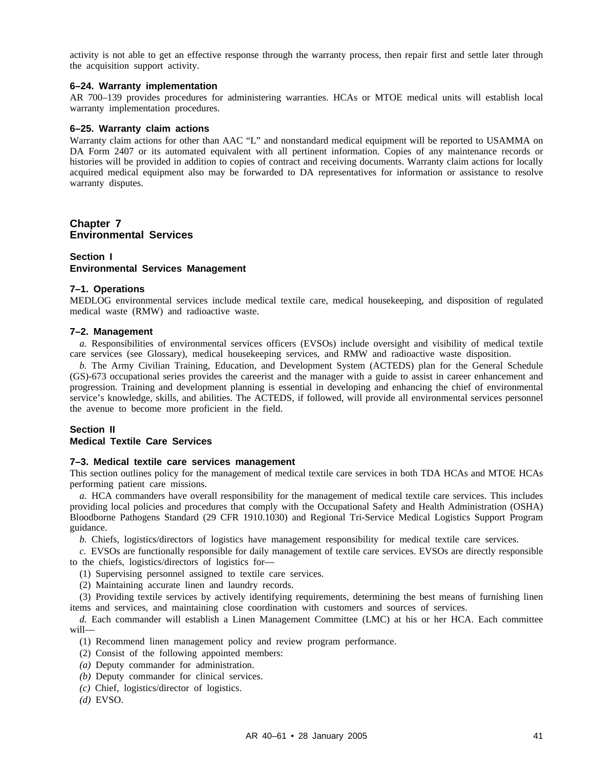activity is not able to get an effective response through the warranty process, then repair first and settle later through the acquisition support activity.

### 6–24. Warranty implementation

AR 700–139 provides procedures for administering warranties. HCAs or MTOE medical units will establish local warranty implementation procedures.

### 6–25. Warranty claim actions

Warranty claim actions for other than AAC "L" and nonstandard medical equipment will be reported to USAMMA on DA Form 2407 or its automated equivalent with all pertinent information. Copies of any maintenance records or histories will be provided in addition to copies of contract and receiving documents. Warranty claim actions for locally acquired medical equipment also may be forwarded to DA representatives for information or assistance to resolve warranty disputes.

# Chapter 7
# Environmental Services

## Section I
## Environmental Services Management

### 7–1. Operations

MEDLOG environmental services include medical textile care, medical housekeeping, and disposition of regulated medical waste (RMW) and radioactive waste.

### 7–2. Management

*a.* Responsibilities of environmental services officers (EVSOs) include oversight and visibility of medical textile care services (see Glossary), medical housekeeping services, and RMW and radioactive waste disposition.

*b.* The Army Civilian Training, Education, and Development System (ACTEDS) plan for the General Schedule (GS)-673 occupational series provides the careerist and the manager with a guide to assist in career enhancement and progression. Training and development planning is essential in developing and enhancing the chief of environmental service's knowledge, skills, and abilities. The ACTEDS, if followed, will provide all environmental services personnel the avenue to become more proficient in the field.

## Section II
## Medical Textile Care Services

### 7–3. Medical textile care services management

This section outlines policy for the management of medical textile care services in both TDA HCAs and MTOE HCAs performing patient care missions.

*a.* HCA commanders have overall responsibility for the management of medical textile care services. This includes providing local policies and procedures that comply with the Occupational Safety and Health Administration (OSHA) Bloodborne Pathogens Standard (29 CFR 1910.1030) and Regional Tri-Service Medical Logistics Support Program guidance.

*b.* Chiefs, logistics/directors of logistics have management responsibility for medical textile care services.

*c.* EVSOs are functionally responsible for daily management of textile care services. EVSOs are directly responsible to the chiefs, logistics/directors of logistics for—

(1) Supervising personnel assigned to textile care services.

(2) Maintaining accurate linen and laundry records.

(3) Providing textile services by actively identifying requirements, determining the best means of furnishing linen items and services, and maintaining close coordination with customers and sources of services.

*d.* Each commander will establish a Linen Management Committee (LMC) at his or her HCA. Each committee will—

(1) Recommend linen management policy and review program performance.

(2) Consist of the following appointed members:

*(a)* Deputy commander for administration.

*(b)* Deputy commander for clinical services.

*(c)* Chief, logistics/director of logistics.

*(d)* EVSO.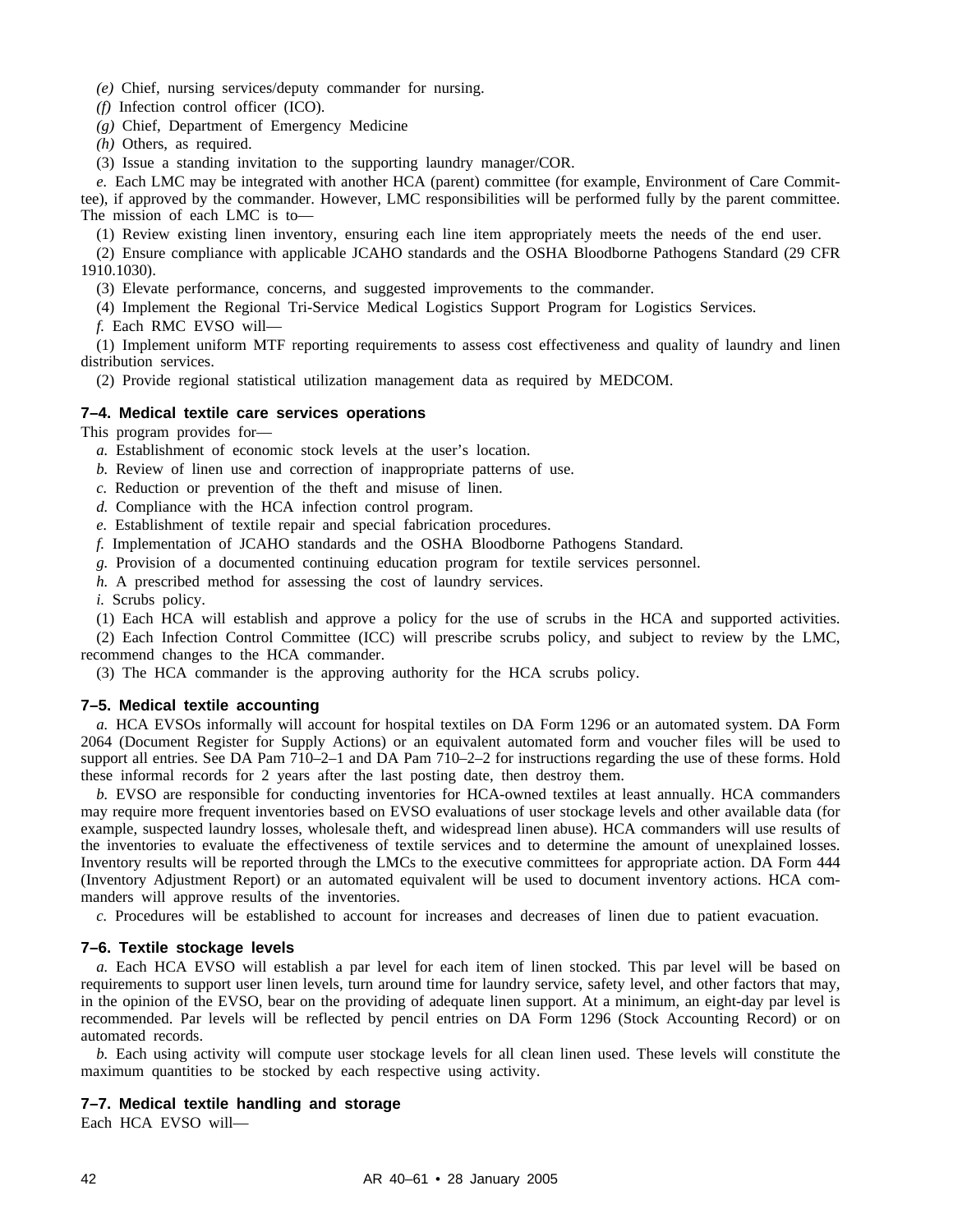*(e)* Chief, nursing services/deputy commander for nursing.

*(f)* Infection control officer (ICO).

*(g)* Chief, Department of Emergency Medicine

*(h)* Others, as required.

(3) Issue a standing invitation to the supporting laundry manager/COR.

*e.* Each LMC may be integrated with another HCA (parent) committee (for example, Environment of Care Committee), if approved by the commander. However, LMC responsibilities will be performed fully by the parent committee. The mission of each LMC is to—

(1) Review existing linen inventory, ensuring each line item appropriately meets the needs of the end user.

(2) Ensure compliance with applicable JCAHO standards and the OSHA Bloodborne Pathogens Standard (29 CFR 1910.1030).

(3) Elevate performance, concerns, and suggested improvements to the commander.

(4) Implement the Regional Tri-Service Medical Logistics Support Program for Logistics Services.

*f.* Each RMC EVSO will—

(1) Implement uniform MTF reporting requirements to assess cost effectiveness and quality of laundry and linen distribution services.

(2) Provide regional statistical utilization management data as required by MEDCOM.

### 7–4. Medical textile care services operations

This program provides for—

*a.* Establishment of economic stock levels at the user's location.

*b.* Review of linen use and correction of inappropriate patterns of use.

*c.* Reduction or prevention of the theft and misuse of linen.

*d.* Compliance with the HCA infection control program.

*e.* Establishment of textile repair and special fabrication procedures.

*f.* Implementation of JCAHO standards and the OSHA Bloodborne Pathogens Standard.

*g.* Provision of a documented continuing education program for textile services personnel.

*h.* A prescribed method for assessing the cost of laundry services.

*i.* Scrubs policy.

(1) Each HCA will establish and approve a policy for the use of scrubs in the HCA and supported activities.

(2) Each Infection Control Committee (ICC) will prescribe scrubs policy, and subject to review by the LMC, recommend changes to the HCA commander.

(3) The HCA commander is the approving authority for the HCA scrubs policy.

### 7–5. Medical textile accounting

*a.* HCA EVSOs informally will account for hospital textiles on DA Form 1296 or an automated system. DA Form 2064 (Document Register for Supply Actions) or an equivalent automated form and voucher files will be used to support all entries. See DA Pam 710–2–1 and DA Pam 710–2–2 for instructions regarding the use of these forms. Hold these informal records for 2 years after the last posting date, then destroy them.

*b.* EVSO are responsible for conducting inventories for HCA-owned textiles at least annually. HCA commanders may require more frequent inventories based on EVSO evaluations of user stockage levels and other available data (for example, suspected laundry losses, wholesale theft, and widespread linen abuse). HCA commanders will use results of the inventories to evaluate the effectiveness of textile services and to determine the amount of unexplained losses. Inventory results will be reported through the LMCs to the executive committees for appropriate action. DA Form 444 (Inventory Adjustment Report) or an automated equivalent will be used to document inventory actions. HCA commanders will approve results of the inventories.

*c.* Procedures will be established to account for increases and decreases of linen due to patient evacuation.

### 7–6. Textile stockage levels

*a.* Each HCA EVSO will establish a par level for each item of linen stocked. This par level will be based on requirements to support user linen levels, turn around time for laundry service, safety level, and other factors that may, in the opinion of the EVSO, bear on the providing of adequate linen support. At a minimum, an eight-day par level is recommended. Par levels will be reflected by pencil entries on DA Form 1296 (Stock Accounting Record) or on automated records.

*b.* Each using activity will compute user stockage levels for all clean linen used. These levels will constitute the maximum quantities to be stocked by each respective using activity.

### 7–7. Medical textile handling and storage

Each HCA EVSO will—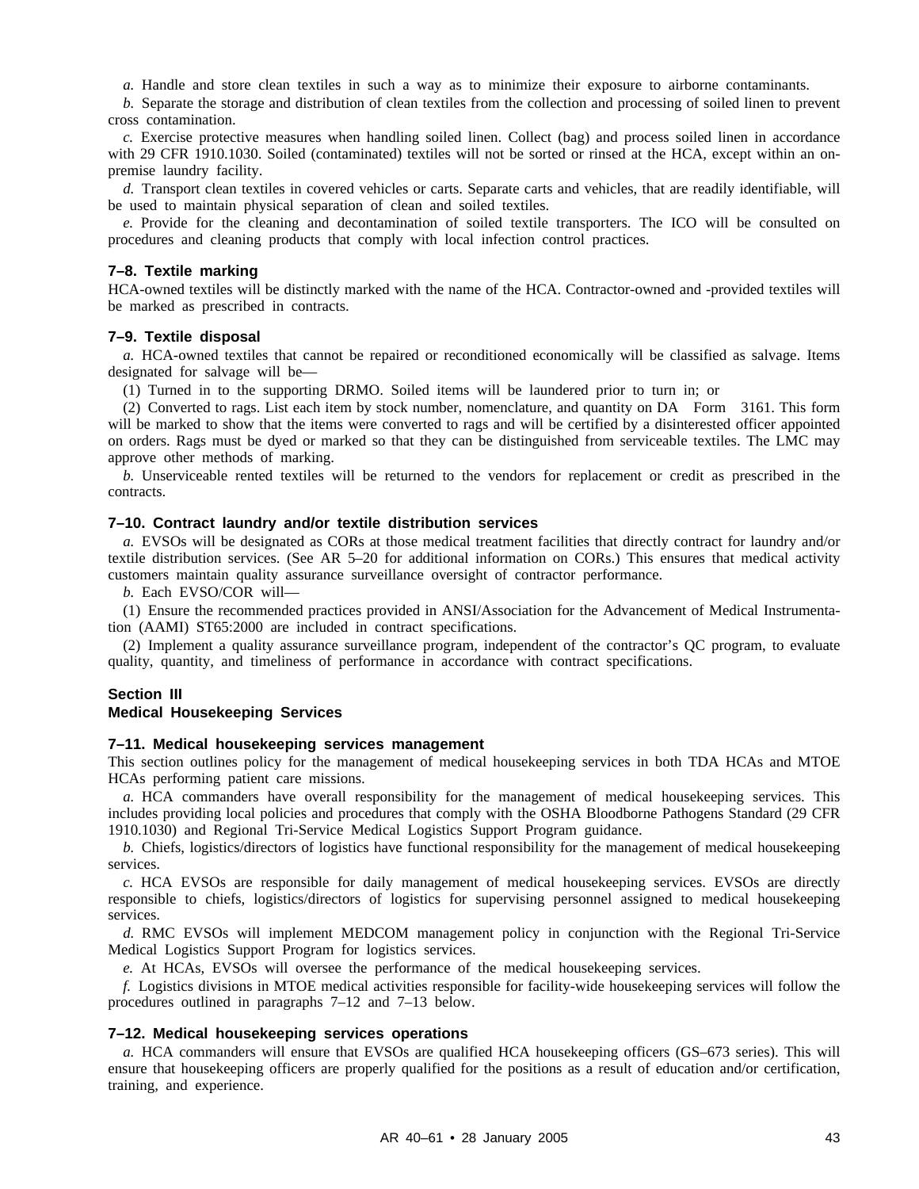*a.* Handle and store clean textiles in such a way as to minimize their exposure to airborne contaminants.

*b.* Separate the storage and distribution of clean textiles from the collection and processing of soiled linen to prevent cross contamination.

*c.* Exercise protective measures when handling soiled linen. Collect (bag) and process soiled linen in accordance with 29 CFR 1910.1030. Soiled (contaminated) textiles will not be sorted or rinsed at the HCA, except within an on-premise laundry facility.

*d.* Transport clean textiles in covered vehicles or carts. Separate carts and vehicles, that are readily identifiable, will be used to maintain physical separation of clean and soiled textiles.

*e.* Provide for the cleaning and decontamination of soiled textile transporters. The ICO will be consulted on procedures and cleaning products that comply with local infection control practices.

### 7–8. Textile marking

HCA-owned textiles will be distinctly marked with the name of the HCA. Contractor-owned and -provided textiles will be marked as prescribed in contracts.

### 7–9. Textile disposal

*a.* HCA-owned textiles that cannot be repaired or reconditioned economically will be classified as salvage. Items designated for salvage will be—

(1) Turned in to the supporting DRMO. Soiled items will be laundered prior to turn in; or

(2) Converted to rags. List each item by stock number, nomenclature, and quantity on DA Form 3161. This form will be marked to show that the items were converted to rags and will be certified by a disinterested officer appointed on orders. Rags must be dyed or marked so that they can be distinguished from serviceable textiles. The LMC may approve other methods of marking.

*b.* Unserviceable rented textiles will be returned to the vendors for replacement or credit as prescribed in the contracts.

### 7–10. Contract laundry and/or textile distribution services

*a.* EVSOs will be designated as CORs at those medical treatment facilities that directly contract for laundry and/or textile distribution services. (See AR 5–20 for additional information on CORs.) This ensures that medical activity customers maintain quality assurance surveillance oversight of contractor performance.

*b.* Each EVSO/COR will—

(1) Ensure the recommended practices provided in ANSI/Association for the Advancement of Medical Instrumentation (AAMI) ST65:2000 are included in contract specifications.

(2) Implement a quality assurance surveillance program, independent of the contractor's QC program, to evaluate quality, quantity, and timeliness of performance in accordance with contract specifications.

## Section III
## Medical Housekeeping Services

### 7–11. Medical housekeeping services management

This section outlines policy for the management of medical housekeeping services in both TDA HCAs and MTOE HCAs performing patient care missions.

*a.* HCA commanders have overall responsibility for the management of medical housekeeping services. This includes providing local policies and procedures that comply with the OSHA Bloodborne Pathogens Standard (29 CFR 1910.1030) and Regional Tri-Service Medical Logistics Support Program guidance.

*b.* Chiefs, logistics/directors of logistics have functional responsibility for the management of medical housekeeping services.

*c.* HCA EVSOs are responsible for daily management of medical housekeeping services. EVSOs are directly responsible to chiefs, logistics/directors of logistics for supervising personnel assigned to medical housekeeping services.

*d.* RMC EVSOs will implement MEDCOM management policy in conjunction with the Regional Tri-Service Medical Logistics Support Program for logistics services.

*e.* At HCAs, EVSOs will oversee the performance of the medical housekeeping services.

*f.* Logistics divisions in MTOE medical activities responsible for facility-wide housekeeping services will follow the procedures outlined in paragraphs 7–12 and 7–13 below.

### 7–12. Medical housekeeping services operations

*a.* HCA commanders will ensure that EVSOs are qualified HCA housekeeping officers (GS–673 series). This will ensure that housekeeping officers are properly qualified for the positions as a result of education and/or certification, training, and experience.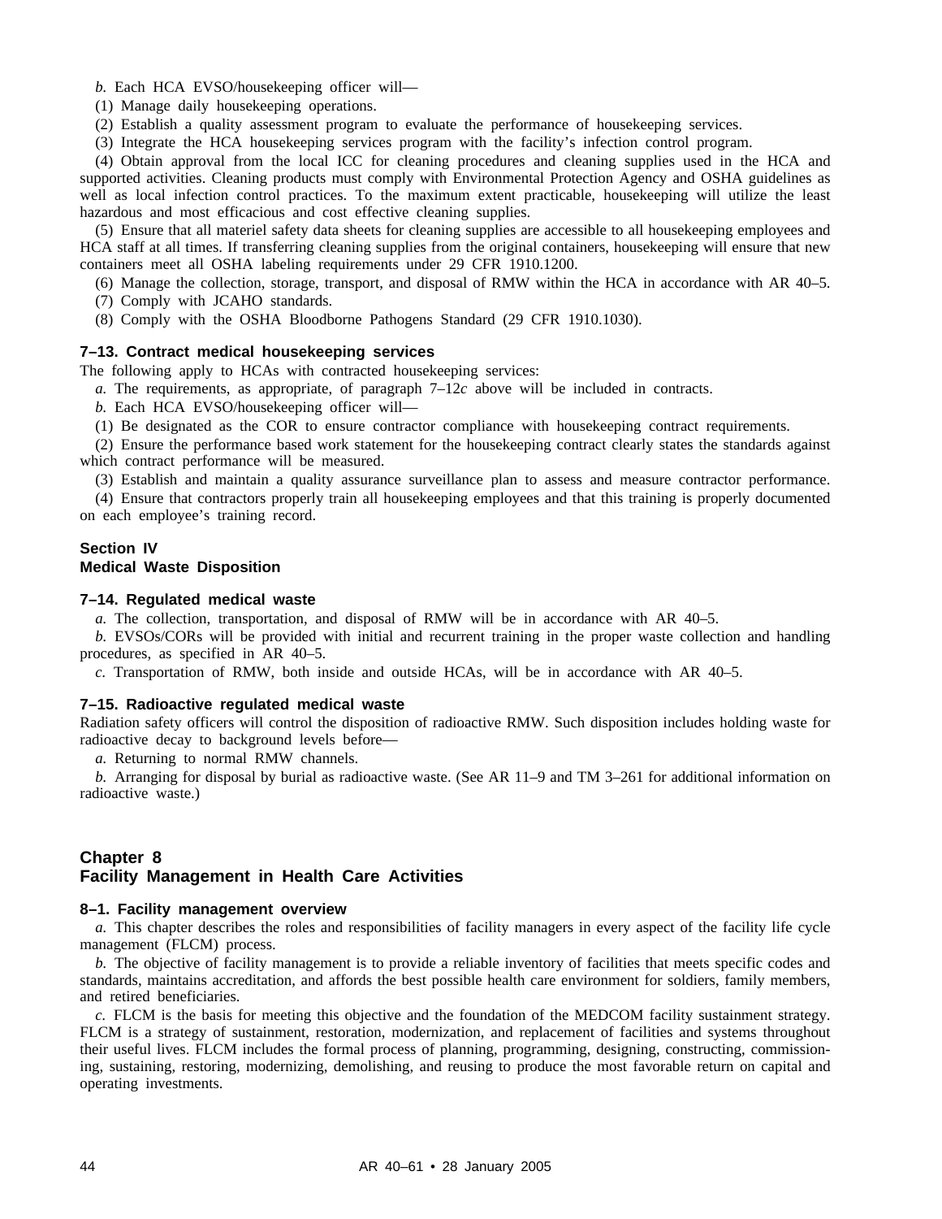*b.* Each HCA EVSO/housekeeping officer will—

(1) Manage daily housekeeping operations.

(2) Establish a quality assessment program to evaluate the performance of housekeeping services.

(3) Integrate the HCA housekeeping services program with the facility's infection control program.

(4) Obtain approval from the local ICC for cleaning procedures and cleaning supplies used in the HCA and supported activities. Cleaning products must comply with Environmental Protection Agency and OSHA guidelines as well as local infection control practices. To the maximum extent practicable, housekeeping will utilize the least hazardous and most efficacious and cost effective cleaning supplies.

(5) Ensure that all materiel safety data sheets for cleaning supplies are accessible to all housekeeping employees and HCA staff at all times. If transferring cleaning supplies from the original containers, housekeeping will ensure that new containers meet all OSHA labeling requirements under 29 CFR 1910.1200.

(6) Manage the collection, storage, transport, and disposal of RMW within the HCA in accordance with AR 40–5.

(7) Comply with JCAHO standards.

(8) Comply with the OSHA Bloodborne Pathogens Standard (29 CFR 1910.1030).

### 7–13. Contract medical housekeeping services

The following apply to HCAs with contracted housekeeping services:

*a.* The requirements, as appropriate, of paragraph 7–12*c* above will be included in contracts.

*b.* Each HCA EVSO/housekeeping officer will—

(1) Be designated as the COR to ensure contractor compliance with housekeeping contract requirements.

(2) Ensure the performance based work statement for the housekeeping contract clearly states the standards against which contract performance will be measured.

(3) Establish and maintain a quality assurance surveillance plan to assess and measure contractor performance.

(4) Ensure that contractors properly train all housekeeping employees and that this training is properly documented on each employee's training record.

## Section IV
## Medical Waste Disposition

### 7–14. Regulated medical waste

*a.* The collection, transportation, and disposal of RMW will be in accordance with AR 40–5.

*b.* EVSOs/CORs will be provided with initial and recurrent training in the proper waste collection and handling procedures, as specified in AR 40–5.

*c.* Transportation of RMW, both inside and outside HCAs, will be in accordance with AR 40–5.

### 7–15. Radioactive regulated medical waste

Radiation safety officers will control the disposition of radioactive RMW. Such disposition includes holding waste for radioactive decay to background levels before—

*a.* Returning to normal RMW channels.

*b.* Arranging for disposal by burial as radioactive waste. (See AR 11–9 and TM 3–261 for additional information on radioactive waste.)

# Chapter 8
# Facility Management in Health Care Activities

### 8–1. Facility management overview

*a.* This chapter describes the roles and responsibilities of facility managers in every aspect of the facility life cycle management (FLCM) process.

*b.* The objective of facility management is to provide a reliable inventory of facilities that meets specific codes and standards, maintains accreditation, and affords the best possible health care environment for soldiers, family members, and retired beneficiaries.

*c.* FLCM is the basis for meeting this objective and the foundation of the MEDCOM facility sustainment strategy. FLCM is a strategy of sustainment, restoration, modernization, and replacement of facilities and systems throughout their useful lives. FLCM includes the formal process of planning, programming, designing, constructing, commissioning, sustaining, restoring, modernizing, demolishing, and reusing to produce the most favorable return on capital and operating investments.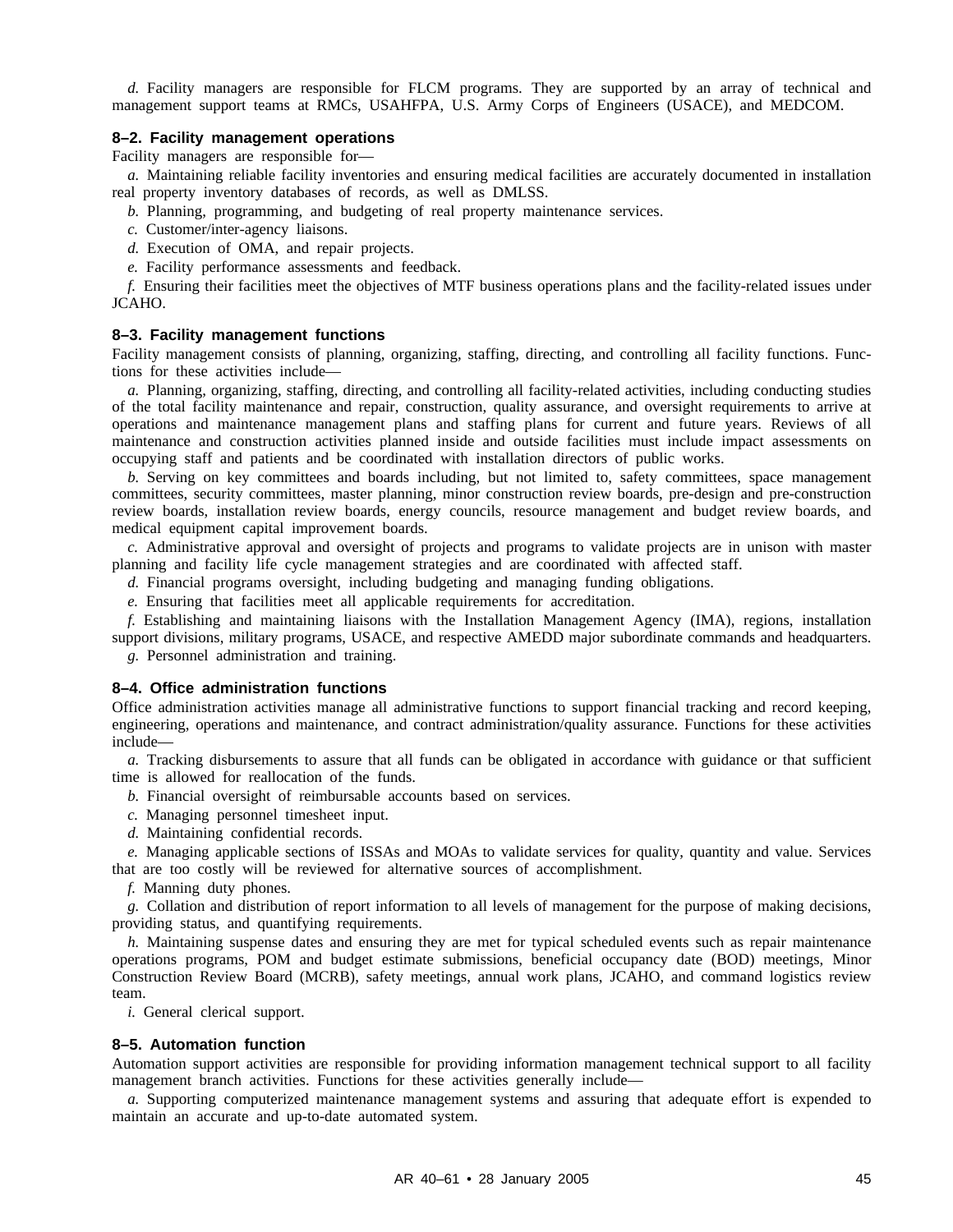*d.* Facility managers are responsible for FLCM programs. They are supported by an array of technical and management support teams at RMCs, USAHFPA, U.S. Army Corps of Engineers (USACE), and MEDCOM.

### 8–2. Facility management operations

Facility managers are responsible for—

*a.* Maintaining reliable facility inventories and ensuring medical facilities are accurately documented in installation real property inventory databases of records, as well as DMLSS.

*b.* Planning, programming, and budgeting of real property maintenance services.

*c.* Customer/inter-agency liaisons.

*d.* Execution of OMA, and repair projects.

*e.* Facility performance assessments and feedback.

*f.* Ensuring their facilities meet the objectives of MTF business operations plans and the facility-related issues under JCAHO.

### 8–3. Facility management functions

Facility management consists of planning, organizing, staffing, directing, and controlling all facility functions. Functions for these activities include—

*a.* Planning, organizing, staffing, directing, and controlling all facility-related activities, including conducting studies of the total facility maintenance and repair, construction, quality assurance, and oversight requirements to arrive at operations and maintenance management plans and staffing plans for current and future years. Reviews of all maintenance and construction activities planned inside and outside facilities must include impact assessments on occupying staff and patients and be coordinated with installation directors of public works.

*b.* Serving on key committees and boards including, but not limited to, safety committees, space management committees, security committees, master planning, minor construction review boards, pre-design and pre-construction review boards, installation review boards, energy councils, resource management and budget review boards, and medical equipment capital improvement boards.

*c.* Administrative approval and oversight of projects and programs to validate projects are in unison with master planning and facility life cycle management strategies and are coordinated with affected staff.

*d.* Financial programs oversight, including budgeting and managing funding obligations.

*e.* Ensuring that facilities meet all applicable requirements for accreditation.

*f.* Establishing and maintaining liaisons with the Installation Management Agency (IMA), regions, installation support divisions, military programs, USACE, and respective AMEDD major subordinate commands and headquarters.

*g.* Personnel administration and training.

### 8–4. Office administration functions

Office administration activities manage all administrative functions to support financial tracking and record keeping, engineering, operations and maintenance, and contract administration/quality assurance. Functions for these activities include—

*a.* Tracking disbursements to assure that all funds can be obligated in accordance with guidance or that sufficient time is allowed for reallocation of the funds.

*b.* Financial oversight of reimbursable accounts based on services.

*c.* Managing personnel timesheet input.

*d.* Maintaining confidential records.

*e.* Managing applicable sections of ISSAs and MOAs to validate services for quality, quantity and value. Services that are too costly will be reviewed for alternative sources of accomplishment.

*f.* Manning duty phones.

*g.* Collation and distribution of report information to all levels of management for the purpose of making decisions, providing status, and quantifying requirements.

*h.* Maintaining suspense dates and ensuring they are met for typical scheduled events such as repair maintenance operations programs, POM and budget estimate submissions, beneficial occupancy date (BOD) meetings, Minor Construction Review Board (MCRB), safety meetings, annual work plans, JCAHO, and command logistics review team.

*i.* General clerical support.

### 8–5. Automation function

Automation support activities are responsible for providing information management technical support to all facility management branch activities. Functions for these activities generally include—

*a.* Supporting computerized maintenance management systems and assuring that adequate effort is expended to maintain an accurate and up-to-date automated system.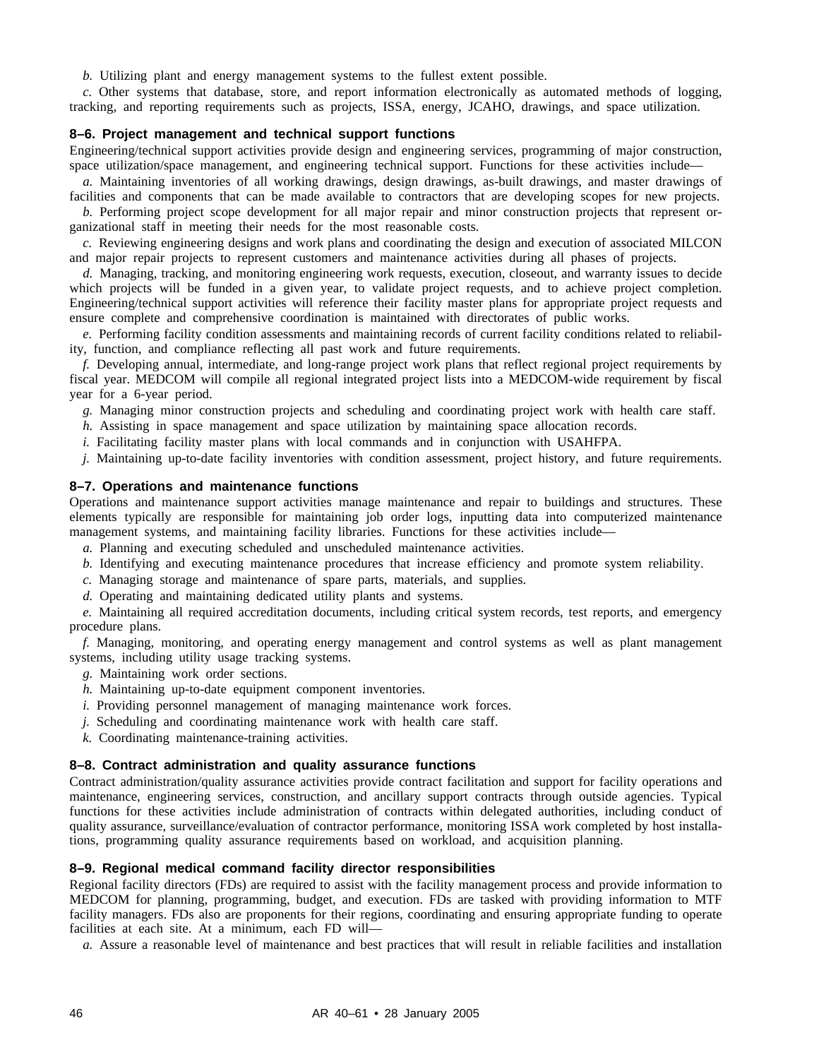*b.* Utilizing plant and energy management systems to the fullest extent possible.

*c.* Other systems that database, store, and report information electronically as automated methods of logging, tracking, and reporting requirements such as projects, ISSA, energy, JCAHO, drawings, and space utilization.

### 8–6. Project management and technical support functions

Engineering/technical support activities provide design and engineering services, programming of major construction, space utilization/space management, and engineering technical support. Functions for these activities include—

*a.* Maintaining inventories of all working drawings, design drawings, as-built drawings, and master drawings of facilities and components that can be made available to contractors that are developing scopes for new projects.

*b.* Performing project scope development for all major repair and minor construction projects that represent organizational staff in meeting their needs for the most reasonable costs.

*c.* Reviewing engineering designs and work plans and coordinating the design and execution of associated MILCON and major repair projects to represent customers and maintenance activities during all phases of projects.

*d.* Managing, tracking, and monitoring engineering work requests, execution, closeout, and warranty issues to decide which projects will be funded in a given year, to validate project requests, and to achieve project completion. Engineering/technical support activities will reference their facility master plans for appropriate project requests and ensure complete and comprehensive coordination is maintained with directorates of public works.

*e.* Performing facility condition assessments and maintaining records of current facility conditions related to reliability, function, and compliance reflecting all past work and future requirements.

*f.* Developing annual, intermediate, and long-range project work plans that reflect regional project requirements by fiscal year. MEDCOM will compile all regional integrated project lists into a MEDCOM-wide requirement by fiscal year for a 6-year period.

*g.* Managing minor construction projects and scheduling and coordinating project work with health care staff.

*h.* Assisting in space management and space utilization by maintaining space allocation records.

*i.* Facilitating facility master plans with local commands and in conjunction with USAHFPA.

*j.* Maintaining up-to-date facility inventories with condition assessment, project history, and future requirements.

### 8–7. Operations and maintenance functions

Operations and maintenance support activities manage maintenance and repair to buildings and structures. These elements typically are responsible for maintaining job order logs, inputting data into computerized maintenance management systems, and maintaining facility libraries. Functions for these activities include—

*a.* Planning and executing scheduled and unscheduled maintenance activities.

*b.* Identifying and executing maintenance procedures that increase efficiency and promote system reliability.

*c.* Managing storage and maintenance of spare parts, materials, and supplies.

*d.* Operating and maintaining dedicated utility plants and systems.

*e.* Maintaining all required accreditation documents, including critical system records, test reports, and emergency procedure plans.

*f.* Managing, monitoring, and operating energy management and control systems as well as plant management systems, including utility usage tracking systems.

*g.* Maintaining work order sections.

*h.* Maintaining up-to-date equipment component inventories.

*i.* Providing personnel management of managing maintenance work forces.

*j.* Scheduling and coordinating maintenance work with health care staff.

*k.* Coordinating maintenance-training activities.

### 8–8. Contract administration and quality assurance functions

Contract administration/quality assurance activities provide contract facilitation and support for facility operations and maintenance, engineering services, construction, and ancillary support contracts through outside agencies. Typical functions for these activities include administration of contracts within delegated authorities, including conduct of quality assurance, surveillance/evaluation of contractor performance, monitoring ISSA work completed by host installations, programming quality assurance requirements based on workload, and acquisition planning.

### 8–9. Regional medical command facility director responsibilities

Regional facility directors (FDs) are required to assist with the facility management process and provide information to MEDCOM for planning, programming, budget, and execution. FDs are tasked with providing information to MTF facility managers. FDs also are proponents for their regions, coordinating and ensuring appropriate funding to operate facilities at each site. At a minimum, each FD will—

*a.* Assure a reasonable level of maintenance and best practices that will result in reliable facilities and installation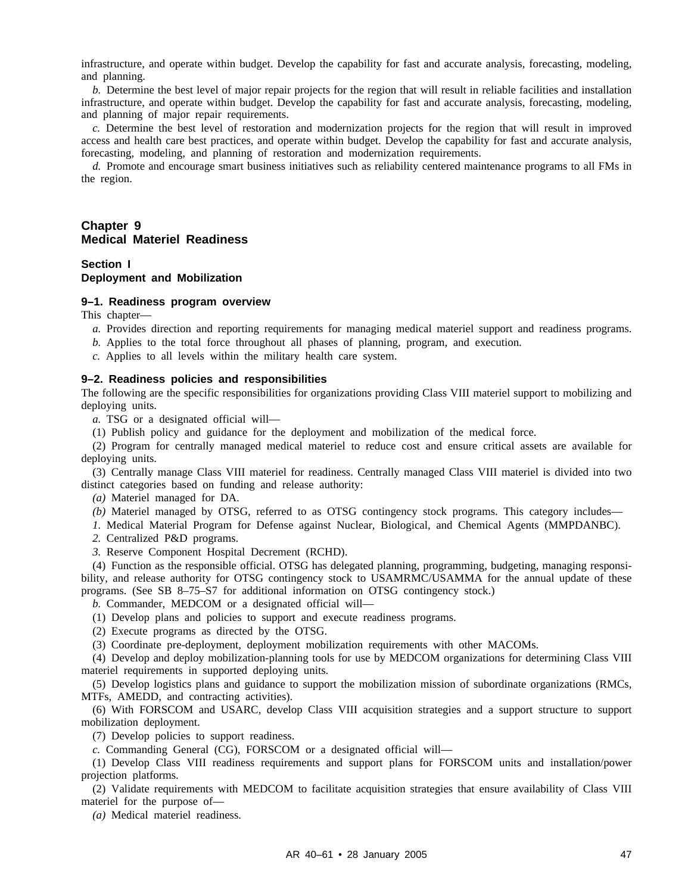infrastructure, and operate within budget. Develop the capability for fast and accurate analysis, forecasting, modeling, and planning.

*b.* Determine the best level of major repair projects for the region that will result in reliable facilities and installation infrastructure, and operate within budget. Develop the capability for fast and accurate analysis, forecasting, modeling, and planning of major repair requirements.

*c.* Determine the best level of restoration and modernization projects for the region that will result in improved access and health care best practices, and operate within budget. Develop the capability for fast and accurate analysis, forecasting, modeling, and planning of restoration and modernization requirements.

*d.* Promote and encourage smart business initiatives such as reliability centered maintenance programs to all FMs in the region.

# Chapter 9
# Medical Materiel Readiness

## Section I
## Deployment and Mobilization

### 9–1. Readiness program overview

This chapter—

*a.* Provides direction and reporting requirements for managing medical materiel support and readiness programs.

*b.* Applies to the total force throughout all phases of planning, program, and execution.

*c.* Applies to all levels within the military health care system.

### 9–2. Readiness policies and responsibilities

The following are the specific responsibilities for organizations providing Class VIII materiel support to mobilizing and deploying units.

*a.* TSG or a designated official will—

(1) Publish policy and guidance for the deployment and mobilization of the medical force.

(2) Program for centrally managed medical materiel to reduce cost and ensure critical assets are available for deploying units.

(3) Centrally manage Class VIII materiel for readiness. Centrally managed Class VIII materiel is divided into two distinct categories based on funding and release authority:

*(a)* Materiel managed for DA.

*(b)* Materiel managed by OTSG, referred to as OTSG contingency stock programs. This category includes—

*1.* Medical Material Program for Defense against Nuclear, Biological, and Chemical Agents (MMPDANBC).

*2.* Centralized P&D programs.

*3.* Reserve Component Hospital Decrement (RCHD).

(4) Function as the responsible official. OTSG has delegated planning, programming, budgeting, managing responsibility, and release authority for OTSG contingency stock to USAMRMC/USAMMA for the annual update of these programs. (See SB 8–75–S7 for additional information on OTSG contingency stock.)

*b.* Commander, MEDCOM or a designated official will—

(1) Develop plans and policies to support and execute readiness programs.

(2) Execute programs as directed by the OTSG.

(3) Coordinate pre-deployment, deployment mobilization requirements with other MACOMs.

(4) Develop and deploy mobilization-planning tools for use by MEDCOM organizations for determining Class VIII materiel requirements in supported deploying units.

(5) Develop logistics plans and guidance to support the mobilization mission of subordinate organizations (RMCs, MTFs, AMEDD, and contracting activities).

(6) With FORSCOM and USARC, develop Class VIII acquisition strategies and a support structure to support mobilization deployment.

(7) Develop policies to support readiness.

*c.* Commanding General (CG), FORSCOM or a designated official will—

(1) Develop Class VIII readiness requirements and support plans for FORSCOM units and installation/power projection platforms.

(2) Validate requirements with MEDCOM to facilitate acquisition strategies that ensure availability of Class VIII materiel for the purpose of—

*(a)* Medical materiel readiness.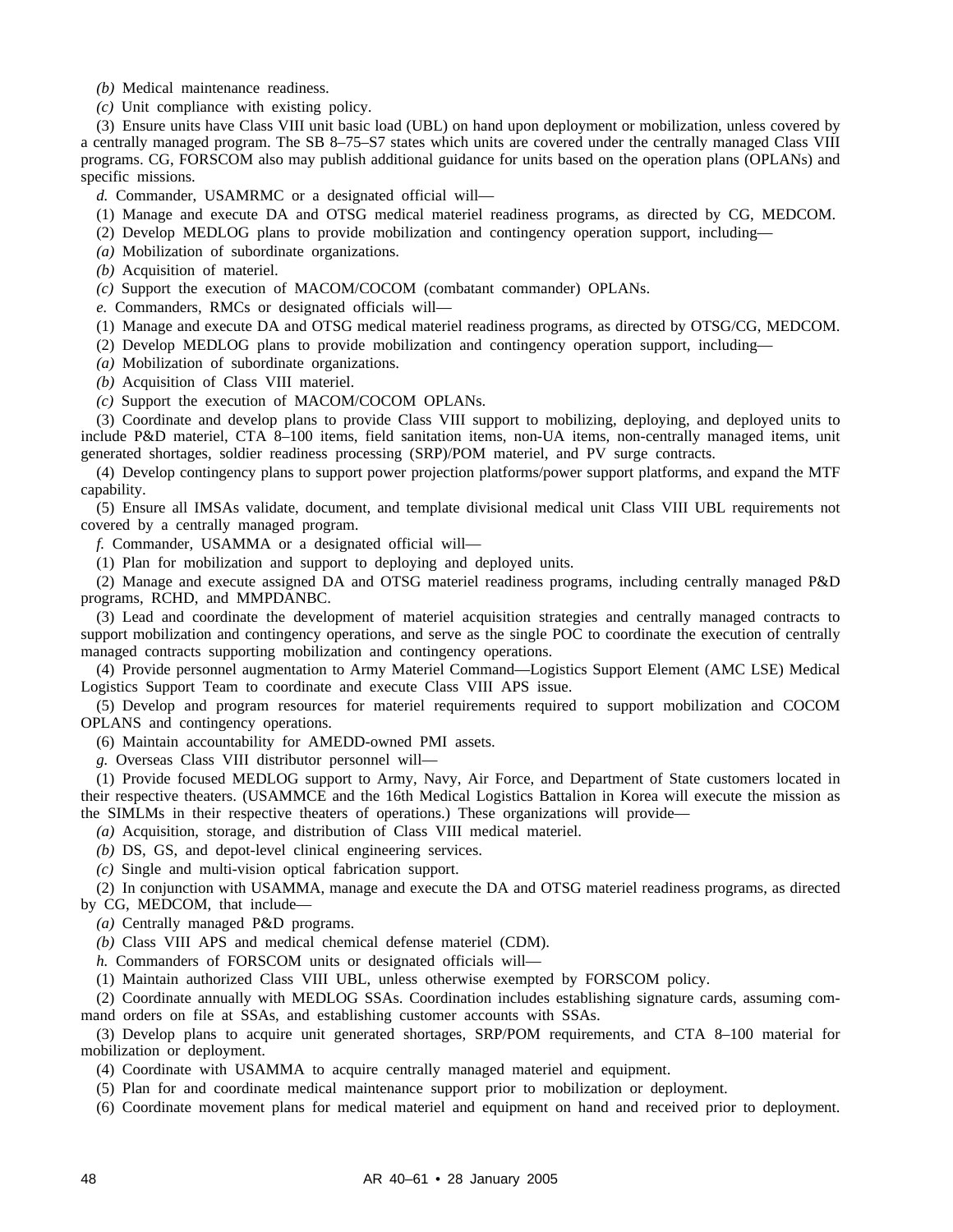*(b)* Medical maintenance readiness.

*(c)* Unit compliance with existing policy.

(3) Ensure units have Class VIII unit basic load (UBL) on hand upon deployment or mobilization, unless covered by a centrally managed program. The SB 8–75–S7 states which units are covered under the centrally managed Class VIII programs. CG, FORSCOM also may publish additional guidance for units based on the operation plans (OPLANs) and specific missions.

*d.* Commander, USAMRMC or a designated official will—

(1) Manage and execute DA and OTSG medical materiel readiness programs, as directed by CG, MEDCOM.

(2) Develop MEDLOG plans to provide mobilization and contingency operation support, including—

*(a)* Mobilization of subordinate organizations.

*(b)* Acquisition of materiel.

*(c)* Support the execution of MACOM/COCOM (combatant commander) OPLANs.

*e.* Commanders, RMCs or designated officials will—

(1) Manage and execute DA and OTSG medical materiel readiness programs, as directed by OTSG/CG, MEDCOM.

(2) Develop MEDLOG plans to provide mobilization and contingency operation support, including—

*(a)* Mobilization of subordinate organizations.

*(b)* Acquisition of Class VIII materiel.

*(c)* Support the execution of MACOM/COCOM OPLANs.

(3) Coordinate and develop plans to provide Class VIII support to mobilizing, deploying, and deployed units to include P&D materiel, CTA 8–100 items, field sanitation items, non-UA items, non-centrally managed items, unit generated shortages, soldier readiness processing (SRP)/POM materiel, and PV surge contracts.

(4) Develop contingency plans to support power projection platforms/power support platforms, and expand the MTF capability.

(5) Ensure all IMSAs validate, document, and template divisional medical unit Class VIII UBL requirements not covered by a centrally managed program.

*f.* Commander, USAMMA or a designated official will—

(1) Plan for mobilization and support to deploying and deployed units.

(2) Manage and execute assigned DA and OTSG materiel readiness programs, including centrally managed P&D programs, RCHD, and MMPDANBC.

(3) Lead and coordinate the development of materiel acquisition strategies and centrally managed contracts to support mobilization and contingency operations, and serve as the single POC to coordinate the execution of centrally managed contracts supporting mobilization and contingency operations.

(4) Provide personnel augmentation to Army Materiel Command—Logistics Support Element (AMC LSE) Medical Logistics Support Team to coordinate and execute Class VIII APS issue.

(5) Develop and program resources for materiel requirements required to support mobilization and COCOM OPLANS and contingency operations.

(6) Maintain accountability for AMEDD-owned PMI assets.

*g.* Overseas Class VIII distributor personnel will—

(1) Provide focused MEDLOG support to Army, Navy, Air Force, and Department of State customers located in their respective theaters. (USAMMCE and the 16th Medical Logistics Battalion in Korea will execute the mission as the SIMLMs in their respective theaters of operations.) These organizations will provide—

*(a)* Acquisition, storage, and distribution of Class VIII medical materiel.

*(b)* DS, GS, and depot-level clinical engineering services.

*(c)* Single and multi-vision optical fabrication support.

(2) In conjunction with USAMMA, manage and execute the DA and OTSG materiel readiness programs, as directed by CG, MEDCOM, that include—

*(a)* Centrally managed P&D programs.

*(b)* Class VIII APS and medical chemical defense materiel (CDM).

*h.* Commanders of FORSCOM units or designated officials will—

(1) Maintain authorized Class VIII UBL, unless otherwise exempted by FORSCOM policy.

(2) Coordinate annually with MEDLOG SSAs. Coordination includes establishing signature cards, assuming command orders on file at SSAs, and establishing customer accounts with SSAs.

(3) Develop plans to acquire unit generated shortages, SRP/POM requirements, and CTA 8–100 material for mobilization or deployment.

(4) Coordinate with USAMMA to acquire centrally managed materiel and equipment.

(5) Plan for and coordinate medical maintenance support prior to mobilization or deployment.

(6) Coordinate movement plans for medical materiel and equipment on hand and received prior to deployment.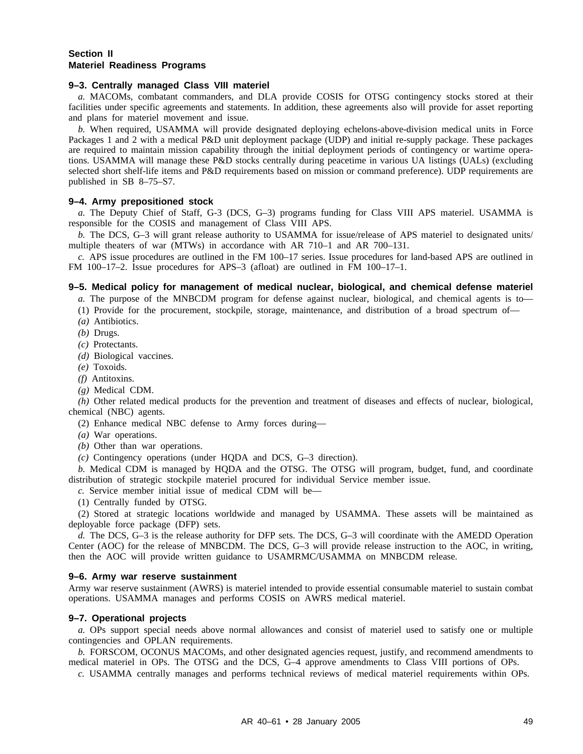## Section II
## Materiel Readiness Programs

### 9–3. Centrally managed Class VIII materiel

*a.* MACOMs, combatant commanders, and DLA provide COSIS for OTSG contingency stocks stored at their facilities under specific agreements and statements. In addition, these agreements also will provide for asset reporting and plans for materiel movement and issue.

*b.* When required, USAMMA will provide designated deploying echelons-above-division medical units in Force Packages 1 and 2 with a medical P&D unit deployment package (UDP) and initial re-supply package. These packages are required to maintain mission capability through the initial deployment periods of contingency or wartime operations. USAMMA will manage these P&D stocks centrally during peacetime in various UA listings (UALs) (excluding selected short shelf-life items and P&D requirements based on mission or command preference). UDP requirements are published in SB 8–75–S7.

### 9–4. Army prepositioned stock

*a.* The Deputy Chief of Staff, G-3 (DCS, G–3) programs funding for Class VIII APS materiel. USAMMA is responsible for the COSIS and management of Class VIII APS.

*b.* The DCS, G–3 will grant release authority to USAMMA for issue/release of APS materiel to designated units/ multiple theaters of war (MTWs) in accordance with AR 710–1 and AR 700–131.

*c.* APS issue procedures are outlined in the FM 100–17 series. Issue procedures for land-based APS are outlined in FM 100–17–2. Issue procedures for APS–3 (afloat) are outlined in FM 100–17–1.

### 9–5. Medical policy for management of medical nuclear, biological, and chemical defense materiel

*a.* The purpose of the MNBCDM program for defense against nuclear, biological, and chemical agents is to—

(1) Provide for the procurement, stockpile, storage, maintenance, and distribution of a broad spectrum of—

*(a)* Antibiotics.

*(b)* Drugs.

*(c)* Protectants.

*(d)* Biological vaccines.

*(e)* Toxoids.

*(f)* Antitoxins.

*(g)* Medical CDM.

*(h)* Other related medical products for the prevention and treatment of diseases and effects of nuclear, biological, chemical (NBC) agents.

(2) Enhance medical NBC defense to Army forces during—

*(a)* War operations.

*(b)* Other than war operations.

*(c)* Contingency operations (under HQDA and DCS, G–3 direction).

*b.* Medical CDM is managed by HQDA and the OTSG. The OTSG will program, budget, fund, and coordinate distribution of strategic stockpile materiel procured for individual Service member issue.

*c.* Service member initial issue of medical CDM will be—

(1) Centrally funded by OTSG.

(2) Stored at strategic locations worldwide and managed by USAMMA. These assets will be maintained as deployable force package (DFP) sets.

*d.* The DCS, G–3 is the release authority for DFP sets. The DCS, G–3 will coordinate with the AMEDD Operation Center (AOC) for the release of MNBCDM. The DCS, G–3 will provide release instruction to the AOC, in writing, then the AOC will provide written guidance to USAMRMC/USAMMA on MNBCDM release.

### 9–6. Army war reserve sustainment

Army war reserve sustainment (AWRS) is materiel intended to provide essential consumable materiel to sustain combat operations. USAMMA manages and performs COSIS on AWRS medical materiel.

### 9–7. Operational projects

*a.* OPs support special needs above normal allowances and consist of materiel used to satisfy one or multiple contingencies and OPLAN requirements.

*b.* FORSCOM, OCONUS MACOMs, and other designated agencies request, justify, and recommend amendments to medical materiel in OPs. The OTSG and the DCS, G–4 approve amendments to Class VIII portions of OPs.

*c.* USAMMA centrally manages and performs technical reviews of medical materiel requirements within OPs.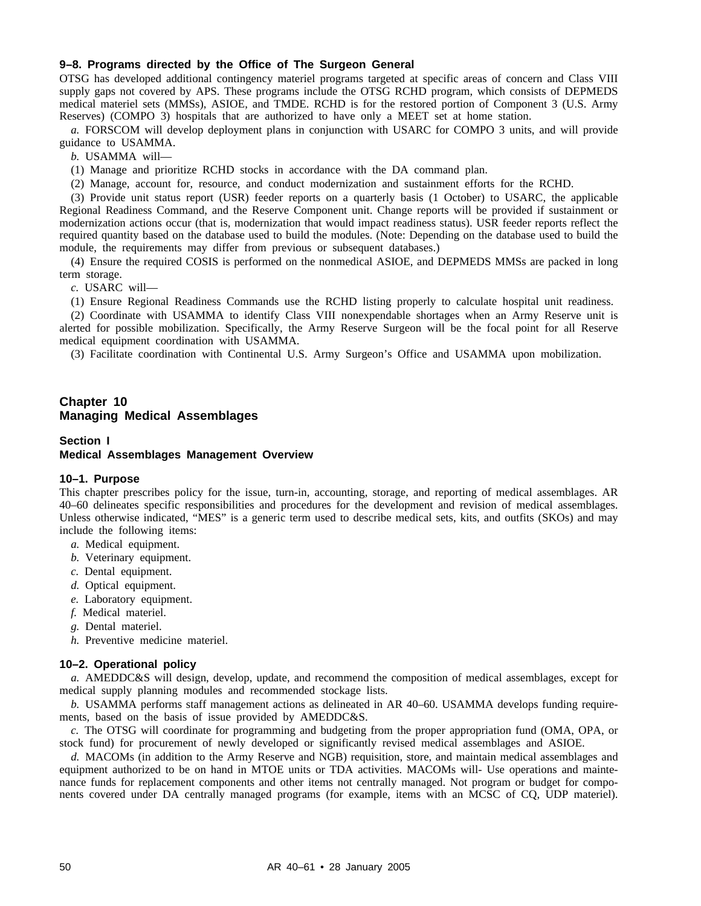### 9–8. Programs directed by the Office of The Surgeon General

OTSG has developed additional contingency materiel programs targeted at specific areas of concern and Class VIII supply gaps not covered by APS. These programs include the OTSG RCHD program, which consists of DEPMEDS medical materiel sets (MMSs), ASIOE, and TMDE. RCHD is for the restored portion of Component 3 (U.S. Army Reserves) (COMPO 3) hospitals that are authorized to have only a MEET set at home station.

*a.* FORSCOM will develop deployment plans in conjunction with USARC for COMPO 3 units, and will provide guidance to USAMMA.

*b.* USAMMA will—

(1) Manage and prioritize RCHD stocks in accordance with the DA command plan.

(2) Manage, account for, resource, and conduct modernization and sustainment efforts for the RCHD.

(3) Provide unit status report (USR) feeder reports on a quarterly basis (1 October) to USARC, the applicable Regional Readiness Command, and the Reserve Component unit. Change reports will be provided if sustainment or modernization actions occur (that is, modernization that would impact readiness status). USR feeder reports reflect the required quantity based on the database used to build the modules. (Note: Depending on the database used to build the module, the requirements may differ from previous or subsequent databases.)

(4) Ensure the required COSIS is performed on the nonmedical ASIOE, and DEPMEDS MMSs are packed in long term storage.

*c.* USARC will—

(1) Ensure Regional Readiness Commands use the RCHD listing properly to calculate hospital unit readiness.

(2) Coordinate with USAMMA to identify Class VIII nonexpendable shortages when an Army Reserve unit is alerted for possible mobilization. Specifically, the Army Reserve Surgeon will be the focal point for all Reserve medical equipment coordination with USAMMA.

(3) Facilitate coordination with Continental U.S. Army Surgeon's Office and USAMMA upon mobilization.

# Chapter 10
# Managing Medical Assemblages

## Section I
## Medical Assemblages Management Overview

### 10–1. Purpose

This chapter prescribes policy for the issue, turn-in, accounting, storage, and reporting of medical assemblages. AR 40–60 delineates specific responsibilities and procedures for the development and revision of medical assemblages. Unless otherwise indicated, "MES" is a generic term used to describe medical sets, kits, and outfits (SKOs) and may include the following items:

*a.* Medical equipment.

*b.* Veterinary equipment.

*c.* Dental equipment.

*d.* Optical equipment.

*e.* Laboratory equipment.

*f.* Medical materiel.

*g.* Dental materiel.

*h.* Preventive medicine materiel.

### 10–2. Operational policy

*a.* AMEDDC&S will design, develop, update, and recommend the composition of medical assemblages, except for medical supply planning modules and recommended stockage lists.

*b.* USAMMA performs staff management actions as delineated in AR 40–60. USAMMA develops funding requirements, based on the basis of issue provided by AMEDDC&S.

*c.* The OTSG will coordinate for programming and budgeting from the proper appropriation fund (OMA, OPA, or stock fund) for procurement of newly developed or significantly revised medical assemblages and ASIOE.

*d.* MACOMs (in addition to the Army Reserve and NGB) requisition, store, and maintain medical assemblages and equipment authorized to be on hand in MTOE units or TDA activities. MACOMs will- Use operations and maintenance funds for replacement components and other items not centrally managed. Not program or budget for components covered under DA centrally managed programs (for example, items with an MCSC of CQ, UDP materiel).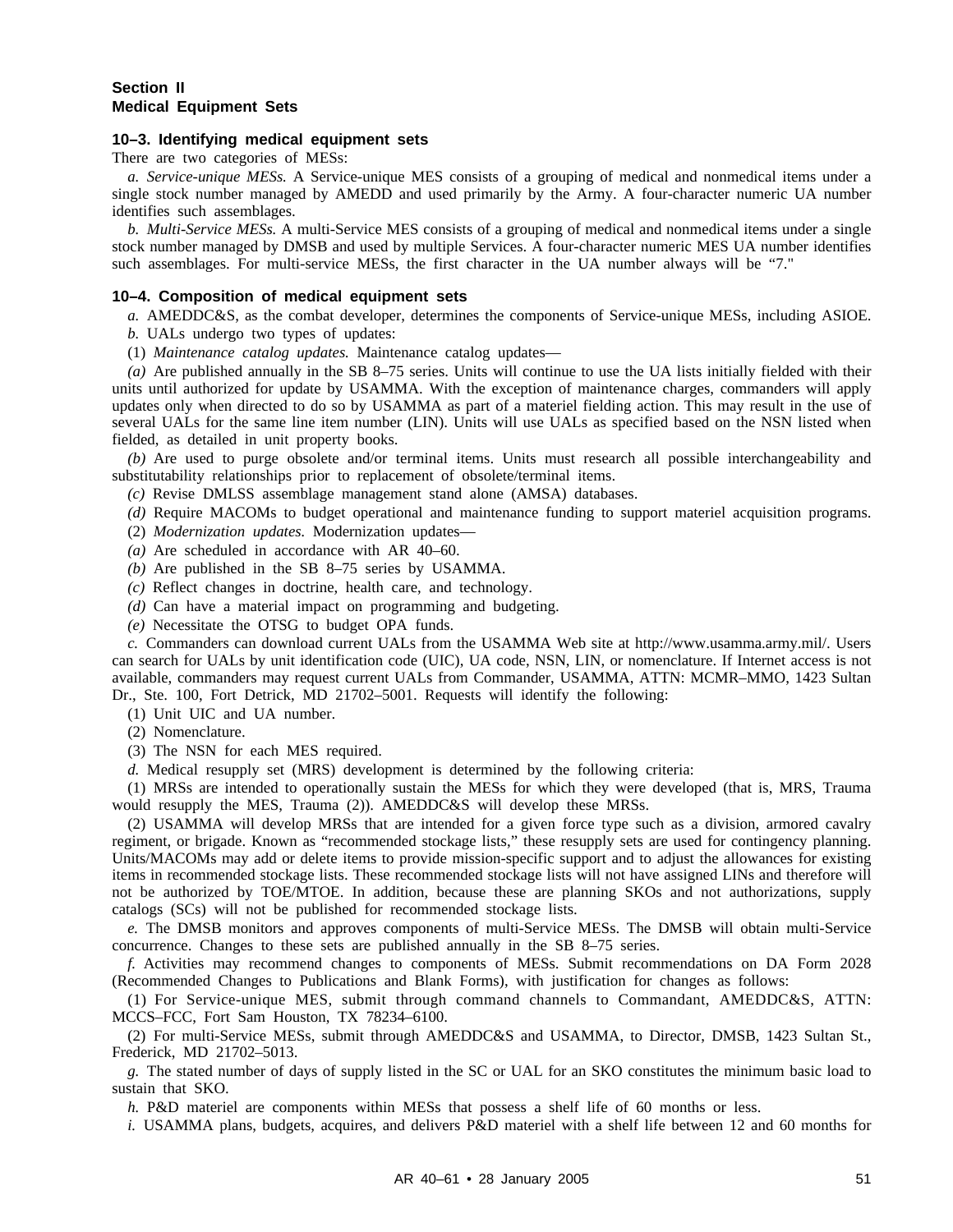## Section II
## Medical Equipment Sets

### 10–3. Identifying medical equipment sets

There are two categories of MESs:

*a. Service-unique MESs.* A Service-unique MES consists of a grouping of medical and nonmedical items under a single stock number managed by AMEDD and used primarily by the Army. A four-character numeric UA number identifies such assemblages.

*b. Multi-Service MESs.* A multi-Service MES consists of a grouping of medical and nonmedical items under a single stock number managed by DMSB and used by multiple Services. A four-character numeric MES UA number identifies such assemblages. For multi-service MESs, the first character in the UA number always will be "7."

### 10–4. Composition of medical equipment sets

*a.* AMEDDC&S, as the combat developer, determines the components of Service-unique MESs, including ASIOE.

*b.* UALs undergo two types of updates:

(1) *Maintenance catalog updates.* Maintenance catalog updates—

*(a)* Are published annually in the SB 8–75 series. Units will continue to use the UA lists initially fielded with their units until authorized for update by USAMMA. With the exception of maintenance charges, commanders will apply updates only when directed to do so by USAMMA as part of a materiel fielding action. This may result in the use of several UALs for the same line item number (LIN). Units will use UALs as specified based on the NSN listed when fielded, as detailed in unit property books.

*(b)* Are used to purge obsolete and/or terminal items. Units must research all possible interchangeability and substitutability relationships prior to replacement of obsolete/terminal items.

*(c)* Revise DMLSS assemblage management stand alone (AMSA) databases.

*(d)* Require MACOMs to budget operational and maintenance funding to support materiel acquisition programs.

(2) *Modernization updates.* Modernization updates—

*(a)* Are scheduled in accordance with AR 40–60.

*(b)* Are published in the SB 8–75 series by USAMMA.

*(c)* Reflect changes in doctrine, health care, and technology.

*(d)* Can have a material impact on programming and budgeting.

*(e)* Necessitate the OTSG to budget OPA funds.

*c.* Commanders can download current UALs from the USAMMA Web site at http://www.usamma.army.mil/. Users can search for UALs by unit identification code (UIC), UA code, NSN, LIN, or nomenclature. If Internet access is not available, commanders may request current UALs from Commander, USAMMA, ATTN: MCMR–MMO, 1423 Sultan Dr., Ste. 100, Fort Detrick, MD 21702–5001. Requests will identify the following:

(1) Unit UIC and UA number.

(2) Nomenclature.

(3) The NSN for each MES required.

*d.* Medical resupply set (MRS) development is determined by the following criteria:

(1) MRSs are intended to operationally sustain the MESs for which they were developed (that is, MRS, Trauma would resupply the MES, Trauma (2)). AMEDDC&S will develop these MRSs.

(2) USAMMA will develop MRSs that are intended for a given force type such as a division, armored cavalry regiment, or brigade. Known as "recommended stockage lists," these resupply sets are used for contingency planning. Units/MACOMs may add or delete items to provide mission-specific support and to adjust the allowances for existing items in recommended stockage lists. These recommended stockage lists will not have assigned LINs and therefore will not be authorized by TOE/MTOE. In addition, because these are planning SKOs and not authorizations, supply catalogs (SCs) will not be published for recommended stockage lists.

*e.* The DMSB monitors and approves components of multi-Service MESs. The DMSB will obtain multi-Service concurrence. Changes to these sets are published annually in the SB 8–75 series.

*f.* Activities may recommend changes to components of MESs. Submit recommendations on DA Form 2028 (Recommended Changes to Publications and Blank Forms), with justification for changes as follows:

(1) For Service-unique MES, submit through command channels to Commandant, AMEDDC&S, ATTN: MCCS–FCC, Fort Sam Houston, TX 78234–6100.

(2) For multi-Service MESs, submit through AMEDDC&S and USAMMA, to Director, DMSB, 1423 Sultan St., Frederick, MD 21702–5013.

*g.* The stated number of days of supply listed in the SC or UAL for an SKO constitutes the minimum basic load to sustain that SKO.

*h.* P&D materiel are components within MESs that possess a shelf life of 60 months or less.

*i.* USAMMA plans, budgets, acquires, and delivers P&D materiel with a shelf life between 12 and 60 months for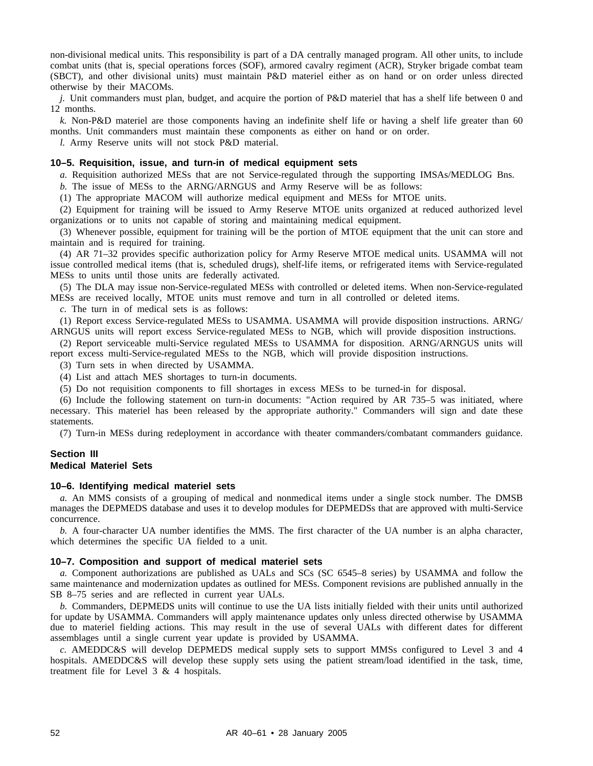non-divisional medical units. This responsibility is part of a DA centrally managed program. All other units, to include combat units (that is, special operations forces (SOF), armored cavalry regiment (ACR), Stryker brigade combat team (SBCT), and other divisional units) must maintain P&D materiel either as on hand or on order unless directed otherwise by their MACOMs.

*j.* Unit commanders must plan, budget, and acquire the portion of P&D materiel that has a shelf life between 0 and 12 months.

*k.* Non-P&D materiel are those components having an indefinite shelf life or having a shelf life greater than 60 months. Unit commanders must maintain these components as either on hand or on order.

*l.* Army Reserve units will not stock P&D material.

### 10–5. Requisition, issue, and turn-in of medical equipment sets

*a.* Requisition authorized MESs that are not Service-regulated through the supporting IMSAs/MEDLOG Bns.

*b.* The issue of MESs to the ARNG/ARNGUS and Army Reserve will be as follows:

(1) The appropriate MACOM will authorize medical equipment and MESs for MTOE units.

(2) Equipment for training will be issued to Army Reserve MTOE units organized at reduced authorized level organizations or to units not capable of storing and maintaining medical equipment.

(3) Whenever possible, equipment for training will be the portion of MTOE equipment that the unit can store and maintain and is required for training.

(4) AR 71–32 provides specific authorization policy for Army Reserve MTOE medical units. USAMMA will not issue controlled medical items (that is, scheduled drugs), shelf-life items, or refrigerated items with Service-regulated MESs to units until those units are federally activated.

(5) The DLA may issue non-Service-regulated MESs with controlled or deleted items. When non-Service-regulated MESs are received locally, MTOE units must remove and turn in all controlled or deleted items.

*c.* The turn in of medical sets is as follows:

(1) Report excess Service-regulated MESs to USAMMA. USAMMA will provide disposition instructions. ARNG/ARNGUS units will report excess Service-regulated MESs to NGB, which will provide disposition instructions.

(2) Report serviceable multi-Service regulated MESs to USAMMA for disposition. ARNG/ARNGUS units will report excess multi-Service-regulated MESs to the NGB, which will provide disposition instructions.

(3) Turn sets in when directed by USAMMA.

(4) List and attach MES shortages to turn-in documents.

(5) Do not requisition components to fill shortages in excess MESs to be turned-in for disposal.

(6) Include the following statement on turn-in documents: "Action required by AR 735–5 was initiated, where necessary. This materiel has been released by the appropriate authority." Commanders will sign and date these statements.

(7) Turn-in MESs during redeployment in accordance with theater commanders/combatant commanders guidance.

## Section III
## Medical Materiel Sets

### 10–6. Identifying medical materiel sets

*a.* An MMS consists of a grouping of medical and nonmedical items under a single stock number. The DMSB manages the DEPMEDS database and uses it to develop modules for DEPMEDSs that are approved with multi-Service concurrence.

*b.* A four-character UA number identifies the MMS. The first character of the UA number is an alpha character, which determines the specific UA fielded to a unit.

### 10–7. Composition and support of medical materiel sets

*a.* Component authorizations are published as UALs and SCs (SC 6545–8 series) by USAMMA and follow the same maintenance and modernization updates as outlined for MESs. Component revisions are published annually in the SB 8–75 series and are reflected in current year UALs.

*b.* Commanders, DEPMEDS units will continue to use the UA lists initially fielded with their units until authorized for update by USAMMA. Commanders will apply maintenance updates only unless directed otherwise by USAMMA due to materiel fielding actions. This may result in the use of several UALs with different dates for different assemblages until a single current year update is provided by USAMMA.

*c.* AMEDDC&S will develop DEPMEDS medical supply sets to support MMSs configured to Level 3 and 4 hospitals. AMEDDC&S will develop these supply sets using the patient stream/load identified in the task, time, treatment file for Level 3 & 4 hospitals.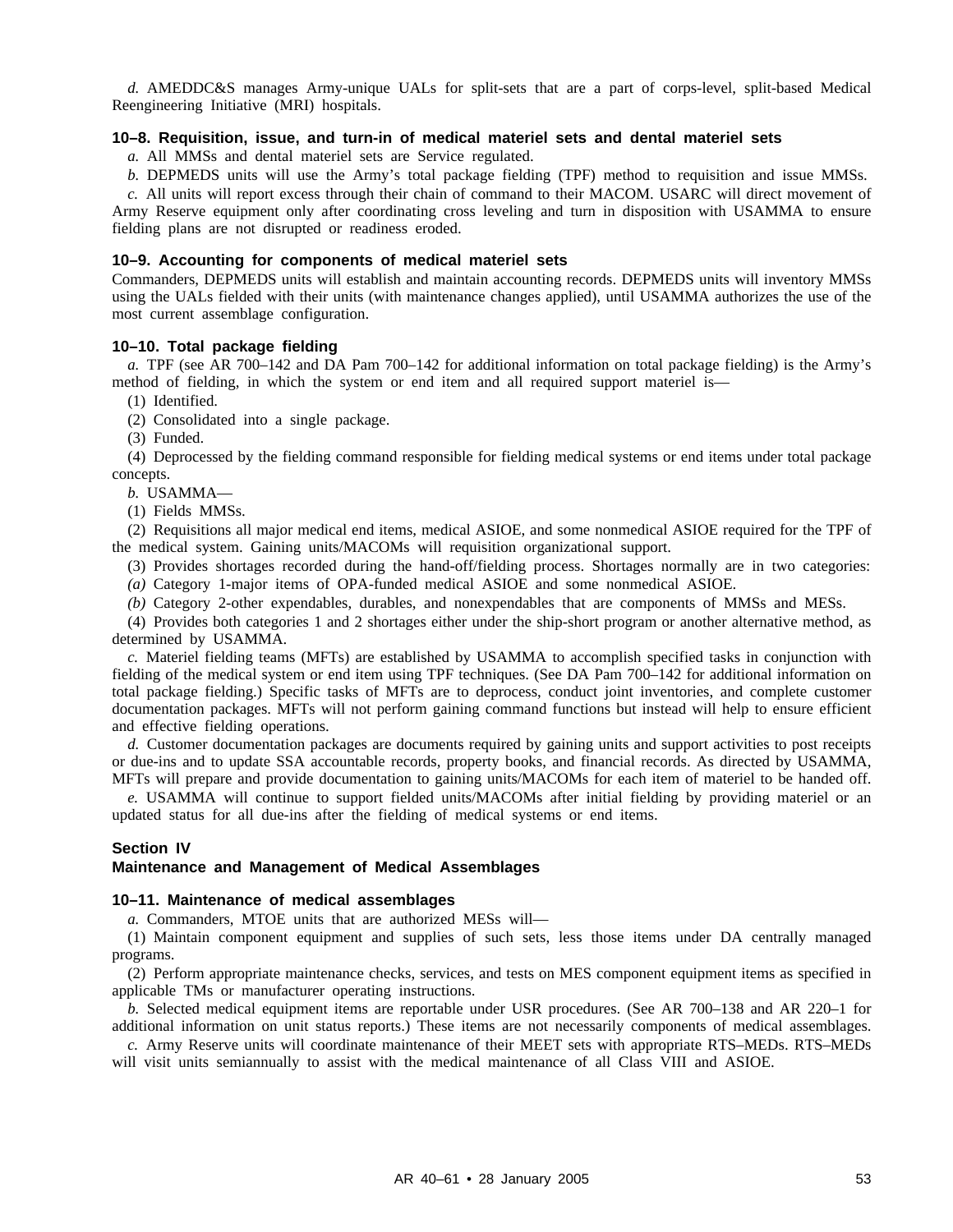*d.* AMEDDC&S manages Army-unique UALs for split-sets that are a part of corps-level, split-based Medical Reengineering Initiative (MRI) hospitals.

### 10–8. Requisition, issue, and turn-in of medical materiel sets and dental materiel sets

*a.* All MMSs and dental materiel sets are Service regulated.

*b.* DEPMEDS units will use the Army's total package fielding (TPF) method to requisition and issue MMSs.

*c.* All units will report excess through their chain of command to their MACOM. USARC will direct movement of Army Reserve equipment only after coordinating cross leveling and turn in disposition with USAMMA to ensure fielding plans are not disrupted or readiness eroded.

### 10–9. Accounting for components of medical materiel sets

Commanders, DEPMEDS units will establish and maintain accounting records. DEPMEDS units will inventory MMSs using the UALs fielded with their units (with maintenance changes applied), until USAMMA authorizes the use of the most current assemblage configuration.

### 10–10. Total package fielding

*a.* TPF (see AR 700–142 and DA Pam 700–142 for additional information on total package fielding) is the Army's method of fielding, in which the system or end item and all required support materiel is—

(1) Identified.

(2) Consolidated into a single package.

(3) Funded.

(4) Deprocessed by the fielding command responsible for fielding medical systems or end items under total package concepts.

*b.* USAMMA—

(1) Fields MMSs.

(2) Requisitions all major medical end items, medical ASIOE, and some nonmedical ASIOE required for the TPF of the medical system. Gaining units/MACOMs will requisition organizational support.

(3) Provides shortages recorded during the hand-off/fielding process. Shortages normally are in two categories:

*(a)* Category 1-major items of OPA-funded medical ASIOE and some nonmedical ASIOE.

*(b)* Category 2-other expendables, durables, and nonexpendables that are components of MMSs and MESs.

(4) Provides both categories 1 and 2 shortages either under the ship-short program or another alternative method, as determined by USAMMA.

*c.* Materiel fielding teams (MFTs) are established by USAMMA to accomplish specified tasks in conjunction with fielding of the medical system or end item using TPF techniques. (See DA Pam 700–142 for additional information on total package fielding.) Specific tasks of MFTs are to deprocess, conduct joint inventories, and complete customer documentation packages. MFTs will not perform gaining command functions but instead will help to ensure efficient and effective fielding operations.

*d.* Customer documentation packages are documents required by gaining units and support activities to post receipts or due-ins and to update SSA accountable records, property books, and financial records. As directed by USAMMA, MFTs will prepare and provide documentation to gaining units/MACOMs for each item of materiel to be handed off.

*e.* USAMMA will continue to support fielded units/MACOMs after initial fielding by providing materiel or an updated status for all due-ins after the fielding of medical systems or end items.

## Section IV
## Maintenance and Management of Medical Assemblages

### 10–11. Maintenance of medical assemblages

*a.* Commanders, MTOE units that are authorized MESs will—

(1) Maintain component equipment and supplies of such sets, less those items under DA centrally managed programs.

(2) Perform appropriate maintenance checks, services, and tests on MES component equipment items as specified in applicable TMs or manufacturer operating instructions.

*b.* Selected medical equipment items are reportable under USR procedures. (See AR 700–138 and AR 220–1 for additional information on unit status reports.) These items are not necessarily components of medical assemblages.

*c.* Army Reserve units will coordinate maintenance of their MEET sets with appropriate RTS–MEDs. RTS–MEDs will visit units semiannually to assist with the medical maintenance of all Class VIII and ASIOE.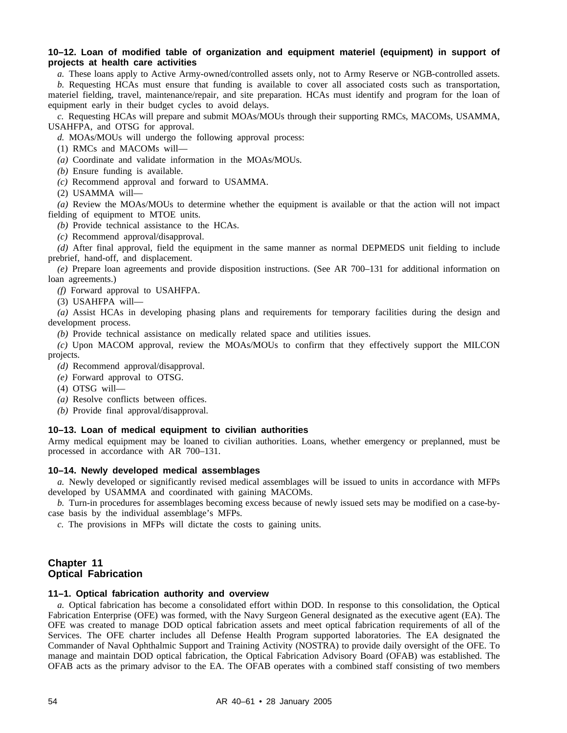### 10–12. Loan of modified table of organization and equipment materiel (equipment) in support of projects at health care activities

*a.* These loans apply to Active Army-owned/controlled assets only, not to Army Reserve or NGB-controlled assets.

*b.* Requesting HCAs must ensure that funding is available to cover all associated costs such as transportation, materiel fielding, travel, maintenance/repair, and site preparation. HCAs must identify and program for the loan of equipment early in their budget cycles to avoid delays.

*c.* Requesting HCAs will prepare and submit MOAs/MOUs through their supporting RMCs, MACOMs, USAMMA, USAHFPA, and OTSG for approval.

*d.* MOAs/MOUs will undergo the following approval process:

(1) RMCs and MACOMs will—

*(a)* Coordinate and validate information in the MOAs/MOUs.

*(b)* Ensure funding is available.

*(c)* Recommend approval and forward to USAMMA.

(2) USAMMA will—

*(a)* Review the MOAs/MOUs to determine whether the equipment is available or that the action will not impact fielding of equipment to MTOE units.

*(b)* Provide technical assistance to the HCAs.

*(c)* Recommend approval/disapproval.

*(d)* After final approval, field the equipment in the same manner as normal DEPMEDS unit fielding to include prebrief, hand-off, and displacement.

*(e)* Prepare loan agreements and provide disposition instructions. (See AR 700–131 for additional information on loan agreements.)

*(f)* Forward approval to USAHFPA.

(3) USAHFPA will—

*(a)* Assist HCAs in developing phasing plans and requirements for temporary facilities during the design and development process.

*(b)* Provide technical assistance on medically related space and utilities issues.

*(c)* Upon MACOM approval, review the MOAs/MOUs to confirm that they effectively support the MILCON projects.

*(d)* Recommend approval/disapproval.

*(e)* Forward approval to OTSG.

(4) OTSG will—

*(a)* Resolve conflicts between offices.

*(b)* Provide final approval/disapproval.

### 10–13. Loan of medical equipment to civilian authorities

Army medical equipment may be loaned to civilian authorities. Loans, whether emergency or preplanned, must be processed in accordance with AR 700–131.

### 10–14. Newly developed medical assemblages

*a.* Newly developed or significantly revised medical assemblages will be issued to units in accordance with MFPs developed by USAMMA and coordinated with gaining MACOMs.

*b.* Turn-in procedures for assemblages becoming excess because of newly issued sets may be modified on a case-by-case basis by the individual assemblage's MFPs.

*c.* The provisions in MFPs will dictate the costs to gaining units.

## Chapter 11
## Optical Fabrication

### 11–1. Optical fabrication authority and overview

*a.* Optical fabrication has become a consolidated effort within DOD. In response to this consolidation, the Optical Fabrication Enterprise (OFE) was formed, with the Navy Surgeon General designated as the executive agent (EA). The OFE was created to manage DOD optical fabrication assets and meet optical fabrication requirements of all of the Services. The OFE charter includes all Defense Health Program supported laboratories. The EA designated the Commander of Naval Ophthalmic Support and Training Activity (NOSTRA) to provide daily oversight of the OFE. To manage and maintain DOD optical fabrication, the Optical Fabrication Advisory Board (OFAB) was established. The OFAB acts as the primary advisor to the EA. The OFAB operates with a combined staff consisting of two members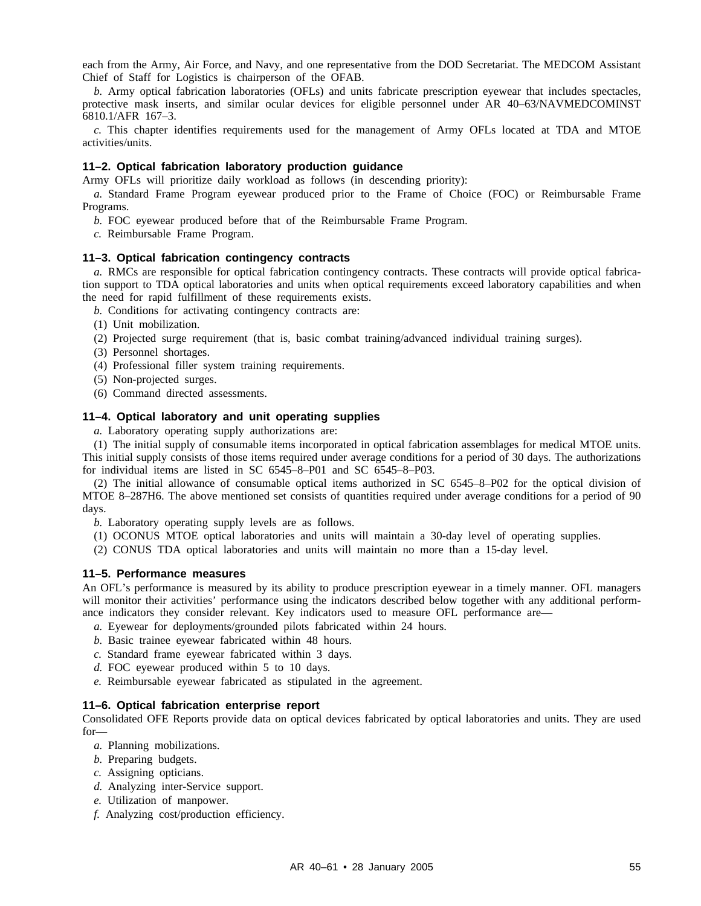each from the Army, Air Force, and Navy, and one representative from the DOD Secretariat. The MEDCOM Assistant Chief of Staff for Logistics is chairperson of the OFAB.

*b.* Army optical fabrication laboratories (OFLs) and units fabricate prescription eyewear that includes spectacles, protective mask inserts, and similar ocular devices for eligible personnel under AR 40–63/NAVMEDCOMINST 6810.1/AFR 167–3.

*c.* This chapter identifies requirements used for the management of Army OFLs located at TDA and MTOE activities/units.

### 11–2. Optical fabrication laboratory production guidance

Army OFLs will prioritize daily workload as follows (in descending priority):

*a.* Standard Frame Program eyewear produced prior to the Frame of Choice (FOC) or Reimbursable Frame Programs.

*b.* FOC eyewear produced before that of the Reimbursable Frame Program.

*c.* Reimbursable Frame Program.

### 11–3. Optical fabrication contingency contracts

*a.* RMCs are responsible for optical fabrication contingency contracts. These contracts will provide optical fabrication support to TDA optical laboratories and units when optical requirements exceed laboratory capabilities and when the need for rapid fulfillment of these requirements exists.

*b.* Conditions for activating contingency contracts are:

(1) Unit mobilization.

(2) Projected surge requirement (that is, basic combat training/advanced individual training surges).

(3) Personnel shortages.

(4) Professional filler system training requirements.

(5) Non-projected surges.

(6) Command directed assessments.

### 11–4. Optical laboratory and unit operating supplies

*a.* Laboratory operating supply authorizations are:

(1) The initial supply of consumable items incorporated in optical fabrication assemblages for medical MTOE units. This initial supply consists of those items required under average conditions for a period of 30 days. The authorizations for individual items are listed in SC 6545–8–P01 and SC 6545–8–P03.

(2) The initial allowance of consumable optical items authorized in SC 6545–8–P02 for the optical division of MTOE 8–287H6. The above mentioned set consists of quantities required under average conditions for a period of 90 days.

*b.* Laboratory operating supply levels are as follows.

(1) OCONUS MTOE optical laboratories and units will maintain a 30-day level of operating supplies.

(2) CONUS TDA optical laboratories and units will maintain no more than a 15-day level.

### 11–5. Performance measures

An OFL's performance is measured by its ability to produce prescription eyewear in a timely manner. OFL managers will monitor their activities' performance using the indicators described below together with any additional performance indicators they consider relevant. Key indicators used to measure OFL performance are—

*a.* Eyewear for deployments/grounded pilots fabricated within 24 hours.

*b.* Basic trainee eyewear fabricated within 48 hours.

*c.* Standard frame eyewear fabricated within 3 days.

*d.* FOC eyewear produced within 5 to 10 days.

*e.* Reimbursable eyewear fabricated as stipulated in the agreement.

### 11–6. Optical fabrication enterprise report

Consolidated OFE Reports provide data on optical devices fabricated by optical laboratories and units. They are used for—

*a.* Planning mobilizations.

*b.* Preparing budgets.

*c.* Assigning opticians.

*d.* Analyzing inter-Service support.

*e.* Utilization of manpower.

*f.* Analyzing cost/production efficiency.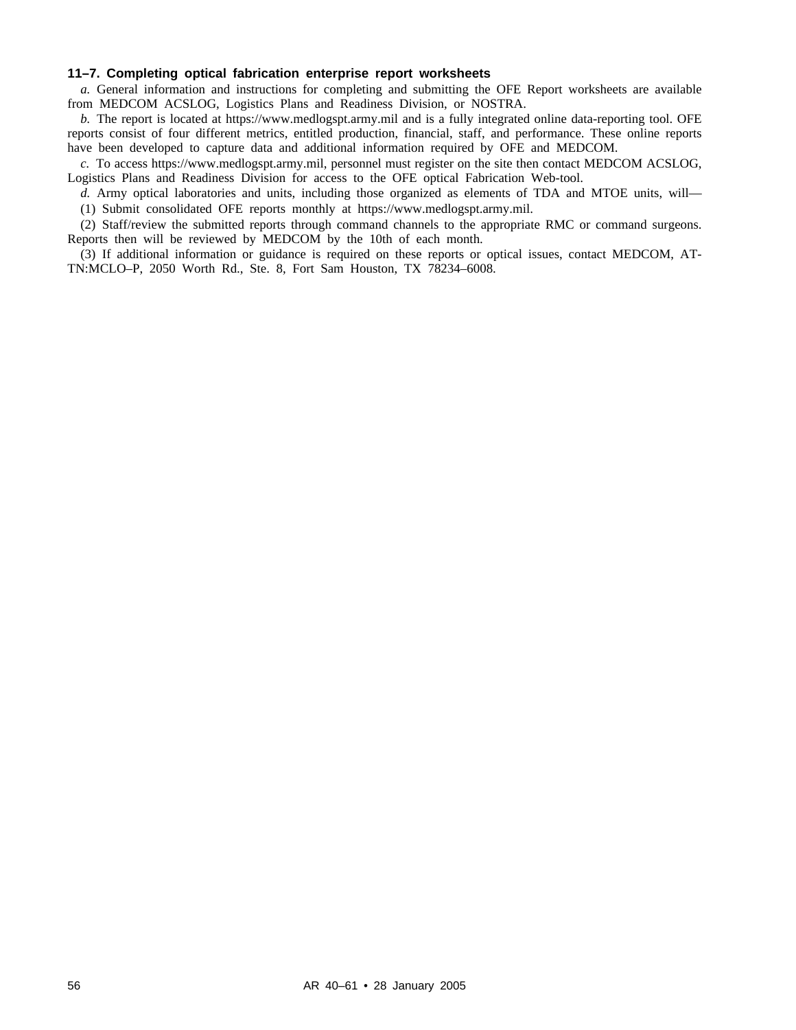### 11–7. Completing optical fabrication enterprise report worksheets

*a.* General information and instructions for completing and submitting the OFE Report worksheets are available from MEDCOM ACSLOG, Logistics Plans and Readiness Division, or NOSTRA.

*b.* The report is located at https://www.medlogspt.army.mil and is a fully integrated online data-reporting tool. OFE reports consist of four different metrics, entitled production, financial, staff, and performance. These online reports have been developed to capture data and additional information required by OFE and MEDCOM.

*c.* To access https://www.medlogspt.army.mil, personnel must register on the site then contact MEDCOM ACSLOG, Logistics Plans and Readiness Division for access to the OFE optical Fabrication Web-tool.

*d.* Army optical laboratories and units, including those organized as elements of TDA and MTOE units, will—

(1) Submit consolidated OFE reports monthly at https://www.medlogspt.army.mil.

(2) Staff/review the submitted reports through command channels to the appropriate RMC or command surgeons. Reports then will be reviewed by MEDCOM by the 10th of each month.

(3) If additional information or guidance is required on these reports or optical issues, contact MEDCOM, ATTN:MCLO–P, 2050 Worth Rd., Ste. 8, Fort Sam Houston, TX 78234–6008.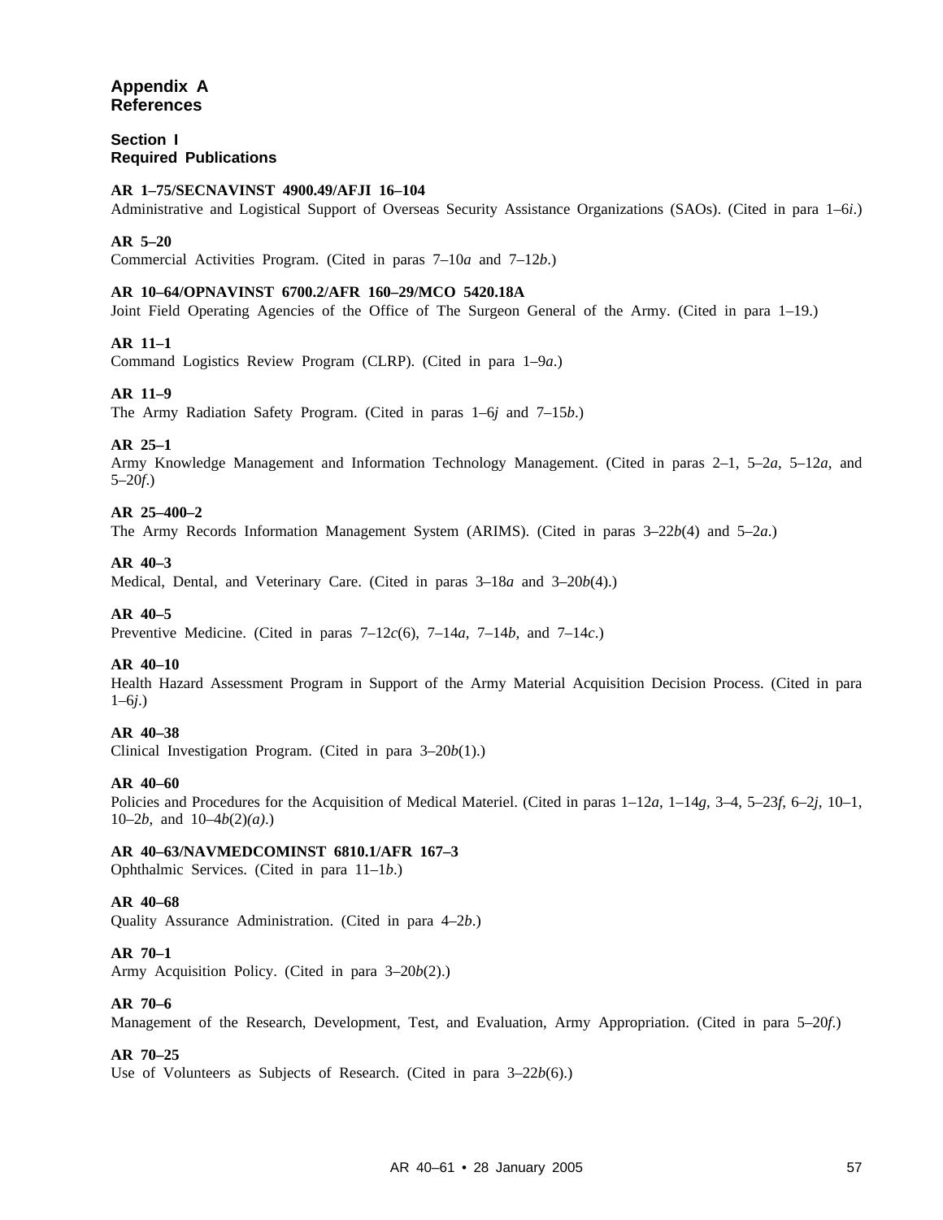## Appendix A
## References

### Section I
### Required Publications

**AR 1–75/SECNAVINST 4900.49/AFJI 16–104**
Administrative and Logistical Support of Overseas Security Assistance Organizations (SAOs). (Cited in para 1–6*i*.)

**AR 5–20**
Commercial Activities Program. (Cited in paras 7–10*a* and 7–12*b*.)

**AR 10–64/OPNAVINST 6700.2/AFR 160–29/MCO 5420.18A**
Joint Field Operating Agencies of the Office of The Surgeon General of the Army. (Cited in para 1–19.)

**AR 11–1**
Command Logistics Review Program (CLRP). (Cited in para 1–9*a*.)

**AR 11–9**
The Army Radiation Safety Program. (Cited in paras 1–6*j* and 7–15*b*.)

**AR 25–1**
Army Knowledge Management and Information Technology Management. (Cited in paras 2–1, 5–2*a*, 5–12*a*, and 5–20*f*.)

**AR 25–400–2**
The Army Records Information Management System (ARIMS). (Cited in paras 3–22*b*(4) and 5–2*a*.)

**AR 40–3**
Medical, Dental, and Veterinary Care. (Cited in paras 3–18*a* and 3–20*b*(4).)

**AR 40–5**
Preventive Medicine. (Cited in paras 7–12*c*(6), 7–14*a*, 7–14*b*, and 7–14*c*.)

**AR 40–10**
Health Hazard Assessment Program in Support of the Army Material Acquisition Decision Process. (Cited in para 1–6*j*.)

**AR 40–38**
Clinical Investigation Program. (Cited in para 3–20*b*(1).)

**AR 40–60**
Policies and Procedures for the Acquisition of Medical Materiel. (Cited in paras 1–12*a*, 1–14*g*, 3–4, 5–23*f*, 6–2*j*, 10–1, 10–2*b*, and 10–4*b*(2)*(a)*.)

**AR 40–63/NAVMEDCOMINST 6810.1/AFR 167–3**
Ophthalmic Services. (Cited in para 11–1*b*.)

**AR 40–68**
Quality Assurance Administration. (Cited in para 4–2*b*.)

**AR 70–1**
Army Acquisition Policy. (Cited in para 3–20*b*(2).)

**AR 70–6**
Management of the Research, Development, Test, and Evaluation, Army Appropriation. (Cited in para 5–20*f*.)

**AR 70–25**
Use of Volunteers as Subjects of Research. (Cited in para 3–22*b*(6).)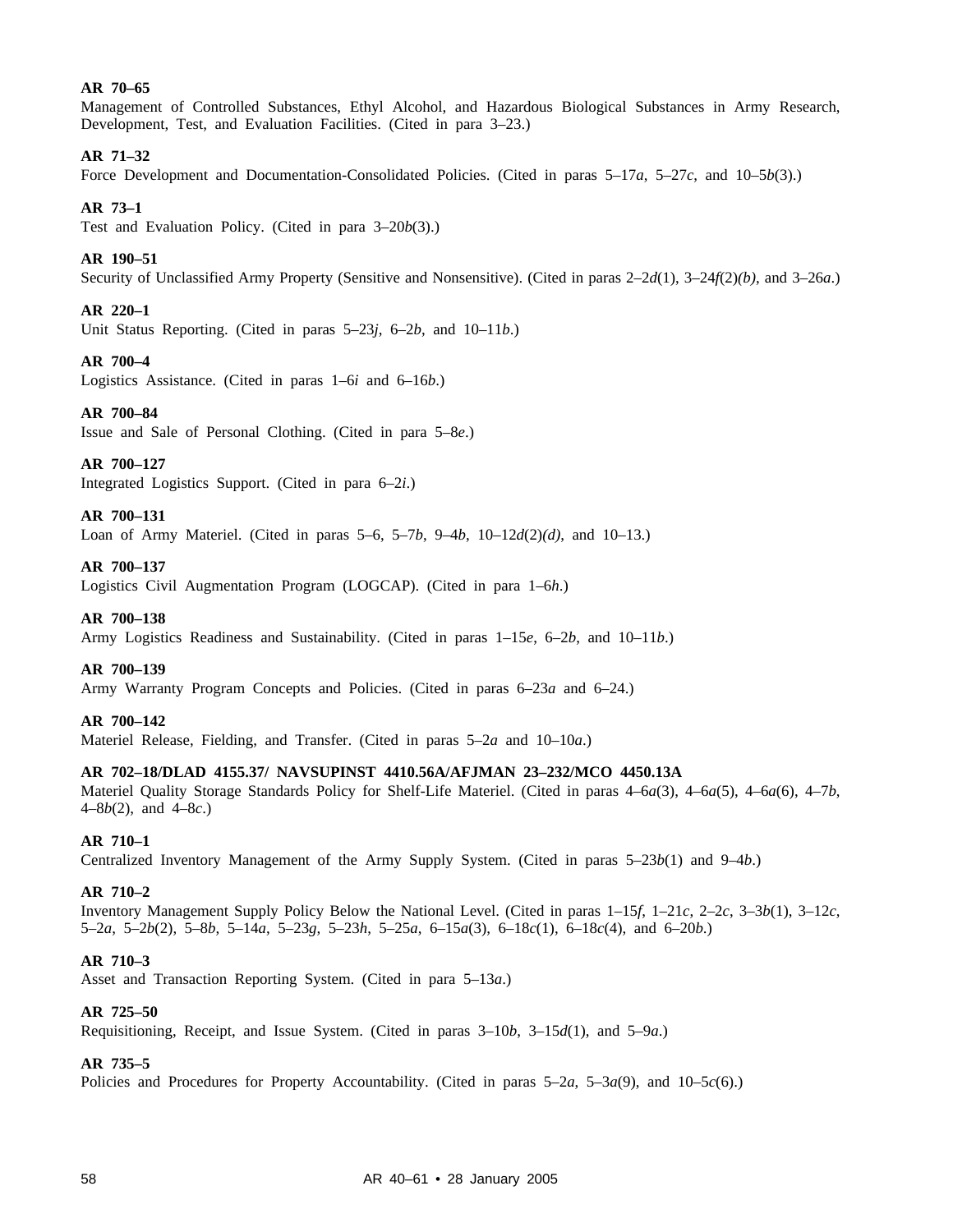**AR 70–65**
Management of Controlled Substances, Ethyl Alcohol, and Hazardous Biological Substances in Army Research, Development, Test, and Evaluation Facilities. (Cited in para 3–23.)

**AR 71–32**
Force Development and Documentation-Consolidated Policies. (Cited in paras 5–17*a*, 5–27*c*, and 10–5*b*(3).)

**AR 73–1**
Test and Evaluation Policy. (Cited in para 3–20*b*(3).)

**AR 190–51**
Security of Unclassified Army Property (Sensitive and Nonsensitive). (Cited in paras 2–2*d*(1), 3–24*f*(2)*(b)*, and 3–26*a*.)

**AR 220–1**
Unit Status Reporting. (Cited in paras 5–23*j*, 6–2*b*, and 10–11*b*.)

**AR 700–4**
Logistics Assistance. (Cited in paras 1–6*i* and 6–16*b*.)

**AR 700–84**
Issue and Sale of Personal Clothing. (Cited in para 5–8*e*.)

**AR 700–127**
Integrated Logistics Support. (Cited in para 6–2*i*.)

**AR 700–131**
Loan of Army Materiel. (Cited in paras 5–6, 5–7*b*, 9–4*b*, 10–12*d*(2)*(d)*, and 10–13.)

**AR 700–137**
Logistics Civil Augmentation Program (LOGCAP). (Cited in para 1–6*h*.)

**AR 700–138**
Army Logistics Readiness and Sustainability. (Cited in paras 1–15*e*, 6–2*b*, and 10–11*b*.)

**AR 700–139**
Army Warranty Program Concepts and Policies. (Cited in paras 6–23*a* and 6–24.)

**AR 700–142**
Materiel Release, Fielding, and Transfer. (Cited in paras 5–2*a* and 10–10*a*.)

**AR 702–18/DLAD 4155.37/ NAVSUPINST 4410.56A/AFJMAN 23–232/MCO 4450.13A**
Materiel Quality Storage Standards Policy for Shelf-Life Materiel. (Cited in paras 4–6*a*(3), 4–6*a*(5), 4–6*a*(6), 4–7*b*, 4–8*b*(2), and 4–8*c*.)

**AR 710–1**
Centralized Inventory Management of the Army Supply System. (Cited in paras 5–23*b*(1) and 9–4*b*.)

**AR 710–2**
Inventory Management Supply Policy Below the National Level. (Cited in paras 1–15*f*, 1–21*c*, 2–2*c*, 3–3*b*(1), 3–12*c*, 5–2*a*, 5–2*b*(2), 5–8*b*, 5–14*a*, 5–23*g*, 5–23*h*, 5–25*a*, 6–15*a*(3), 6–18*c*(1), 6–18*c*(4), and 6–20*b*.)

**AR 710–3**
Asset and Transaction Reporting System. (Cited in para 5–13*a*.)

**AR 725–50**
Requisitioning, Receipt, and Issue System. (Cited in paras 3–10*b*, 3–15*d*(1), and 5–9*a*.)

**AR 735–5**
Policies and Procedures for Property Accountability. (Cited in paras 5–2*a*, 5–3*a*(9), and 10–5*c*(6).)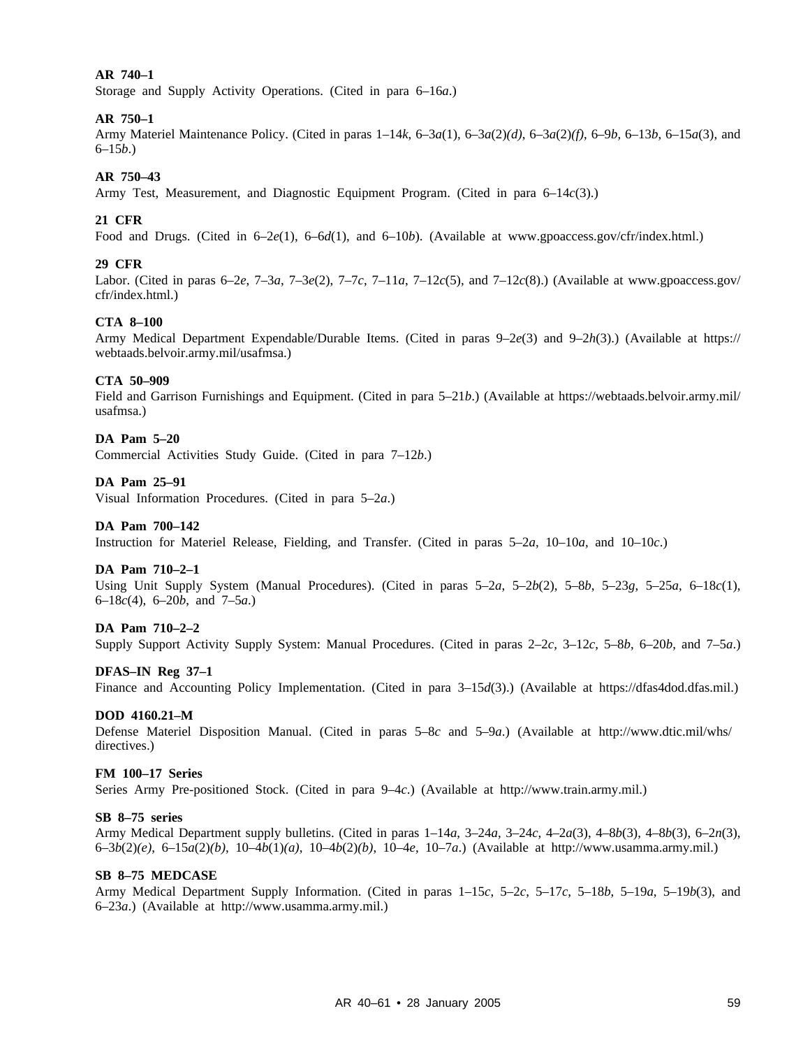**AR 740–1**
Storage and Supply Activity Operations. (Cited in para 6–16*a*.)

**AR 750–1**
Army Materiel Maintenance Policy. (Cited in paras 1–14*k*, 6–3*a*(1), 6–3*a*(2)*(d)*, 6–3*a*(2)*(f)*, 6–9*b*, 6–13*b*, 6–15*a*(3), and 6–15*b*.)

**AR 750–43**
Army Test, Measurement, and Diagnostic Equipment Program. (Cited in para 6–14*c*(3).)

**21 CFR**
Food and Drugs. (Cited in 6–2*e*(1), 6–6*d*(1), and 6–10*b*). (Available at www.gpoaccess.gov/cfr/index.html.)

**29 CFR**
Labor. (Cited in paras 6–2*e*, 7–3*a*, 7–3*e*(2), 7–7*c*, 7–11*a*, 7–12*c*(5), and 7–12*c*(8).) (Available at www.gpoaccess.gov/cfr/index.html.)

**CTA 8–100**
Army Medical Department Expendable/Durable Items. (Cited in paras 9–2*e*(3) and 9–2*h*(3).) (Available at https://webtaads.belvoir.army.mil/usafmsa.)

**CTA 50–909**
Field and Garrison Furnishings and Equipment. (Cited in para 5–21*b*.) (Available at https://webtaads.belvoir.army.mil/usafmsa.)

**DA Pam 5–20**
Commercial Activities Study Guide. (Cited in para 7–12*b*.)

**DA Pam 25–91**
Visual Information Procedures. (Cited in para 5–2*a*.)

**DA Pam 700–142**
Instruction for Materiel Release, Fielding, and Transfer. (Cited in paras 5–2*a*, 10–10*a*, and 10–10*c*.)

**DA Pam 710–2–1**
Using Unit Supply System (Manual Procedures). (Cited in paras 5–2*a*, 5–2*b*(2), 5–8*b*, 5–23*g*, 5–25*a*, 6–18*c*(1), 6–18*c*(4), 6–20*b*, and 7–5*a*.)

**DA Pam 710–2–2**
Supply Support Activity Supply System: Manual Procedures. (Cited in paras 2–2*c*, 3–12*c*, 5–8*b*, 6–20*b*, and 7–5*a*.)

**DFAS–IN Reg 37–1**
Finance and Accounting Policy Implementation. (Cited in para 3–15*d*(3).) (Available at https://dfas4dod.dfas.mil.)

**DOD 4160.21–M**
Defense Materiel Disposition Manual. (Cited in paras 5–8*c* and 5–9*a*.) (Available at http://www.dtic.mil/whs/directives.)

**FM 100–17 Series**
Series Army Pre-positioned Stock. (Cited in para 9–4*c*.) (Available at http://www.train.army.mil.)

**SB 8–75 series**
Army Medical Department supply bulletins. (Cited in paras 1–14*a*, 3–24*a*, 3–24*c*, 4–2*a*(3), 4–8*b*(3), 4–8*b*(3), 6–2*n*(3), 6–3*b*(2)*(e)*, 6–15*a*(2)*(b)*, 10–4*b*(1)*(a)*, 10–4*b*(2)*(b)*, 10–4*e*, 10–7*a*.) (Available at http://www.usamma.army.mil.)

**SB 8–75 MEDCASE**
Army Medical Department Supply Information. (Cited in paras 1–15*c*, 5–2*c*, 5–17*c*, 5–18*b*, 5–19*a*, 5–19*b*(3), and 6–23*a*.) (Available at http://www.usamma.army.mil.)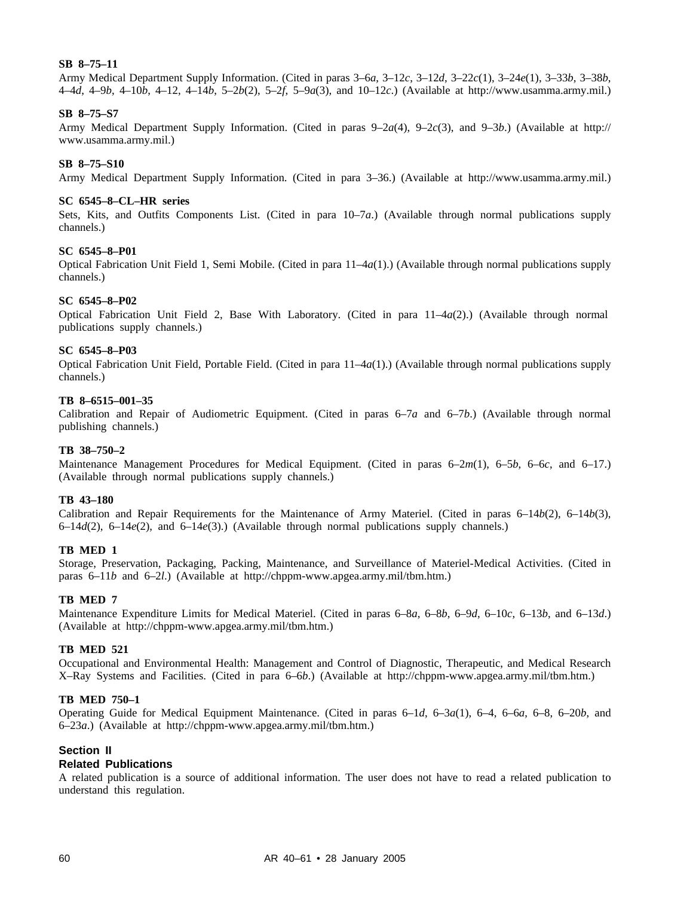**SB 8–75–11**

Army Medical Department Supply Information. (Cited in paras 3–6*a*, 3–12*c*, 3–12*d*, 3–22*c*(1), 3–24*e*(1), 3–33*b*, 3–38*b*, 4–4*d*, 4–9*b*, 4–10*b*, 4–12, 4–14*b*, 5–2*b*(2), 5–2*f*, 5–9*a*(3), and 10–12*c*.) (Available at http://www.usamma.army.mil.)

**SB 8–75–S7**

Army Medical Department Supply Information. (Cited in paras 9–2*a*(4), 9–2*c*(3), and 9–3*b*.) (Available at http://www.usamma.army.mil.)

**SB 8–75–S10**

Army Medical Department Supply Information. (Cited in para 3–36.) (Available at http://www.usamma.army.mil.)

**SC 6545–8–CL–HR series**

Sets, Kits, and Outfits Components List. (Cited in para 10–7*a*.) (Available through normal publications supply channels.)

**SC 6545–8–P01**

Optical Fabrication Unit Field 1, Semi Mobile. (Cited in para 11–4*a*(1).) (Available through normal publications supply channels.)

**SC 6545–8–P02**

Optical Fabrication Unit Field 2, Base With Laboratory. (Cited in para 11–4*a*(2).) (Available through normal publications supply channels.)

**SC 6545–8–P03**

Optical Fabrication Unit Field, Portable Field. (Cited in para 11–4*a*(1).) (Available through normal publications supply channels.)

**TB 8–6515–001–35**

Calibration and Repair of Audiometric Equipment. (Cited in paras 6–7*a* and 6–7*b*.) (Available through normal publishing channels.)

**TB 38–750–2**

Maintenance Management Procedures for Medical Equipment. (Cited in paras 6–2*m*(1), 6–5*b*, 6–6*c*, and 6–17.) (Available through normal publications supply channels.)

**TB 43–180**

Calibration and Repair Requirements for the Maintenance of Army Materiel. (Cited in paras 6–14*b*(2), 6–14*b*(3), 6–14*d*(2), 6–14*e*(2), and 6–14*e*(3).) (Available through normal publications supply channels.)

**TB MED 1**

Storage, Preservation, Packaging, Packing, Maintenance, and Surveillance of Materiel-Medical Activities. (Cited in paras 6–11*b* and 6–2*l*.) (Available at http://chppm-www.apgea.army.mil/tbm.htm.)

**TB MED 7**

Maintenance Expenditure Limits for Medical Materiel. (Cited in paras 6–8*a*, 6–8*b*, 6–9*d*, 6–10*c*, 6–13*b*, and 6–13*d*.) (Available at http://chppm-www.apgea.army.mil/tbm.htm.)

**TB MED 521**

Occupational and Environmental Health: Management and Control of Diagnostic, Therapeutic, and Medical Research X–Ray Systems and Facilities. (Cited in para 6–6*b*.) (Available at http://chppm-www.apgea.army.mil/tbm.htm.)

**TB MED 750–1**

Operating Guide for Medical Equipment Maintenance. (Cited in paras 6–1*d*, 6–3*a*(1), 6–4, 6–6*a*, 6–8, 6–20*b*, and 6–23*a*.) (Available at http://chppm-www.apgea.army.mil/tbm.htm.)

## Section II
## Related Publications

A related publication is a source of additional information. The user does not have to read a related publication to understand this regulation.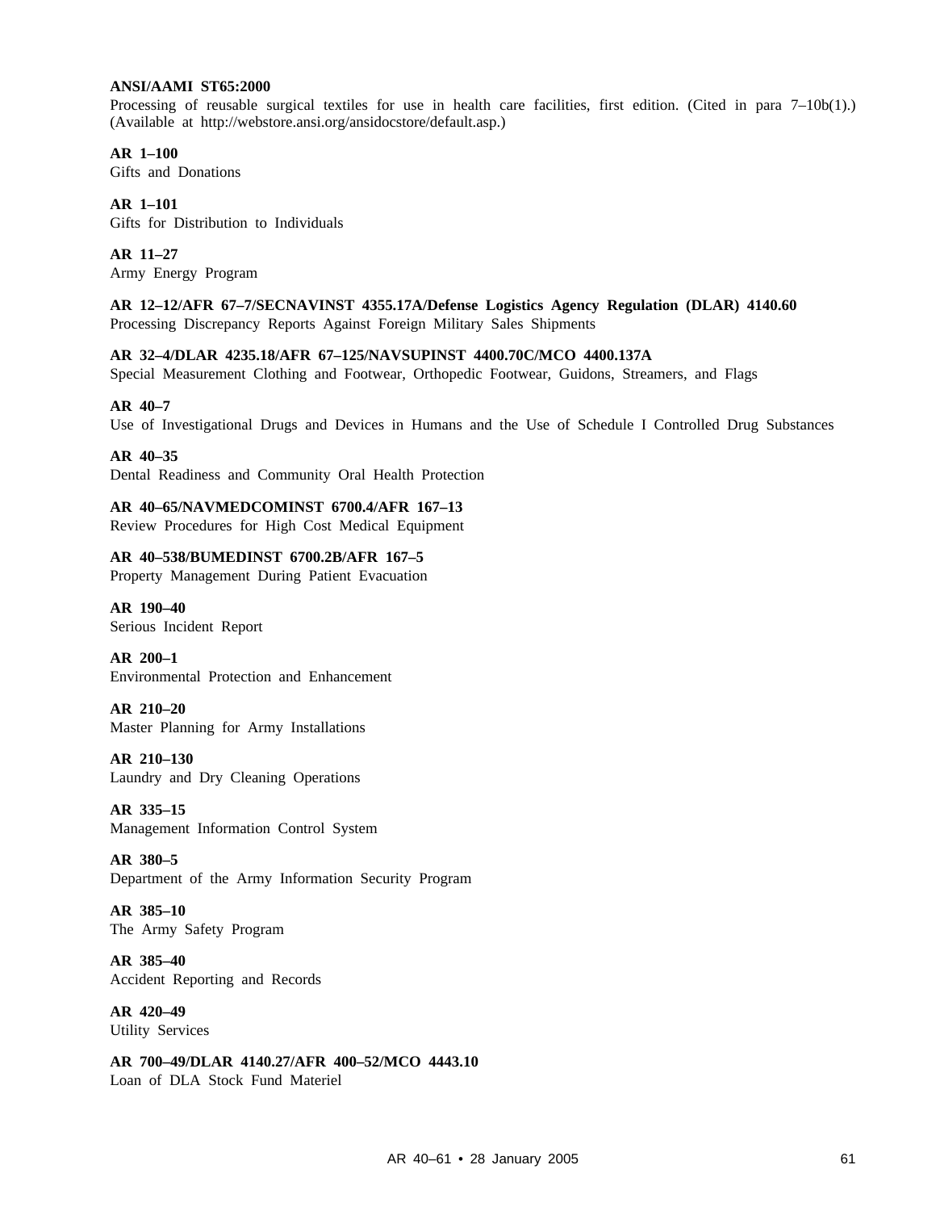**ANSI/AAMI ST65:2000**
Processing of reusable surgical textiles for use in health care facilities, first edition. (Cited in para 7–10b(1).) (Available at http://webstore.ansi.org/ansidocstore/default.asp.)

**AR 1–100**
Gifts and Donations

**AR 1–101**
Gifts for Distribution to Individuals

**AR 11–27**
Army Energy Program

**AR 12–12/AFR 67–7/SECNAVINST 4355.17A/Defense Logistics Agency Regulation (DLAR) 4140.60**
Processing Discrepancy Reports Against Foreign Military Sales Shipments

**AR 32–4/DLAR 4235.18/AFR 67–125/NAVSUPINST 4400.70C/MCO 4400.137A**
Special Measurement Clothing and Footwear, Orthopedic Footwear, Guidons, Streamers, and Flags

**AR 40–7**
Use of Investigational Drugs and Devices in Humans and the Use of Schedule I Controlled Drug Substances

**AR 40–35**
Dental Readiness and Community Oral Health Protection

**AR 40–65/NAVMEDCOMINST 6700.4/AFR 167–13**
Review Procedures for High Cost Medical Equipment

**AR 40–538/BUMEDINST 6700.2B/AFR 167–5**
Property Management During Patient Evacuation

**AR 190–40**
Serious Incident Report

**AR 200–1**
Environmental Protection and Enhancement

**AR 210–20**
Master Planning for Army Installations

**AR 210–130**
Laundry and Dry Cleaning Operations

**AR 335–15**
Management Information Control System

**AR 380–5**
Department of the Army Information Security Program

**AR 385–10**
The Army Safety Program

**AR 385–40**
Accident Reporting and Records

**AR 420–49**
Utility Services

**AR 700–49/DLAR 4140.27/AFR 400–52/MCO 4443.10**
Loan of DLA Stock Fund Materiel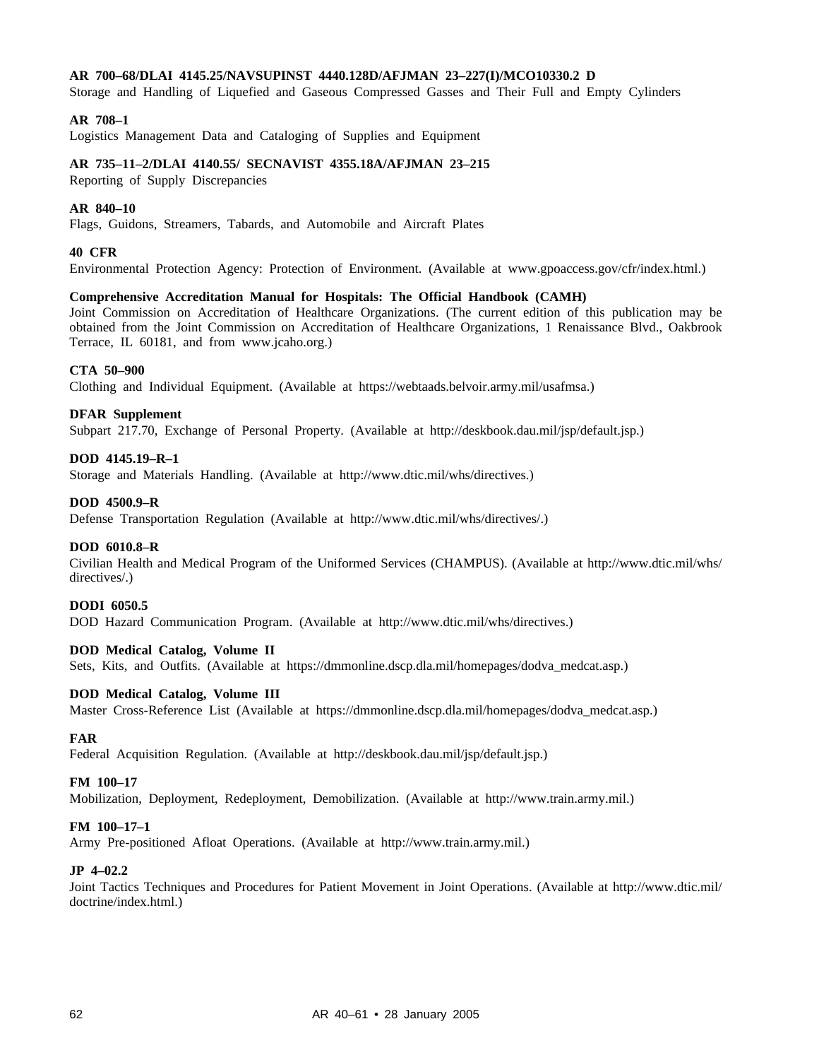**AR 700–68/DLAI 4145.25/NAVSUPINST 4440.128D/AFJMAN 23–227(I)/MCO10330.2 D**
Storage and Handling of Liquefied and Gaseous Compressed Gasses and Their Full and Empty Cylinders

**AR 708–1**
Logistics Management Data and Cataloging of Supplies and Equipment

**AR 735–11–2/DLAI 4140.55/ SECNAVIST 4355.18A/AFJMAN 23–215**
Reporting of Supply Discrepancies

**AR 840–10**
Flags, Guidons, Streamers, Tabards, and Automobile and Aircraft Plates

**40 CFR**
Environmental Protection Agency: Protection of Environment. (Available at www.gpoaccess.gov/cfr/index.html.)

**Comprehensive Accreditation Manual for Hospitals: The Official Handbook (CAMH)**
Joint Commission on Accreditation of Healthcare Organizations. (The current edition of this publication may be obtained from the Joint Commission on Accreditation of Healthcare Organizations, 1 Renaissance Blvd., Oakbrook Terrace, IL 60181, and from www.jcaho.org.)

**CTA 50–900**
Clothing and Individual Equipment. (Available at https://webtaads.belvoir.army.mil/usafmsa.)

**DFAR Supplement**
Subpart 217.70, Exchange of Personal Property. (Available at http://deskbook.dau.mil/jsp/default.jsp.)

**DOD 4145.19–R–1**
Storage and Materials Handling. (Available at http://www.dtic.mil/whs/directives.)

**DOD 4500.9–R**
Defense Transportation Regulation (Available at http://www.dtic.mil/whs/directives/.)

**DOD 6010.8–R**
Civilian Health and Medical Program of the Uniformed Services (CHAMPUS). (Available at http://www.dtic.mil/whs/directives/.)

**DODI 6050.5**
DOD Hazard Communication Program. (Available at http://www.dtic.mil/whs/directives.)

**DOD Medical Catalog, Volume II**
Sets, Kits, and Outfits. (Available at https://dmmonline.dscp.dla.mil/homepages/dodva_medcat.asp.)

**DOD Medical Catalog, Volume III**
Master Cross-Reference List (Available at https://dmmonline.dscp.dla.mil/homepages/dodva_medcat.asp.)

**FAR**
Federal Acquisition Regulation. (Available at http://deskbook.dau.mil/jsp/default.jsp.)

**FM 100–17**
Mobilization, Deployment, Redeployment, Demobilization. (Available at http://www.train.army.mil.)

**FM 100–17–1**
Army Pre-positioned Afloat Operations. (Available at http://www.train.army.mil.)

**JP 4–02.2**
Joint Tactics Techniques and Procedures for Patient Movement in Joint Operations. (Available at http://www.dtic.mil/doctrine/index.html.)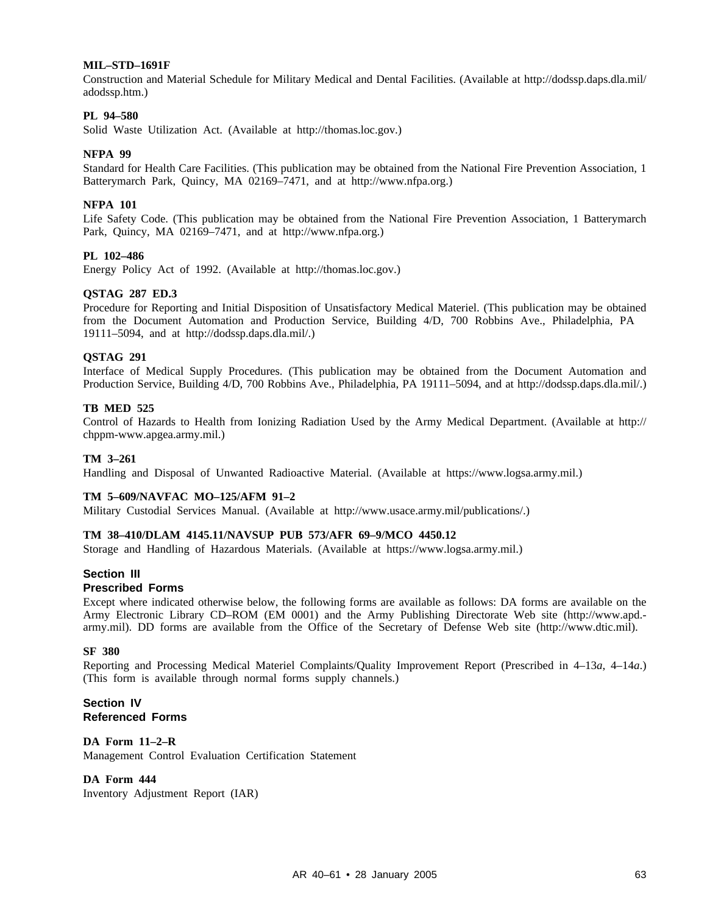**MIL–STD–1691F**
Construction and Material Schedule for Military Medical and Dental Facilities. (Available at http://dodssp.daps.dla.mil/adodssp.htm.)

**PL 94–580**
Solid Waste Utilization Act. (Available at http://thomas.loc.gov.)

**NFPA 99**
Standard for Health Care Facilities. (This publication may be obtained from the National Fire Prevention Association, 1 Batterymarch Park, Quincy, MA 02169–7471, and at http://www.nfpa.org.)

**NFPA 101**
Life Safety Code. (This publication may be obtained from the National Fire Prevention Association, 1 Batterymarch Park, Quincy, MA 02169–7471, and at http://www.nfpa.org.)

**PL 102–486**
Energy Policy Act of 1992. (Available at http://thomas.loc.gov.)

**QSTAG 287 ED.3**
Procedure for Reporting and Initial Disposition of Unsatisfactory Medical Materiel. (This publication may be obtained from the Document Automation and Production Service, Building 4/D, 700 Robbins Ave., Philadelphia, PA 19111–5094, and at http://dodssp.daps.dla.mil/.)

**QSTAG 291**
Interface of Medical Supply Procedures. (This publication may be obtained from the Document Automation and Production Service, Building 4/D, 700 Robbins Ave., Philadelphia, PA 19111–5094, and at http://dodssp.daps.dla.mil/.)

**TB MED 525**
Control of Hazards to Health from Ionizing Radiation Used by the Army Medical Department. (Available at http://chppm-www.apgea.army.mil.)

**TM 3–261**
Handling and Disposal of Unwanted Radioactive Material. (Available at https://www.logsa.army.mil.)

**TM 5–609/NAVFAC MO–125/AFM 91–2**
Military Custodial Services Manual. (Available at http://www.usace.army.mil/publications/.)

**TM 38–410/DLAM 4145.11/NAVSUP PUB 573/AFR 69–9/MCO 4450.12**
Storage and Handling of Hazardous Materials. (Available at https://www.logsa.army.mil.)

## Section III
## Prescribed Forms

Except where indicated otherwise below, the following forms are available as follows: DA forms are available on the Army Electronic Library CD–ROM (EM 0001) and the Army Publishing Directorate Web site (http://www.apd.army.mil). DD forms are available from the Office of the Secretary of Defense Web site (http://www.dtic.mil).

**SF 380**
Reporting and Processing Medical Materiel Complaints/Quality Improvement Report (Prescribed in 4–13*a*, 4–14*a*.) (This form is available through normal forms supply channels.)

## Section IV
## Referenced Forms

**DA Form 11–2–R**
Management Control Evaluation Certification Statement

**DA Form 444**
Inventory Adjustment Report (IAR)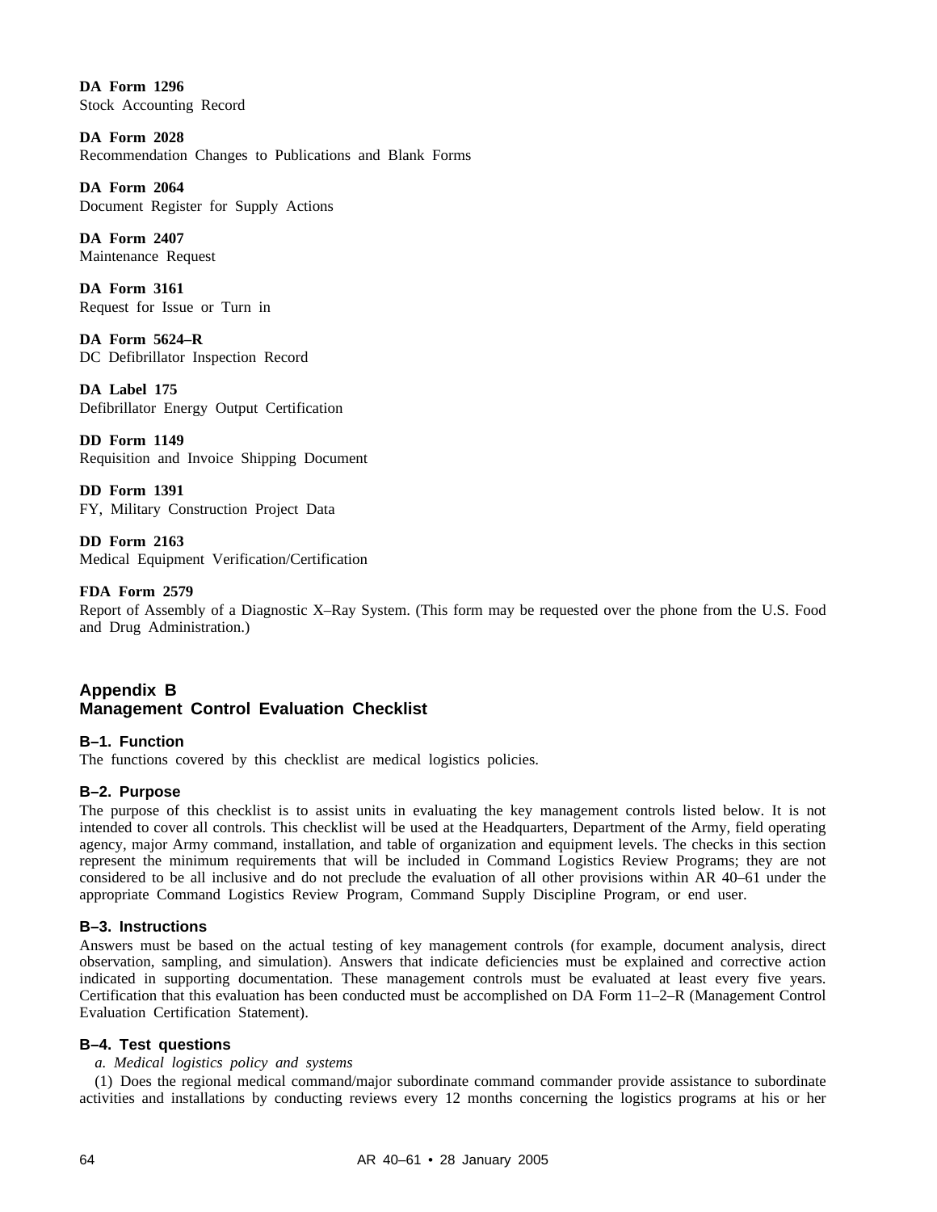**DA Form 1296**
Stock Accounting Record

**DA Form 2028**
Recommendation Changes to Publications and Blank Forms

**DA Form 2064**
Document Register for Supply Actions

**DA Form 2407**
Maintenance Request

**DA Form 3161**
Request for Issue or Turn in

**DA Form 5624–R**
DC Defibrillator Inspection Record

**DA Label 175**
Defibrillator Energy Output Certification

**DD Form 1149**
Requisition and Invoice Shipping Document

**DD Form 1391**
FY, Military Construction Project Data

**DD Form 2163**
Medical Equipment Verification/Certification

**FDA Form 2579**
Report of Assembly of a Diagnostic X–Ray System. (This form may be requested over the phone from the U.S. Food and Drug Administration.)

## Appendix B
## Management Control Evaluation Checklist

### B–1. Function

The functions covered by this checklist are medical logistics policies.

### B–2. Purpose

The purpose of this checklist is to assist units in evaluating the key management controls listed below. It is not intended to cover all controls. This checklist will be used at the Headquarters, Department of the Army, field operating agency, major Army command, installation, and table of organization and equipment levels. The checks in this section represent the minimum requirements that will be included in Command Logistics Review Programs; they are not considered to be all inclusive and do not preclude the evaluation of all other provisions within AR 40–61 under the appropriate Command Logistics Review Program, Command Supply Discipline Program, or end user.

### B–3. Instructions

Answers must be based on the actual testing of key management controls (for example, document analysis, direct observation, sampling, and simulation). Answers that indicate deficiencies must be explained and corrective action indicated in supporting documentation. These management controls must be evaluated at least every five years. Certification that this evaluation has been conducted must be accomplished on DA Form 11–2–R (Management Control Evaluation Certification Statement).

### B–4. Test questions

*a. Medical logistics policy and systems*

(1) Does the regional medical command/major subordinate command commander provide assistance to subordinate activities and installations by conducting reviews every 12 months concerning the logistics programs at his or her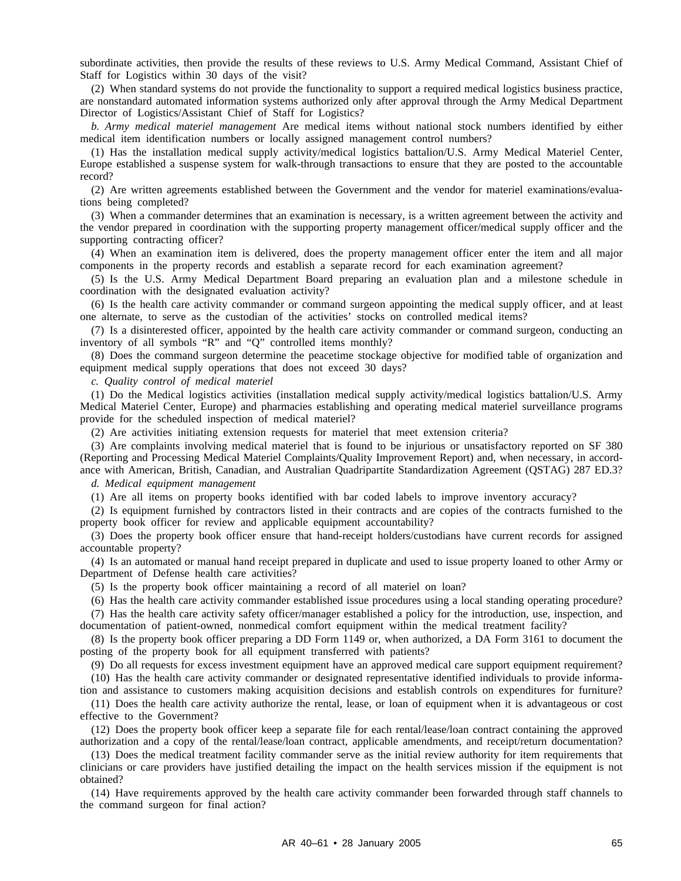subordinate activities, then provide the results of these reviews to U.S. Army Medical Command, Assistant Chief of Staff for Logistics within 30 days of the visit?

(2) When standard systems do not provide the functionality to support a required medical logistics business practice, are nonstandard automated information systems authorized only after approval through the Army Medical Department Director of Logistics/Assistant Chief of Staff for Logistics?

*b. Army medical materiel management* Are medical items without national stock numbers identified by either medical item identification numbers or locally assigned management control numbers?

(1) Has the installation medical supply activity/medical logistics battalion/U.S. Army Medical Materiel Center, Europe established a suspense system for walk-through transactions to ensure that they are posted to the accountable record?

(2) Are written agreements established between the Government and the vendor for materiel examinations/evaluations being completed?

(3) When a commander determines that an examination is necessary, is a written agreement between the activity and the vendor prepared in coordination with the supporting property management officer/medical supply officer and the supporting contracting officer?

(4) When an examination item is delivered, does the property management officer enter the item and all major components in the property records and establish a separate record for each examination agreement?

(5) Is the U.S. Army Medical Department Board preparing an evaluation plan and a milestone schedule in coordination with the designated evaluation activity?

(6) Is the health care activity commander or command surgeon appointing the medical supply officer, and at least one alternate, to serve as the custodian of the activities' stocks on controlled medical items?

(7) Is a disinterested officer, appointed by the health care activity commander or command surgeon, conducting an inventory of all symbols "R" and "Q" controlled items monthly?

(8) Does the command surgeon determine the peacetime stockage objective for modified table of organization and equipment medical supply operations that does not exceed 30 days?

*c. Quality control of medical materiel*

(1) Do the Medical logistics activities (installation medical supply activity/medical logistics battalion/U.S. Army Medical Materiel Center, Europe) and pharmacies establishing and operating medical materiel surveillance programs provide for the scheduled inspection of medical materiel?

(2) Are activities initiating extension requests for materiel that meet extension criteria?

(3) Are complaints involving medical materiel that is found to be injurious or unsatisfactory reported on SF 380 (Reporting and Processing Medical Materiel Complaints/Quality Improvement Report) and, when necessary, in accordance with American, British, Canadian, and Australian Quadripartite Standardization Agreement (QSTAG) 287 ED.3?

*d. Medical equipment management*

(1) Are all items on property books identified with bar coded labels to improve inventory accuracy?

(2) Is equipment furnished by contractors listed in their contracts and are copies of the contracts furnished to the property book officer for review and applicable equipment accountability?

(3) Does the property book officer ensure that hand-receipt holders/custodians have current records for assigned accountable property?

(4) Is an automated or manual hand receipt prepared in duplicate and used to issue property loaned to other Army or Department of Defense health care activities?

(5) Is the property book officer maintaining a record of all materiel on loan?

(6) Has the health care activity commander established issue procedures using a local standing operating procedure?

(7) Has the health care activity safety officer/manager established a policy for the introduction, use, inspection, and documentation of patient-owned, nonmedical comfort equipment within the medical treatment facility?

(8) Is the property book officer preparing a DD Form 1149 or, when authorized, a DA Form 3161 to document the posting of the property book for all equipment transferred with patients?

(9) Do all requests for excess investment equipment have an approved medical care support equipment requirement?

(10) Has the health care activity commander or designated representative identified individuals to provide information and assistance to customers making acquisition decisions and establish controls on expenditures for furniture?

(11) Does the health care activity authorize the rental, lease, or loan of equipment when it is advantageous or cost effective to the Government?

(12) Does the property book officer keep a separate file for each rental/lease/loan contract containing the approved authorization and a copy of the rental/lease/loan contract, applicable amendments, and receipt/return documentation?

(13) Does the medical treatment facility commander serve as the initial review authority for item requirements that clinicians or care providers have justified detailing the impact on the health services mission if the equipment is not obtained?

(14) Have requirements approved by the health care activity commander been forwarded through staff channels to the command surgeon for final action?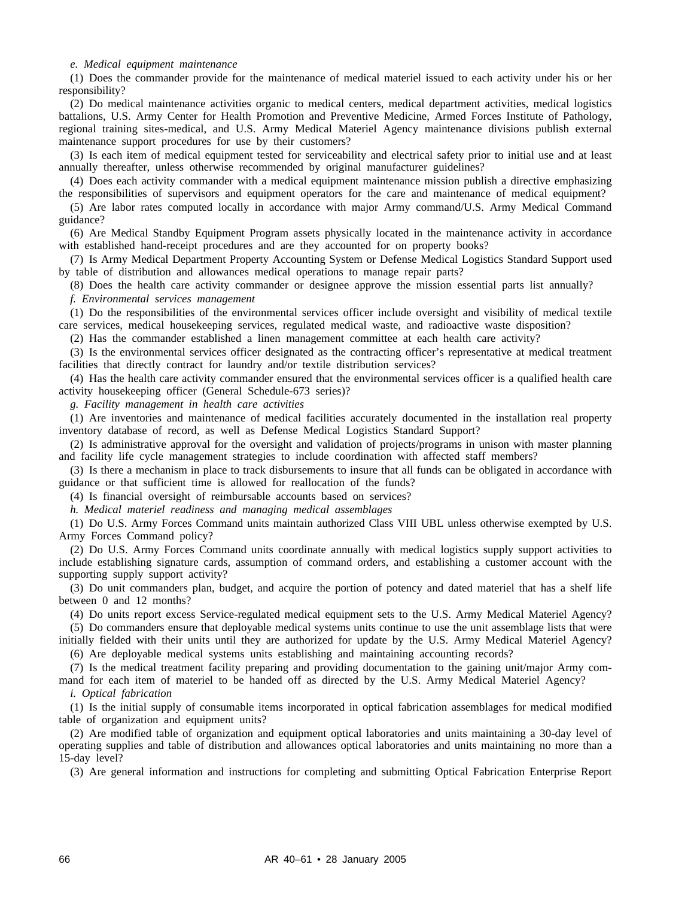*e. Medical equipment maintenance*

(1) Does the commander provide for the maintenance of medical materiel issued to each activity under his or her responsibility?

(2) Do medical maintenance activities organic to medical centers, medical department activities, medical logistics battalions, U.S. Army Center for Health Promotion and Preventive Medicine, Armed Forces Institute of Pathology, regional training sites-medical, and U.S. Army Medical Materiel Agency maintenance divisions publish external maintenance support procedures for use by their customers?

(3) Is each item of medical equipment tested for serviceability and electrical safety prior to initial use and at least annually thereafter, unless otherwise recommended by original manufacturer guidelines?

(4) Does each activity commander with a medical equipment maintenance mission publish a directive emphasizing the responsibilities of supervisors and equipment operators for the care and maintenance of medical equipment?

(5) Are labor rates computed locally in accordance with major Army command/U.S. Army Medical Command guidance?

(6) Are Medical Standby Equipment Program assets physically located in the maintenance activity in accordance with established hand-receipt procedures and are they accounted for on property books?

(7) Is Army Medical Department Property Accounting System or Defense Medical Logistics Standard Support used by table of distribution and allowances medical operations to manage repair parts?

(8) Does the health care activity commander or designee approve the mission essential parts list annually?

*f. Environmental services management*

(1) Do the responsibilities of the environmental services officer include oversight and visibility of medical textile care services, medical housekeeping services, regulated medical waste, and radioactive waste disposition?

(2) Has the commander established a linen management committee at each health care activity?

(3) Is the environmental services officer designated as the contracting officer's representative at medical treatment facilities that directly contract for laundry and/or textile distribution services?

(4) Has the health care activity commander ensured that the environmental services officer is a qualified health care activity housekeeping officer (General Schedule-673 series)?

*g. Facility management in health care activities*

(1) Are inventories and maintenance of medical facilities accurately documented in the installation real property inventory database of record, as well as Defense Medical Logistics Standard Support?

(2) Is administrative approval for the oversight and validation of projects/programs in unison with master planning and facility life cycle management strategies to include coordination with affected staff members?

(3) Is there a mechanism in place to track disbursements to insure that all funds can be obligated in accordance with guidance or that sufficient time is allowed for reallocation of the funds?

(4) Is financial oversight of reimbursable accounts based on services?

*h. Medical materiel readiness and managing medical assemblages*

(1) Do U.S. Army Forces Command units maintain authorized Class VIII UBL unless otherwise exempted by U.S. Army Forces Command policy?

(2) Do U.S. Army Forces Command units coordinate annually with medical logistics supply support activities to include establishing signature cards, assumption of command orders, and establishing a customer account with the supporting supply support activity?

(3) Do unit commanders plan, budget, and acquire the portion of potency and dated materiel that has a shelf life between 0 and 12 months?

(4) Do units report excess Service-regulated medical equipment sets to the U.S. Army Medical Materiel Agency?

(5) Do commanders ensure that deployable medical systems units continue to use the unit assemblage lists that were initially fielded with their units until they are authorized for update by the U.S. Army Medical Materiel Agency?

(6) Are deployable medical systems units establishing and maintaining accounting records?

(7) Is the medical treatment facility preparing and providing documentation to the gaining unit/major Army command for each item of materiel to be handed off as directed by the U.S. Army Medical Materiel Agency?

*i. Optical fabrication*

(1) Is the initial supply of consumable items incorporated in optical fabrication assemblages for medical modified table of organization and equipment units?

(2) Are modified table of organization and equipment optical laboratories and units maintaining a 30-day level of operating supplies and table of distribution and allowances optical laboratories and units maintaining no more than a 15-day level?

(3) Are general information and instructions for completing and submitting Optical Fabrication Enterprise Report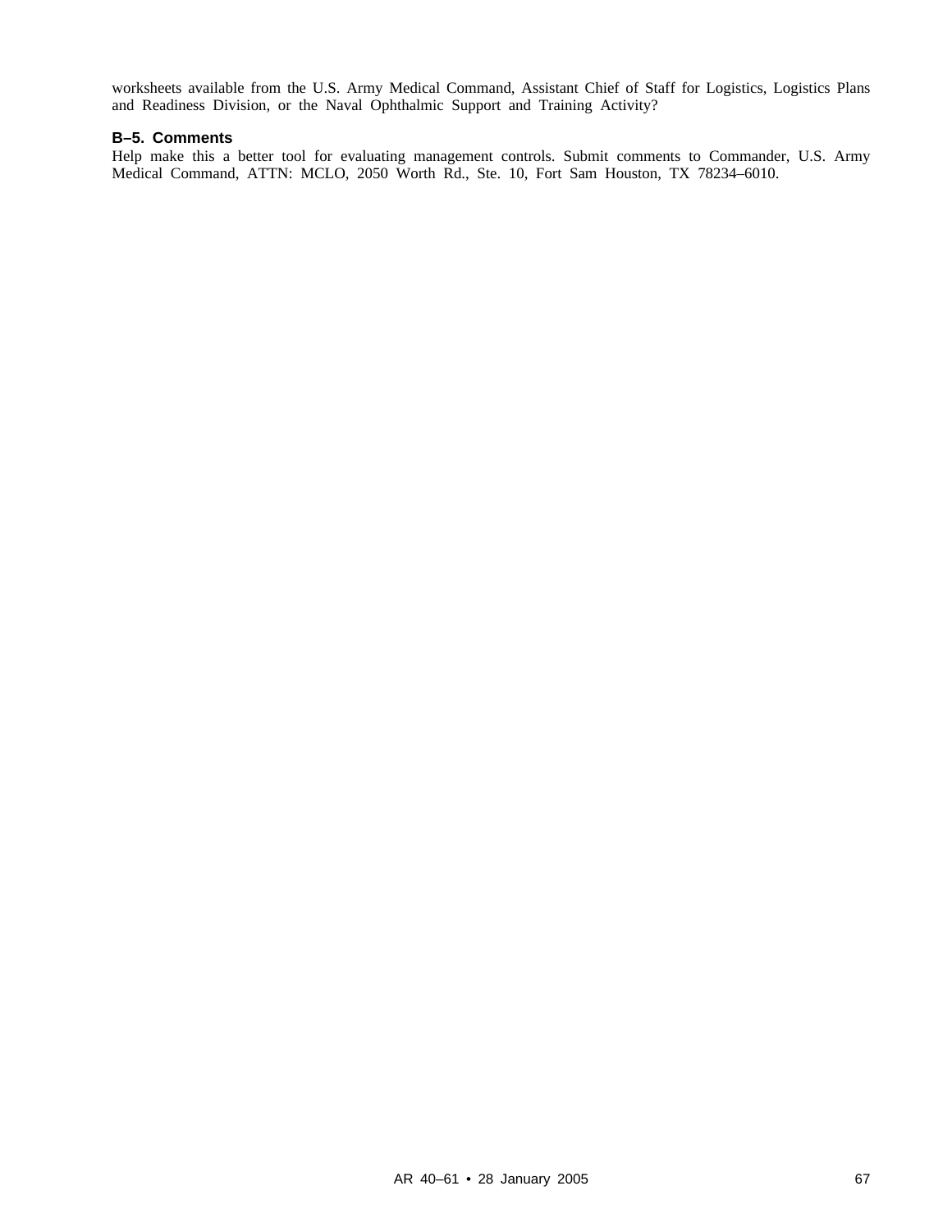worksheets available from the U.S. Army Medical Command, Assistant Chief of Staff for Logistics, Logistics Plans and Readiness Division, or the Naval Ophthalmic Support and Training Activity?

### B–5. Comments

Help make this a better tool for evaluating management controls. Submit comments to Commander, U.S. Army Medical Command, ATTN: MCLO, 2050 Worth Rd., Ste. 10, Fort Sam Houston, TX 78234–6010.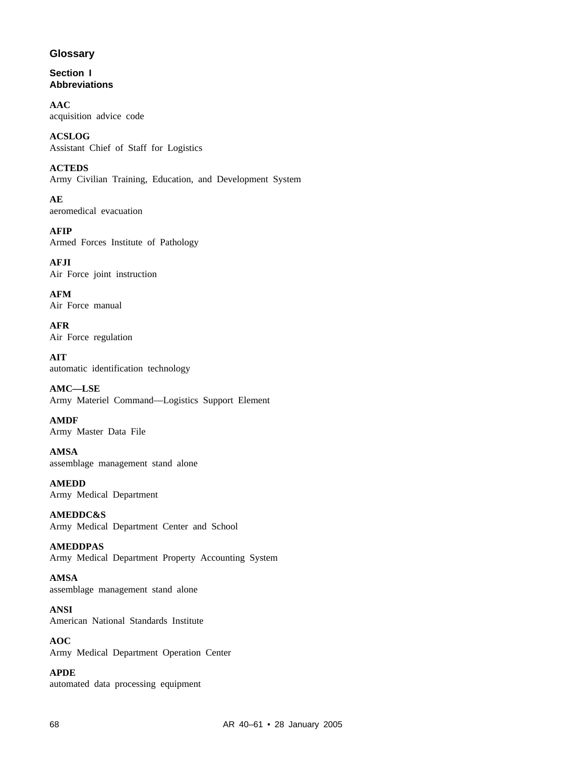# Glossary

## Section I
## Abbreviations

**AAC**
acquisition advice code

**ACSLOG**
Assistant Chief of Staff for Logistics

**ACTEDS**
Army Civilian Training, Education, and Development System

**AE**
aeromedical evacuation

**AFIP**
Armed Forces Institute of Pathology

**AFJI**
Air Force joint instruction

**AFM**
Air Force manual

**AFR**
Air Force regulation

**AIT**
automatic identification technology

**AMC—LSE**
Army Materiel Command—Logistics Support Element

**AMDF**
Army Master Data File

**AMSA**
assemblage management stand alone

**AMEDD**
Army Medical Department

**AMEDDC&S**
Army Medical Department Center and School

**AMEDDPAS**
Army Medical Department Property Accounting System

**AMSA**
assemblage management stand alone

**ANSI**
American National Standards Institute

**AOC**
Army Medical Department Operation Center

**APDE**
automated data processing equipment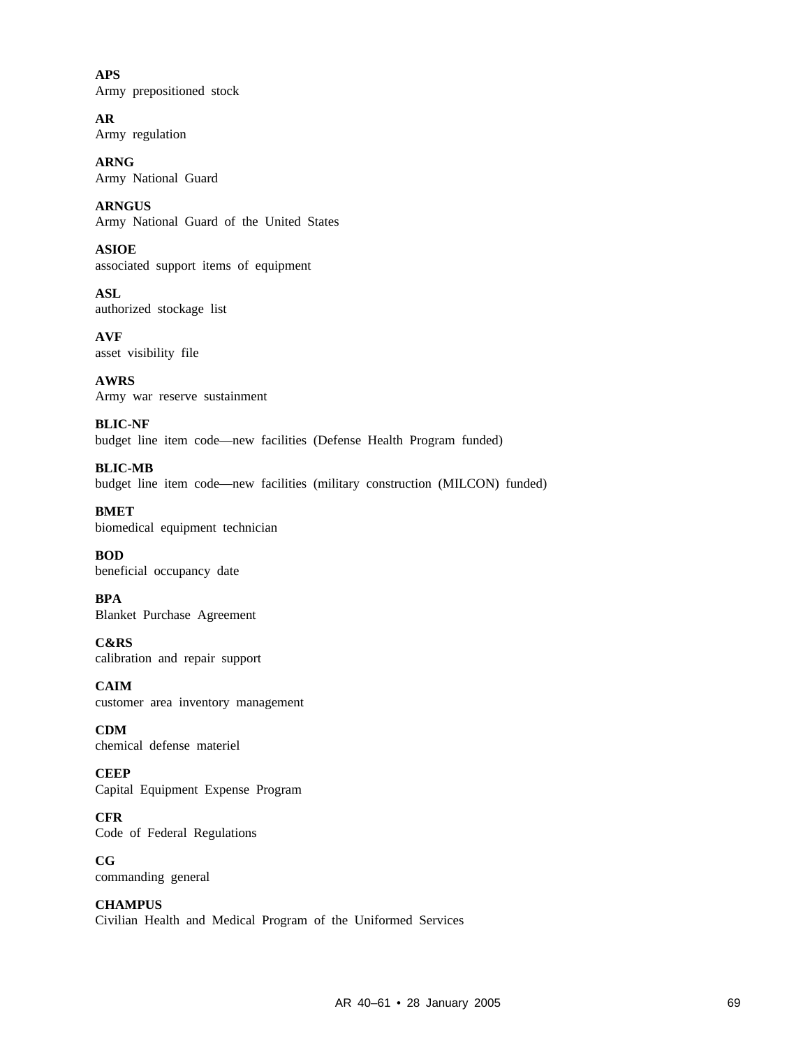**APS**
Army prepositioned stock

**AR**
Army regulation

**ARNG**
Army National Guard

**ARNGUS**
Army National Guard of the United States

**ASIOE**
associated support items of equipment

**ASL**
authorized stockage list

**AVF**
asset visibility file

**AWRS**
Army war reserve sustainment

**BLIC-NF**
budget line item code—new facilities (Defense Health Program funded)

**BLIC-MB**
budget line item code—new facilities (military construction (MILCON) funded)

**BMET**
biomedical equipment technician

**BOD**
beneficial occupancy date

**BPA**
Blanket Purchase Agreement

**C&RS**
calibration and repair support

**CAIM**
customer area inventory management

**CDM**
chemical defense materiel

**CEEP**
Capital Equipment Expense Program

**CFR**
Code of Federal Regulations

**CG**
commanding general

**CHAMPUS**
Civilian Health and Medical Program of the Uniformed Services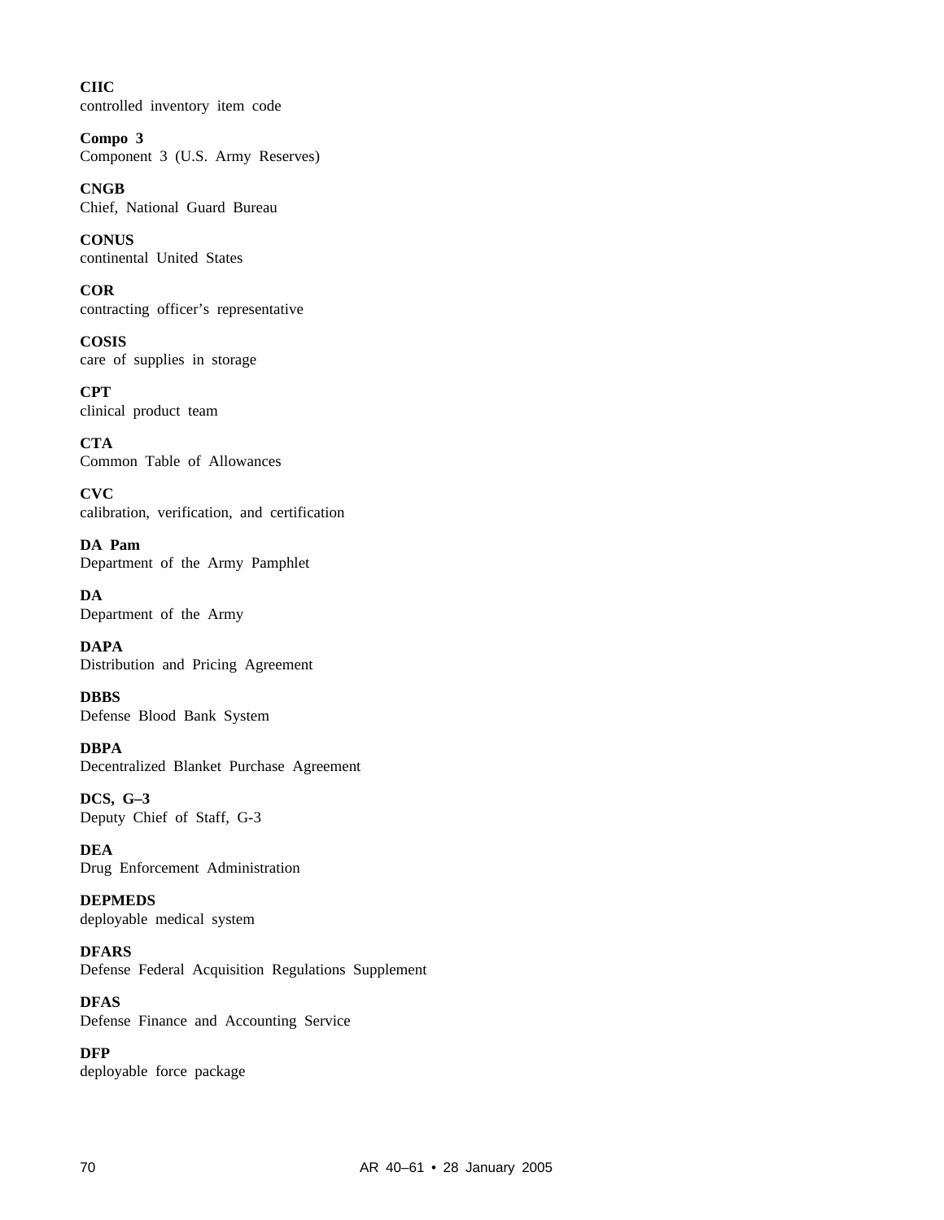**CIIC**
controlled inventory item code

**Compo 3**
Component 3 (U.S. Army Reserves)

**CNGB**
Chief, National Guard Bureau

**CONUS**
continental United States

**COR**
contracting officer's representative

**COSIS**
care of supplies in storage

**CPT**
clinical product team

**CTA**
Common Table of Allowances

**CVC**
calibration, verification, and certification

**DA Pam**
Department of the Army Pamphlet

**DA**
Department of the Army

**DAPA**
Distribution and Pricing Agreement

**DBBS**
Defense Blood Bank System

**DBPA**
Decentralized Blanket Purchase Agreement

**DCS, G–3**
Deputy Chief of Staff, G-3

**DEA**
Drug Enforcement Administration

**DEPMEDS**
deployable medical system

**DFARS**
Defense Federal Acquisition Regulations Supplement

**DFAS**
Defense Finance and Accounting Service

**DFP**
deployable force package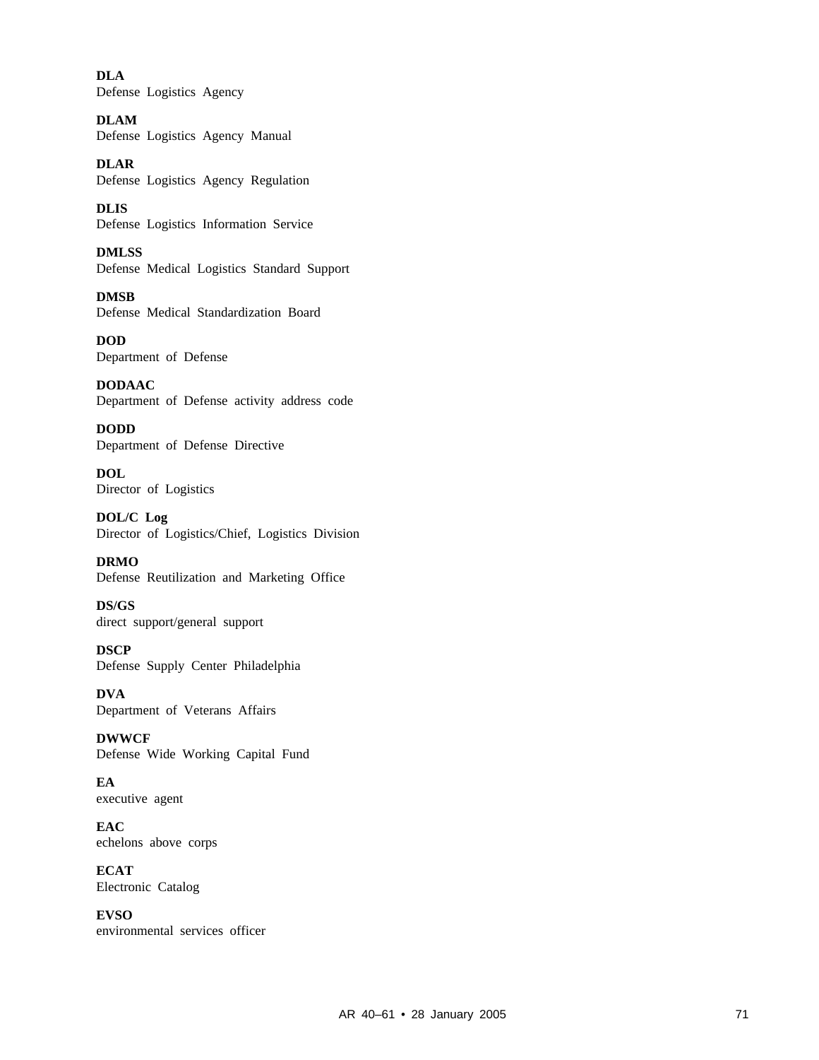**DLA**
Defense Logistics Agency

**DLAM**
Defense Logistics Agency Manual

**DLAR**
Defense Logistics Agency Regulation

**DLIS**
Defense Logistics Information Service

**DMLSS**
Defense Medical Logistics Standard Support

**DMSB**
Defense Medical Standardization Board

**DOD**
Department of Defense

**DODAAC**
Department of Defense activity address code

**DODD**
Department of Defense Directive

**DOL**
Director of Logistics

**DOL/C Log**
Director of Logistics/Chief, Logistics Division

**DRMO**
Defense Reutilization and Marketing Office

**DS/GS**
direct support/general support

**DSCP**
Defense Supply Center Philadelphia

**DVA**
Department of Veterans Affairs

**DWWCF**
Defense Wide Working Capital Fund

**EA**
executive agent

**EAC**
echelons above corps

**ECAT**
Electronic Catalog

**EVSO**
environmental services officer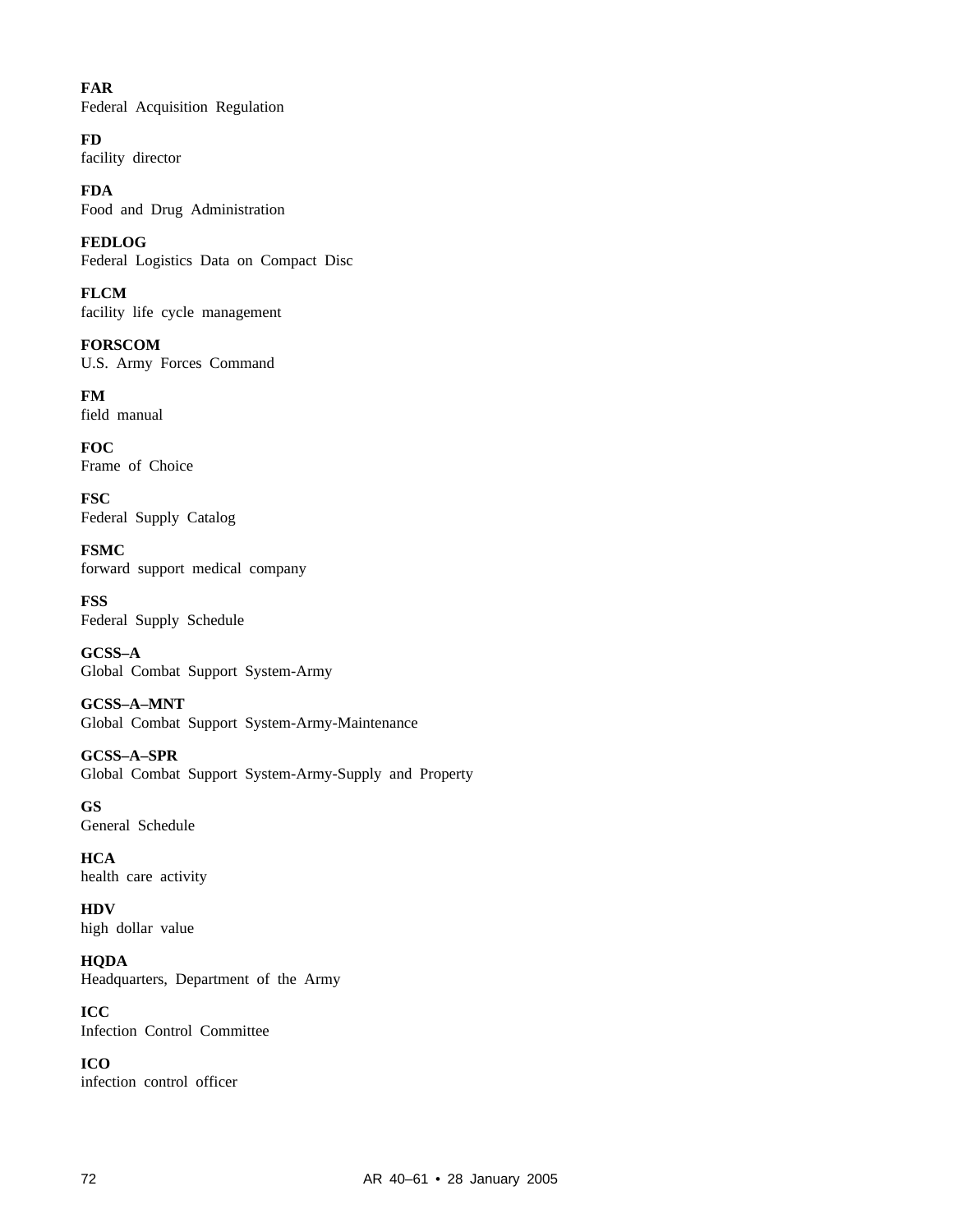**FAR**
Federal Acquisition Regulation

**FD**
facility director

**FDA**
Food and Drug Administration

**FEDLOG**
Federal Logistics Data on Compact Disc

**FLCM**
facility life cycle management

**FORSCOM**
U.S. Army Forces Command

**FM**
field manual

**FOC**
Frame of Choice

**FSC**
Federal Supply Catalog

**FSMC**
forward support medical company

**FSS**
Federal Supply Schedule

**GCSS–A**
Global Combat Support System-Army

**GCSS–A–MNT**
Global Combat Support System-Army-Maintenance

**GCSS–A–SPR**
Global Combat Support System-Army-Supply and Property

**GS**
General Schedule

**HCA**
health care activity

**HDV**
high dollar value

**HQDA**
Headquarters, Department of the Army

**ICC**
Infection Control Committee

**ICO**
infection control officer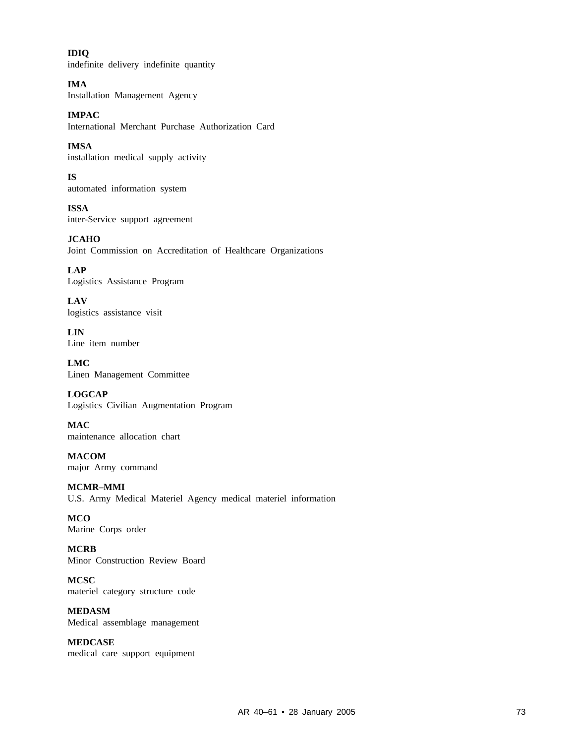**IDIQ**
indefinite delivery indefinite quantity

**IMA**
Installation Management Agency

**IMPAC**
International Merchant Purchase Authorization Card

**IMSA**
installation medical supply activity

**IS**
automated information system

**ISSA**
inter-Service support agreement

**JCAHO**
Joint Commission on Accreditation of Healthcare Organizations

**LAP**
Logistics Assistance Program

**LAV**
logistics assistance visit

**LIN**
Line item number

**LMC**
Linen Management Committee

**LOGCAP**
Logistics Civilian Augmentation Program

**MAC**
maintenance allocation chart

**MACOM**
major Army command

**MCMR–MMI**
U.S. Army Medical Materiel Agency medical materiel information

**MCO**
Marine Corps order

**MCRB**
Minor Construction Review Board

**MCSC**
materiel category structure code

**MEDASM**
Medical assemblage management

**MEDCASE**
medical care support equipment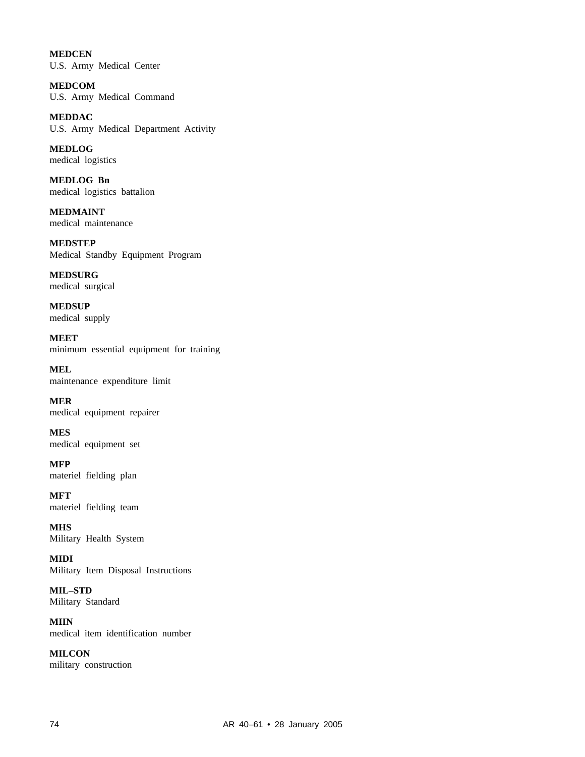**MEDCEN**
U.S. Army Medical Center

**MEDCOM**
U.S. Army Medical Command

**MEDDAC**
U.S. Army Medical Department Activity

**MEDLOG**
medical logistics

**MEDLOG Bn**
medical logistics battalion

**MEDMAINT**
medical maintenance

**MEDSTEP**
Medical Standby Equipment Program

**MEDSURG**
medical surgical

**MEDSUP**
medical supply

**MEET**
minimum essential equipment for training

**MEL**
maintenance expenditure limit

**MER**
medical equipment repairer

**MES**
medical equipment set

**MFP**
materiel fielding plan

**MFT**
materiel fielding team

**MHS**
Military Health System

**MIDI**
Military Item Disposal Instructions

**MIL–STD**
Military Standard

**MIIN**
medical item identification number

**MILCON**
military construction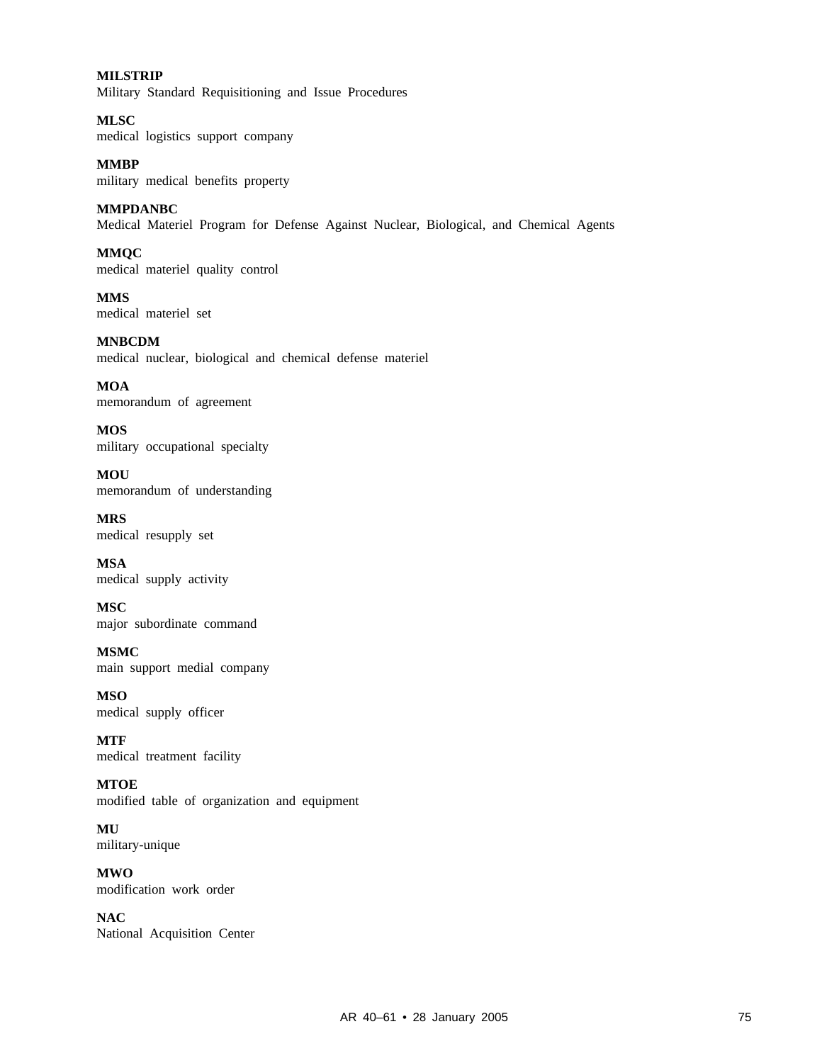**MILSTRIP**
Military Standard Requisitioning and Issue Procedures

**MLSC**
medical logistics support company

**MMBP**
military medical benefits property

**MMPDANBC**
Medical Materiel Program for Defense Against Nuclear, Biological, and Chemical Agents

**MMQC**
medical materiel quality control

**MMS**
medical materiel set

**MNBCDM**
medical nuclear, biological and chemical defense materiel

**MOA**
memorandum of agreement

**MOS**
military occupational specialty

**MOU**
memorandum of understanding

**MRS**
medical resupply set

**MSA**
medical supply activity

**MSC**
major subordinate command

**MSMC**
main support medial company

**MSO**
medical supply officer

**MTF**
medical treatment facility

**MTOE**
modified table of organization and equipment

**MU**
military-unique

**MWO**
modification work order

**NAC**
National Acquisition Center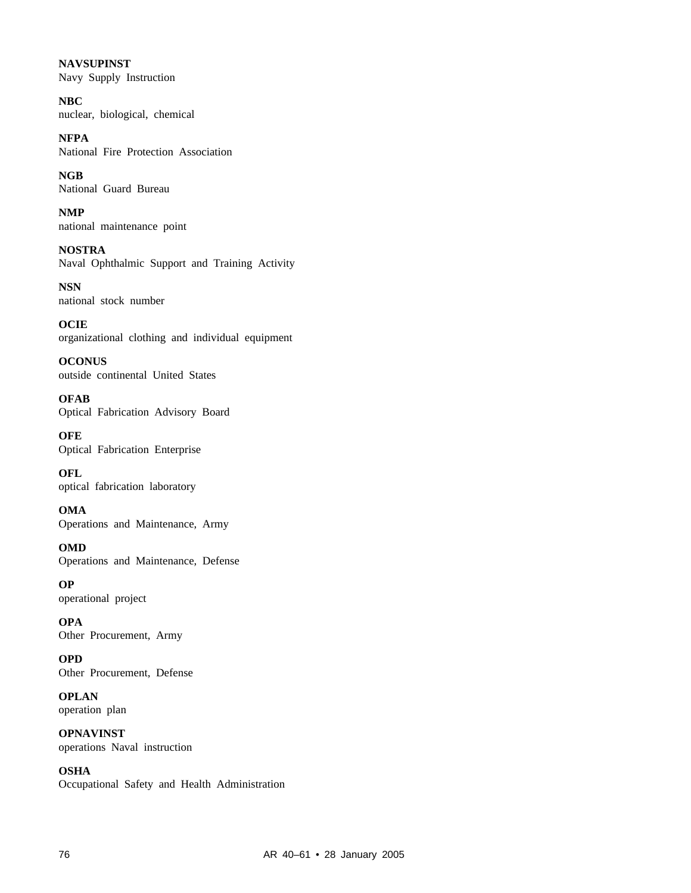**NAVSUPINST**
Navy Supply Instruction

**NBC**
nuclear, biological, chemical

**NFPA**
National Fire Protection Association

**NGB**
National Guard Bureau

**NMP**
national maintenance point

**NOSTRA**
Naval Ophthalmic Support and Training Activity

**NSN**
national stock number

**OCIE**
organizational clothing and individual equipment

**OCONUS**
outside continental United States

**OFAB**
Optical Fabrication Advisory Board

**OFE**
Optical Fabrication Enterprise

**OFL**
optical fabrication laboratory

**OMA**
Operations and Maintenance, Army

**OMD**
Operations and Maintenance, Defense

**OP**
operational project

**OPA**
Other Procurement, Army

**OPD**
Other Procurement, Defense

**OPLAN**
operation plan

**OPNAVINST**
operations Naval instruction

**OSHA**
Occupational Safety and Health Administration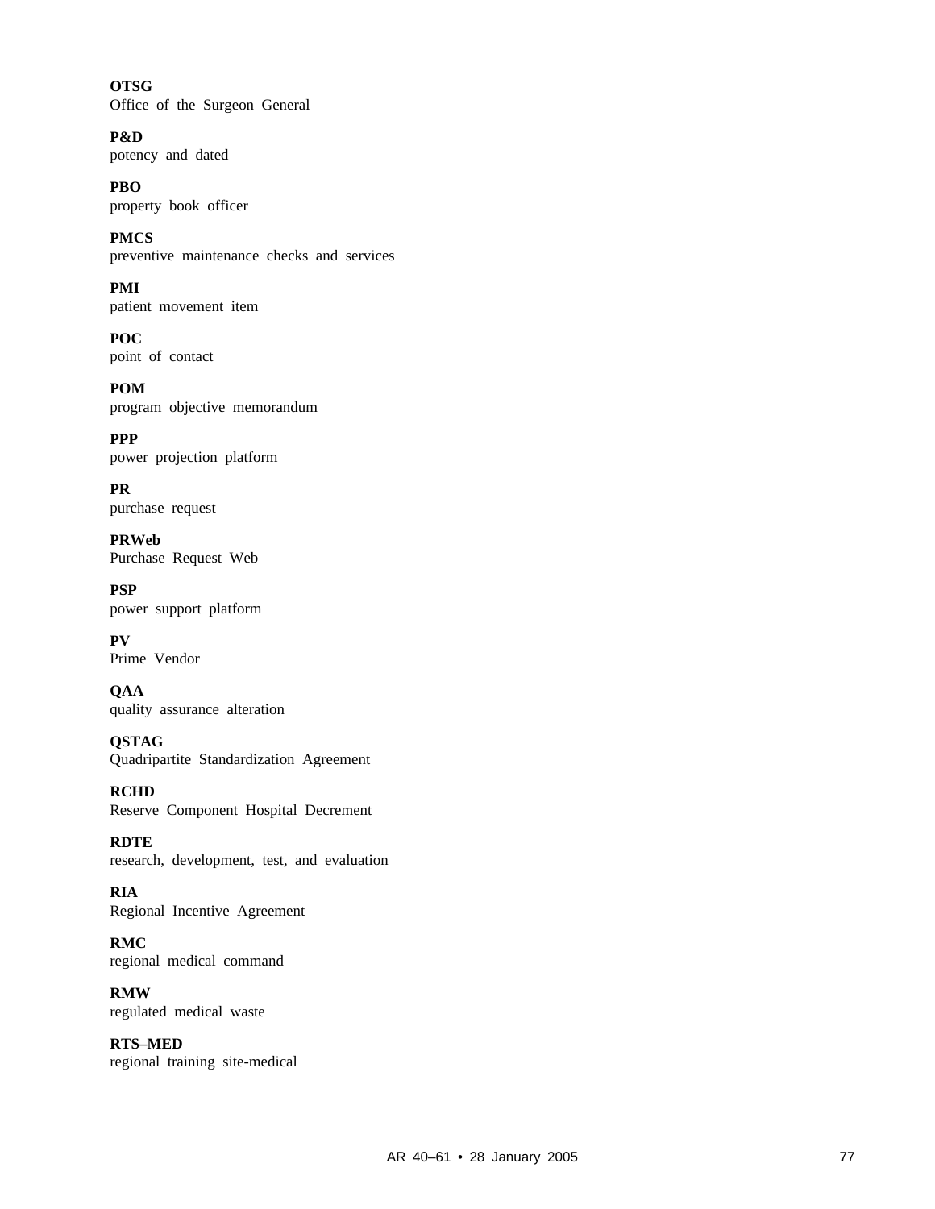**OTSG**
Office of the Surgeon General

**P&D**
potency and dated

**PBO**
property book officer

**PMCS**
preventive maintenance checks and services

**PMI**
patient movement item

**POC**
point of contact

**POM**
program objective memorandum

**PPP**
power projection platform

**PR**
purchase request

**PRWeb**
Purchase Request Web

**PSP**
power support platform

**PV**
Prime Vendor

**QAA**
quality assurance alteration

**QSTAG**
Quadripartite Standardization Agreement

**RCHD**
Reserve Component Hospital Decrement

**RDTE**
research, development, test, and evaluation

**RIA**
Regional Incentive Agreement

**RMC**
regional medical command

**RMW**
regulated medical waste

**RTS–MED**
regional training site-medical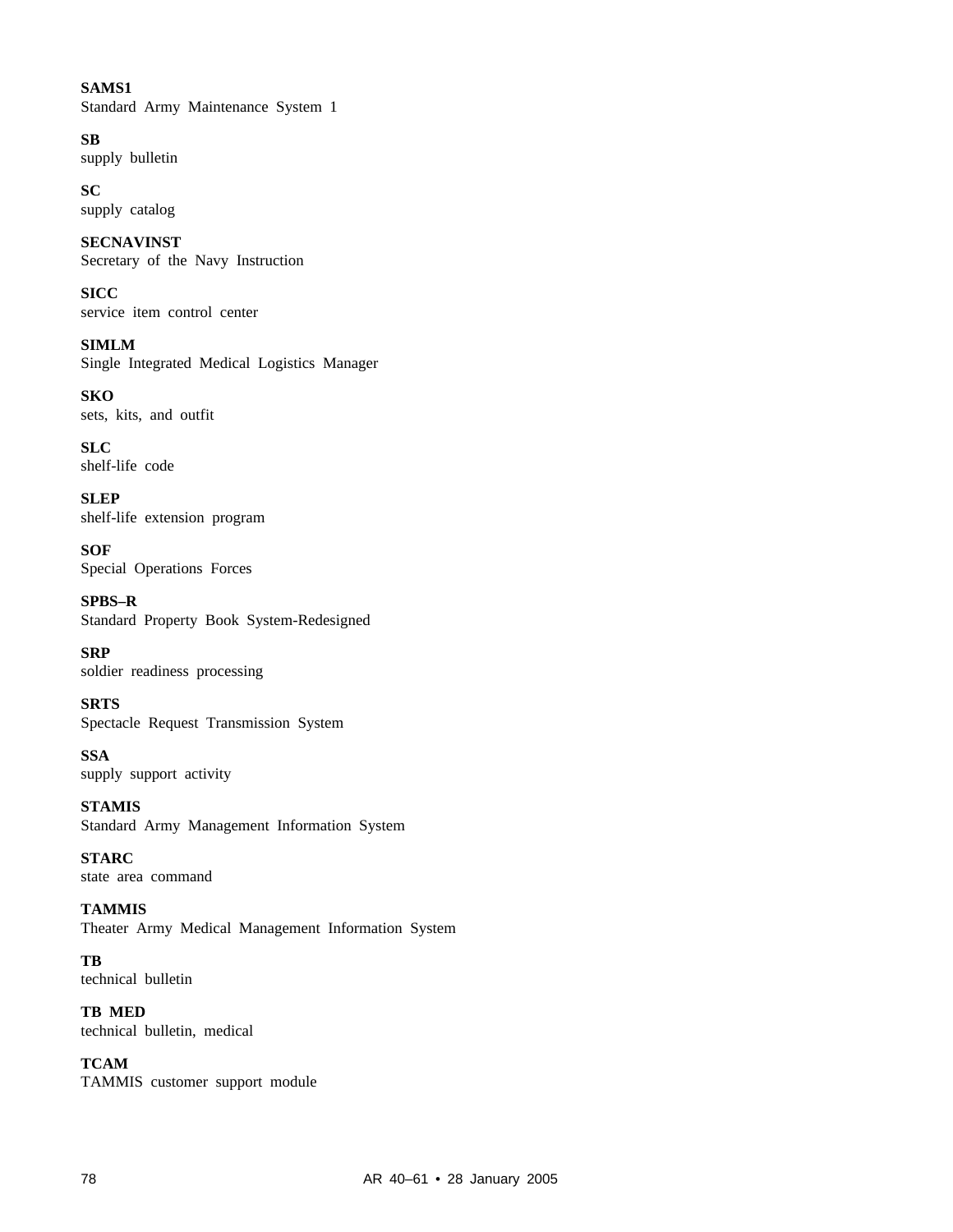**SAMS1**
Standard Army Maintenance System 1

**SB**
supply bulletin

**SC**
supply catalog

**SECNAVINST**
Secretary of the Navy Instruction

**SICC**
service item control center

**SIMLM**
Single Integrated Medical Logistics Manager

**SKO**
sets, kits, and outfit

**SLC**
shelf-life code

**SLEP**
shelf-life extension program

**SOF**
Special Operations Forces

**SPBS–R**
Standard Property Book System-Redesigned

**SRP**
soldier readiness processing

**SRTS**
Spectacle Request Transmission System

**SSA**
supply support activity

**STAMIS**
Standard Army Management Information System

**STARC**
state area command

**TAMMIS**
Theater Army Medical Management Information System

**TB**
technical bulletin

**TB MED**
technical bulletin, medical

**TCAM**
TAMMIS customer support module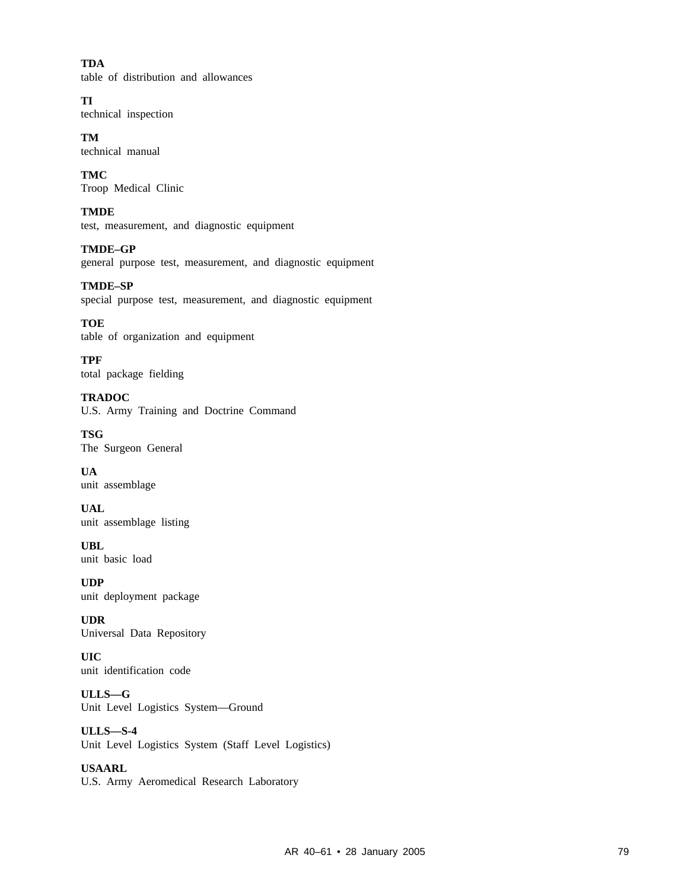**TDA**
table of distribution and allowances

**TI**
technical inspection

**TM**
technical manual

**TMC**
Troop Medical Clinic

**TMDE**
test, measurement, and diagnostic equipment

**TMDE–GP**
general purpose test, measurement, and diagnostic equipment

**TMDE–SP**
special purpose test, measurement, and diagnostic equipment

**TOE**
table of organization and equipment

**TPF**
total package fielding

**TRADOC**
U.S. Army Training and Doctrine Command

**TSG**
The Surgeon General

**UA**
unit assemblage

**UAL**
unit assemblage listing

**UBL**
unit basic load

**UDP**
unit deployment package

**UDR**
Universal Data Repository

**UIC**
unit identification code

**ULLS—G**
Unit Level Logistics System—Ground

**ULLS—S-4**
Unit Level Logistics System (Staff Level Logistics)

**USAARL**
U.S. Army Aeromedical Research Laboratory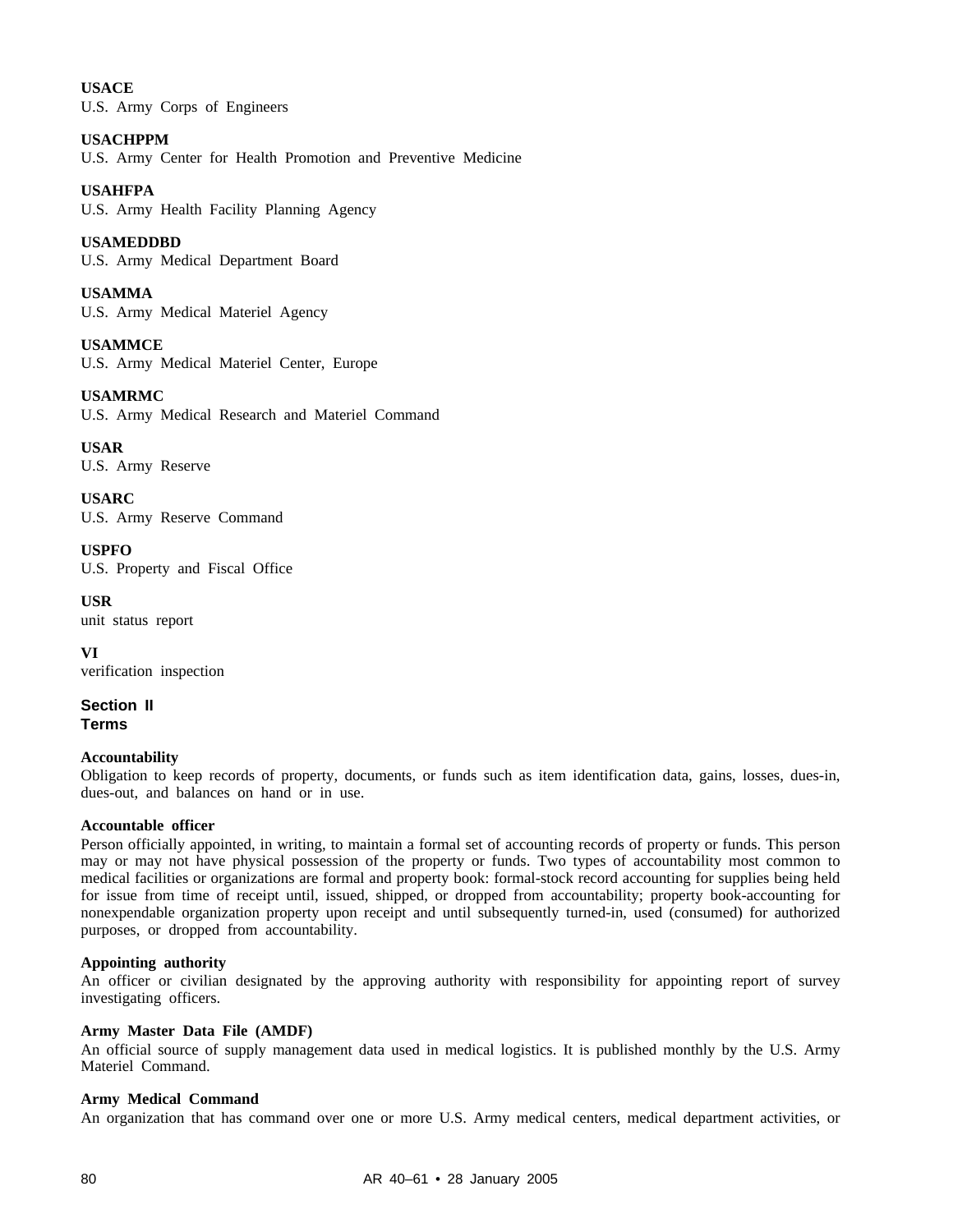**USACE**
U.S. Army Corps of Engineers

**USACHPPM**
U.S. Army Center for Health Promotion and Preventive Medicine

**USAHFPA**
U.S. Army Health Facility Planning Agency

**USAMEDDBD**
U.S. Army Medical Department Board

**USAMMA**
U.S. Army Medical Materiel Agency

**USAMMCE**
U.S. Army Medical Materiel Center, Europe

**USAMRMC**
U.S. Army Medical Research and Materiel Command

**USAR**
U.S. Army Reserve

**USARC**
U.S. Army Reserve Command

**USPFO**
U.S. Property and Fiscal Office

**USR**
unit status report

**VI**
verification inspection

## Section II
## Terms

**Accountability**
Obligation to keep records of property, documents, or funds such as item identification data, gains, losses, dues-in, dues-out, and balances on hand or in use.

**Accountable officer**
Person officially appointed, in writing, to maintain a formal set of accounting records of property or funds. This person may or may not have physical possession of the property or funds. Two types of accountability most common to medical facilities or organizations are formal and property book: formal-stock record accounting for supplies being held for issue from time of receipt until, issued, shipped, or dropped from accountability; property book-accounting for nonexpendable organization property upon receipt and until subsequently turned-in, used (consumed) for authorized purposes, or dropped from accountability.

**Appointing authority**
An officer or civilian designated by the approving authority with responsibility for appointing report of survey investigating officers.

**Army Master Data File (AMDF)**
An official source of supply management data used in medical logistics. It is published monthly by the U.S. Army Materiel Command.

**Army Medical Command**
An organization that has command over one or more U.S. Army medical centers, medical department activities, or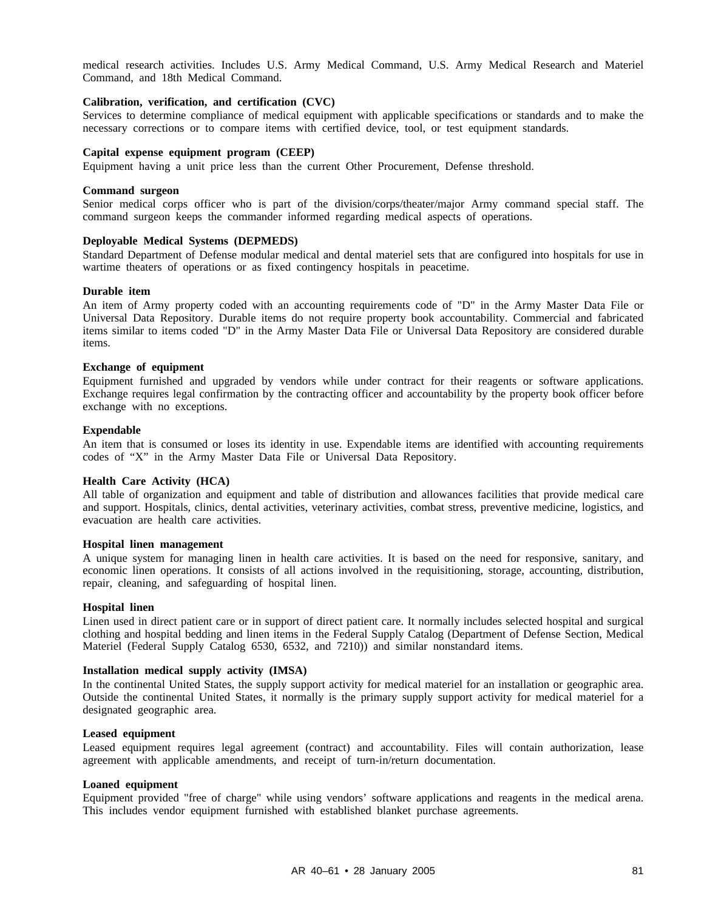medical research activities. Includes U.S. Army Medical Command, U.S. Army Medical Research and Materiel Command, and 18th Medical Command.

**Calibration, verification, and certification (CVC)**
Services to determine compliance of medical equipment with applicable specifications or standards and to make the necessary corrections or to compare items with certified device, tool, or test equipment standards.

**Capital expense equipment program (CEEP)**
Equipment having a unit price less than the current Other Procurement, Defense threshold.

**Command surgeon**
Senior medical corps officer who is part of the division/corps/theater/major Army command special staff. The command surgeon keeps the commander informed regarding medical aspects of operations.

**Deployable Medical Systems (DEPMEDS)**
Standard Department of Defense modular medical and dental materiel sets that are configured into hospitals for use in wartime theaters of operations or as fixed contingency hospitals in peacetime.

**Durable item**
An item of Army property coded with an accounting requirements code of "D" in the Army Master Data File or Universal Data Repository. Durable items do not require property book accountability. Commercial and fabricated items similar to items coded "D" in the Army Master Data File or Universal Data Repository are considered durable items.

**Exchange of equipment**
Equipment furnished and upgraded by vendors while under contract for their reagents or software applications. Exchange requires legal confirmation by the contracting officer and accountability by the property book officer before exchange with no exceptions.

**Expendable**
An item that is consumed or loses its identity in use. Expendable items are identified with accounting requirements codes of “X” in the Army Master Data File or Universal Data Repository.

**Health Care Activity (HCA)**
All table of organization and equipment and table of distribution and allowances facilities that provide medical care and support. Hospitals, clinics, dental activities, veterinary activities, combat stress, preventive medicine, logistics, and evacuation are health care activities.

**Hospital linen management**
A unique system for managing linen in health care activities. It is based on the need for responsive, sanitary, and economic linen operations. It consists of all actions involved in the requisitioning, storage, accounting, distribution, repair, cleaning, and safeguarding of hospital linen.

**Hospital linen**
Linen used in direct patient care or in support of direct patient care. It normally includes selected hospital and surgical clothing and hospital bedding and linen items in the Federal Supply Catalog (Department of Defense Section, Medical Materiel (Federal Supply Catalog 6530, 6532, and 7210)) and similar nonstandard items.

**Installation medical supply activity (IMSA)**
In the continental United States, the supply support activity for medical materiel for an installation or geographic area. Outside the continental United States, it normally is the primary supply support activity for medical materiel for a designated geographic area.

**Leased equipment**
Leased equipment requires legal agreement (contract) and accountability. Files will contain authorization, lease agreement with applicable amendments, and receipt of turn-in/return documentation.

**Loaned equipment**
Equipment provided "free of charge" while using vendors’ software applications and reagents in the medical arena. This includes vendor equipment furnished with established blanket purchase agreements.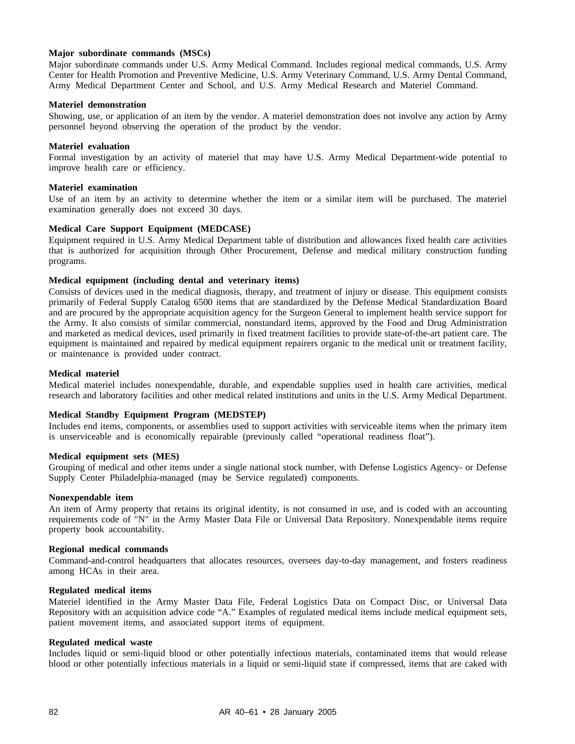**Major subordinate commands (MSCs)**
Major subordinate commands under U.S. Army Medical Command. Includes regional medical commands, U.S. Army Center for Health Promotion and Preventive Medicine, U.S. Army Veterinary Command, U.S. Army Dental Command, Army Medical Department Center and School, and U.S. Army Medical Research and Materiel Command.

**Materiel demonstration**
Showing, use, or application of an item by the vendor. A materiel demonstration does not involve any action by Army personnel beyond observing the operation of the product by the vendor.

**Materiel evaluation**
Formal investigation by an activity of materiel that may have U.S. Army Medical Department-wide potential to improve health care or efficiency.

**Materiel examination**
Use of an item by an activity to determine whether the item or a similar item will be purchased. The materiel examination generally does not exceed 30 days.

**Medical Care Support Equipment (MEDCASE)**
Equipment required in U.S. Army Medical Department table of distribution and allowances fixed health care activities that is authorized for acquisition through Other Procurement, Defense and medical military construction funding programs.

**Medical equipment (including dental and veterinary items)**
Consists of devices used in the medical diagnosis, therapy, and treatment of injury or disease. This equipment consists primarily of Federal Supply Catalog 6500 items that are standardized by the Defense Medical Standardization Board and are procured by the appropriate acquisition agency for the Surgeon General to implement health service support for the Army. It also consists of similar commercial, nonstandard items, approved by the Food and Drug Administration and marketed as medical devices, used primarily in fixed treatment facilities to provide state-of-the-art patient care. The equipment is maintained and repaired by medical equipment repairers organic to the medical unit or treatment facility, or maintenance is provided under contract.

**Medical materiel**
Medical materiel includes nonexpendable, durable, and expendable supplies used in health care activities, medical research and laboratory facilities and other medical related institutions and units in the U.S. Army Medical Department.

**Medical Standby Equipment Program (MEDSTEP)**
Includes end items, components, or assemblies used to support activities with serviceable items when the primary item is unserviceable and is economically repairable (previously called “operational readiness float”).

**Medical equipment sets (MES)**
Grouping of medical and other items under a single national stock number, with Defense Logistics Agency- or Defense Supply Center Philadelphia-managed (may be Service regulated) components.

**Nonexpendable item**
An item of Army property that retains its original identity, is not consumed in use, and is coded with an accounting requirements code of "N" in the Army Master Data File or Universal Data Repository. Nonexpendable items require property book accountability.

**Regional medical commands**
Command-and-control headquarters that allocates resources, oversees day-to-day management, and fosters readiness among HCAs in their area.

**Regulated medical items**
Materiel identified in the Army Master Data File, Federal Logistics Data on Compact Disc, or Universal Data Repository with an acquisition advice code “A.” Examples of regulated medical items include medical equipment sets, patient movement items, and associated support items of equipment.

**Regulated medical waste**
Includes liquid or semi-liquid blood or other potentially infectious materials, contaminated items that would release blood or other potentially infectious materials in a liquid or semi-liquid state if compressed, items that are caked with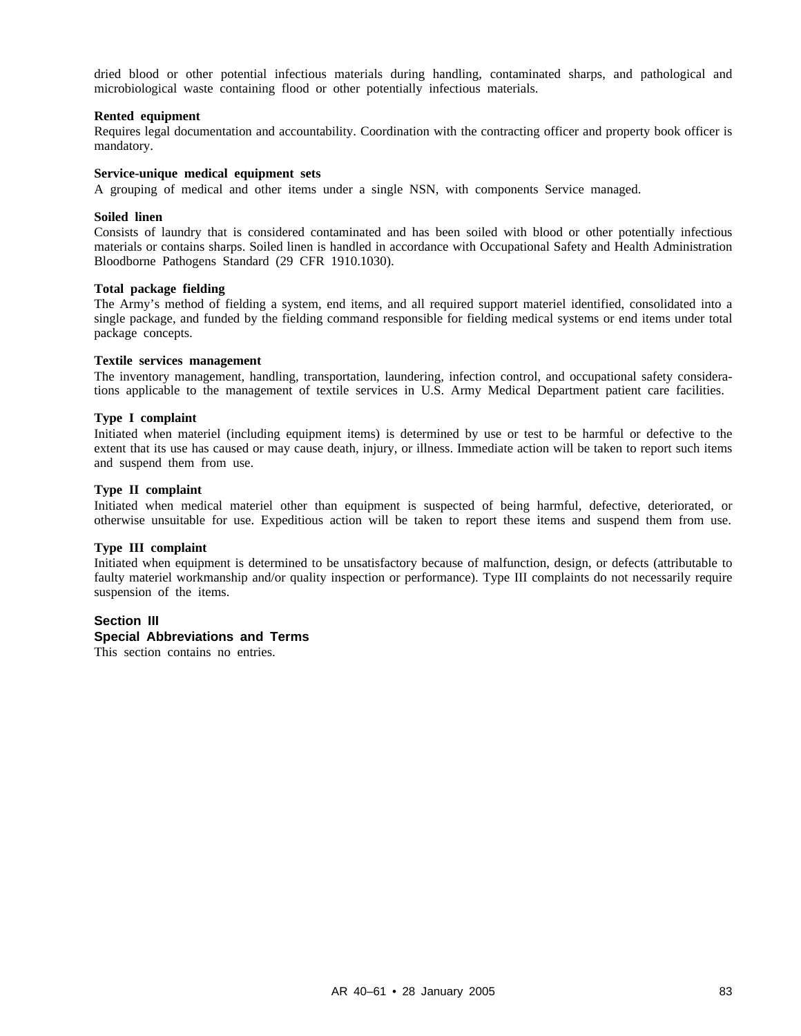dried blood or other potential infectious materials during handling, contaminated sharps, and pathological and microbiological waste containing flood or other potentially infectious materials.

**Rented equipment**
Requires legal documentation and accountability. Coordination with the contracting officer and property book officer is mandatory.

**Service-unique medical equipment sets**
A grouping of medical and other items under a single NSN, with components Service managed.

**Soiled linen**
Consists of laundry that is considered contaminated and has been soiled with blood or other potentially infectious materials or contains sharps. Soiled linen is handled in accordance with Occupational Safety and Health Administration Bloodborne Pathogens Standard (29 CFR 1910.1030).

**Total package fielding**
The Army's method of fielding a system, end items, and all required support materiel identified, consolidated into a single package, and funded by the fielding command responsible for fielding medical systems or end items under total package concepts.

**Textile services management**
The inventory management, handling, transportation, laundering, infection control, and occupational safety considerations applicable to the management of textile services in U.S. Army Medical Department patient care facilities.

**Type I complaint**
Initiated when materiel (including equipment items) is determined by use or test to be harmful or defective to the extent that its use has caused or may cause death, injury, or illness. Immediate action will be taken to report such items and suspend them from use.

**Type II complaint**
Initiated when medical materiel other than equipment is suspected of being harmful, defective, deteriorated, or otherwise unsuitable for use. Expeditious action will be taken to report these items and suspend them from use.

**Type III complaint**
Initiated when equipment is determined to be unsatisfactory because of malfunction, design, or defects (attributable to faulty materiel workmanship and/or quality inspection or performance). Type III complaints do not necessarily require suspension of the items.

## Section III
## Special Abbreviations and Terms

This section contains no entries.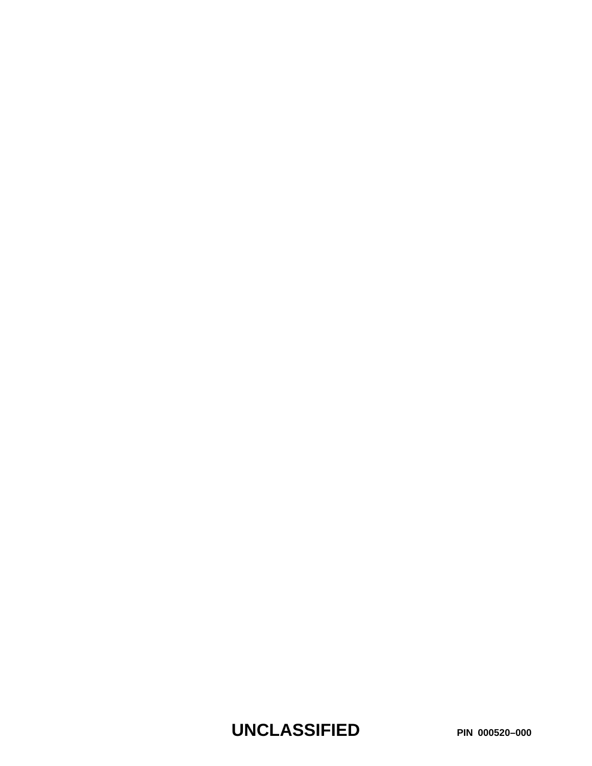UNCLASSIFIED PIN 000520–000